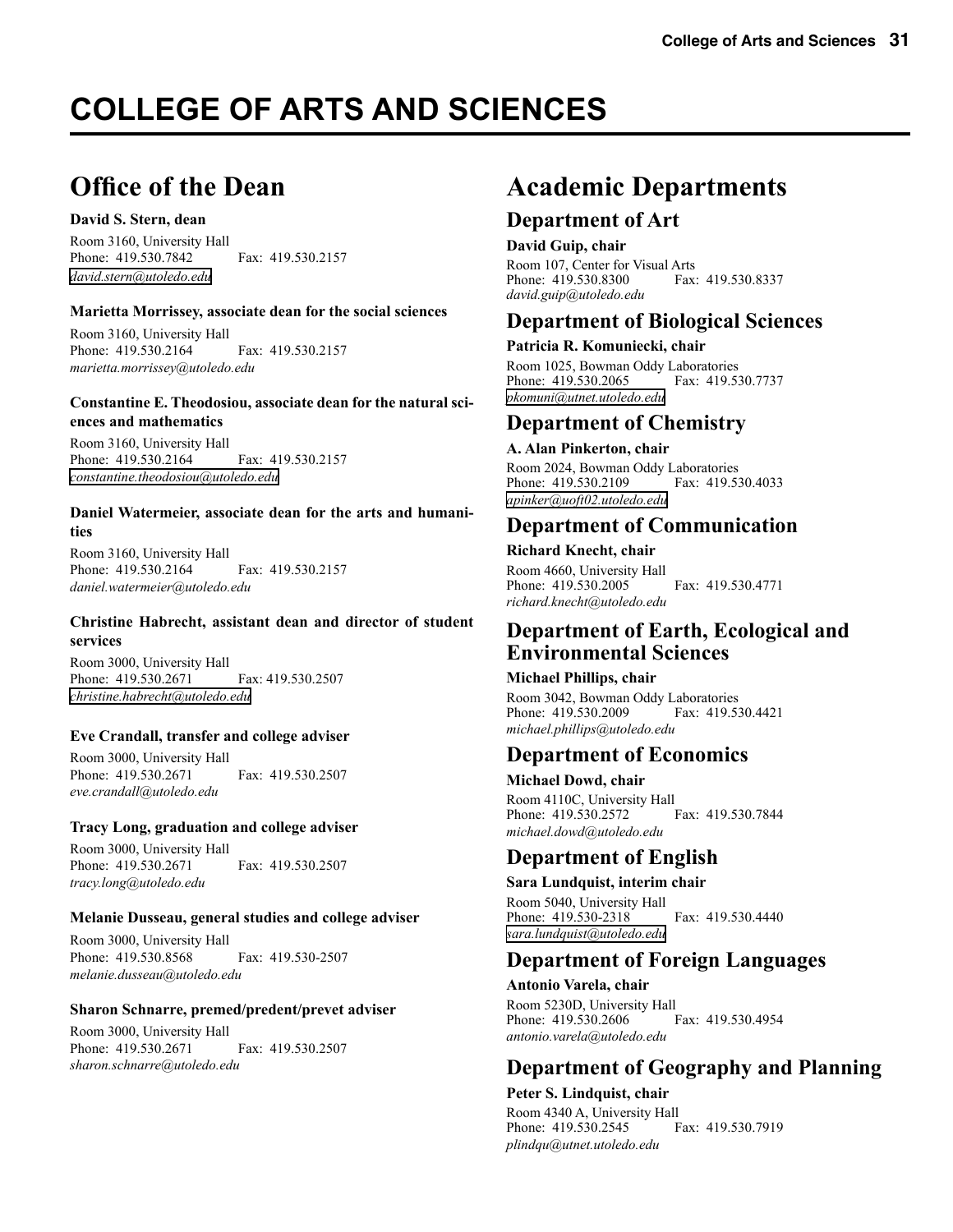# COLLEGE OF ARTS AND SCIENCES

## Office of the Dean

**David S. Stern, dean**

Room 3160, University Hall
Phone: 419.530.7842 Fax: 419.530.2157
*david.stern@utoledo.edu*

**Marietta Morrissey, associate dean for the social sciences**

Room 3160, University Hall
Phone: 419.530.2164 Fax: 419.530.2157
*marietta.morrissey@utoledo.edu*

**Constantine E. Theodosiou, associate dean for the natural sciences and mathematics**

Room 3160, University Hall
Phone: 419.530.2164 Fax: 419.530.2157
*constantine.theodosiou@utoledo.edu*

**Daniel Watermeier, associate dean for the arts and humanities**

Room 3160, University Hall
Phone: 419.530.2164 Fax: 419.530.2157
*daniel.watermeier@utoledo.edu*

**Christine Habrecht, assistant dean and director of student services**

Room 3000, University Hall
Phone: 419.530.2671 Fax: 419.530.2507
*christine.habrecht@utoledo.edu*

**Eve Crandall, transfer and college adviser**

Room 3000, University Hall
Phone: 419.530.2671 Fax: 419.530.2507
*eve.crandall@utoledo.edu*

**Tracy Long, graduation and college adviser**

Room 3000, University Hall
Phone: 419.530.2671 Fax: 419.530.2507
*tracy.long@utoledo.edu*

**Melanie Dusseau, general studies and college adviser**

Room 3000, University Hall
Phone: 419.530.8568 Fax: 419.530-2507
*melanie.dusseau@utoledo.edu*

**Sharon Schnarre, premed/predent/prevet adviser**

Room 3000, University Hall
Phone: 419.530.2671 Fax: 419.530.2507
*sharon.schnarre@utoledo.edu*

## Academic Departments

### Department of Art

**David Guip, chair**

Room 107, Center for Visual Arts
Phone: 419.530.8300 Fax: 419.530.8337
*david.guip@utoledo.edu*

### Department of Biological Sciences

**Patricia R. Komuniecki, chair**

Room 1025, Bowman Oddy Laboratories
Phone: 419.530.2065 Fax: 419.530.7737
*pkomuni@utnet.utoledo.edu*

### Department of Chemistry

**A. Alan Pinkerton, chair**

Room 2024, Bowman Oddy Laboratories
Phone: 419.530.2109 Fax: 419.530.4033
*apinker@uoft02.utoledo.edu*

### Department of Communication

**Richard Knecht, chair**

Room 4660, University Hall
Phone: 419.530.2005 Fax: 419.530.4771
*richard.knecht@utoledo.edu*

### Department of Earth, Ecological and Environmental Sciences

**Michael Phillips, chair**

Room 3042, Bowman Oddy Laboratories
Phone: 419.530.2009 Fax: 419.530.4421
*michael.phillips@utoledo.edu*

### Department of Economics

**Michael Dowd, chair**

Room 4110C, University Hall
Phone: 419.530.2572 Fax: 419.530.7844
*michael.dowd@utoledo.edu*

### Department of English

**Sara Lundquist, interim chair**

Room 5040, University Hall
Phone: 419.530-2318 Fax: 419.530.4440
*sara.lundquist@utoledo.edu*

### Department of Foreign Languages

**Antonio Varela, chair**

Room 5230D, University Hall
Phone: 419.530.2606 Fax: 419.530.4954
*antonio.varela@utoledo.edu*

### Department of Geography and Planning

**Peter S. Lindquist, chair**

Room 4340 A, University Hall
Phone: 419.530.2545 Fax: 419.530.7919
*plindqu@utnet.utoledo.edu*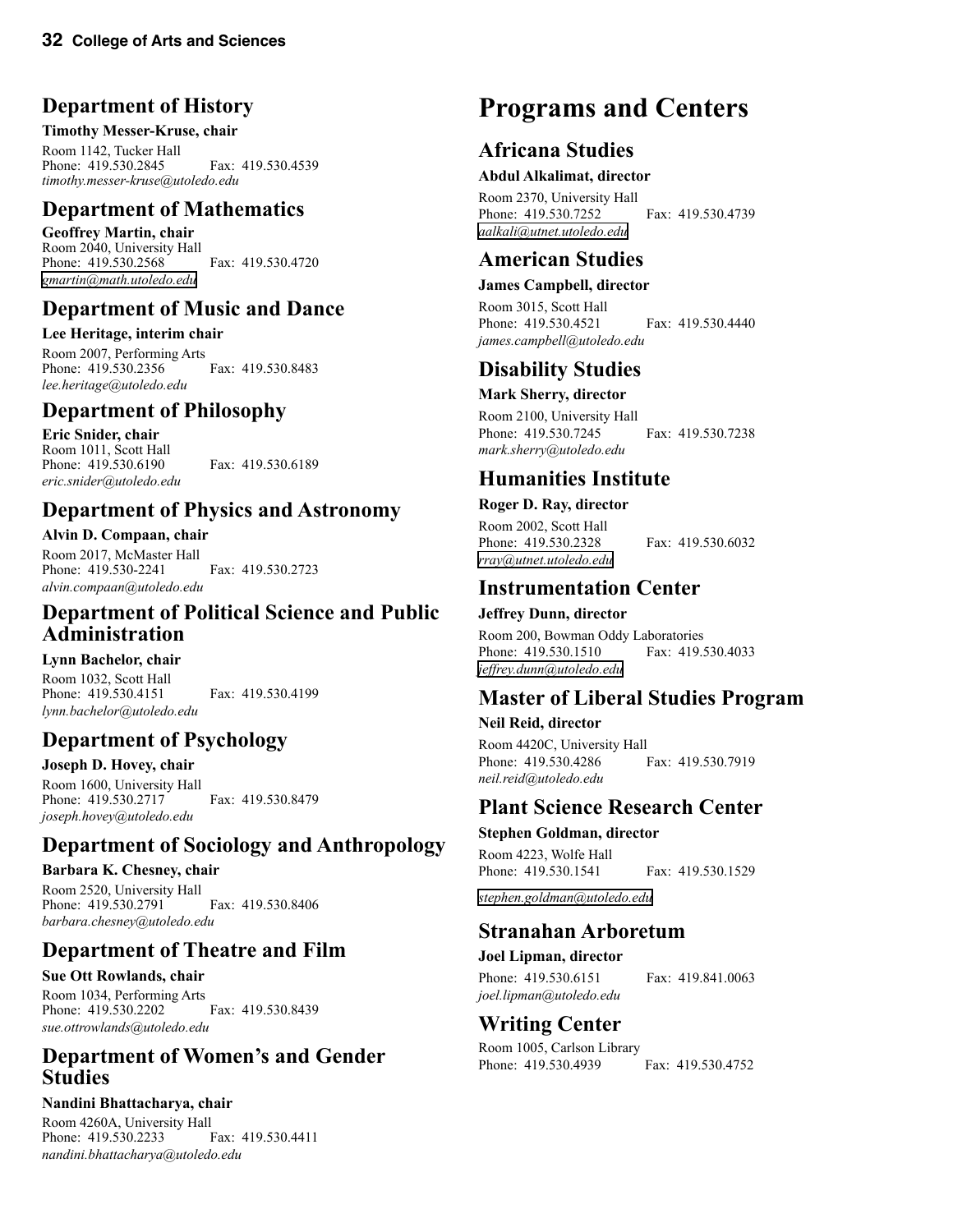## Department of History

**Timothy Messer-Kruse, chair**

Room 1142, Tucker Hall
Phone: 419.530.2845 Fax: 419.530.4539
*timothy.messer-kruse@utoledo.edu*

## Department of Mathematics

**Geoffrey Martin, chair**

Room 2040, University Hall
Phone: 419.530.2568 Fax: 419.530.4720
*gmartin@math.utoledo.edu*

## Department of Music and Dance

**Lee Heritage, interim chair**

Room 2007, Performing Arts
Phone: 419.530.2356 Fax: 419.530.8483
*lee.heritage@utoledo.edu*

## Department of Philosophy

**Eric Snider, chair**

Room 1011, Scott Hall
Phone: 419.530.6190 Fax: 419.530.6189
*eric.snider@utoledo.edu*

## Department of Physics and Astronomy

**Alvin D. Compaan, chair**

Room 2017, McMaster Hall
Phone: 419.530-2241 Fax: 419.530.2723
*alvin.compaan@utoledo.edu*

## Department of Political Science and Public Administration

**Lynn Bachelor, chair**

Room 1032, Scott Hall
Phone: 419.530.4151 Fax: 419.530.4199
*lynn.bachelor@utoledo.edu*

## Department of Psychology

**Joseph D. Hovey, chair**

Room 1600, University Hall
Phone: 419.530.2717 Fax: 419.530.8479
*joseph.hovey@utoledo.edu*

## Department of Sociology and Anthropology

**Barbara K. Chesney, chair**

Room 2520, University Hall
Phone: 419.530.2791 Fax: 419.530.8406
*barbara.chesney@utoledo.edu*

## Department of Theatre and Film

**Sue Ott Rowlands, chair**

Room 1034, Performing Arts
Phone: 419.530.2202 Fax: 419.530.8439
*sue.ottrowlands@utoledo.edu*

## Department of Women's and Gender Studies

**Nandini Bhattacharya, chair**

Room 4260A, University Hall
Phone: 419.530.2233 Fax: 419.530.4411
*nandini.bhattacharya@utoledo.edu*

# Programs and Centers

## Africana Studies

**Abdul Alkalimat, director**

Room 2370, University Hall
Phone: 419.530.7252 Fax: 419.530.4739
*aalkali@utnet.utoledo.edu*

## American Studies

**James Campbell, director**

Room 3015, Scott Hall
Phone: 419.530.4521 Fax: 419.530.4440
*james.campbell@utoledo.edu*

## Disability Studies

**Mark Sherry, director**

Room 2100, University Hall
Phone: 419.530.7245 Fax: 419.530.7238
*mark.sherry@utoledo.edu*

## Humanities Institute

**Roger D. Ray, director**

Room 2002, Scott Hall
Phone: 419.530.2328 Fax: 419.530.6032
*rray@utnet.utoledo.edu*

## Instrumentation Center

**Jeffrey Dunn, director**

Room 200, Bowman Oddy Laboratories
Phone: 419.530.1510 Fax: 419.530.4033
*jeffrey.dunn@utoledo.edu*

## Master of Liberal Studies Program

**Neil Reid, director**

Room 4420C, University Hall
Phone: 419.530.4286 Fax: 419.530.7919
*neil.reid@utoledo.edu*

## Plant Science Research Center

**Stephen Goldman, director**

Room 4223, Wolfe Hall
Phone: 419.530.1541 Fax: 419.530.1529
*stephen.goldman@utoledo.edu*

## Stranahan Arboretum

**Joel Lipman, director**

Phone: 419.530.6151 Fax: 419.841.0063
*joel.lipman@utoledo.edu*

## Writing Center

Room 1005, Carlson Library
Phone: 419.530.4939 Fax: 419.530.4752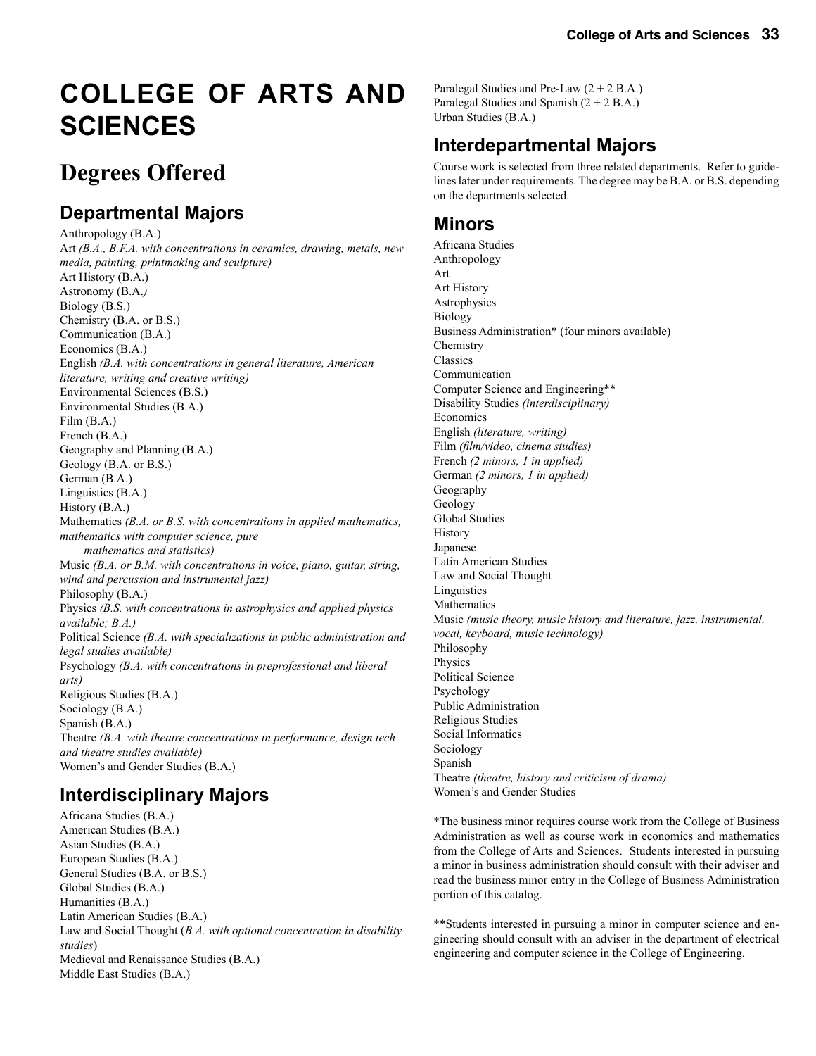# COLLEGE OF ARTS AND SCIENCES

## Degrees Offered

### Departmental Majors

Anthropology (B.A.)
Art *(B.A., B.F.A. with concentrations in ceramics, drawing, metals, new media, painting, printmaking and sculpture)*
Art History (B.A.)
Astronomy (B.A.*)*
Biology (B.S.)
Chemistry (B.A. or B.S.)
Communication (B.A.)
Economics (B.A.)
English *(B.A. with concentrations in general literature, American literature, writing and creative writing)*
Environmental Sciences (B.S.)
Environmental Studies (B.A.)
Film (B.A.)
French (B.A.)
Geography and Planning (B.A.)
Geology (B.A. or B.S.)
German (B.A.)
Linguistics (B.A.)
History (B.A.)
Mathematics *(B.A. or B.S. with concentrations in applied mathematics, mathematics with computer science, pure mathematics and statistics)*
Music *(B.A. or B.M. with concentrations in voice, piano, guitar, string, wind and percussion and instrumental jazz)*
Philosophy (B.A.)
Physics *(B.S. with concentrations in astrophysics and applied physics available; B.A.)*
Political Science *(B.A. with specializations in public administration and legal studies available)*
Psychology *(B.A. with concentrations in preprofessional and liberal arts)*
Religious Studies (B.A.)
Sociology (B.A.)
Spanish (B.A.)
Theatre *(B.A. with theatre concentrations in performance, design tech and theatre studies available)*
Women's and Gender Studies (B.A.)

### Interdisciplinary Majors

Africana Studies (B.A.)
American Studies (B.A.)
Asian Studies (B.A.)
European Studies (B.A.)
General Studies (B.A. or B.S.)
Global Studies (B.A.)
Humanities (B.A.)
Latin American Studies (B.A.)
Law and Social Thought (*B.A. with optional concentration in disability studies*)
Medieval and Renaissance Studies (B.A.)
Middle East Studies (B.A.)
Paralegal Studies and Pre-Law (2 + 2 B.A.)
Paralegal Studies and Spanish (2 + 2 B.A.)
Urban Studies (B.A.)

### Interdepartmental Majors

Course work is selected from three related departments. Refer to guidelines later under requirements. The degree may be B.A. or B.S. depending on the departments selected.

### Minors

Africana Studies
Anthropology
Art
Art History
Astrophysics
Biology
Business Administration* (four minors available)
Chemistry
Classics
Communication
Computer Science and Engineering**
Disability Studies *(interdisciplinary)*
Economics
English *(literature, writing)*
Film *(film/video, cinema studies)*
French *(2 minors, 1 in applied)*
German *(2 minors, 1 in applied)*
Geography
Geology
Global Studies
History
Japanese
Latin American Studies
Law and Social Thought
Linguistics
Mathematics
Music *(music theory, music history and literature, jazz, instrumental, vocal, keyboard, music technology)*
Philosophy
Physics
Political Science
Psychology
Public Administration
Religious Studies
Social Informatics
Sociology
Spanish
Theatre *(theatre, history and criticism of drama)*
Women's and Gender Studies

*The business minor requires course work from the College of Business Administration as well as course work in economics and mathematics from the College of Arts and Sciences. Students interested in pursuing a minor in business administration should consult with their adviser and read the business minor entry in the College of Business Administration portion of this catalog.

**Students interested in pursuing a minor in computer science and engineering should consult with an adviser in the department of electrical engineering and computer science in the College of Engineering.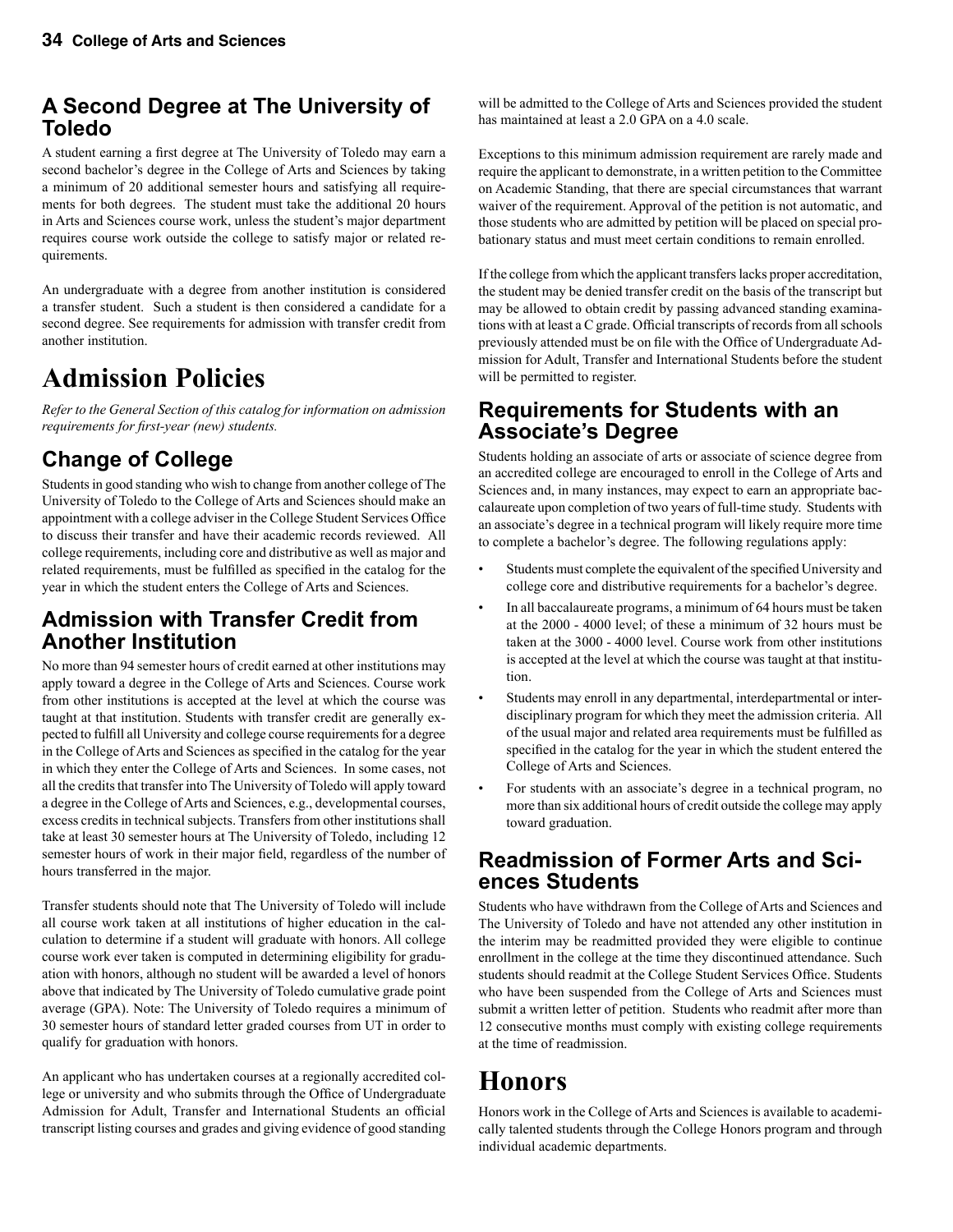## A Second Degree at The University of Toledo

A student earning a first degree at The University of Toledo may earn a second bachelor's degree in the College of Arts and Sciences by taking a minimum of 20 additional semester hours and satisfying all requirements for both degrees. The student must take the additional 20 hours in Arts and Sciences course work, unless the student's major department requires course work outside the college to satisfy major or related requirements.

An undergraduate with a degree from another institution is considered a transfer student. Such a student is then considered a candidate for a second degree. See requirements for admission with transfer credit from another institution.

# Admission Policies

*Refer to the General Section of this catalog for information on admission requirements for first-year (new) students.*

## Change of College

Students in good standing who wish to change from another college of The University of Toledo to the College of Arts and Sciences should make an appointment with a college adviser in the College Student Services Office to discuss their transfer and have their academic records reviewed. All college requirements, including core and distributive as well as major and related requirements, must be fulfilled as specified in the catalog for the year in which the student enters the College of Arts and Sciences.

## Admission with Transfer Credit from Another Institution

No more than 94 semester hours of credit earned at other institutions may apply toward a degree in the College of Arts and Sciences. Course work from other institutions is accepted at the level at which the course was taught at that institution. Students with transfer credit are generally expected to fulfill all University and college course requirements for a degree in the College of Arts and Sciences as specified in the catalog for the year in which they enter the College of Arts and Sciences. In some cases, not all the credits that transfer into The University of Toledo will apply toward a degree in the College of Arts and Sciences, e.g., developmental courses, excess credits in technical subjects. Transfers from other institutions shall take at least 30 semester hours at The University of Toledo, including 12 semester hours of work in their major field, regardless of the number of hours transferred in the major.

Transfer students should note that The University of Toledo will include all course work taken at all institutions of higher education in the calculation to determine if a student will graduate with honors. All college course work ever taken is computed in determining eligibility for graduation with honors, although no student will be awarded a level of honors above that indicated by The University of Toledo cumulative grade point average (GPA). Note: The University of Toledo requires a minimum of 30 semester hours of standard letter graded courses from UT in order to qualify for graduation with honors.

An applicant who has undertaken courses at a regionally accredited college or university and who submits through the Office of Undergraduate Admission for Adult, Transfer and International Students an official transcript listing courses and grades and giving evidence of good standing will be admitted to the College of Arts and Sciences provided the student has maintained at least a 2.0 GPA on a 4.0 scale.

Exceptions to this minimum admission requirement are rarely made and require the applicant to demonstrate, in a written petition to the Committee on Academic Standing, that there are special circumstances that warrant waiver of the requirement. Approval of the petition is not automatic, and those students who are admitted by petition will be placed on special probationary status and must meet certain conditions to remain enrolled.

If the college from which the applicant transfers lacks proper accreditation, the student may be denied transfer credit on the basis of the transcript but may be allowed to obtain credit by passing advanced standing examinations with at least a C grade. Official transcripts of records from all schools previously attended must be on file with the Office of Undergraduate Admission for Adult, Transfer and International Students before the student will be permitted to register.

## Requirements for Students with an Associate's Degree

Students holding an associate of arts or associate of science degree from an accredited college are encouraged to enroll in the College of Arts and Sciences and, in many instances, may expect to earn an appropriate baccalaureate upon completion of two years of full-time study. Students with an associate's degree in a technical program will likely require more time to complete a bachelor's degree. The following regulations apply:

- Students must complete the equivalent of the specified University and college core and distributive requirements for a bachelor's degree.
- In all baccalaureate programs, a minimum of 64 hours must be taken at the 2000 - 4000 level; of these a minimum of 32 hours must be taken at the 3000 - 4000 level. Course work from other institutions is accepted at the level at which the course was taught at that institution.
- Students may enroll in any departmental, interdepartmental or interdisciplinary program for which they meet the admission criteria. All of the usual major and related area requirements must be fulfilled as specified in the catalog for the year in which the student entered the College of Arts and Sciences.
- For students with an associate's degree in a technical program, no more than six additional hours of credit outside the college may apply toward graduation.

## Readmission of Former Arts and Sciences Students

Students who have withdrawn from the College of Arts and Sciences and The University of Toledo and have not attended any other institution in the interim may be readmitted provided they were eligible to continue enrollment in the college at the time they discontinued attendance. Such students should readmit at the College Student Services Office. Students who have been suspended from the College of Arts and Sciences must submit a written letter of petition. Students who readmit after more than 12 consecutive months must comply with existing college requirements at the time of readmission.

# Honors

Honors work in the College of Arts and Sciences is available to academically talented students through the College Honors program and through individual academic departments.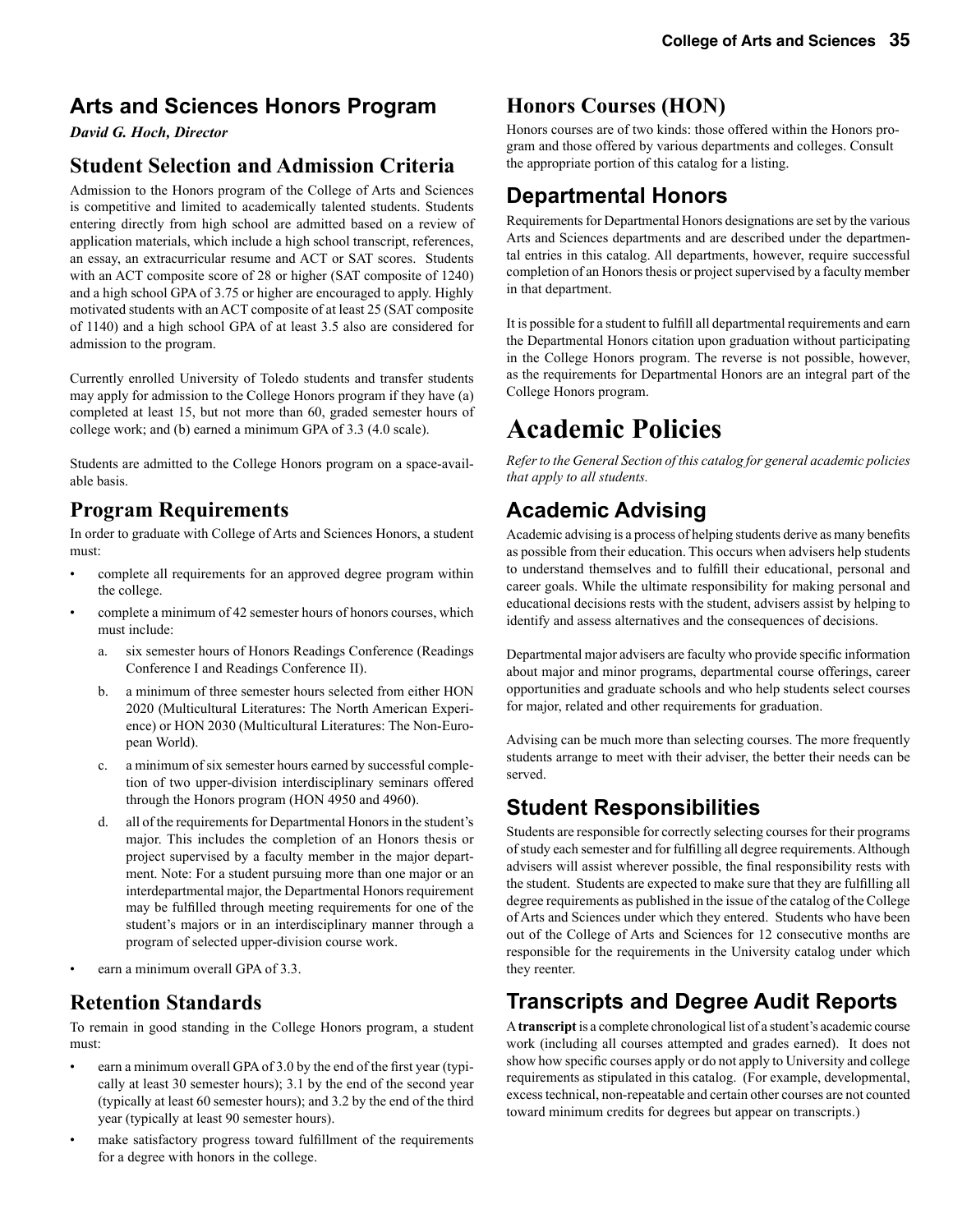## Arts and Sciences Honors Program

*David G. Hoch, Director*

### Student Selection and Admission Criteria

Admission to the Honors program of the College of Arts and Sciences is competitive and limited to academically talented students. Students entering directly from high school are admitted based on a review of application materials, which include a high school transcript, references, an essay, an extracurricular resume and ACT or SAT scores. Students with an ACT composite score of 28 or higher (SAT composite of 1240) and a high school GPA of 3.75 or higher are encouraged to apply. Highly motivated students with an ACT composite of at least 25 (SAT composite of 1140) and a high school GPA of at least 3.5 also are considered for admission to the program.

Currently enrolled University of Toledo students and transfer students may apply for admission to the College Honors program if they have (a) completed at least 15, but not more than 60, graded semester hours of college work; and (b) earned a minimum GPA of 3.3 (4.0 scale).

Students are admitted to the College Honors program on a space-available basis.

### Program Requirements

In order to graduate with College of Arts and Sciences Honors, a student must:

- complete all requirements for an approved degree program within the college.
- complete a minimum of 42 semester hours of honors courses, which must include:
  a. six semester hours of Honors Readings Conference (Readings Conference I and Readings Conference II).
  b. a minimum of three semester hours selected from either HON 2020 (Multicultural Literatures: The North American Experience) or HON 2030 (Multicultural Literatures: The Non-European World).
  c. a minimum of six semester hours earned by successful completion of two upper-division interdisciplinary seminars offered through the Honors program (HON 4950 and 4960).
  d. all of the requirements for Departmental Honors in the student's major. This includes the completion of an Honors thesis or project supervised by a faculty member in the major department. Note: For a student pursuing more than one major or an interdepartmental major, the Departmental Honors requirement may be fulfilled through meeting requirements for one of the student's majors or in an interdisciplinary manner through a program of selected upper-division course work.
- earn a minimum overall GPA of 3.3.

### Retention Standards

To remain in good standing in the College Honors program, a student must:

- earn a minimum overall GPA of 3.0 by the end of the first year (typically at least 30 semester hours); 3.1 by the end of the second year (typically at least 60 semester hours); and 3.2 by the end of the third year (typically at least 90 semester hours).
- make satisfactory progress toward fulfillment of the requirements for a degree with honors in the college.

### Honors Courses (HON)

Honors courses are of two kinds: those offered within the Honors program and those offered by various departments and colleges. Consult the appropriate portion of this catalog for a listing.

### Departmental Honors

Requirements for Departmental Honors designations are set by the various Arts and Sciences departments and are described under the departmental entries in this catalog. All departments, however, require successful completion of an Honors thesis or project supervised by a faculty member in that department.

It is possible for a student to fulfill all departmental requirements and earn the Departmental Honors citation upon graduation without participating in the College Honors program. The reverse is not possible, however, as the requirements for Departmental Honors are an integral part of the College Honors program.

# Academic Policies

*Refer to the General Section of this catalog for general academic policies that apply to all students.*

### Academic Advising

Academic advising is a process of helping students derive as many benefits as possible from their education. This occurs when advisers help students to understand themselves and to fulfill their educational, personal and career goals. While the ultimate responsibility for making personal and educational decisions rests with the student, advisers assist by helping to identify and assess alternatives and the consequences of decisions.

Departmental major advisers are faculty who provide specific information about major and minor programs, departmental course offerings, career opportunities and graduate schools and who help students select courses for major, related and other requirements for graduation.

Advising can be much more than selecting courses. The more frequently students arrange to meet with their adviser, the better their needs can be served.

### Student Responsibilities

Students are responsible for correctly selecting courses for their programs of study each semester and for fulfilling all degree requirements. Although advisers will assist wherever possible, the final responsibility rests with the student. Students are expected to make sure that they are fulfilling all degree requirements as published in the issue of the catalog of the College of Arts and Sciences under which they entered. Students who have been out of the College of Arts and Sciences for 12 consecutive months are responsible for the requirements in the University catalog under which they reenter.

### Transcripts and Degree Audit Reports

A **transcript** is a complete chronological list of a student's academic course work (including all courses attempted and grades earned). It does not show how specific courses apply or do not apply to University and college requirements as stipulated in this catalog. (For example, developmental, excess technical, non-repeatable and certain other courses are not counted toward minimum credits for degrees but appear on transcripts.)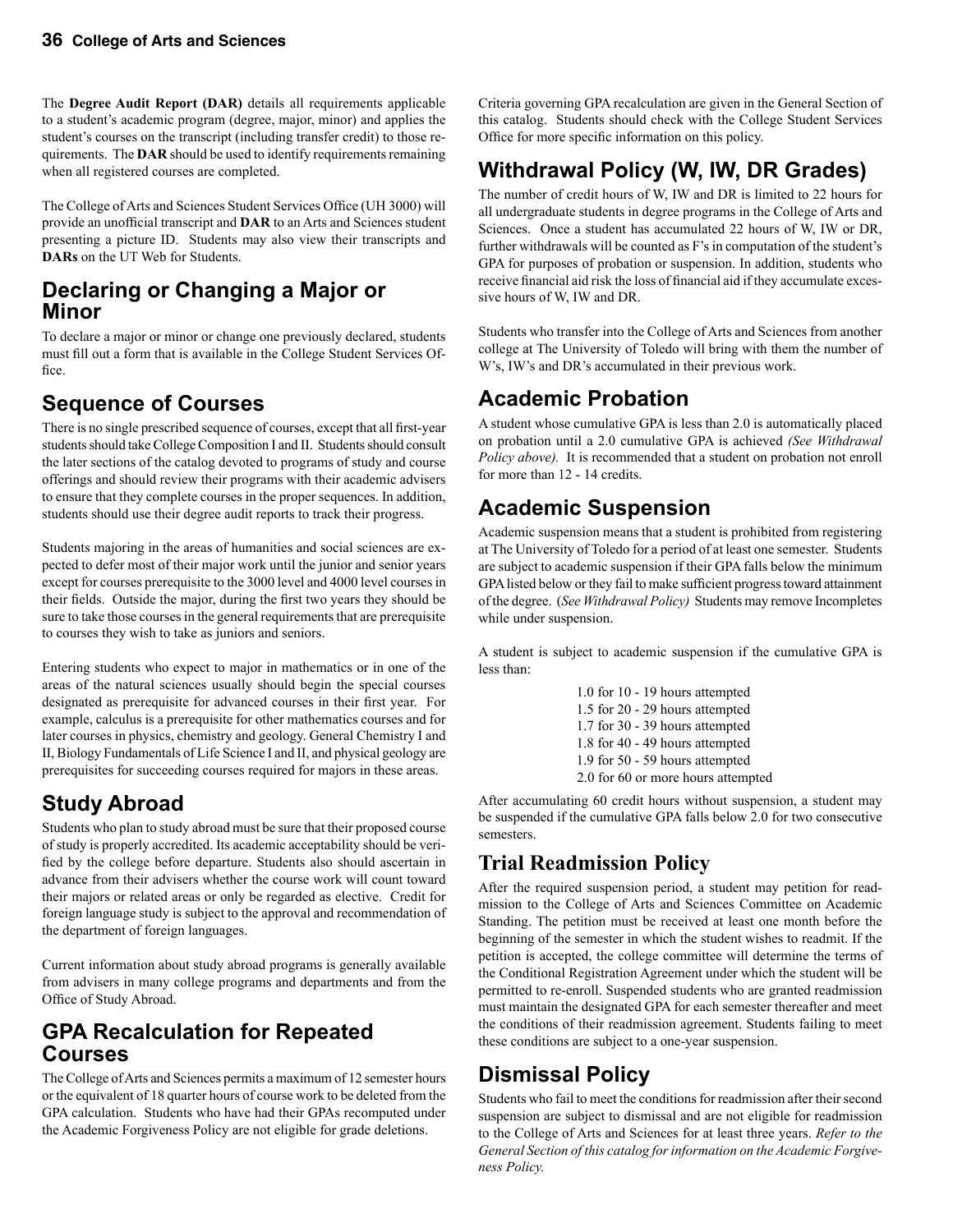The **Degree Audit Report (DAR)** details all requirements applicable to a student's academic program (degree, major, minor) and applies the student's courses on the transcript (including transfer credit) to those requirements. The **DAR** should be used to identify requirements remaining when all registered courses are completed.

The College of Arts and Sciences Student Services Office (UH 3000) will provide an unofficial transcript and **DAR** to an Arts and Sciences student presenting a picture ID. Students may also view their transcripts and **DARs** on the UT Web for Students.

## Declaring or Changing a Major or Minor

To declare a major or minor or change one previously declared, students must fill out a form that is available in the College Student Services Office.

## Sequence of Courses

There is no single prescribed sequence of courses, except that all first-year students should take College Composition I and II. Students should consult the later sections of the catalog devoted to programs of study and course offerings and should review their programs with their academic advisers to ensure that they complete courses in the proper sequences. In addition, students should use their degree audit reports to track their progress.

Students majoring in the areas of humanities and social sciences are expected to defer most of their major work until the junior and senior years except for courses prerequisite to the 3000 level and 4000 level courses in their fields. Outside the major, during the first two years they should be sure to take those courses in the general requirements that are prerequisite to courses they wish to take as juniors and seniors.

Entering students who expect to major in mathematics or in one of the areas of the natural sciences usually should begin the special courses designated as prerequisite for advanced courses in their first year. For example, calculus is a prerequisite for other mathematics courses and for later courses in physics, chemistry and geology. General Chemistry I and II, Biology Fundamentals of Life Science I and II, and physical geology are prerequisites for succeeding courses required for majors in these areas.

## Study Abroad

Students who plan to study abroad must be sure that their proposed course of study is properly accredited. Its academic acceptability should be verified by the college before departure. Students also should ascertain in advance from their advisers whether the course work will count toward their majors or related areas or only be regarded as elective. Credit for foreign language study is subject to the approval and recommendation of the department of foreign languages.

Current information about study abroad programs is generally available from advisers in many college programs and departments and from the Office of Study Abroad.

## GPA Recalculation for Repeated Courses

The College of Arts and Sciences permits a maximum of 12 semester hours or the equivalent of 18 quarter hours of course work to be deleted from the GPA calculation. Students who have had their GPAs recomputed under the Academic Forgiveness Policy are not eligible for grade deletions. Criteria governing GPA recalculation are given in the General Section of this catalog. Students should check with the College Student Services Office for more specific information on this policy.

## Withdrawal Policy (W, IW, DR Grades)

The number of credit hours of W, IW and DR is limited to 22 hours for all undergraduate students in degree programs in the College of Arts and Sciences. Once a student has accumulated 22 hours of W, IW or DR, further withdrawals will be counted as F's in computation of the student's GPA for purposes of probation or suspension. In addition, students who receive financial aid risk the loss of financial aid if they accumulate excessive hours of W, IW and DR.

Students who transfer into the College of Arts and Sciences from another college at The University of Toledo will bring with them the number of W's, IW's and DR's accumulated in their previous work.

## Academic Probation

A student whose cumulative GPA is less than 2.0 is automatically placed on probation until a 2.0 cumulative GPA is achieved *(See Withdrawal Policy above).* It is recommended that a student on probation not enroll for more than 12 - 14 credits.

## Academic Suspension

Academic suspension means that a student is prohibited from registering at The University of Toledo for a period of at least one semester. Students are subject to academic suspension if their GPA falls below the minimum GPA listed below or they fail to make sufficient progress toward attainment of the degree. (*See Withdrawal Policy*) Students may remove Incompletes while under suspension.

A student is subject to academic suspension if the cumulative GPA is less than:

- 1.0 for 10 - 19 hours attempted
- 1.5 for 20 - 29 hours attempted
- 1.7 for 30 - 39 hours attempted
- 1.8 for 40 - 49 hours attempted
- 1.9 for 50 - 59 hours attempted
- 2.0 for 60 or more hours attempted

After accumulating 60 credit hours without suspension, a student may be suspended if the cumulative GPA falls below 2.0 for two consecutive semesters.

## Trial Readmission Policy

After the required suspension period, a student may petition for readmission to the College of Arts and Sciences Committee on Academic Standing. The petition must be received at least one month before the beginning of the semester in which the student wishes to readmit. If the petition is accepted, the college committee will determine the terms of the Conditional Registration Agreement under which the student will be permitted to re-enroll. Suspended students who are granted readmission must maintain the designated GPA for each semester thereafter and meet the conditions of their readmission agreement. Students failing to meet these conditions are subject to a one-year suspension.

## Dismissal Policy

Students who fail to meet the conditions for readmission after their second suspension are subject to dismissal and are not eligible for readmission to the College of Arts and Sciences for at least three years. *Refer to the General Section of this catalog for information on the Academic Forgiveness Policy.*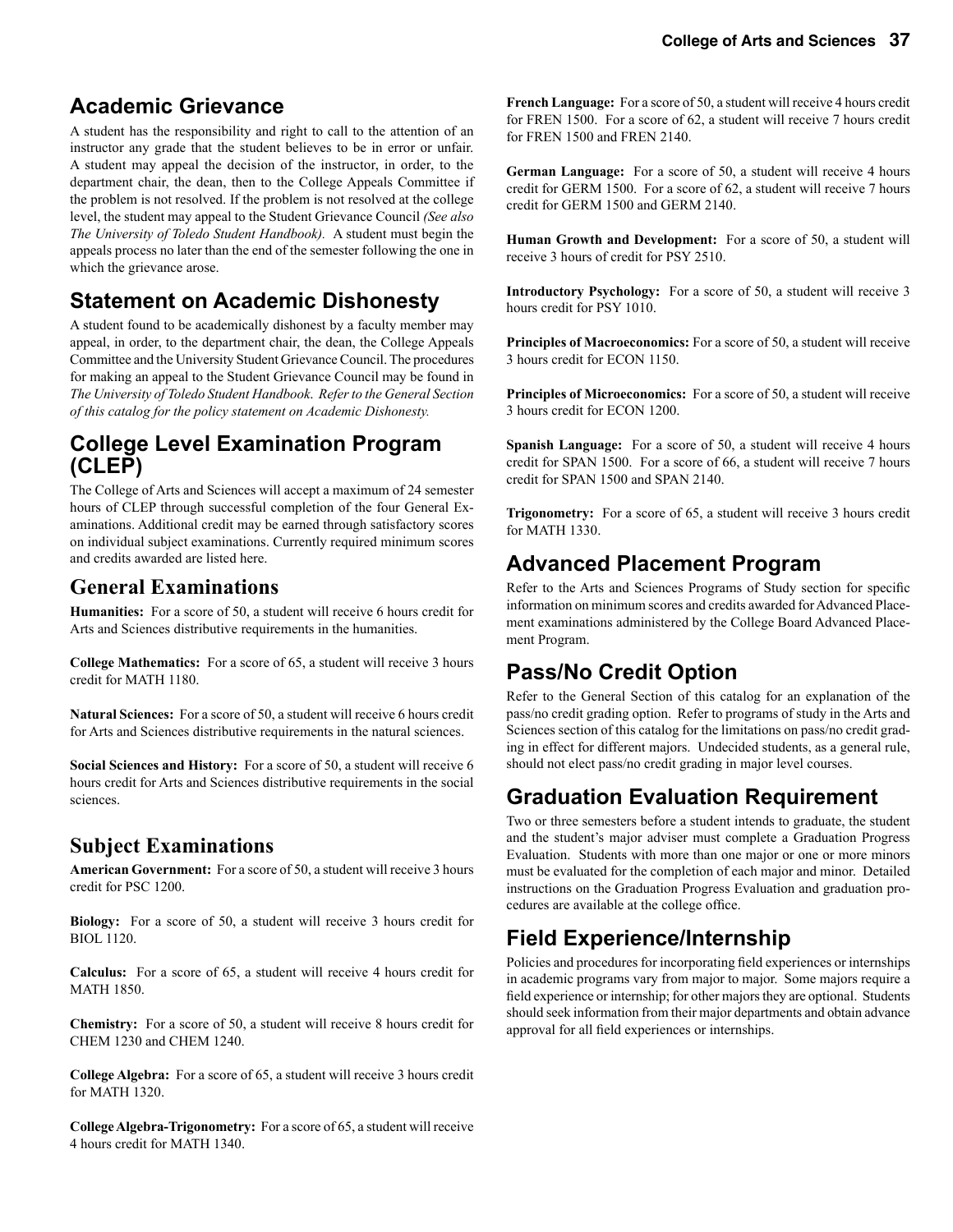## Academic Grievance

A student has the responsibility and right to call to the attention of an instructor any grade that the student believes to be in error or unfair. A student may appeal the decision of the instructor, in order, to the department chair, the dean, then to the College Appeals Committee if the problem is not resolved. If the problem is not resolved at the college level, the student may appeal to the Student Grievance Council *(See also The University of Toledo Student Handbook).* A student must begin the appeals process no later than the end of the semester following the one in which the grievance arose.

## Statement on Academic Dishonesty

A student found to be academically dishonest by a faculty member may appeal, in order, to the department chair, the dean, the College Appeals Committee and the University Student Grievance Council. The procedures for making an appeal to the Student Grievance Council may be found in *The University of Toledo Student Handbook*. *Refer to the General Section of this catalog for the policy statement on Academic Dishonesty.*

## College Level Examination Program (CLEP)

The College of Arts and Sciences will accept a maximum of 24 semester hours of CLEP through successful completion of the four General Examinations. Additional credit may be earned through satisfactory scores on individual subject examinations. Currently required minimum scores and credits awarded are listed here.

### General Examinations

**Humanities:** For a score of 50, a student will receive 6 hours credit for Arts and Sciences distributive requirements in the humanities.

**College Mathematics:** For a score of 65, a student will receive 3 hours credit for MATH 1180.

**Natural Sciences:** For a score of 50, a student will receive 6 hours credit for Arts and Sciences distributive requirements in the natural sciences.

**Social Sciences and History:** For a score of 50, a student will receive 6 hours credit for Arts and Sciences distributive requirements in the social sciences.

### Subject Examinations

**American Government:** For a score of 50, a student will receive 3 hours credit for PSC 1200.

**Biology:** For a score of 50, a student will receive 3 hours credit for BIOL 1120.

**Calculus:** For a score of 65, a student will receive 4 hours credit for MATH 1850.

**Chemistry:** For a score of 50, a student will receive 8 hours credit for CHEM 1230 and CHEM 1240.

**College Algebra:** For a score of 65, a student will receive 3 hours credit for MATH 1320.

**College Algebra-Trigonometry:** For a score of 65, a student will receive 4 hours credit for MATH 1340.

**French Language:** For a score of 50, a student will receive 4 hours credit for FREN 1500. For a score of 62, a student will receive 7 hours credit for FREN 1500 and FREN 2140.

**German Language:** For a score of 50, a student will receive 4 hours credit for GERM 1500. For a score of 62, a student will receive 7 hours credit for GERM 1500 and GERM 2140.

**Human Growth and Development:** For a score of 50, a student will receive 3 hours of credit for PSY 2510.

**Introductory Psychology:** For a score of 50, a student will receive 3 hours credit for PSY 1010.

**Principles of Macroeconomics:** For a score of 50, a student will receive 3 hours credit for ECON 1150.

**Principles of Microeconomics:** For a score of 50, a student will receive 3 hours credit for ECON 1200.

**Spanish Language:** For a score of 50, a student will receive 4 hours credit for SPAN 1500. For a score of 66, a student will receive 7 hours credit for SPAN 1500 and SPAN 2140.

**Trigonometry:** For a score of 65, a student will receive 3 hours credit for MATH 1330.

## Advanced Placement Program

Refer to the Arts and Sciences Programs of Study section for specific information on minimum scores and credits awarded for Advanced Placement examinations administered by the College Board Advanced Placement Program.

## Pass/No Credit Option

Refer to the General Section of this catalog for an explanation of the pass/no credit grading option. Refer to programs of study in the Arts and Sciences section of this catalog for the limitations on pass/no credit grading in effect for different majors. Undecided students, as a general rule, should not elect pass/no credit grading in major level courses.

## Graduation Evaluation Requirement

Two or three semesters before a student intends to graduate, the student and the student's major adviser must complete a Graduation Progress Evaluation. Students with more than one major or one or more minors must be evaluated for the completion of each major and minor. Detailed instructions on the Graduation Progress Evaluation and graduation procedures are available at the college office.

## Field Experience/Internship

Policies and procedures for incorporating field experiences or internships in academic programs vary from major to major. Some majors require a field experience or internship; for other majors they are optional. Students should seek information from their major departments and obtain advance approval for all field experiences or internships.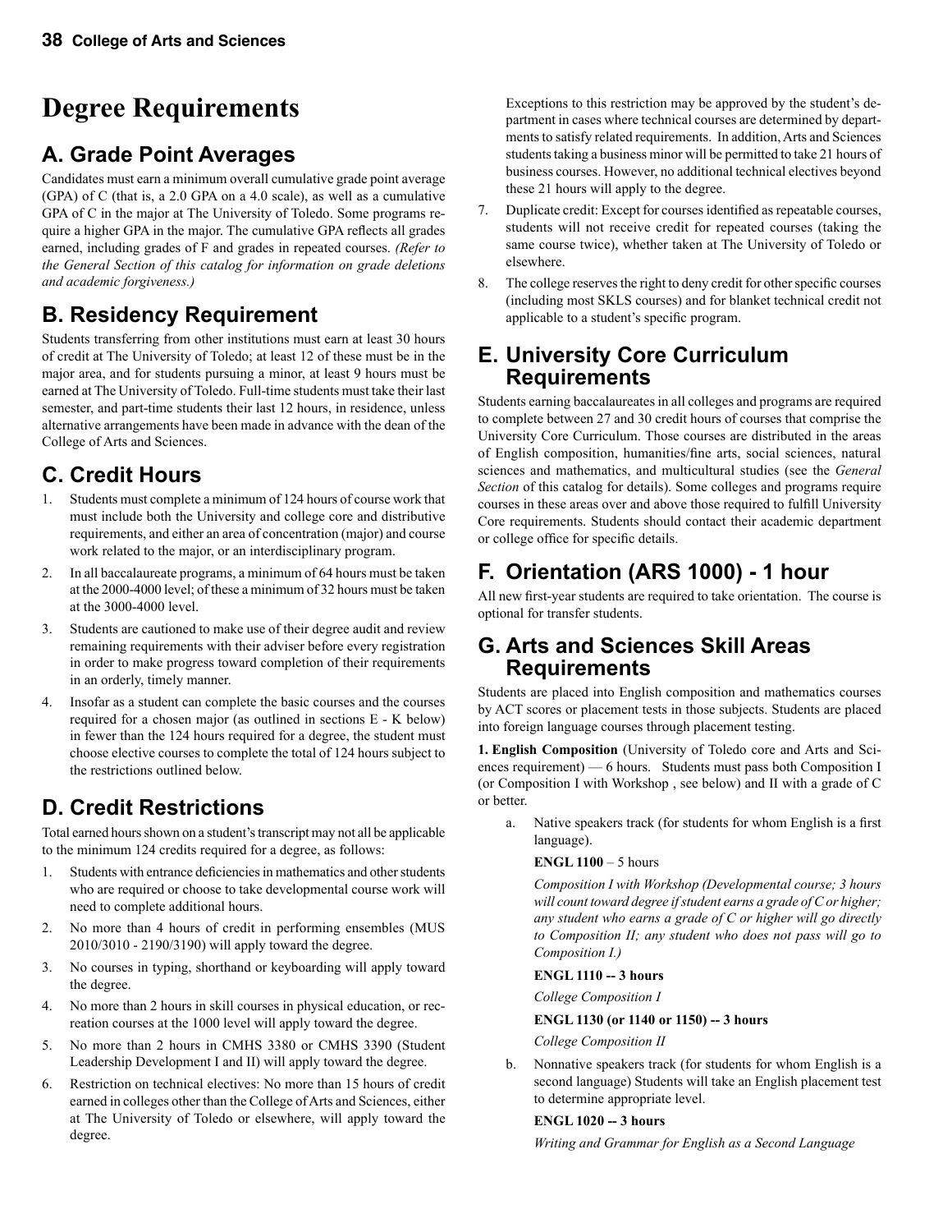# Degree Requirements

## A. Grade Point Averages

Candidates must earn a minimum overall cumulative grade point average (GPA) of C (that is, a 2.0 GPA on a 4.0 scale), as well as a cumulative GPA of C in the major at The University of Toledo. Some programs require a higher GPA in the major. The cumulative GPA reflects all grades earned, including grades of F and grades in repeated courses. *(Refer to the General Section of this catalog for information on grade deletions and academic forgiveness.)*

## B. Residency Requirement

Students transferring from other institutions must earn at least 30 hours of credit at The University of Toledo; at least 12 of these must be in the major area, and for students pursuing a minor, at least 9 hours must be earned at The University of Toledo. Full-time students must take their last semester, and part-time students their last 12 hours, in residence, unless alternative arrangements have been made in advance with the dean of the College of Arts and Sciences.

## C. Credit Hours

1. Students must complete a minimum of 124 hours of course work that must include both the University and college core and distributive requirements, and either an area of concentration (major) and course work related to the major, or an interdisciplinary program.
2. In all baccalaureate programs, a minimum of 64 hours must be taken at the 2000-4000 level; of these a minimum of 32 hours must be taken at the 3000-4000 level.
3. Students are cautioned to make use of their degree audit and review remaining requirements with their adviser before every registration in order to make progress toward completion of their requirements in an orderly, timely manner.
4. Insofar as a student can complete the basic courses and the courses required for a chosen major (as outlined in sections E - K below) in fewer than the 124 hours required for a degree, the student must choose elective courses to complete the total of 124 hours subject to the restrictions outlined below.

## D. Credit Restrictions

Total earned hours shown on a student's transcript may not all be applicable to the minimum 124 credits required for a degree, as follows:

1. Students with entrance deficiencies in mathematics and other students who are required or choose to take developmental course work will need to complete additional hours.
2. No more than 4 hours of credit in performing ensembles (MUS 2010/3010 - 2190/3190) will apply toward the degree.
3. No courses in typing, shorthand or keyboarding will apply toward the degree.
4. No more than 2 hours in skill courses in physical education, or recreation courses at the 1000 level will apply toward the degree.
5. No more than 2 hours in CMHS 3380 or CMHS 3390 (Student Leadership Development I and II) will apply toward the degree.
6. Restriction on technical electives: No more than 15 hours of credit earned in colleges other than the College of Arts and Sciences, either at The University of Toledo or elsewhere, will apply toward the degree. Exceptions to this restriction may be approved by the student's department in cases where technical courses are determined by departments to satisfy related requirements. In addition, Arts and Sciences students taking a business minor will be permitted to take 21 hours of business courses. However, no additional technical electives beyond these 21 hours will apply to the degree.
7. Duplicate credit: Except for courses identified as repeatable courses, students will not receive credit for repeated courses (taking the same course twice), whether taken at The University of Toledo or elsewhere.
8. The college reserves the right to deny credit for other specific courses (including most SKLS courses) and for blanket technical credit not applicable to a student's specific program.

## E. University Core Curriculum Requirements

Students earning baccalaureates in all colleges and programs are required to complete between 27 and 30 credit hours of courses that comprise the University Core Curriculum. Those courses are distributed in the areas of English composition, humanities/fine arts, social sciences, natural sciences and mathematics, and multicultural studies (see the *General Section* of this catalog for details). Some colleges and programs require courses in these areas over and above those required to fulfill University Core requirements. Students should contact their academic department or college office for specific details.

## F. Orientation (ARS 1000) - 1 hour

All new first-year students are required to take orientation. The course is optional for transfer students.

## G. Arts and Sciences Skill Areas Requirements

Students are placed into English composition and mathematics courses by ACT scores or placement tests in those subjects. Students are placed into foreign language courses through placement testing.

**1. English Composition** (University of Toledo core and Arts and Sciences requirement) — 6 hours. Students must pass both Composition I (or Composition I with Workshop , see below) and II with a grade of C or better.

a. Native speakers track (for students for whom English is a first language).

   **ENGL 1100** – 5 hours

   *Composition I with Workshop (Developmental course; 3 hours will count toward degree if student earns a grade of C or higher; any student who earns a grade of C or higher will go directly to Composition II; any student who does not pass will go to Composition I.)*

   **ENGL 1110 -- 3 hours**

   *College Composition I*

   **ENGL 1130 (or 1140 or 1150) -- 3 hours**

   *College Composition II*

b. Nonnative speakers track (for students for whom English is a second language) Students will take an English placement test to determine appropriate level.

   **ENGL 1020 -- 3 hours**

   *Writing and Grammar for English as a Second Language*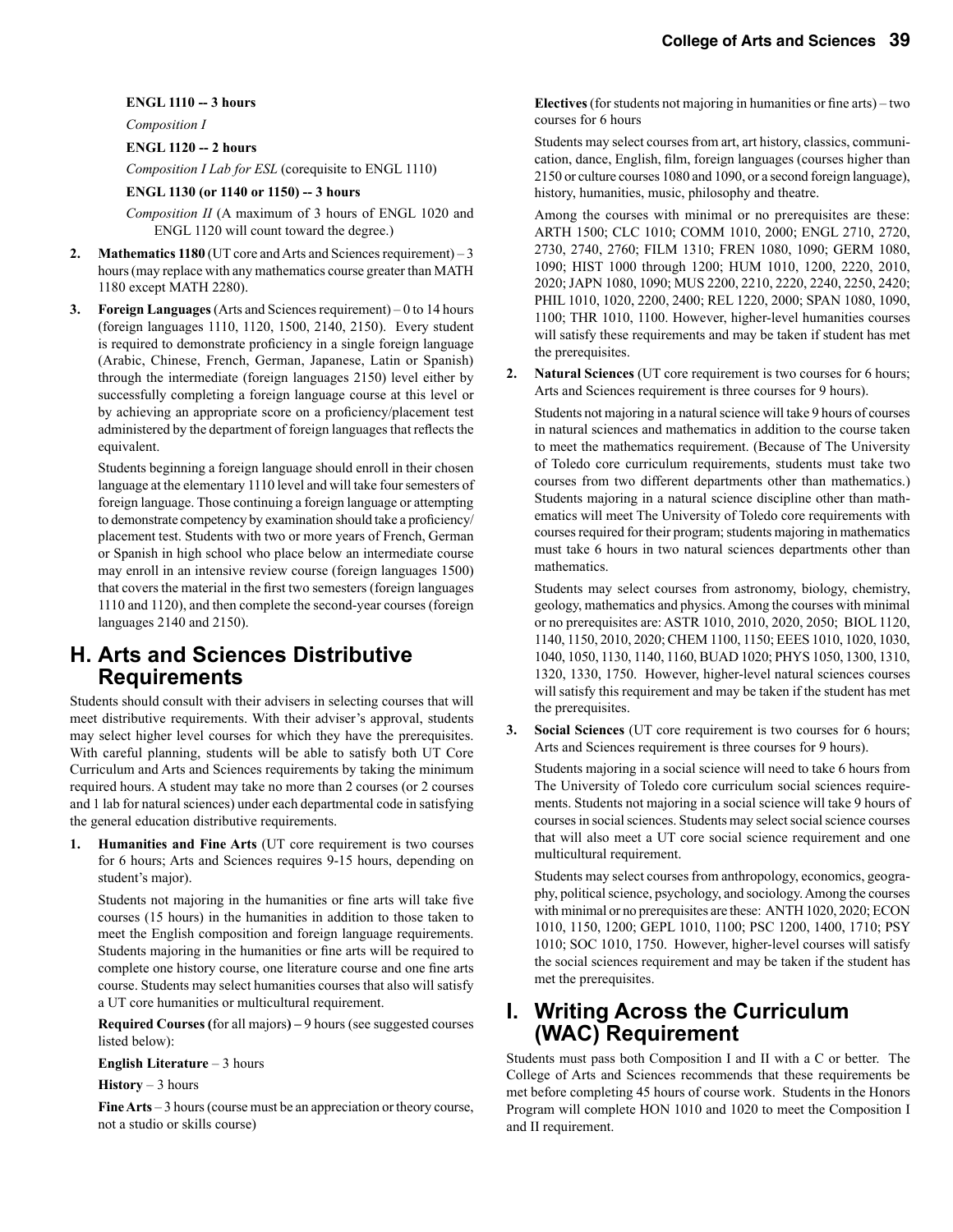**ENGL 1110 -- 3 hours**

*Composition I*

**ENGL 1120 -- 2 hours**

*Composition I Lab for ESL* (corequisite to ENGL 1110)

**ENGL 1130 (or 1140 or 1150) -- 3 hours**

*Composition II* (A maximum of 3 hours of ENGL 1020 and ENGL 1120 will count toward the degree.)

2. **Mathematics 1180** (UT core and Arts and Sciences requirement) – 3 hours (may replace with any mathematics course greater than MATH 1180 except MATH 2280).

3. **Foreign Languages** (Arts and Sciences requirement) – 0 to 14 hours (foreign languages 1110, 1120, 1500, 2140, 2150). Every student is required to demonstrate proficiency in a single foreign language (Arabic, Chinese, French, German, Japanese, Latin or Spanish) through the intermediate (foreign languages 2150) level either by successfully completing a foreign language course at this level or by achieving an appropriate score on a proficiency/placement test administered by the department of foreign languages that reflects the equivalent.

   Students beginning a foreign language should enroll in their chosen language at the elementary 1110 level and will take four semesters of foreign language. Those continuing a foreign language or attempting to demonstrate competency by examination should take a proficiency/placement test. Students with two or more years of French, German or Spanish in high school who place below an intermediate course may enroll in an intensive review course (foreign languages 1500) that covers the material in the first two semesters (foreign languages 1110 and 1120), and then complete the second-year courses (foreign languages 2140 and 2150).

## H. Arts and Sciences Distributive Requirements

Students should consult with their advisers in selecting courses that will meet distributive requirements. With their adviser's approval, students may select higher level courses for which they have the prerequisites. With careful planning, students will be able to satisfy both UT Core Curriculum and Arts and Sciences requirements by taking the minimum required hours. A student may take no more than 2 courses (or 2 courses and 1 lab for natural sciences) under each departmental code in satisfying the general education distributive requirements.

1. **Humanities and Fine Arts** (UT core requirement is two courses for 6 hours; Arts and Sciences requires 9-15 hours, depending on student's major).

   Students not majoring in the humanities or fine arts will take five courses (15 hours) in the humanities in addition to those taken to meet the English composition and foreign language requirements. Students majoring in the humanities or fine arts will be required to complete one history course, one literature course and one fine arts course. Students may select humanities courses that also will satisfy a UT core humanities or multicultural requirement.

   **Required Courses (**for all majors**) –** 9 hours (see suggested courses listed below):

   **English Literature** – 3 hours

   **History** – 3 hours

   **Fine Arts** – 3 hours (course must be an appreciation or theory course, not a studio or skills course)

   **Electives** (for students not majoring in humanities or fine arts) – two courses for 6 hours

   Students may select courses from art, art history, classics, communication, dance, English, film, foreign languages (courses higher than 2150 or culture courses 1080 and 1090, or a second foreign language), history, humanities, music, philosophy and theatre.

   Among the courses with minimal or no prerequisites are these: ARTH 1500; CLC 1010; COMM 1010, 2000; ENGL 2710, 2720, 2730, 2740, 2760; FILM 1310; FREN 1080, 1090; GERM 1080, 1090; HIST 1000 through 1200; HUM 1010, 1200, 2220, 2010, 2020; JAPN 1080, 1090; MUS 2200, 2210, 2220, 2240, 2250, 2420; PHIL 1010, 1020, 2200, 2400; REL 1220, 2000; SPAN 1080, 1090, 1100; THR 1010, 1100. However, higher-level humanities courses will satisfy these requirements and may be taken if student has met the prerequisites.

2. **Natural Sciences** (UT core requirement is two courses for 6 hours; Arts and Sciences requirement is three courses for 9 hours).

   Students not majoring in a natural science will take 9 hours of courses in natural sciences and mathematics in addition to the course taken to meet the mathematics requirement. (Because of The University of Toledo core curriculum requirements, students must take two courses from two different departments other than mathematics.) Students majoring in a natural science discipline other than mathematics will meet The University of Toledo core requirements with courses required for their program; students majoring in mathematics must take 6 hours in two natural sciences departments other than mathematics.

   Students may select courses from astronomy, biology, chemistry, geology, mathematics and physics. Among the courses with minimal or no prerequisites are: ASTR 1010, 2010, 2020, 2050; BIOL 1120, 1140, 1150, 2010, 2020; CHEM 1100, 1150; EEES 1010, 1020, 1030, 1040, 1050, 1130, 1140, 1160, BUAD 1020; PHYS 1050, 1300, 1310, 1320, 1330, 1750. However, higher-level natural sciences courses will satisfy this requirement and may be taken if the student has met the prerequisites.

3. **Social Sciences** (UT core requirement is two courses for 6 hours; Arts and Sciences requirement is three courses for 9 hours).

   Students majoring in a social science will need to take 6 hours from The University of Toledo core curriculum social sciences requirements. Students not majoring in a social science will take 9 hours of courses in social sciences. Students may select social science courses that will also meet a UT core social science requirement and one multicultural requirement.

   Students may select courses from anthropology, economics, geography, political science, psychology, and sociology. Among the courses with minimal or no prerequisites are these: ANTH 1020, 2020; ECON 1010, 1150, 1200; GEPL 1010, 1100; PSC 1200, 1400, 1710; PSY 1010; SOC 1010, 1750. However, higher-level courses will satisfy the social sciences requirement and may be taken if the student has met the prerequisites.

## I. Writing Across the Curriculum (WAC) Requirement

Students must pass both Composition I and II with a C or better. The College of Arts and Sciences recommends that these requirements be met before completing 45 hours of course work. Students in the Honors Program will complete HON 1010 and 1020 to meet the Composition I and II requirement.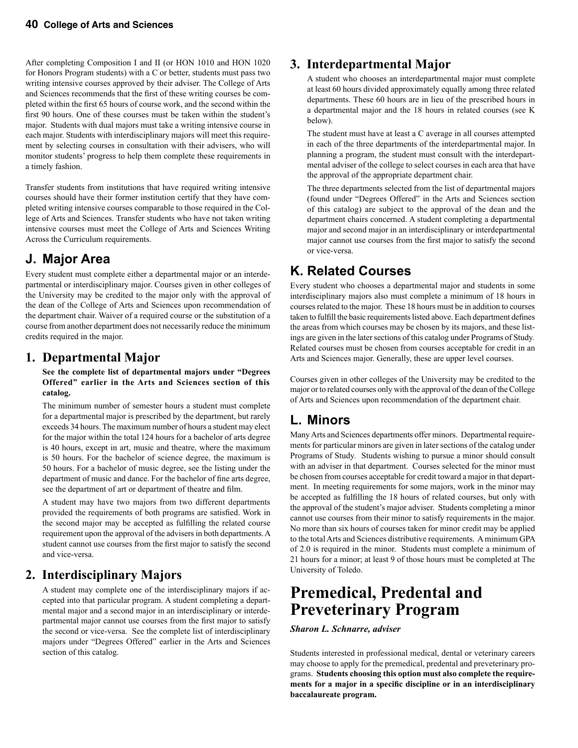After completing Composition I and II (or HON 1010 and HON 1020 for Honors Program students) with a C or better, students must pass two writing intensive courses approved by their adviser. The College of Arts and Sciences recommends that the first of these writing courses be completed within the first 65 hours of course work, and the second within the first 90 hours. One of these courses must be taken within the student's major. Students with dual majors must take a writing intensive course in each major. Students with interdisciplinary majors will meet this requirement by selecting courses in consultation with their advisers, who will monitor students' progress to help them complete these requirements in a timely fashion.

Transfer students from institutions that have required writing intensive courses should have their former institution certify that they have completed writing intensive courses comparable to those required in the College of Arts and Sciences. Transfer students who have not taken writing intensive courses must meet the College of Arts and Sciences Writing Across the Curriculum requirements.

## J. Major Area

Every student must complete either a departmental major or an interdepartmental or interdisciplinary major. Courses given in other colleges of the University may be credited to the major only with the approval of the dean of the College of Arts and Sciences upon recommendation of the department chair. Waiver of a required course or the substitution of a course from another department does not necessarily reduce the minimum credits required in the major.

### 1. Departmental Major

**See the complete list of departmental majors under "Degrees Offered" earlier in the Arts and Sciences section of this catalog.**

The minimum number of semester hours a student must complete for a departmental major is prescribed by the department, but rarely exceeds 34 hours. The maximum number of hours a student may elect for the major within the total 124 hours for a bachelor of arts degree is 40 hours, except in art, music and theatre, where the maximum is 50 hours. For the bachelor of science degree, the maximum is 50 hours. For a bachelor of music degree, see the listing under the department of music and dance. For the bachelor of fine arts degree, see the department of art or department of theatre and film.

A student may have two majors from two different departments provided the requirements of both programs are satisfied. Work in the second major may be accepted as fulfilling the related course requirement upon the approval of the advisers in both departments. A student cannot use courses from the first major to satisfy the second and vice-versa.

### 2. Interdisciplinary Majors

A student may complete one of the interdisciplinary majors if accepted into that particular program. A student completing a departmental major and a second major in an interdisciplinary or interdepartmental major cannot use courses from the first major to satisfy the second or vice-versa. See the complete list of interdisciplinary majors under "Degrees Offered" earlier in the Arts and Sciences section of this catalog.

### 3. Interdepartmental Major

A student who chooses an interdepartmental major must complete at least 60 hours divided approximately equally among three related departments. These 60 hours are in lieu of the prescribed hours in a departmental major and the 18 hours in related courses (see K below).

The student must have at least a C average in all courses attempted in each of the three departments of the interdepartmental major. In planning a program, the student must consult with the interdepartmental adviser of the college to select courses in each area that have the approval of the appropriate department chair.

The three departments selected from the list of departmental majors (found under "Degrees Offered" in the Arts and Sciences section of this catalog) are subject to the approval of the dean and the department chairs concerned. A student completing a departmental major and second major in an interdisciplinary or interdepartmental major cannot use courses from the first major to satisfy the second or vice-versa.

## K. Related Courses

Every student who chooses a departmental major and students in some interdisciplinary majors also must complete a minimum of 18 hours in courses related to the major. These 18 hours must be in addition to courses taken to fulfill the basic requirements listed above. Each department defines the areas from which courses may be chosen by its majors, and these listings are given in the later sections of this catalog under Programs of Study. Related courses must be chosen from courses acceptable for credit in an Arts and Sciences major. Generally, these are upper level courses.

Courses given in other colleges of the University may be credited to the major or to related courses only with the approval of the dean of the College of Arts and Sciences upon recommendation of the department chair.

## L. Minors

Many Arts and Sciences departments offer minors. Departmental requirements for particular minors are given in later sections of the catalog under Programs of Study. Students wishing to pursue a minor should consult with an adviser in that department. Courses selected for the minor must be chosen from courses acceptable for credit toward a major in that department. In meeting requirements for some majors, work in the minor may be accepted as fulfilling the 18 hours of related courses, but only with the approval of the student's major adviser. Students completing a minor cannot use courses from their minor to satisfy requirements in the major. No more than six hours of courses taken for minor credit may be applied to the total Arts and Sciences distributive requirements. A minimum GPA of 2.0 is required in the minor. Students must complete a minimum of 21 hours for a minor; at least 9 of those hours must be completed at The University of Toledo.

# Premedical, Predental and Preveterinary Program

***Sharon L. Schnarre, adviser***

Students interested in professional medical, dental or veterinary careers may choose to apply for the premedical, predental and preveterinary programs. **Students choosing this option must also complete the requirements for a major in a specific discipline or in an interdisciplinary baccalaureate program.**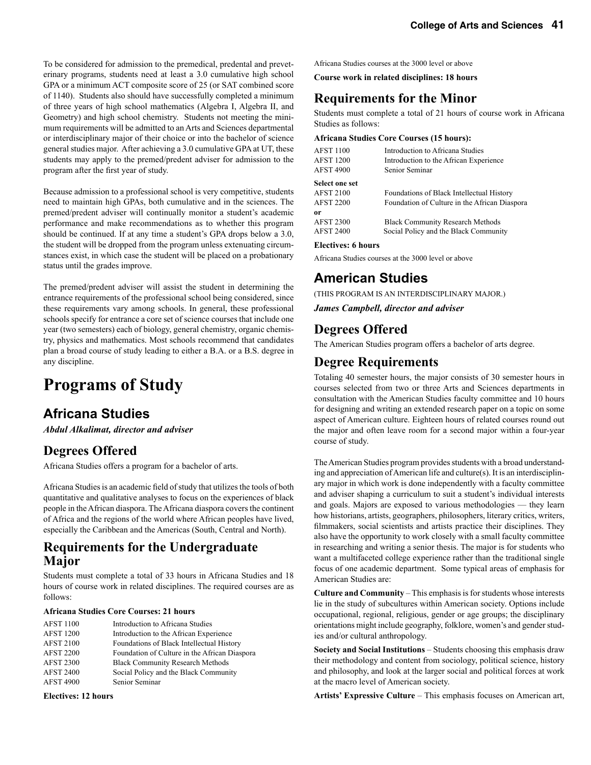To be considered for admission to the premedical, predental and preveterinary programs, students need at least a 3.0 cumulative high school GPA or a minimum ACT composite score of 25 (or SAT combined score of 1140). Students also should have successfully completed a minimum of three years of high school mathematics (Algebra I, Algebra II, and Geometry) and high school chemistry. Students not meeting the minimum requirements will be admitted to an Arts and Sciences departmental or interdisciplinary major of their choice or into the bachelor of science general studies major. After achieving a 3.0 cumulative GPA at UT, these students may apply to the premed/predent adviser for admission to the program after the first year of study.

Because admission to a professional school is very competitive, students need to maintain high GPAs, both cumulative and in the sciences. The premed/predent adviser will continually monitor a student's academic performance and make recommendations as to whether this program should be continued. If at any time a student's GPA drops below a 3.0, the student will be dropped from the program unless extenuating circumstances exist, in which case the student will be placed on a probationary status until the grades improve.

The premed/predent adviser will assist the student in determining the entrance requirements of the professional school being considered, since these requirements vary among schools. In general, these professional schools specify for entrance a core set of science courses that include one year (two semesters) each of biology, general chemistry, organic chemistry, physics and mathematics. Most schools recommend that candidates plan a broad course of study leading to either a B.A. or a B.S. degree in any discipline.

# Programs of Study

## Africana Studies

***Abdul Alkalimat, director and adviser***

## Degrees Offered

Africana Studies offers a program for a bachelor of arts.

Africana Studies is an academic field of study that utilizes the tools of both quantitative and qualitative analyses to focus on the experiences of black people in the African diaspora. The Africana diaspora covers the continent of Africa and the regions of the world where African peoples have lived, especially the Caribbean and the Americas (South, Central and North).

## Requirements for the Undergraduate Major

Students must complete a total of 33 hours in Africana Studies and 18 hours of course work in related disciplines. The required courses are as follows:

**Africana Studies Core Courses: 21 hours**

| | |
|---|---|
| AFST 1100 | Introduction to Africana Studies |
| AFST 1200 | Introduction to the African Experience |
| AFST 2100 | Foundations of Black Intellectual History |
| AFST 2200 | Foundation of Culture in the African Diaspora |
| AFST 2300 | Black Community Research Methods |
| AFST 2400 | Social Policy and the Black Community |
| AFST 4900 | Senior Seminar |

**Electives: 12 hours**

Africana Studies courses at the 3000 level or above

**Course work in related disciplines: 18 hours**

## Requirements for the Minor

Students must complete a total of 21 hours of course work in Africana Studies as follows:

**Africana Studies Core Courses (15 hours):**

| | |
|---|---|
| AFST 1100 | Introduction to Africana Studies |
| AFST 1200 | Introduction to the African Experience |
| AFST 4900 | Senior Seminar |
| **Select one set** | |
| AFST 2100 | Foundations of Black Intellectual History |
| AFST 2200 | Foundation of Culture in the African Diaspora |
| **or** | |
| AFST 2300 | Black Community Research Methods |
| AFST 2400 | Social Policy and the Black Community |

**Electives: 6 hours**

Africana Studies courses at the 3000 level or above

## American Studies

(THIS PROGRAM IS AN INTERDISCIPLINARY MAJOR.)

***James Campbell, director and adviser***

## Degrees Offered

The American Studies program offers a bachelor of arts degree.

## Degree Requirements

Totaling 40 semester hours, the major consists of 30 semester hours in courses selected from two or three Arts and Sciences departments in consultation with the American Studies faculty committee and 10 hours for designing and writing an extended research paper on a topic on some aspect of American culture. Eighteen hours of related courses round out the major and often leave room for a second major within a four-year course of study.

The American Studies program provides students with a broad understanding and appreciation of American life and culture(s). It is an interdisciplinary major in which work is done independently with a faculty committee and adviser shaping a curriculum to suit a student's individual interests and goals. Majors are exposed to various methodologies — they learn how historians, artists, geographers, philosophers, literary critics, writers, filmmakers, social scientists and artists practice their disciplines. They also have the opportunity to work closely with a small faculty committee in researching and writing a senior thesis. The major is for students who want a multifaceted college experience rather than the traditional single focus of one academic department. Some typical areas of emphasis for American Studies are:

**Culture and Community** – This emphasis is for students whose interests lie in the study of subcultures within American society. Options include occupational, regional, religious, gender or age groups; the disciplinary orientations might include geography, folklore, women's and gender studies and/or cultural anthropology.

**Society and Social Institutions** – Students choosing this emphasis draw their methodology and content from sociology, political science, history and philosophy, and look at the larger social and political forces at work at the macro level of American society.

**Artists' Expressive Culture** – This emphasis focuses on American art,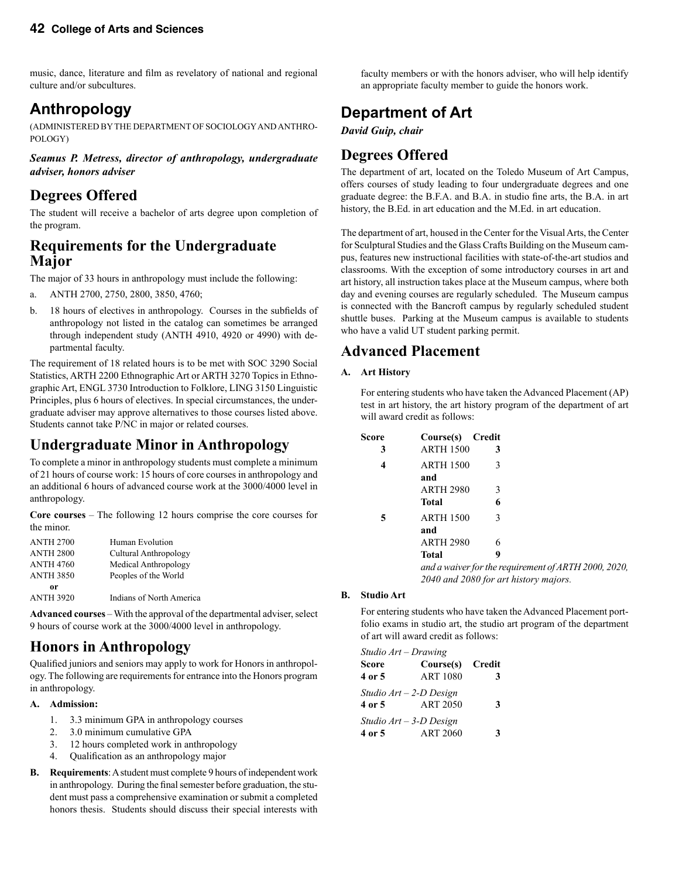music, dance, literature and film as revelatory of national and regional culture and/or subcultures.

## Anthropology

(ADMINISTERED BY THE DEPARTMENT OF SOCIOLOGY AND ANTHROPOLOGY)

***Seamus P. Metress, director of anthropology, undergraduate adviser, honors adviser***

### Degrees Offered

The student will receive a bachelor of arts degree upon completion of the program.

### Requirements for the Undergraduate Major

The major of 33 hours in anthropology must include the following:

a. ANTH 2700, 2750, 2800, 3850, 4760;

b. 18 hours of electives in anthropology. Courses in the subfields of anthropology not listed in the catalog can sometimes be arranged through independent study (ANTH 4910, 4920 or 4990) with departmental faculty.

The requirement of 18 related hours is to be met with SOC 3290 Social Statistics, ARTH 2200 Ethnographic Art or ARTH 3270 Topics in Ethnographic Art, ENGL 3730 Introduction to Folklore, LING 3150 Linguistic Principles, plus 6 hours of electives. In special circumstances, the undergraduate adviser may approve alternatives to those courses listed above. Students cannot take P/NC in major or related courses.

### Undergraduate Minor in Anthropology

To complete a minor in anthropology students must complete a minimum of 21 hours of course work: 15 hours of core courses in anthropology and an additional 6 hours of advanced course work at the 3000/4000 level in anthropology.

**Core courses** – The following 12 hours comprise the core courses for the minor.

| | |
|---|---|
| ANTH 2700 | Human Evolution |
| ANTH 2800 | Cultural Anthropology |
| ANTH 4760 | Medical Anthropology |
| ANTH 3850 | Peoples of the World |
| **or** | |
| ANTH 3920 | Indians of North America |

**Advanced courses** – With the approval of the departmental adviser, select 9 hours of course work at the 3000/4000 level in anthropology.

### Honors in Anthropology

Qualified juniors and seniors may apply to work for Honors in anthropology. The following are requirements for entrance into the Honors program in anthropology.

**A. Admission:**

1. 3.3 minimum GPA in anthropology courses
2. 3.0 minimum cumulative GPA
3. 12 hours completed work in anthropology
4. Qualification as an anthropology major

**B. Requirements**: A student must complete 9 hours of independent work in anthropology. During the final semester before graduation, the student must pass a comprehensive examination or submit a completed honors thesis. Students should discuss their special interests with faculty members or with the honors adviser, who will help identify an appropriate faculty member to guide the honors work.

## Department of Art

***David Guip, chair***

### Degrees Offered

The department of art, located on the Toledo Museum of Art Campus, offers courses of study leading to four undergraduate degrees and one graduate degree: the B.F.A. and B.A. in studio fine arts, the B.A. in art history, the B.Ed. in art education and the M.Ed. in art education.

The department of art, housed in the Center for the Visual Arts, the Center for Sculptural Studies and the Glass Crafts Building on the Museum campus, features new instructional facilities with state-of-the-art studios and classrooms. With the exception of some introductory courses in art and art history, all instruction takes place at the Museum campus, where both day and evening courses are regularly scheduled. The Museum campus is connected with the Bancroft campus by regularly scheduled student shuttle buses. Parking at the Museum campus is available to students who have a valid UT student parking permit.

### Advanced Placement

**A. Art History**

For entering students who have taken the Advanced Placement (AP) test in art history, the art history program of the department of art will award credit as follows:

| Score | Course(s) | Credit |
|---|---|---|
| 3 | ARTH 1500 | 3 |
| 4 | ARTH 1500 | 3 |
| | **and** | |
| | ARTH 2980 | 3 |
| | **Total** | **6** |
| 5 | ARTH 1500 | 3 |
| | **and** | |
| | ARTH 2980 | 6 |
| | **Total** | **9** |

*and a waiver for the requirement of ARTH 2000, 2020, 2040 and 2080 for art history majors.*

**B. Studio Art**

For entering students who have taken the Advanced Placement portfolio exams in studio art, the studio art program of the department of art will award credit as follows:

| Score | Course(s) | Credit |
|---|---|---|
| *Studio Art – Drawing* | | |
| 4 or 5 | ART 1080 | 3 |
| *Studio Art – 2-D Design* | | |
| 4 or 5 | ART 2050 | 3 |
| *Studio Art – 3-D Design* | | |
| 4 or 5 | ART 2060 | 3 |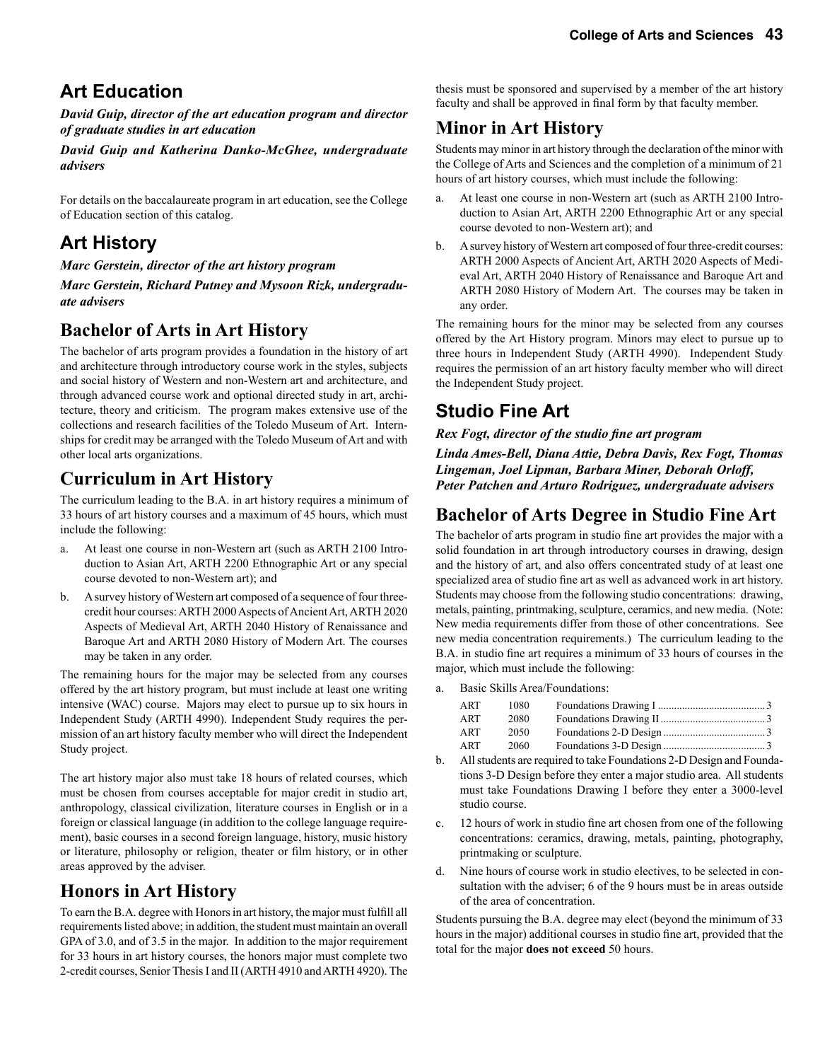## Art Education

***David Guip, director of the art education program and director of graduate studies in art education***

***David Guip and Katherina Danko-McGhee, undergraduate advisers***

For details on the baccalaureate program in art education, see the College of Education section of this catalog.

## Art History

***Marc Gerstein, director of the art history program***

***Marc Gerstein, Richard Putney and Mysoon Rizk, undergraduate advisers***

### Bachelor of Arts in Art History

The bachelor of arts program provides a foundation in the history of art and architecture through introductory course work in the styles, subjects and social history of Western and non-Western art and architecture, and through advanced course work and optional directed study in art, architecture, theory and criticism. The program makes extensive use of the collections and research facilities of the Toledo Museum of Art. Internships for credit may be arranged with the Toledo Museum of Art and with other local arts organizations.

### Curriculum in Art History

The curriculum leading to the B.A. in art history requires a minimum of 33 hours of art history courses and a maximum of 45 hours, which must include the following:

a. At least one course in non-Western art (such as ARTH 2100 Introduction to Asian Art, ARTH 2200 Ethnographic Art or any special course devoted to non-Western art); and

b. A survey history of Western art composed of a sequence of four three-credit hour courses: ARTH 2000 Aspects of Ancient Art, ARTH 2020 Aspects of Medieval Art, ARTH 2040 History of Renaissance and Baroque Art and ARTH 2080 History of Modern Art. The courses may be taken in any order.

The remaining hours for the major may be selected from any courses offered by the art history program, but must include at least one writing intensive (WAC) course. Majors may elect to pursue up to six hours in Independent Study (ARTH 4990). Independent Study requires the permission of an art history faculty member who will direct the Independent Study project.

The art history major also must take 18 hours of related courses, which must be chosen from courses acceptable for major credit in studio art, anthropology, classical civilization, literature courses in English or in a foreign or classical language (in addition to the college language requirement), basic courses in a second foreign language, history, music history or literature, philosophy or religion, theater or film history, or in other areas approved by the adviser.

### Honors in Art History

To earn the B.A. degree with Honors in art history, the major must fulfill all requirements listed above; in addition, the student must maintain an overall GPA of 3.0, and of 3.5 in the major. In addition to the major requirement for 33 hours in art history courses, the honors major must complete two 2-credit courses, Senior Thesis I and II (ARTH 4910 and ARTH 4920). The thesis must be sponsored and supervised by a member of the art history faculty and shall be approved in final form by that faculty member.

### Minor in Art History

Students may minor in art history through the declaration of the minor with the College of Arts and Sciences and the completion of a minimum of 21 hours of art history courses, which must include the following:

a. At least one course in non-Western art (such as ARTH 2100 Introduction to Asian Art, ARTH 2200 Ethnographic Art or any special course devoted to non-Western art); and

b. A survey history of Western art composed of four three-credit courses: ARTH 2000 Aspects of Ancient Art, ARTH 2020 Aspects of Medieval Art, ARTH 2040 History of Renaissance and Baroque Art and ARTH 2080 History of Modern Art. The courses may be taken in any order.

The remaining hours for the minor may be selected from any courses offered by the Art History program. Minors may elect to pursue up to three hours in Independent Study (ARTH 4990). Independent Study requires the permission of an art history faculty member who will direct the Independent Study project.

## Studio Fine Art

***Rex Fogt, director of the studio fine art program***

***Linda Ames-Bell, Diana Attie, Debra Davis, Rex Fogt, Thomas Lingeman, Joel Lipman, Barbara Miner, Deborah Orloff, Peter Patchen and Arturo Rodriguez, undergraduate advisers***

### Bachelor of Arts Degree in Studio Fine Art

The bachelor of arts program in studio fine art provides the major with a solid foundation in art through introductory courses in drawing, design and the history of art, and also offers concentrated study of at least one specialized area of studio fine art as well as advanced work in art history. Students may choose from the following studio concentrations: drawing, metals, painting, printmaking, sculpture, ceramics, and new media. (Note: New media requirements differ from those of other concentrations. See new media concentration requirements.) The curriculum leading to the B.A. in studio fine art requires a minimum of 33 hours of courses in the major, which must include the following:

a. Basic Skills Area/Foundations:

| | | | |
|---|---|---|---|
| ART | 1080 | Foundations Drawing I | 3 |
| ART | 2080 | Foundations Drawing II | 3 |
| ART | 2050 | Foundations 2-D Design | 3 |
| ART | 2060 | Foundations 3-D Design | 3 |

b. All students are required to take Foundations 2-D Design and Foundations 3-D Design before they enter a major studio area. All students must take Foundations Drawing I before they enter a 3000-level studio course.

c. 12 hours of work in studio fine art chosen from one of the following concentrations: ceramics, drawing, metals, painting, photography, printmaking or sculpture.

d. Nine hours of course work in studio electives, to be selected in consultation with the adviser; 6 of the 9 hours must be in areas outside of the area of concentration.

Students pursuing the B.A. degree may elect (beyond the minimum of 33 hours in the major) additional courses in studio fine art, provided that the total for the major **does not exceed** 50 hours.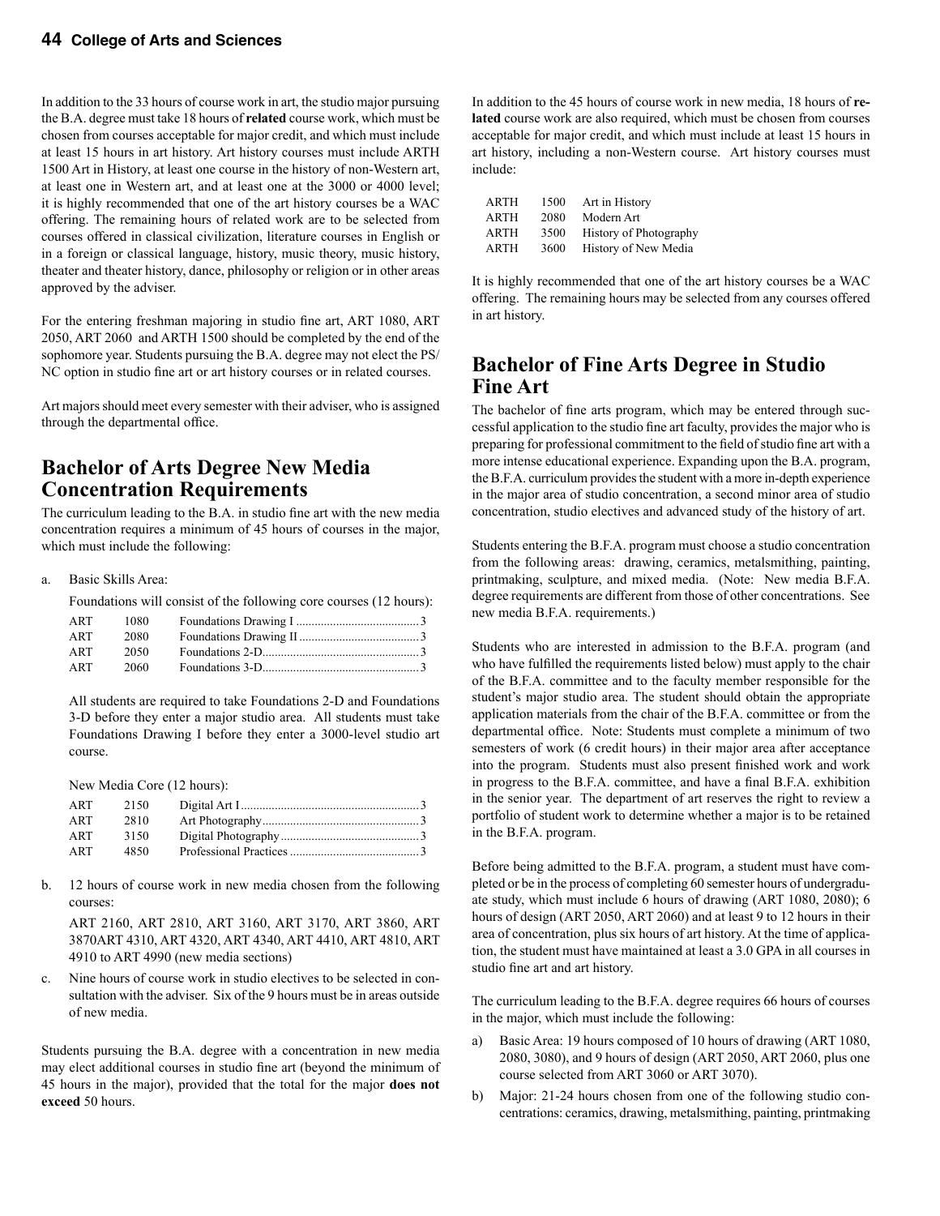In addition to the 33 hours of course work in art, the studio major pursuing the B.A. degree must take 18 hours of **related** course work, which must be chosen from courses acceptable for major credit, and which must include at least 15 hours in art history. Art history courses must include ARTH 1500 Art in History, at least one course in the history of non-Western art, at least one in Western art, and at least one at the 3000 or 4000 level; it is highly recommended that one of the art history courses be a WAC offering. The remaining hours of related work are to be selected from courses offered in classical civilization, literature courses in English or in a foreign or classical language, history, music theory, music history, theater and theater history, dance, philosophy or religion or in other areas approved by the adviser.

For the entering freshman majoring in studio fine art, ART 1080, ART 2050, ART 2060 and ARTH 1500 should be completed by the end of the sophomore year. Students pursuing the B.A. degree may not elect the PS/NC option in studio fine art or art history courses or in related courses.

Art majors should meet every semester with their adviser, who is assigned through the departmental office.

## Bachelor of Arts Degree New Media Concentration Requirements

The curriculum leading to the B.A. in studio fine art with the new media concentration requires a minimum of 45 hours of courses in the major, which must include the following:

a. Basic Skills Area:

   Foundations will consist of the following core courses (12 hours):

   | | | | |
   |---|---|---|---|
   | ART | 1080 | Foundations Drawing I | 3 |
   | ART | 2080 | Foundations Drawing II | 3 |
   | ART | 2050 | Foundations 2-D | 3 |
   | ART | 2060 | Foundations 3-D | 3 |

   All students are required to take Foundations 2-D and Foundations 3-D before they enter a major studio area. All students must take Foundations Drawing I before they enter a 3000-level studio art course.

   New Media Core (12 hours):

   | | | | |
   |---|---|---|---|
   | ART | 2150 | Digital Art I | 3 |
   | ART | 2810 | Art Photography | 3 |
   | ART | 3150 | Digital Photography | 3 |
   | ART | 4850 | Professional Practices | 3 |

b. 12 hours of course work in new media chosen from the following courses:

   ART 2160, ART 2810, ART 3160, ART 3170, ART 3860, ART 3870ART 4310, ART 4320, ART 4340, ART 4410, ART 4810, ART 4910 to ART 4990 (new media sections)

c. Nine hours of course work in studio electives to be selected in consultation with the adviser. Six of the 9 hours must be in areas outside of new media.

Students pursuing the B.A. degree with a concentration in new media may elect additional courses in studio fine art (beyond the minimum of 45 hours in the major), provided that the total for the major **does not exceed** 50 hours.

In addition to the 45 hours of course work in new media, 18 hours of **related** course work are also required, which must be chosen from courses acceptable for major credit, and which must include at least 15 hours in art history, including a non-Western course. Art history courses must include:

| | | |
|---|---|---|
| ARTH | 1500 | Art in History |
| ARTH | 2080 | Modern Art |
| ARTH | 3500 | History of Photography |
| ARTH | 3600 | History of New Media |

It is highly recommended that one of the art history courses be a WAC offering. The remaining hours may be selected from any courses offered in art history.

## Bachelor of Fine Arts Degree in Studio Fine Art

The bachelor of fine arts program, which may be entered through successful application to the studio fine art faculty, provides the major who is preparing for professional commitment to the field of studio fine art with a more intense educational experience. Expanding upon the B.A. program, the B.F.A. curriculum provides the student with a more in-depth experience in the major area of studio concentration, a second minor area of studio concentration, studio electives and advanced study of the history of art.

Students entering the B.F.A. program must choose a studio concentration from the following areas: drawing, ceramics, metalsmithing, painting, printmaking, sculpture, and mixed media. (Note: New media B.F.A. degree requirements are different from those of other concentrations. See new media B.F.A. requirements.)

Students who are interested in admission to the B.F.A. program (and who have fulfilled the requirements listed below) must apply to the chair of the B.F.A. committee and to the faculty member responsible for the student's major studio area. The student should obtain the appropriate application materials from the chair of the B.F.A. committee or from the departmental office. Note: Students must complete a minimum of two semesters of work (6 credit hours) in their major area after acceptance into the program. Students must also present finished work and work in progress to the B.F.A. committee, and have a final B.F.A. exhibition in the senior year. The department of art reserves the right to review a portfolio of student work to determine whether a major is to be retained in the B.F.A. program.

Before being admitted to the B.F.A. program, a student must have completed or be in the process of completing 60 semester hours of undergraduate study, which must include 6 hours of drawing (ART 1080, 2080); 6 hours of design (ART 2050, ART 2060) and at least 9 to 12 hours in their area of concentration, plus six hours of art history. At the time of application, the student must have maintained at least a 3.0 GPA in all courses in studio fine art and art history.

The curriculum leading to the B.F.A. degree requires 66 hours of courses in the major, which must include the following:

a) Basic Area: 19 hours composed of 10 hours of drawing (ART 1080, 2080, 3080), and 9 hours of design (ART 2050, ART 2060, plus one course selected from ART 3060 or ART 3070).

b) Major: 21-24 hours chosen from one of the following studio concentrations: ceramics, drawing, metalsmithing, painting, printmaking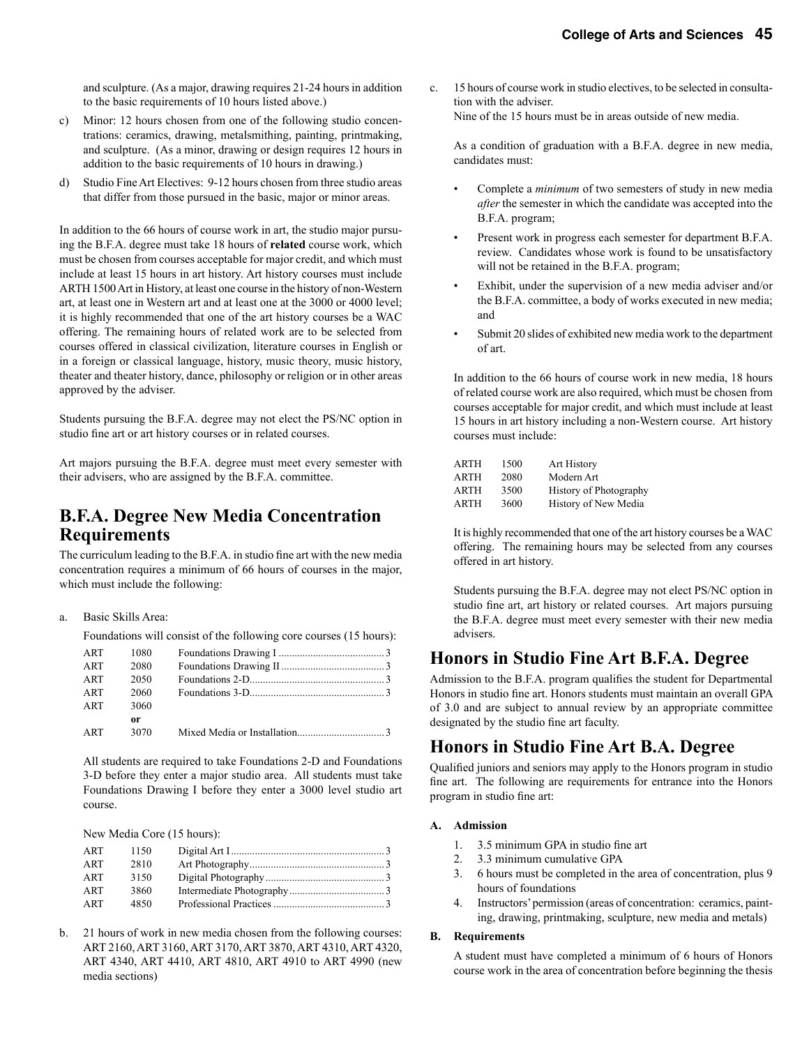and sculpture. (As a major, drawing requires 21-24 hours in addition to the basic requirements of 10 hours listed above.)

c) Minor: 12 hours chosen from one of the following studio concentrations: ceramics, drawing, metalsmithing, painting, printmaking, and sculpture. (As a minor, drawing or design requires 12 hours in addition to the basic requirements of 10 hours in drawing.)

d) Studio Fine Art Electives: 9-12 hours chosen from three studio areas that differ from those pursued in the basic, major or minor areas.

In addition to the 66 hours of course work in art, the studio major pursuing the B.F.A. degree must take 18 hours of **related** course work, which must be chosen from courses acceptable for major credit, and which must include at least 15 hours in art history. Art history courses must include ARTH 1500 Art in History, at least one course in the history of non-Western art, at least one in Western art and at least one at the 3000 or 4000 level; it is highly recommended that one of the art history courses be a WAC offering. The remaining hours of related work are to be selected from courses offered in classical civilization, literature courses in English or in a foreign or classical language, history, music theory, music history, theater and theater history, dance, philosophy or religion or in other areas approved by the adviser.

Students pursuing the B.F.A. degree may not elect the PS/NC option in studio fine art or art history courses or in related courses.

Art majors pursuing the B.F.A. degree must meet every semester with their advisers, who are assigned by the B.F.A. committee.

## B.F.A. Degree New Media Concentration Requirements

The curriculum leading to the B.F.A. in studio fine art with the new media concentration requires a minimum of 66 hours of courses in the major, which must include the following:

a. Basic Skills Area:

Foundations will consist of the following core courses (15 hours):

| | | | |
|---|---|---|---|
| ART | 1080 | Foundations Drawing I | 3 |
| ART | 2080 | Foundations Drawing II | 3 |
| ART | 2050 | Foundations 2-D | 3 |
| ART | 2060 | Foundations 3-D | 3 |
| ART | 3060 | | |
| | **or** | | |
| ART | 3070 | Mixed Media or Installation | 3 |

All students are required to take Foundations 2-D and Foundations 3-D before they enter a major studio area. All students must take Foundations Drawing I before they enter a 3000 level studio art course.

New Media Core (15 hours):

| | | | |
|---|---|---|---|
| ART | 1150 | Digital Art I | 3 |
| ART | 2810 | Art Photography | 3 |
| ART | 3150 | Digital Photography | 3 |
| ART | 3860 | Intermediate Photography | 3 |
| ART | 4850 | Professional Practices | 3 |

b. 21 hours of work in new media chosen from the following courses: ART 2160, ART 3160, ART 3170, ART 3870, ART 4310, ART 4320, ART 4340, ART 4410, ART 4810, ART 4910 to ART 4990 (new media sections)

c. 15 hours of course work in studio electives, to be selected in consultation with the adviser.
Nine of the 15 hours must be in areas outside of new media.

As a condition of graduation with a B.F.A. degree in new media, candidates must:

- Complete a *minimum* of two semesters of study in new media *after* the semester in which the candidate was accepted into the B.F.A. program;
- Present work in progress each semester for department B.F.A. review. Candidates whose work is found to be unsatisfactory will not be retained in the B.F.A. program;
- Exhibit, under the supervision of a new media adviser and/or the B.F.A. committee, a body of works executed in new media; and
- Submit 20 slides of exhibited new media work to the department of art.

In addition to the 66 hours of course work in new media, 18 hours of related course work are also required, which must be chosen from courses acceptable for major credit, and which must include at least 15 hours in art history including a non-Western course. Art history courses must include:

| | | |
|---|---|---|
| ARTH | 1500 | Art History |
| ARTH | 2080 | Modern Art |
| ARTH | 3500 | History of Photography |
| ARTH | 3600 | History of New Media |

It is highly recommended that one of the art history courses be a WAC offering. The remaining hours may be selected from any courses offered in art history.

Students pursuing the B.F.A. degree may not elect PS/NC option in studio fine art, art history or related courses. Art majors pursuing the B.F.A. degree must meet every semester with their new media advisers.

## Honors in Studio Fine Art B.F.A. Degree

Admission to the B.F.A. program qualifies the student for Departmental Honors in studio fine art. Honors students must maintain an overall GPA of 3.0 and are subject to annual review by an appropriate committee designated by the studio fine art faculty.

## Honors in Studio Fine Art B.A. Degree

Qualified juniors and seniors may apply to the Honors program in studio fine art. The following are requirements for entrance into the Honors program in studio fine art:

**A. Admission**

1. 3.5 minimum GPA in studio fine art
2. 3.3 minimum cumulative GPA
3. 6 hours must be completed in the area of concentration, plus 9 hours of foundations
4. Instructors' permission (areas of concentration: ceramics, painting, drawing, printmaking, sculpture, new media and metals)

**B. Requirements**

A student must have completed a minimum of 6 hours of Honors course work in the area of concentration before beginning the thesis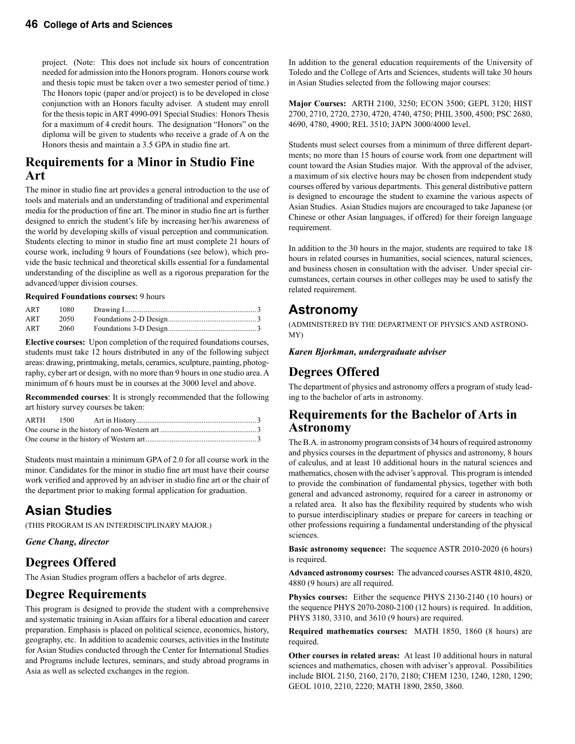project. (Note: This does not include six hours of concentration needed for admission into the Honors program. Honors course work and thesis topic must be taken over a two semester period of time.) The Honors topic (paper and/or project) is to be developed in close conjunction with an Honors faculty adviser. A student may enroll for the thesis topic in ART 4990-091 Special Studies: Honors Thesis for a maximum of 4 credit hours. The designation "Honors" on the diploma will be given to students who receive a grade of A on the Honors thesis and maintain a 3.5 GPA in studio fine art.

## Requirements for a Minor in Studio Fine Art

The minor in studio fine art provides a general introduction to the use of tools and materials and an understanding of traditional and experimental media for the production of fine art. The minor in studio fine art is further designed to enrich the student's life by increasing her/his awareness of the world by developing skills of visual perception and communication. Students electing to minor in studio fine art must complete 21 hours of course work, including 9 hours of Foundations (see below), which provide the basic technical and theoretical skills essential for a fundamental understanding of the discipline as well as a rigorous preparation for the advanced/upper division courses.

**Required Foundations courses:** 9 hours

| | | | |
|---|---|---|---|
| ART | 1080 | Drawing I | 3 |
| ART | 2050 | Foundations 2-D Design | 3 |
| ART | 2060 | Foundations 3-D Design | 3 |

**Elective courses:** Upon completion of the required foundations courses, students must take 12 hours distributed in any of the following subject areas: drawing, printmaking, metals, ceramics, sculpture, painting, photography, cyber art or design, with no more than 9 hours in one studio area. A minimum of 6 hours must be in courses at the 3000 level and above.

**Recommended courses**: It is strongly recommended that the following art history survey courses be taken:

| | |
|---|---|
| ARTH 1500 Art in History | 3 |
| One course in the history of non-Western art | 3 |
| One course in the history of Western art | 3 |

Students must maintain a minimum GPA of 2.0 for all course work in the minor. Candidates for the minor in studio fine art must have their course work verified and approved by an adviser in studio fine art or the chair of the department prior to making formal application for graduation.

# Asian Studies

(THIS PROGRAM IS AN INTERDISCIPLINARY MAJOR.)

***Gene Chang, director***

## Degrees Offered

The Asian Studies program offers a bachelor of arts degree.

## Degree Requirements

This program is designed to provide the student with a comprehensive and systematic training in Asian affairs for a liberal education and career preparation. Emphasis is placed on political science, economics, history, geography, etc. In addition to academic courses, activities in the Institute for Asian Studies conducted through the Center for International Studies and Programs include lectures, seminars, and study abroad programs in Asia as well as selected exchanges in the region.

In addition to the general education requirements of the University of Toledo and the College of Arts and Sciences, students will take 30 hours in Asian Studies selected from the following major courses:

**Major Courses:** ARTH 2100, 3250; ECON 3500; GEPL 3120; HIST 2700, 2710, 2720, 2730, 4720, 4740, 4750; PHIL 3500, 4500; PSC 2680, 4690, 4780, 4900; REL 3510; JAPN 3000/4000 level.

Students must select courses from a minimum of three different departments; no more than 15 hours of course work from one department will count toward the Asian Studies major. With the approval of the adviser, a maximum of six elective hours may be chosen from independent study courses offered by various departments. This general distributive pattern is designed to encourage the student to examine the various aspects of Asian Studies. Asian Studies majors are encouraged to take Japanese (or Chinese or other Asian languages, if offered) for their foreign language requirement.

In addition to the 30 hours in the major, students are required to take 18 hours in related courses in humanities, social sciences, natural sciences, and business chosen in consultation with the adviser. Under special circumstances, certain courses in other colleges may be used to satisfy the related requirement.

# Astronomy

(ADMINISTERED BY THE DEPARTMENT OF PHYSICS AND ASTRONOMY)

***Karen Bjorkman, undergraduate adviser***

## Degrees Offered

The department of physics and astronomy offers a program of study leading to the bachelor of arts in astronomy.

## Requirements for the Bachelor of Arts in Astronomy

The B.A. in astronomy program consists of 34 hours of required astronomy and physics courses in the department of physics and astronomy, 8 hours of calculus, and at least 10 additional hours in the natural sciences and mathematics, chosen with the adviser's approval. This program is intended to provide the combination of fundamental physics, together with both general and advanced astronomy, required for a career in astronomy or a related area. It also has the flexibility required by students who wish to pursue interdisciplinary studies or prepare for careers in teaching or other professions requiring a fundamental understanding of the physical sciences.

**Basic astronomy sequence:** The sequence ASTR 2010-2020 (6 hours) is required.

**Advanced astronomy courses:** The advanced courses ASTR 4810, 4820, 4880 (9 hours) are all required.

**Physics courses:** Either the sequence PHYS 2130-2140 (10 hours) or the sequence PHYS 2070-2080-2100 (12 hours) is required. In addition, PHYS 3180, 3310, and 3610 (9 hours) are required.

**Required mathematics courses:** MATH 1850, 1860 (8 hours) are required.

**Other courses in related areas:** At least 10 additional hours in natural sciences and mathematics, chosen with adviser's approval. Possibilities include BIOL 2150, 2160, 2170, 2180; CHEM 1230, 1240, 1280, 1290; GEOL 1010, 2210, 2220; MATH 1890, 2850, 3860.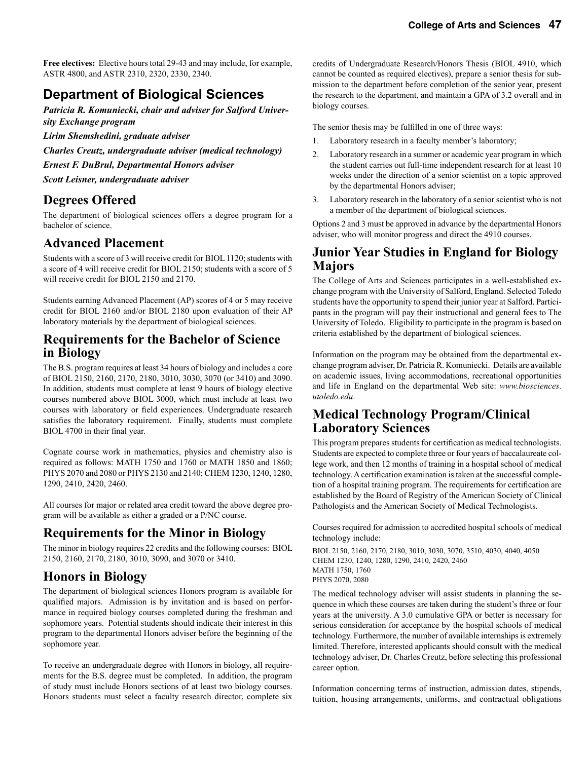**Free electives:** Elective hours total 29-43 and may include, for example, ASTR 4800, and ASTR 2310, 2320, 2330, 2340.

## Department of Biological Sciences

***Patricia R. Komuniecki, chair and adviser for Salford University Exchange program***

***Lirim Shemshedini, graduate adviser***

***Charles Creutz, undergraduate adviser (medical technology)***

***Ernest F. DuBrul, Departmental Honors adviser***

***Scott Leisner, undergraduate adviser***

### Degrees Offered

The department of biological sciences offers a degree program for a bachelor of science.

### Advanced Placement

Students with a score of 3 will receive credit for BIOL 1120; students with a score of 4 will receive credit for BIOL 2150; students with a score of 5 will receive credit for BIOL 2150 and 2170.

Students earning Advanced Placement (AP) scores of 4 or 5 may receive credit for BIOL 2160 and/or BIOL 2180 upon evaluation of their AP laboratory materials by the department of biological sciences.

### Requirements for the Bachelor of Science in Biology

The B.S. program requires at least 34 hours of biology and includes a core of BIOL 2150, 2160, 2170, 2180, 3010, 3030, 3070 (or 3410) and 3090. In addition, students must complete at least 9 hours of biology elective courses numbered above BIOL 3000, which must include at least two courses with laboratory or field experiences. Undergraduate research satisfies the laboratory requirement. Finally, students must complete BIOL 4700 in their final year.

Cognate course work in mathematics, physics and chemistry also is required as follows: MATH 1750 and 1760 or MATH 1850 and 1860; PHYS 2070 and 2080 or PHYS 2130 and 2140; CHEM 1230, 1240, 1280, 1290, 2410, 2420, 2460.

All courses for major or related area credit toward the above degree program will be available as either a graded or a P/NC course.

### Requirements for the Minor in Biology

The minor in biology requires 22 credits and the following courses: BIOL 2150, 2160, 2170, 2180, 3010, 3090, and 3070 or 3410.

### Honors in Biology

The department of biological sciences Honors program is available for qualified majors. Admission is by invitation and is based on performance in required biology courses completed during the freshman and sophomore years. Potential students should indicate their interest in this program to the departmental Honors adviser before the beginning of the sophomore year.

To receive an undergraduate degree with Honors in biology, all requirements for the B.S. degree must be completed. In addition, the program of study must include Honors sections of at least two biology courses. Honors students must select a faculty research director, complete six credits of Undergraduate Research/Honors Thesis (BIOL 4910, which cannot be counted as required electives), prepare a senior thesis for submission to the department before completion of the senior year, present the research to the department, and maintain a GPA of 3.2 overall and in biology courses.

The senior thesis may be fulfilled in one of three ways:

1. Laboratory research in a faculty member's laboratory;
2. Laboratory research in a summer or academic year program in which the student carries out full-time independent research for at least 10 weeks under the direction of a senior scientist on a topic approved by the departmental Honors adviser;
3. Laboratory research in the laboratory of a senior scientist who is not a member of the department of biological sciences.

Options 2 and 3 must be approved in advance by the departmental Honors adviser, who will monitor progress and direct the 4910 courses.

### Junior Year Studies in England for Biology Majors

The College of Arts and Sciences participates in a well-established exchange program with the University of Salford, England. Selected Toledo students have the opportunity to spend their junior year at Salford. Participants in the program will pay their instructional and general fees to The University of Toledo. Eligibility to participate in the program is based on criteria established by the department of biological sciences.

Information on the program may be obtained from the departmental exchange program adviser, Dr. Patricia R. Komuniecki. Details are available on academic issues, living accommodations, recreational opportunities and life in England on the departmental Web site: *www.biosciences.utoledo.edu*.

### Medical Technology Program/Clinical Laboratory Sciences

This program prepares students for certification as medical technologists. Students are expected to complete three or four years of baccalaureate college work, and then 12 months of training in a hospital school of medical technology. A certification examination is taken at the successful completion of a hospital training program. The requirements for certification are established by the Board of Registry of the American Society of Clinical Pathologists and the American Society of Medical Technologists.

Courses required for admission to accredited hospital schools of medical technology include:

BIOL 2150, 2160, 2170, 2180, 3010, 3030, 3070, 3510, 4030, 4040, 4050
CHEM 1230, 1240, 1280, 1290, 2410, 2420, 2460
MATH 1750, 1760
PHYS 2070, 2080

The medical technology adviser will assist students in planning the sequence in which these courses are taken during the student's three or four years at the university. A 3.0 cumulative GPA or better is necessary for serious consideration for acceptance by the hospital schools of medical technology. Furthermore, the number of available internships is extremely limited. Therefore, interested applicants should consult with the medical technology adviser, Dr. Charles Creutz, before selecting this professional career option.

Information concerning terms of instruction, admission dates, stipends, tuition, housing arrangements, uniforms, and contractual obligations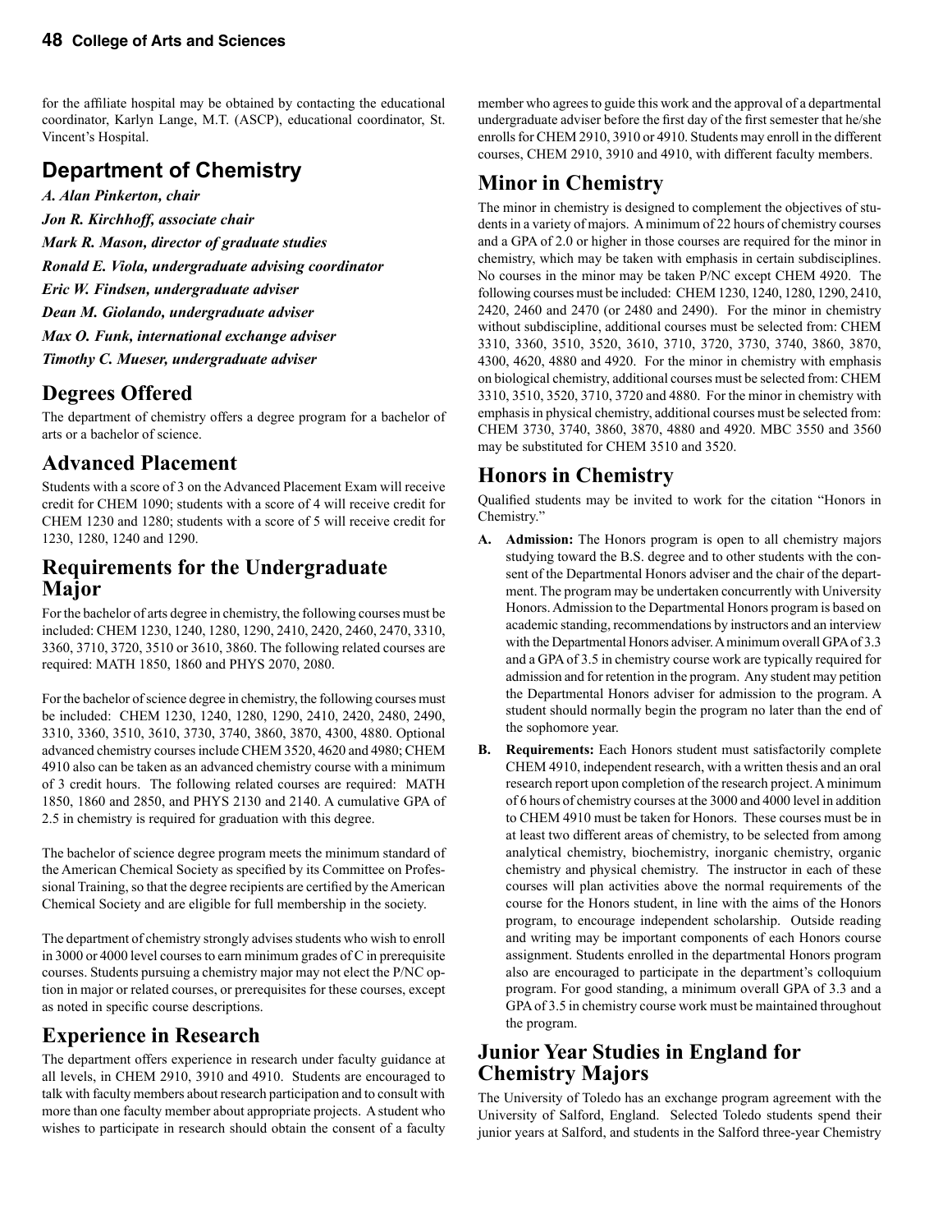for the affiliate hospital may be obtained by contacting the educational coordinator, Karlyn Lange, M.T. (ASCP), educational coordinator, St. Vincent's Hospital.

## Department of Chemistry

***A. Alan Pinkerton, chair***

***Jon R. Kirchhoff, associate chair***

***Mark R. Mason, director of graduate studies***

***Ronald E. Viola, undergraduate advising coordinator***

***Eric W. Findsen, undergraduate adviser***

***Dean M. Giolando, undergraduate adviser***

***Max O. Funk, international exchange adviser***

***Timothy C. Mueser, undergraduate adviser***

## Degrees Offered

The department of chemistry offers a degree program for a bachelor of arts or a bachelor of science.

## Advanced Placement

Students with a score of 3 on the Advanced Placement Exam will receive credit for CHEM 1090; students with a score of 4 will receive credit for CHEM 1230 and 1280; students with a score of 5 will receive credit for 1230, 1280, 1240 and 1290.

## Requirements for the Undergraduate Major

For the bachelor of arts degree in chemistry, the following courses must be included: CHEM 1230, 1240, 1280, 1290, 2410, 2420, 2460, 2470, 3310, 3360, 3710, 3720, 3510 or 3610, 3860. The following related courses are required: MATH 1850, 1860 and PHYS 2070, 2080.

For the bachelor of science degree in chemistry, the following courses must be included: CHEM 1230, 1240, 1280, 1290, 2410, 2420, 2480, 2490, 3310, 3360, 3510, 3610, 3730, 3740, 3860, 3870, 4300, 4880. Optional advanced chemistry courses include CHEM 3520, 4620 and 4980; CHEM 4910 also can be taken as an advanced chemistry course with a minimum of 3 credit hours. The following related courses are required: MATH 1850, 1860 and 2850, and PHYS 2130 and 2140. A cumulative GPA of 2.5 in chemistry is required for graduation with this degree.

The bachelor of science degree program meets the minimum standard of the American Chemical Society as specified by its Committee on Professional Training, so that the degree recipients are certified by the American Chemical Society and are eligible for full membership in the society.

The department of chemistry strongly advises students who wish to enroll in 3000 or 4000 level courses to earn minimum grades of C in prerequisite courses. Students pursuing a chemistry major may not elect the P/NC option in major or related courses, or prerequisites for these courses, except as noted in specific course descriptions.

## Experience in Research

The department offers experience in research under faculty guidance at all levels, in CHEM 2910, 3910 and 4910. Students are encouraged to talk with faculty members about research participation and to consult with more than one faculty member about appropriate projects. A student who wishes to participate in research should obtain the consent of a faculty member who agrees to guide this work and the approval of a departmental undergraduate adviser before the first day of the first semester that he/she enrolls for CHEM 2910, 3910 or 4910. Students may enroll in the different courses, CHEM 2910, 3910 and 4910, with different faculty members.

## Minor in Chemistry

The minor in chemistry is designed to complement the objectives of students in a variety of majors. A minimum of 22 hours of chemistry courses and a GPA of 2.0 or higher in those courses are required for the minor in chemistry, which may be taken with emphasis in certain subdisciplines. No courses in the minor may be taken P/NC except CHEM 4920. The following courses must be included: CHEM 1230, 1240, 1280, 1290, 2410, 2420, 2460 and 2470 (or 2480 and 2490). For the minor in chemistry without subdiscipline, additional courses must be selected from: CHEM 3310, 3360, 3510, 3520, 3610, 3710, 3720, 3730, 3740, 3860, 3870, 4300, 4620, 4880 and 4920. For the minor in chemistry with emphasis on biological chemistry, additional courses must be selected from: CHEM 3310, 3510, 3520, 3710, 3720 and 4880. For the minor in chemistry with emphasis in physical chemistry, additional courses must be selected from: CHEM 3730, 3740, 3860, 3870, 4880 and 4920. MBC 3550 and 3560 may be substituted for CHEM 3510 and 3520.

## Honors in Chemistry

Qualified students may be invited to work for the citation "Honors in Chemistry."

**A. Admission:** The Honors program is open to all chemistry majors studying toward the B.S. degree and to other students with the consent of the Departmental Honors adviser and the chair of the department. The program may be undertaken concurrently with University Honors. Admission to the Departmental Honors program is based on academic standing, recommendations by instructors and an interview with the Departmental Honors adviser. A minimum overall GPA of 3.3 and a GPA of 3.5 in chemistry course work are typically required for admission and for retention in the program. Any student may petition the Departmental Honors adviser for admission to the program. A student should normally begin the program no later than the end of the sophomore year.

**B. Requirements:** Each Honors student must satisfactorily complete CHEM 4910, independent research, with a written thesis and an oral research report upon completion of the research project. A minimum of 6 hours of chemistry courses at the 3000 and 4000 level in addition to CHEM 4910 must be taken for Honors. These courses must be in at least two different areas of chemistry, to be selected from among analytical chemistry, biochemistry, inorganic chemistry, organic chemistry and physical chemistry. The instructor in each of these courses will plan activities above the normal requirements of the course for the Honors student, in line with the aims of the Honors program, to encourage independent scholarship. Outside reading and writing may be important components of each Honors course assignment. Students enrolled in the departmental Honors program also are encouraged to participate in the department's colloquium program. For good standing, a minimum overall GPA of 3.3 and a GPA of 3.5 in chemistry course work must be maintained throughout the program.

## Junior Year Studies in England for Chemistry Majors

The University of Toledo has an exchange program agreement with the University of Salford, England. Selected Toledo students spend their junior years at Salford, and students in the Salford three-year Chemistry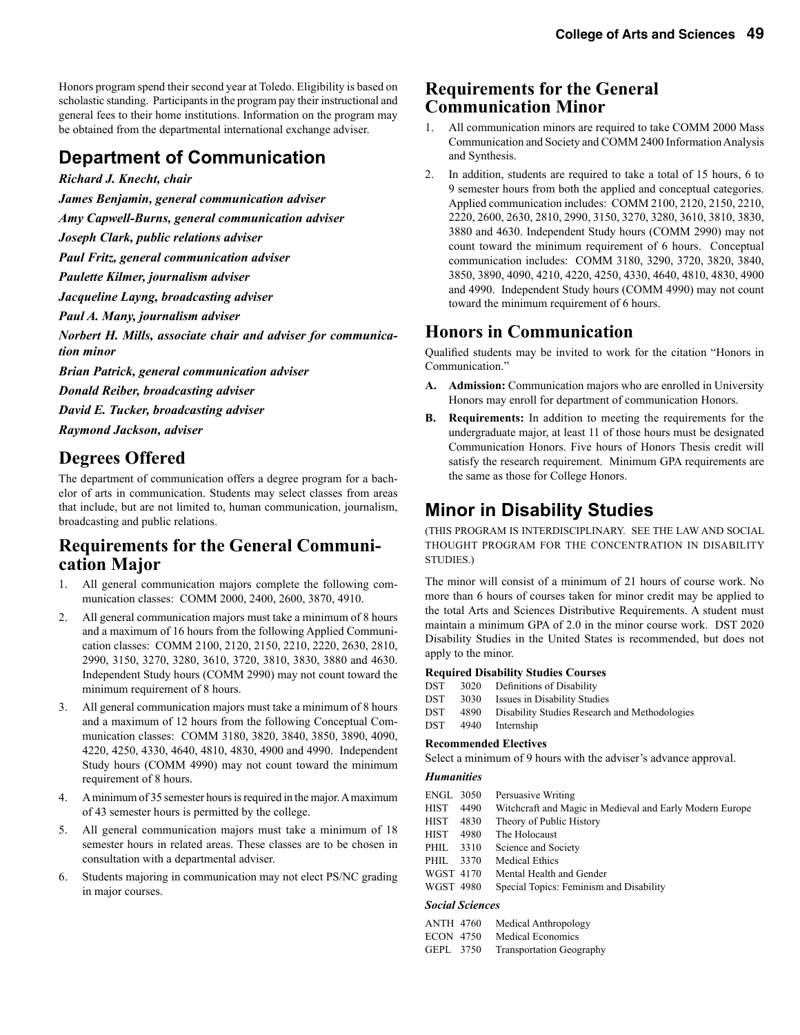Honors program spend their second year at Toledo. Eligibility is based on scholastic standing. Participants in the program pay their instructional and general fees to their home institutions. Information on the program may be obtained from the departmental international exchange adviser.

## Department of Communication

***Richard J. Knecht, chair***

***James Benjamin, general communication adviser***

***Amy Capwell-Burns, general communication adviser***

***Joseph Clark, public relations adviser***

***Paul Fritz, general communication adviser***

***Paulette Kilmer, journalism adviser***

***Jacqueline Layng, broadcasting adviser***

***Paul A. Many, journalism adviser***

***Norbert H. Mills, associate chair and adviser for communication minor***

***Brian Patrick, general communication adviser***

***Donald Reiber, broadcasting adviser***

***David E. Tucker, broadcasting adviser***

***Raymond Jackson, adviser***

## Degrees Offered

The department of communication offers a degree program for a bachelor of arts in communication. Students may select classes from areas that include, but are not limited to, human communication, journalism, broadcasting and public relations.

## Requirements for the General Communication Major

1. All general communication majors complete the following communication classes: COMM 2000, 2400, 2600, 3870, 4910.
2. All general communication majors must take a minimum of 8 hours and a maximum of 16 hours from the following Applied Communication classes: COMM 2100, 2120, 2150, 2210, 2220, 2630, 2810, 2990, 3150, 3270, 3280, 3610, 3720, 3810, 3830, 3880 and 4630. Independent Study hours (COMM 2990) may not count toward the minimum requirement of 8 hours.
3. All general communication majors must take a minimum of 8 hours and a maximum of 12 hours from the following Conceptual Communication classes: COMM 3180, 3820, 3840, 3850, 3890, 4090, 4220, 4250, 4330, 4640, 4810, 4830, 4900 and 4990. Independent Study hours (COMM 4990) may not count toward the minimum requirement of 8 hours.
4. A minimum of 35 semester hours is required in the major. A maximum of 43 semester hours is permitted by the college.
5. All general communication majors must take a minimum of 18 semester hours in related areas. These classes are to be chosen in consultation with a departmental adviser.
6. Students majoring in communication may not elect PS/NC grading in major courses.

## Requirements for the General Communication Minor

1. All communication minors are required to take COMM 2000 Mass Communication and Society and COMM 2400 Information Analysis and Synthesis.
2. In addition, students are required to take a total of 15 hours, 6 to 9 semester hours from both the applied and conceptual categories. Applied communication includes: COMM 2100, 2120, 2150, 2210, 2220, 2600, 2630, 2810, 2990, 3150, 3270, 3280, 3610, 3810, 3830, 3880 and 4630. Independent Study hours (COMM 2990) may not count toward the minimum requirement of 6 hours. Conceptual communication includes: COMM 3180, 3290, 3720, 3820, 3840, 3850, 3890, 4090, 4210, 4220, 4250, 4330, 4640, 4810, 4830, 4900 and 4990. Independent Study hours (COMM 4990) may not count toward the minimum requirement of 6 hours.

## Honors in Communication

Qualified students may be invited to work for the citation "Honors in Communication."

**A. Admission:** Communication majors who are enrolled in University Honors may enroll for department of communication Honors.

**B. Requirements:** In addition to meeting the requirements for the undergraduate major, at least 11 of those hours must be designated Communication Honors. Five hours of Honors Thesis credit will satisfy the research requirement. Minimum GPA requirements are the same as those for College Honors.

## Minor in Disability Studies

(THIS PROGRAM IS INTERDISCIPLINARY. SEE THE LAW AND SOCIAL THOUGHT PROGRAM FOR THE CONCENTRATION IN DISABILITY STUDIES.)

The minor will consist of a minimum of 21 hours of course work. No more than 6 hours of courses taken for minor credit may be applied to the total Arts and Sciences Distributive Requirements. A student must maintain a minimum GPA of 2.0 in the minor course work. DST 2020 Disability Studies in the United States is recommended, but does not apply to the minor.

**Required Disability Studies Courses**

| | | |
|---|---|---|
| DST | 3020 | Definitions of Disability |
| DST | 3030 | Issues in Disability Studies |
| DST | 4890 | Disability Studies Research and Methodologies |
| DST | 4940 | Internship |

**Recommended Electives**

Select a minimum of 9 hours with the adviser's advance approval.

***Humanities***

| | | |
|---|---|---|
| ENGL | 3050 | Persuasive Writing |
| HIST | 4490 | Witchcraft and Magic in Medieval and Early Modern Europe |
| HIST | 4830 | Theory of Public History |
| HIST | 4980 | The Holocaust |
| PHIL | 3310 | Science and Society |
| PHIL | 3370 | Medical Ethics |
| WGST | 4170 | Mental Health and Gender |
| WGST | 4980 | Special Topics: Feminism and Disability |

***Social Sciences***

| | | |
|---|---|---|
| ANTH | 4760 | Medical Anthropology |
| ECON | 4750 | Medical Economics |
| GEPL | 3750 | Transportation Geography |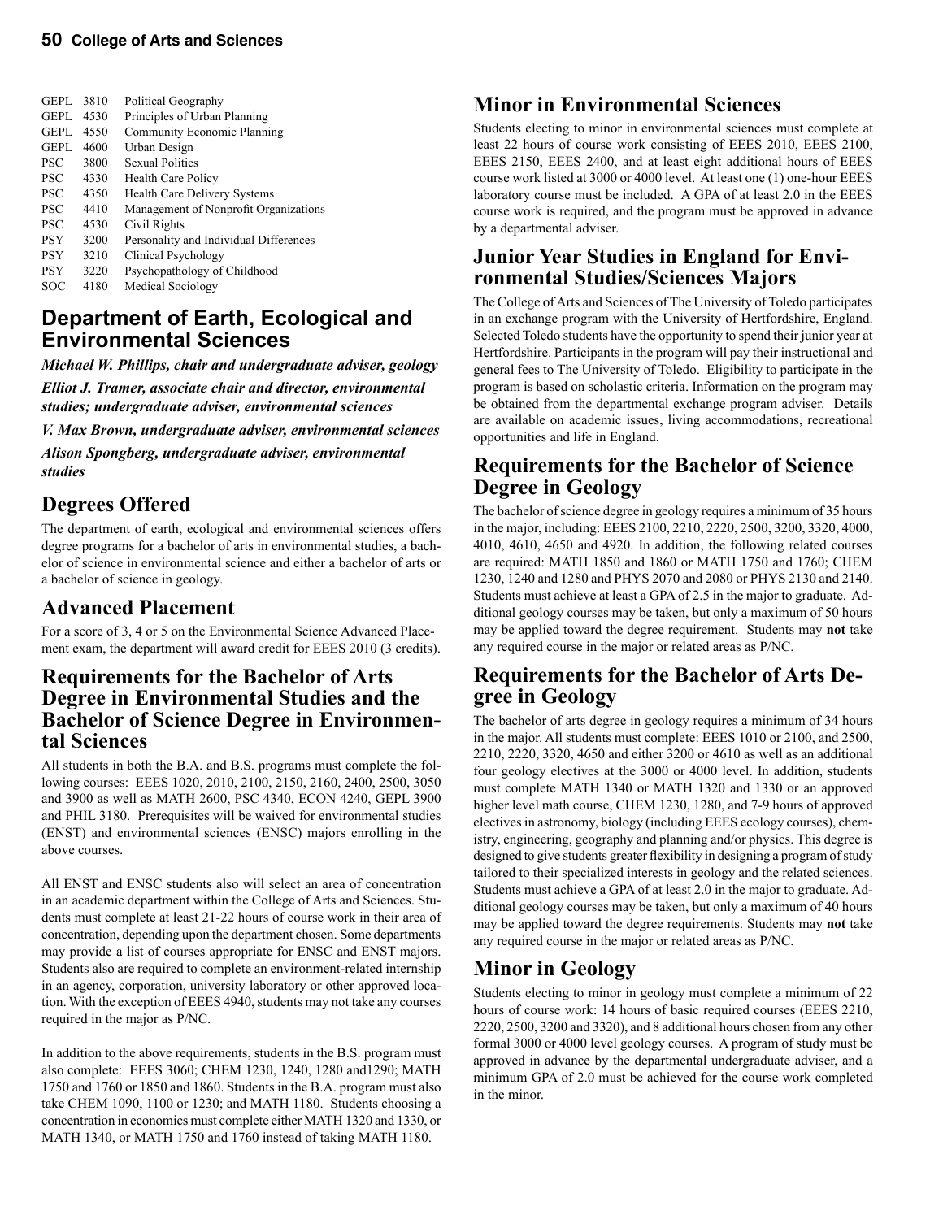| | | |
|---|---|---|
| GEPL | 3810 | Political Geography |
| GEPL | 4530 | Principles of Urban Planning |
| GEPL | 4550 | Community Economic Planning |
| GEPL | 4600 | Urban Design |
| PSC | 3800 | Sexual Politics |
| PSC | 4330 | Health Care Policy |
| PSC | 4350 | Health Care Delivery Systems |
| PSC | 4410 | Management of Nonprofit Organizations |
| PSC | 4530 | Civil Rights |
| PSY | 3200 | Personality and Individual Differences |
| PSY | 3210 | Clinical Psychology |
| PSY | 3220 | Psychopathology of Childhood |
| SOC | 4180 | Medical Sociology |

# Department of Earth, Ecological and Environmental Sciences

***Michael W. Phillips, chair and undergraduate adviser, geology***

***Elliot J. Tramer, associate chair and director, environmental studies; undergraduate adviser, environmental sciences***

***V. Max Brown, undergraduate adviser, environmental sciences***

***Alison Spongberg, undergraduate adviser, environmental studies***

## Degrees Offered

The department of earth, ecological and environmental sciences offers degree programs for a bachelor of arts in environmental studies, a bachelor of science in environmental science and either a bachelor of arts or a bachelor of science in geology.

## Advanced Placement

For a score of 3, 4 or 5 on the Environmental Science Advanced Placement exam, the department will award credit for EEES 2010 (3 credits).

## Requirements for the Bachelor of Arts Degree in Environmental Studies and the Bachelor of Science Degree in Environmental Sciences

All students in both the B.A. and B.S. programs must complete the following courses: EEES 1020, 2010, 2100, 2150, 2160, 2400, 2500, 3050 and 3900 as well as MATH 2600, PSC 4340, ECON 4240, GEPL 3900 and PHIL 3180. Prerequisites will be waived for environmental studies (ENST) and environmental sciences (ENSC) majors enrolling in the above courses.

All ENST and ENSC students also will select an area of concentration in an academic department within the College of Arts and Sciences. Students must complete at least 21-22 hours of course work in their area of concentration, depending upon the department chosen. Some departments may provide a list of courses appropriate for ENSC and ENST majors. Students also are required to complete an environment-related internship in an agency, corporation, university laboratory or other approved location. With the exception of EEES 4940, students may not take any courses required in the major as P/NC.

In addition to the above requirements, students in the B.S. program must also complete: EEES 3060; CHEM 1230, 1240, 1280 and1290; MATH 1750 and 1760 or 1850 and 1860. Students in the B.A. program must also take CHEM 1090, 1100 or 1230; and MATH 1180. Students choosing a concentration in economics must complete either MATH 1320 and 1330, or MATH 1340, or MATH 1750 and 1760 instead of taking MATH 1180.

## Minor in Environmental Sciences

Students electing to minor in environmental sciences must complete at least 22 hours of course work consisting of EEES 2010, EEES 2100, EEES 2150, EEES 2400, and at least eight additional hours of EEES course work listed at 3000 or 4000 level. At least one (1) one-hour EEES laboratory course must be included. A GPA of at least 2.0 in the EEES course work is required, and the program must be approved in advance by a departmental adviser.

## Junior Year Studies in England for Environmental Studies/Sciences Majors

The College of Arts and Sciences of The University of Toledo participates in an exchange program with the University of Hertfordshire, England. Selected Toledo students have the opportunity to spend their junior year at Hertfordshire. Participants in the program will pay their instructional and general fees to The University of Toledo. Eligibility to participate in the program is based on scholastic criteria. Information on the program may be obtained from the departmental exchange program adviser. Details are available on academic issues, living accommodations, recreational opportunities and life in England.

## Requirements for the Bachelor of Science Degree in Geology

The bachelor of science degree in geology requires a minimum of 35 hours in the major, including: EEES 2100, 2210, 2220, 2500, 3200, 3320, 4000, 4010, 4610, 4650 and 4920. In addition, the following related courses are required: MATH 1850 and 1860 or MATH 1750 and 1760; CHEM 1230, 1240 and 1280 and PHYS 2070 and 2080 or PHYS 2130 and 2140. Students must achieve at least a GPA of 2.5 in the major to graduate. Additional geology courses may be taken, but only a maximum of 50 hours may be applied toward the degree requirement. Students may **not** take any required course in the major or related areas as P/NC.

## Requirements for the Bachelor of Arts Degree in Geology

The bachelor of arts degree in geology requires a minimum of 34 hours in the major. All students must complete: EEES 1010 or 2100, and 2500, 2210, 2220, 3320, 4650 and either 3200 or 4610 as well as an additional four geology electives at the 3000 or 4000 level. In addition, students must complete MATH 1340 or MATH 1320 and 1330 or an approved higher level math course, CHEM 1230, 1280, and 7-9 hours of approved electives in astronomy, biology (including EEES ecology courses), chemistry, engineering, geography and planning and/or physics. This degree is designed to give students greater flexibility in designing a program of study tailored to their specialized interests in geology and the related sciences. Students must achieve a GPA of at least 2.0 in the major to graduate. Additional geology courses may be taken, but only a maximum of 40 hours may be applied toward the degree requirements. Students may **not** take any required course in the major or related areas as P/NC.

## Minor in Geology

Students electing to minor in geology must complete a minimum of 22 hours of course work: 14 hours of basic required courses (EEES 2210, 2220, 2500, 3200 and 3320), and 8 additional hours chosen from any other formal 3000 or 4000 level geology courses. A program of study must be approved in advance by the departmental undergraduate adviser, and a minimum GPA of 2.0 must be achieved for the course work completed in the minor.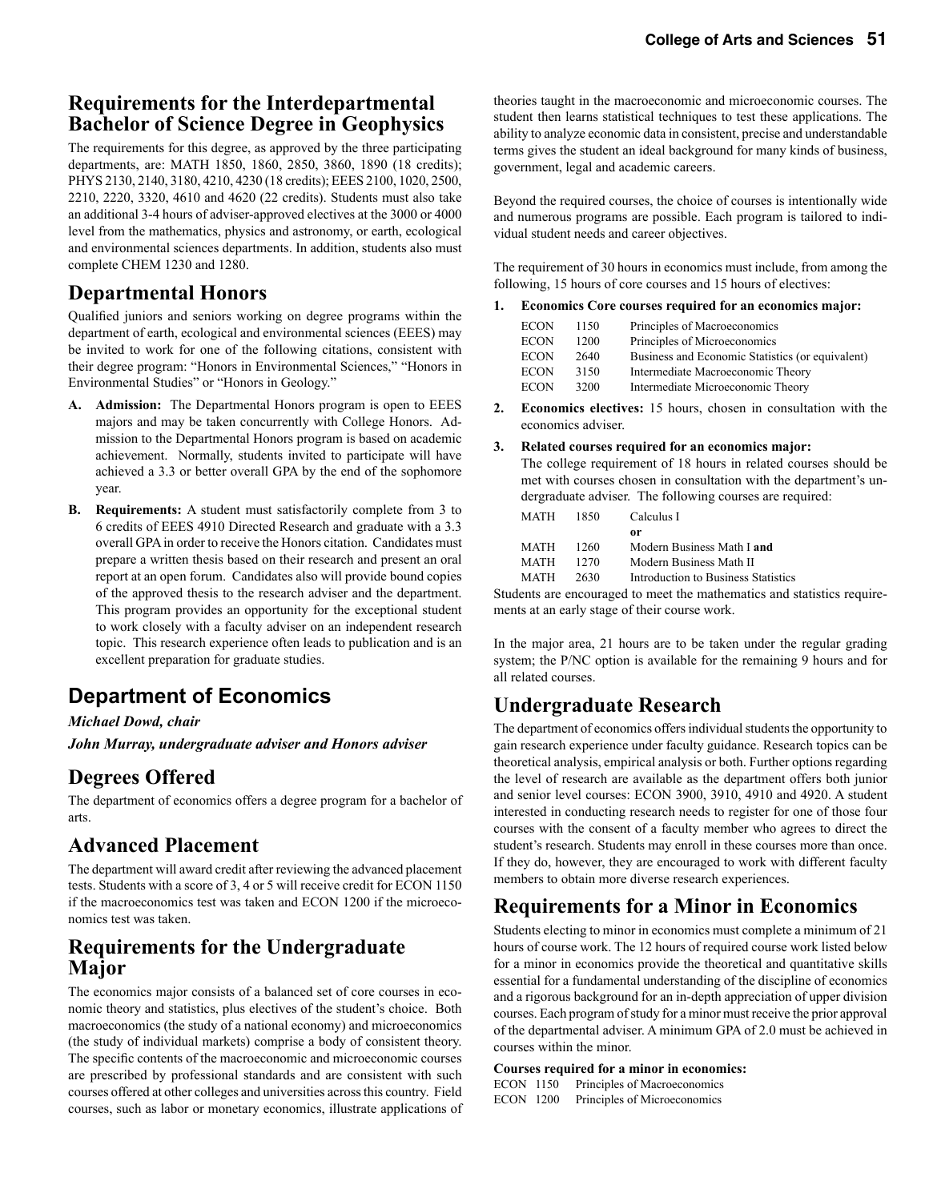## Requirements for the Interdepartmental Bachelor of Science Degree in Geophysics

The requirements for this degree, as approved by the three participating departments, are: MATH 1850, 1860, 2850, 3860, 1890 (18 credits); PHYS 2130, 2140, 3180, 4210, 4230 (18 credits); EEES 2100, 1020, 2500, 2210, 2220, 3320, 4610 and 4620 (22 credits). Students must also take an additional 3-4 hours of adviser-approved electives at the 3000 or 4000 level from the mathematics, physics and astronomy, or earth, ecological and environmental sciences departments. In addition, students also must complete CHEM 1230 and 1280.

## Departmental Honors

Qualified juniors and seniors working on degree programs within the department of earth, ecological and environmental sciences (EEES) may be invited to work for one of the following citations, consistent with their degree program: "Honors in Environmental Sciences," "Honors in Environmental Studies" or "Honors in Geology."

- **A. Admission:** The Departmental Honors program is open to EEES majors and may be taken concurrently with College Honors. Admission to the Departmental Honors program is based on academic achievement. Normally, students invited to participate will have achieved a 3.3 or better overall GPA by the end of the sophomore year.
- **B. Requirements:** A student must satisfactorily complete from 3 to 6 credits of EEES 4910 Directed Research and graduate with a 3.3 overall GPA in order to receive the Honors citation. Candidates must prepare a written thesis based on their research and present an oral report at an open forum. Candidates also will provide bound copies of the approved thesis to the research adviser and the department. This program provides an opportunity for the exceptional student to work closely with a faculty adviser on an independent research topic. This research experience often leads to publication and is an excellent preparation for graduate studies.

# Department of Economics

***Michael Dowd, chair***

***John Murray, undergraduate adviser and Honors adviser***

## Degrees Offered

The department of economics offers a degree program for a bachelor of arts.

## Advanced Placement

The department will award credit after reviewing the advanced placement tests. Students with a score of 3, 4 or 5 will receive credit for ECON 1150 if the macroeconomics test was taken and ECON 1200 if the microeconomics test was taken.

## Requirements for the Undergraduate Major

The economics major consists of a balanced set of core courses in economic theory and statistics, plus electives of the student's choice. Both macroeconomics (the study of a national economy) and microeconomics (the study of individual markets) comprise a body of consistent theory. The specific contents of the macroeconomic and microeconomic courses are prescribed by professional standards and are consistent with such courses offered at other colleges and universities across this country. Field courses, such as labor or monetary economics, illustrate applications of theories taught in the macroeconomic and microeconomic courses. The student then learns statistical techniques to test these applications. The ability to analyze economic data in consistent, precise and understandable terms gives the student an ideal background for many kinds of business, government, legal and academic careers.

Beyond the required courses, the choice of courses is intentionally wide and numerous programs are possible. Each program is tailored to individual student needs and career objectives.

The requirement of 30 hours in economics must include, from among the following, 15 hours of core courses and 15 hours of electives:

**1. Economics Core courses required for an economics major:**

| | | |
|---|---|---|
| ECON | 1150 | Principles of Macroeconomics |
| ECON | 1200 | Principles of Microeconomics |
| ECON | 2640 | Business and Economic Statistics (or equivalent) |
| ECON | 3150 | Intermediate Macroeconomic Theory |
| ECON | 3200 | Intermediate Microeconomic Theory |

**2. Economics electives:** 15 hours, chosen in consultation with the economics adviser.

**3. Related courses required for an economics major:**
The college requirement of 18 hours in related courses should be met with courses chosen in consultation with the department's undergraduate adviser. The following courses are required:

| | | |
|---|---|---|
| MATH | 1850 | Calculus I |
| | | **or** |
| MATH | 1260 | Modern Business Math I **and** |
| MATH | 1270 | Modern Business Math II |
| MATH | 2630 | Introduction to Business Statistics |

Students are encouraged to meet the mathematics and statistics requirements at an early stage of their course work.

In the major area, 21 hours are to be taken under the regular grading system; the P/NC option is available for the remaining 9 hours and for all related courses.

## Undergraduate Research

The department of economics offers individual students the opportunity to gain research experience under faculty guidance. Research topics can be theoretical analysis, empirical analysis or both. Further options regarding the level of research are available as the department offers both junior and senior level courses: ECON 3900, 3910, 4910 and 4920. A student interested in conducting research needs to register for one of those four courses with the consent of a faculty member who agrees to direct the student's research. Students may enroll in these courses more than once. If they do, however, they are encouraged to work with different faculty members to obtain more diverse research experiences.

## Requirements for a Minor in Economics

Students electing to minor in economics must complete a minimum of 21 hours of course work. The 12 hours of required course work listed below for a minor in economics provide the theoretical and quantitative skills essential for a fundamental understanding of the discipline of economics and a rigorous background for an in-depth appreciation of upper division courses. Each program of study for a minor must receive the prior approval of the departmental adviser. A minimum GPA of 2.0 must be achieved in courses within the minor.

**Courses required for a minor in economics:**

ECON 1150 Principles of Macroeconomics
ECON 1200 Principles of Microeconomics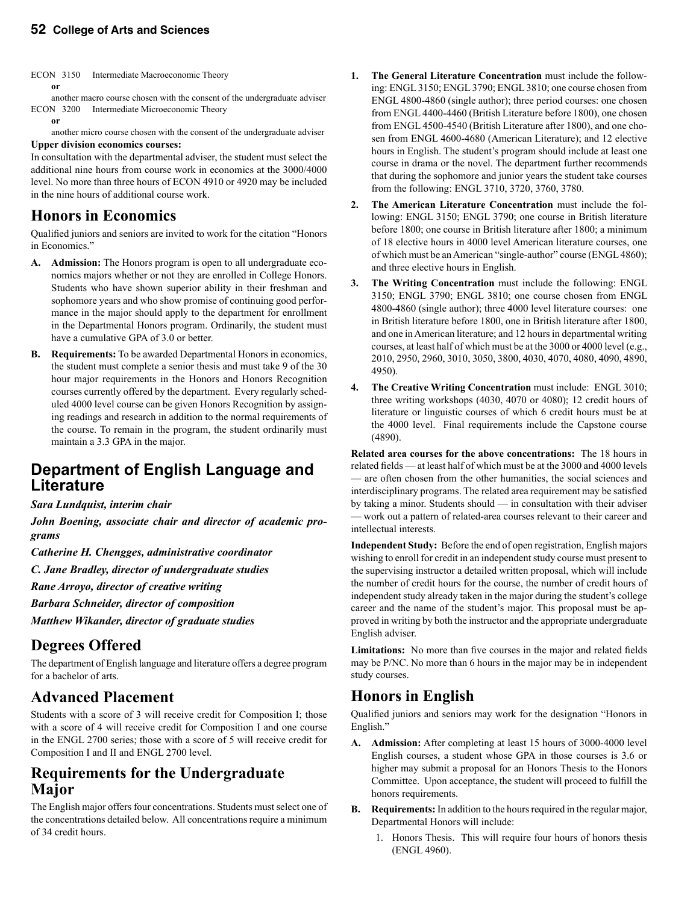ECON 3150 Intermediate Macroeconomic Theory

**or**

another macro course chosen with the consent of the undergraduate adviser

ECON 3200 Intermediate Microeconomic Theory

**or**

another micro course chosen with the consent of the undergraduate adviser

**Upper division economics courses:**

In consultation with the departmental adviser, the student must select the additional nine hours from course work in economics at the 3000/4000 level. No more than three hours of ECON 4910 or 4920 may be included in the nine hours of additional course work.

## Honors in Economics

Qualified juniors and seniors are invited to work for the citation "Honors in Economics."

**A. Admission:** The Honors program is open to all undergraduate economics majors whether or not they are enrolled in College Honors. Students who have shown superior ability in their freshman and sophomore years and who show promise of continuing good performance in the major should apply to the department for enrollment in the Departmental Honors program. Ordinarily, the student must have a cumulative GPA of 3.0 or better.

**B. Requirements:** To be awarded Departmental Honors in economics, the student must complete a senior thesis and must take 9 of the 30 hour major requirements in the Honors and Honors Recognition courses currently offered by the department. Every regularly scheduled 4000 level course can be given Honors Recognition by assigning readings and research in addition to the normal requirements of the course. To remain in the program, the student ordinarily must maintain a 3.3 GPA in the major.

# Department of English Language and Literature

***Sara Lundquist, interim chair***

***John Boening, associate chair and director of academic programs***

***Catherine H. Chengges, administrative coordinator***

***C. Jane Bradley, director of undergraduate studies***

***Rane Arroyo, director of creative writing***

***Barbara Schneider, director of composition***

***Matthew Wikander, director of graduate studies***

## Degrees Offered

The department of English language and literature offers a degree program for a bachelor of arts.

## Advanced Placement

Students with a score of 3 will receive credit for Composition I; those with a score of 4 will receive credit for Composition I and one course in the ENGL 2700 series; those with a score of 5 will receive credit for Composition I and II and ENGL 2700 level.

## Requirements for the Undergraduate Major

The English major offers four concentrations. Students must select one of the concentrations detailed below. All concentrations require a minimum of 34 credit hours.

1. **The General Literature Concentration** must include the following: ENGL 3150; ENGL 3790; ENGL 3810; one course chosen from ENGL 4800-4860 (single author); three period courses: one chosen from ENGL 4400-4460 (British Literature before 1800), one chosen from ENGL 4500-4540 (British Literature after 1800), and one chosen from ENGL 4600-4680 (American Literature); and 12 elective hours in English. The student's program should include at least one course in drama or the novel. The department further recommends that during the sophomore and junior years the student take courses from the following: ENGL 3710, 3720, 3760, 3780.
2. **The American Literature Concentration** must include the following: ENGL 3150; ENGL 3790; one course in British literature before 1800; one course in British literature after 1800; a minimum of 18 elective hours in 4000 level American literature courses, one of which must be an American "single-author" course (ENGL 4860); and three elective hours in English.
3. **The Writing Concentration** must include the following: ENGL 3150; ENGL 3790; ENGL 3810; one course chosen from ENGL 4800-4860 (single author); three 4000 level literature courses: one in British literature before 1800, one in British literature after 1800, and one in American literature; and 12 hours in departmental writing courses, at least half of which must be at the 3000 or 4000 level (e.g., 2010, 2950, 2960, 3010, 3050, 3800, 4030, 4070, 4080, 4090, 4890, 4950).
4. **The Creative Writing Concentration** must include: ENGL 3010; three writing workshops (4030, 4070 or 4080); 12 credit hours of literature or linguistic courses of which 6 credit hours must be at the 4000 level. Final requirements include the Capstone course (4890).

**Related area courses for the above concentrations:** The 18 hours in related fields — at least half of which must be at the 3000 and 4000 levels — are often chosen from the other humanities, the social sciences and interdisciplinary programs. The related area requirement may be satisfied by taking a minor. Students should — in consultation with their adviser — work out a pattern of related-area courses relevant to their career and intellectual interests.

**Independent Study:** Before the end of open registration, English majors wishing to enroll for credit in an independent study course must present to the supervising instructor a detailed written proposal, which will include the number of credit hours for the course, the number of credit hours of independent study already taken in the major during the student's college career and the name of the student's major. This proposal must be approved in writing by both the instructor and the appropriate undergraduate English adviser.

**Limitations:** No more than five courses in the major and related fields may be P/NC. No more than 6 hours in the major may be in independent study courses.

## Honors in English

Qualified juniors and seniors may work for the designation "Honors in English."

**A. Admission:** After completing at least 15 hours of 3000-4000 level English courses, a student whose GPA in those courses is 3.6 or higher may submit a proposal for an Honors Thesis to the Honors Committee. Upon acceptance, the student will proceed to fulfill the honors requirements.

**B. Requirements:** In addition to the hours required in the regular major, Departmental Honors will include:

1. Honors Thesis. This will require four hours of honors thesis (ENGL 4960).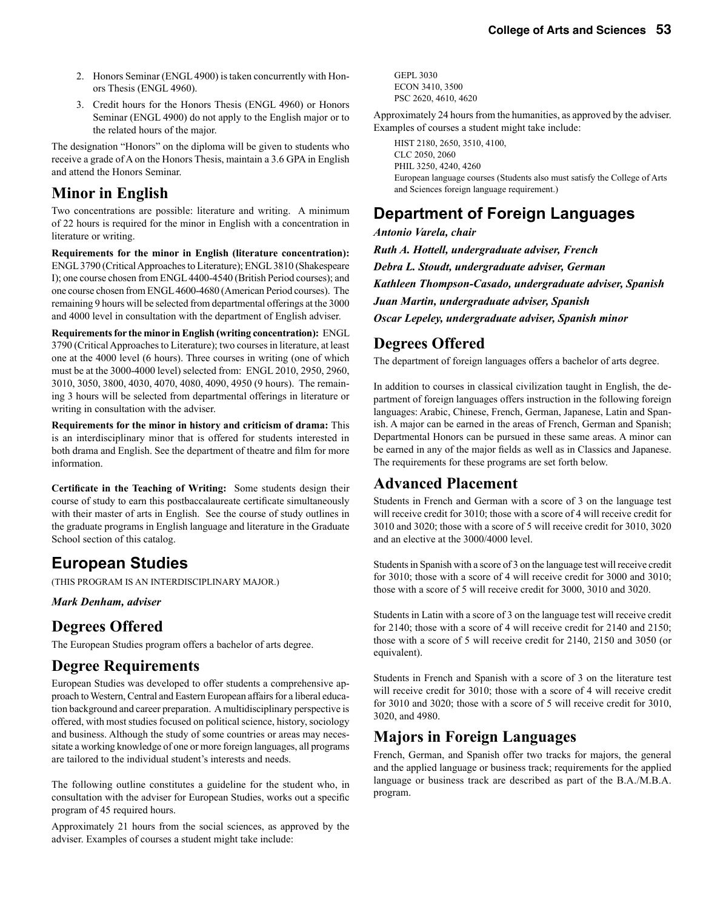2. Honors Seminar (ENGL 4900) is taken concurrently with Honors Thesis (ENGL 4960).
3. Credit hours for the Honors Thesis (ENGL 4960) or Honors Seminar (ENGL 4900) do not apply to the English major or to the related hours of the major.

The designation "Honors" on the diploma will be given to students who receive a grade of A on the Honors Thesis, maintain a 3.6 GPA in English and attend the Honors Seminar.

## Minor in English

Two concentrations are possible: literature and writing. A minimum of 22 hours is required for the minor in English with a concentration in literature or writing.

**Requirements for the minor in English (literature concentration):** ENGL 3790 (Critical Approaches to Literature); ENGL 3810 (Shakespeare I); one course chosen from ENGL 4400-4540 (British Period courses); and one course chosen from ENGL 4600-4680 (American Period courses). The remaining 9 hours will be selected from departmental offerings at the 3000 and 4000 level in consultation with the department of English adviser.

**Requirements for the minor in English (writing concentration):** ENGL 3790 (Critical Approaches to Literature); two courses in literature, at least one at the 4000 level (6 hours). Three courses in writing (one of which must be at the 3000-4000 level) selected from: ENGL 2010, 2950, 2960, 3010, 3050, 3800, 4030, 4070, 4080, 4090, 4950 (9 hours). The remaining 3 hours will be selected from departmental offerings in literature or writing in consultation with the adviser.

**Requirements for the minor in history and criticism of drama:** This is an interdisciplinary minor that is offered for students interested in both drama and English. See the department of theatre and film for more information.

**Certificate in the Teaching of Writing:** Some students design their course of study to earn this postbaccalaureate certificate simultaneously with their master of arts in English. See the course of study outlines in the graduate programs in English language and literature in the Graduate School section of this catalog.

# European Studies

(THIS PROGRAM IS AN INTERDISCIPLINARY MAJOR.)

***Mark Denham, adviser***

## Degrees Offered

The European Studies program offers a bachelor of arts degree.

## Degree Requirements

European Studies was developed to offer students a comprehensive approach to Western, Central and Eastern European affairs for a liberal education background and career preparation. A multidisciplinary perspective is offered, with most studies focused on political science, history, sociology and business. Although the study of some countries or areas may necessitate a working knowledge of one or more foreign languages, all programs are tailored to the individual student's interests and needs.

The following outline constitutes a guideline for the student who, in consultation with the adviser for European Studies, works out a specific program of 45 required hours.

Approximately 21 hours from the social sciences, as approved by the adviser. Examples of courses a student might take include:

GEPL 3030
ECON 3410, 3500
PSC 2620, 4610, 4620

Approximately 24 hours from the humanities, as approved by the adviser. Examples of courses a student might take include:

HIST 2180, 2650, 3510, 4100,
CLC 2050, 2060
PHIL 3250, 4240, 4260
European language courses (Students also must satisfy the College of Arts and Sciences foreign language requirement.)

# Department of Foreign Languages

***Antonio Varela, chair***

***Ruth A. Hottell, undergraduate adviser, French***

***Debra L. Stoudt, undergraduate adviser, German***

***Kathleen Thompson-Casado, undergraduate adviser, Spanish***

***Juan Martin, undergraduate adviser, Spanish***

***Oscar Lepeley, undergraduate adviser, Spanish minor***

## Degrees Offered

The department of foreign languages offers a bachelor of arts degree.

In addition to courses in classical civilization taught in English, the department of foreign languages offers instruction in the following foreign languages: Arabic, Chinese, French, German, Japanese, Latin and Spanish. A major can be earned in the areas of French, German and Spanish; Departmental Honors can be pursued in these same areas. A minor can be earned in any of the major fields as well as in Classics and Japanese. The requirements for these programs are set forth below.

## Advanced Placement

Students in French and German with a score of 3 on the language test will receive credit for 3010; those with a score of 4 will receive credit for 3010 and 3020; those with a score of 5 will receive credit for 3010, 3020 and an elective at the 3000/4000 level.

Students in Spanish with a score of 3 on the language test will receive credit for 3010; those with a score of 4 will receive credit for 3000 and 3010; those with a score of 5 will receive credit for 3000, 3010 and 3020.

Students in Latin with a score of 3 on the language test will receive credit for 2140; those with a score of 4 will receive credit for 2140 and 2150; those with a score of 5 will receive credit for 2140, 2150 and 3050 (or equivalent).

Students in French and Spanish with a score of 3 on the literature test will receive credit for 3010; those with a score of 4 will receive credit for 3010 and 3020; those with a score of 5 will receive credit for 3010, 3020, and 4980.

## Majors in Foreign Languages

French, German, and Spanish offer two tracks for majors, the general and the applied language or business track; requirements for the applied language or business track are described as part of the B.A./M.B.A. program.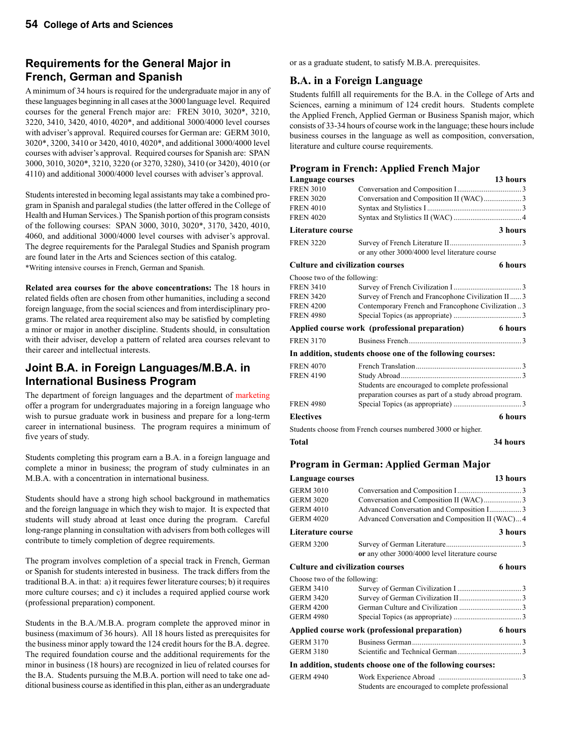## Requirements for the General Major in French, German and Spanish

A minimum of 34 hours is required for the undergraduate major in any of these languages beginning in all cases at the 3000 language level. Required courses for the general French major are: FREN 3010, 3020*, 3210, 3220, 3410, 3420, 4010, 4020*, and additional 3000/4000 level courses with adviser's approval. Required courses for German are: GERM 3010, 3020*, 3200, 3410 or 3420, 4010, 4020*, and additional 3000/4000 level courses with adviser's approval. Required courses for Spanish are: SPAN 3000, 3010, 3020*, 3210, 3220 (or 3270, 3280), 3410 (or 3420), 4010 (or 4110) and additional 3000/4000 level courses with adviser's approval.

Students interested in becoming legal assistants may take a combined program in Spanish and paralegal studies (the latter offered in the College of Health and Human Services.) The Spanish portion of this program consists of the following courses: SPAN 3000, 3010, 3020*, 3170, 3420, 4010, 4060, and additional 3000/4000 level courses with adviser's approval. The degree requirements for the Paralegal Studies and Spanish program are found later in the Arts and Sciences section of this catalog.

*Writing intensive courses in French, German and Spanish.

**Related area courses for the above concentrations:** The 18 hours in related fields often are chosen from other humanities, including a second foreign language, from the social sciences and from interdisciplinary programs. The related area requirement also may be satisfied by completing a minor or major in another discipline. Students should, in consultation with their adviser, develop a pattern of related area courses relevant to their career and intellectual interests.

## Joint B.A. in Foreign Languages/M.B.A. in International Business Program

The department of foreign languages and the department of marketing offer a program for undergraduates majoring in a foreign language who wish to pursue graduate work in business and prepare for a long-term career in international business. The program requires a minimum of five years of study.

Students completing this program earn a B.A. in a foreign language and complete a minor in business; the program of study culminates in an M.B.A. with a concentration in international business.

Students should have a strong high school background in mathematics and the foreign language in which they wish to major. It is expected that students will study abroad at least once during the program. Careful long-range planning in consultation with advisers from both colleges will contribute to timely completion of degree requirements.

The program involves completion of a special track in French, German or Spanish for students interested in business. The track differs from the traditional B.A. in that: a) it requires fewer literature courses; b) it requires more culture courses; and c) it includes a required applied course work (professional preparation) component.

Students in the B.A./M.B.A. program complete the approved minor in business (maximum of 36 hours). All 18 hours listed as prerequisites for the business minor apply toward the 124 credit hours for the B.A. degree. The required foundation course and the additional requirements for the minor in business (18 hours) are recognized in lieu of related courses for the B.A. Students pursuing the M.B.A. portion will need to take one additional business course as identified in this plan, either as an undergraduate or as a graduate student, to satisfy M.B.A. prerequisites.

### B.A. in a Foreign Language

Students fulfill all requirements for the B.A. in the College of Arts and Sciences, earning a minimum of 124 credit hours. Students complete the Applied French, Applied German or Business Spanish major, which consists of 33-34 hours of course work in the language; these hours include business courses in the language as well as composition, conversation, literature and culture course requirements.

### Program in French: Applied French Major

**Language courses** — 13 hours

| | | |
|---|---|---|
| FREN 3010 | Conversation and Composition I | 3 |
| FREN 3020 | Conversation and Composition II (WAC) | 3 |
| FREN 4010 | Syntax and Stylistics I | 3 |
| FREN 4020 | Syntax and Stylistics II (WAC) | 4 |

**Literature course** — 3 hours

| | | |
|---|---|---|
| FREN 3220 | Survey of French Literature II | 3 |
| | or any other 3000/4000 level literature course | |

**Culture and civilization courses** — 6 hours

Choose two of the following:

| | | |
|---|---|---|
| FREN 3410 | Survey of French Civilization I | 3 |
| FREN 3420 | Survey of French and Francophone Civilization II | 3 |
| FREN 4200 | Contemporary French and Francophone Civilization | 3 |
| FREN 4980 | Special Topics (as appropriate) | 3 |

**Applied course work (professional preparation)** — 6 hours

| | | |
|---|---|---|
| FREN 3170 | Business French | 3 |

**In addition, students choose one of the following courses:**

| | | |
|---|---|---|
| FREN 4070 | French Translation | 3 |
| FREN 4190 | Study Abroad | 3 |
| | Students are encouraged to complete professional preparation courses as part of a study abroad program. | |
| FREN 4980 | Special Topics (as appropriate) | 3 |

**Electives** — 6 hours

Students choose from French courses numbered 3000 or higher.

**Total** — 34 hours

### Program in German: Applied German Major

**Language courses** — 13 hours

| | | |
|---|---|---|
| GERM 3010 | Conversation and Composition I | 3 |
| GERM 3020 | Conversation and Composition II (WAC) | 3 |
| GERM 4010 | Advanced Conversation and Composition I | 3 |
| GERM 4020 | Advanced Conversation and Composition II (WAC) | 4 |

**Literature course** — 3 hours

| | | |
|---|---|---|
| GERM 3200 | Survey of German Literature | 3 |
| | **or** any other 3000/4000 level literature course | |

**Culture and civilization courses** — 6 hours

Choose two of the following:

| | | |
|---|---|---|
| GERM 3410 | Survey of German Civilization I | 3 |
| GERM 3420 | Survey of German Civilization II | 3 |
| GERM 4200 | German Culture and Civilization | 3 |
| GERM 4980 | Special Topics (as appropriate) | 3 |

**Applied course work (professional preparation)** — 6 hours

| | | |
|---|---|---|
| GERM 3170 | Business German | 3 |
| GERM 3180 | Scientific and Technical German | 3 |

**In addition, students choose one of the following courses:**

| | | |
|---|---|---|
| GERM 4940 | Work Experience Abroad | 3 |
| | Students are encouraged to complete professional | |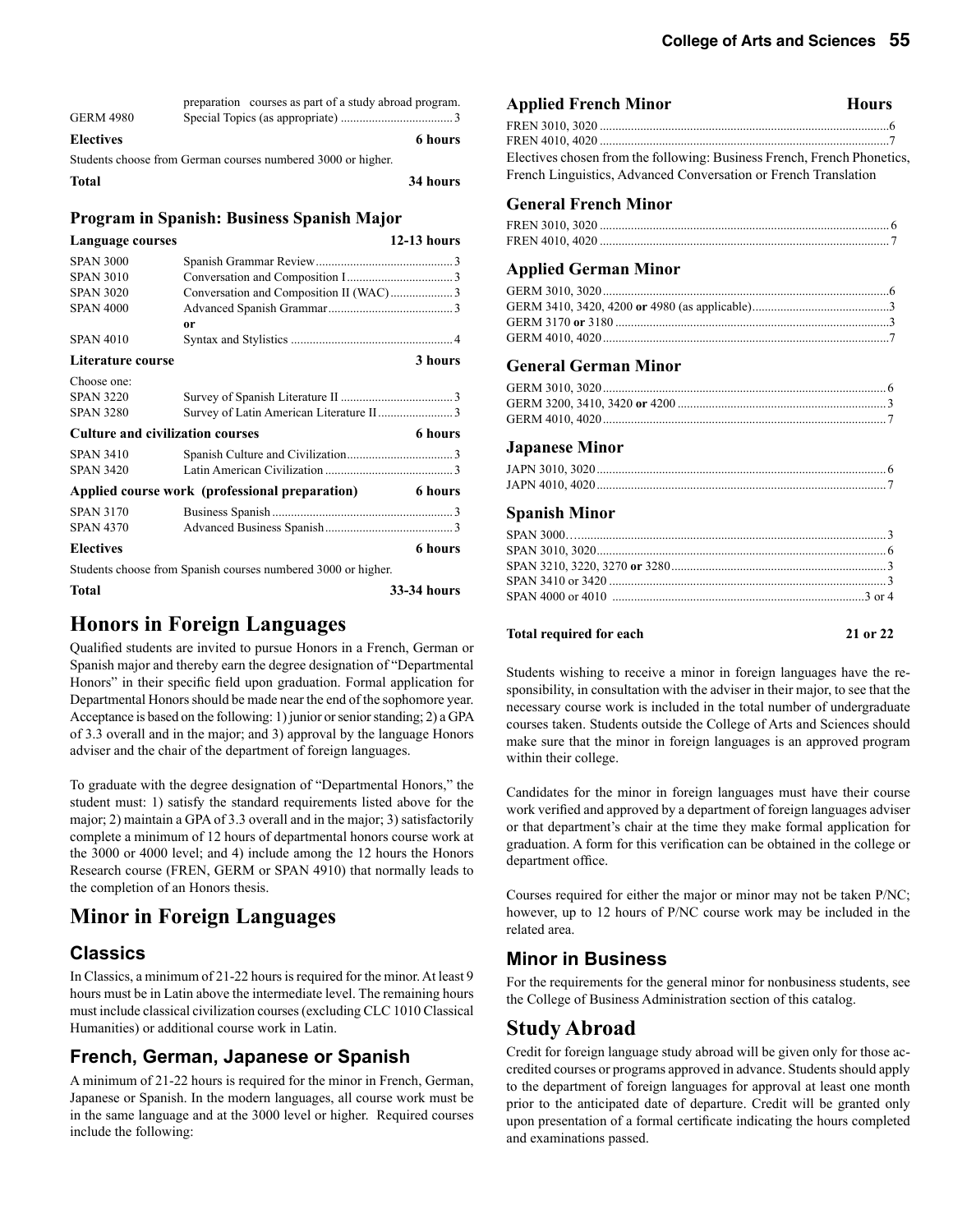| | | |
|---|---|---|
| | preparation courses as part of a study abroad program. | |
| GERM 4980 | Special Topics (as appropriate) | 3 |

**Electives** **6 hours**

Students choose from German courses numbered 3000 or higher.

**Total** **34 hours**

### Program in Spanish: Business Spanish Major

**Language courses** **12-13 hours**

| | | |
|---|---|---|
| SPAN 3000 | Spanish Grammar Review | 3 |
| SPAN 3010 | Conversation and Composition I | 3 |
| SPAN 3020 | Conversation and Composition II (WAC) | 3 |
| SPAN 4000 | Advanced Spanish Grammar | 3 |
| | **or** | |
| SPAN 4010 | Syntax and Stylistics | 4 |

**Literature course** **3 hours**

Choose one:

| | | |
|---|---|---|
| SPAN 3220 | Survey of Spanish Literature II | 3 |
| SPAN 3280 | Survey of Latin American Literature II | 3 |

**Culture and civilization courses** **6 hours**

| | | |
|---|---|---|
| SPAN 3410 | Spanish Culture and Civilization | 3 |
| SPAN 3420 | Latin American Civilization | 3 |

**Applied course work (professional preparation)** **6 hours**

| | | |
|---|---|---|
| SPAN 3170 | Business Spanish | 3 |
| SPAN 4370 | Advanced Business Spanish | 3 |

**Electives** **6 hours**

Students choose from Spanish courses numbered 3000 or higher.

**Total** **33-34 hours**

# Honors in Foreign Languages

Qualified students are invited to pursue Honors in a French, German or Spanish major and thereby earn the degree designation of "Departmental Honors" in their specific field upon graduation. Formal application for Departmental Honors should be made near the end of the sophomore year. Acceptance is based on the following: 1) junior or senior standing; 2) a GPA of 3.3 overall and in the major; and 3) approval by the language Honors adviser and the chair of the department of foreign languages.

To graduate with the degree designation of "Departmental Honors," the student must: 1) satisfy the standard requirements listed above for the major; 2) maintain a GPA of 3.3 overall and in the major; 3) satisfactorily complete a minimum of 12 hours of departmental honors course work at the 3000 or 4000 level; and 4) include among the 12 hours the Honors Research course (FREN, GERM or SPAN 4910) that normally leads to the completion of an Honors thesis.

# Minor in Foreign Languages

## Classics

In Classics, a minimum of 21-22 hours is required for the minor. At least 9 hours must be in Latin above the intermediate level. The remaining hours must include classical civilization courses (excluding CLC 1010 Classical Humanities) or additional course work in Latin.

## French, German, Japanese or Spanish

A minimum of 21-22 hours is required for the minor in French, German, Japanese or Spanish. In the modern languages, all course work must be in the same language and at the 3000 level or higher. Required courses include the following:

### Applied French Minor

| Course | Hours |
|---|---|
| FREN 3010, 3020 | 6 |
| FREN 4010, 4020 | 7 |

Electives chosen from the following: Business French, French Phonetics, French Linguistics, Advanced Conversation or French Translation

### General French Minor

| | |
|---|---|
| FREN 3010, 3020 | 6 |
| FREN 4010, 4020 | 7 |

### Applied German Minor

| | |
|---|---|
| GERM 3010, 3020 | 6 |
| GERM 3410, 3420, 4200 **or** 4980 (as applicable) | 3 |
| GERM 3170 **or** 3180 | 3 |
| GERM 4010, 4020 | 7 |

### General German Minor

| | |
|---|---|
| GERM 3010, 3020 | 6 |
| GERM 3200, 3410, 3420 **or** 4200 | 3 |
| GERM 4010, 4020 | 7 |

### Japanese Minor

| | |
|---|---|
| JAPN 3010, 3020 | 6 |
| JAPN 4010, 4020 | 7 |

### Spanish Minor

| | |
|---|---|
| SPAN 3000 | 3 |
| SPAN 3010, 3020 | 6 |
| SPAN 3210, 3220, 3270 **or** 3280 | 3 |
| SPAN 3410 or 3420 | 3 |
| SPAN 4000 or 4010 | 3 or 4 |

**Total required for each** **21 or 22**

Students wishing to receive a minor in foreign languages have the responsibility, in consultation with the adviser in their major, to see that the necessary course work is included in the total number of undergraduate courses taken. Students outside the College of Arts and Sciences should make sure that the minor in foreign languages is an approved program within their college.

Candidates for the minor in foreign languages must have their course work verified and approved by a department of foreign languages adviser or that department's chair at the time they make formal application for graduation. A form for this verification can be obtained in the college or department office.

Courses required for either the major or minor may not be taken P/NC; however, up to 12 hours of P/NC course work may be included in the related area.

## Minor in Business

For the requirements for the general minor for nonbusiness students, see the College of Business Administration section of this catalog.

# Study Abroad

Credit for foreign language study abroad will be given only for those accredited courses or programs approved in advance. Students should apply to the department of foreign languages for approval at least one month prior to the anticipated date of departure. Credit will be granted only upon presentation of a formal certificate indicating the hours completed and examinations passed.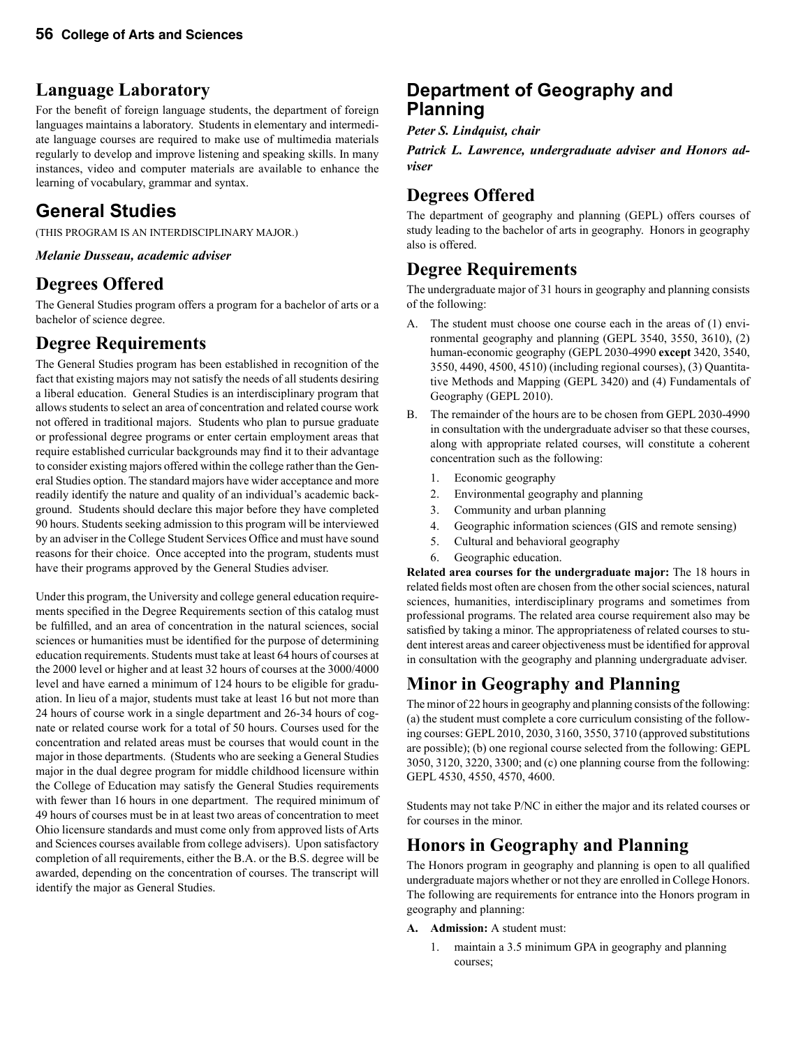## Language Laboratory

For the benefit of foreign language students, the department of foreign languages maintains a laboratory. Students in elementary and intermediate language courses are required to make use of multimedia materials regularly to develop and improve listening and speaking skills. In many instances, video and computer materials are available to enhance the learning of vocabulary, grammar and syntax.

## General Studies

(THIS PROGRAM IS AN INTERDISCIPLINARY MAJOR.)

***Melanie Dusseau, academic adviser***

## Degrees Offered

The General Studies program offers a program for a bachelor of arts or a bachelor of science degree.

## Degree Requirements

The General Studies program has been established in recognition of the fact that existing majors may not satisfy the needs of all students desiring a liberal education. General Studies is an interdisciplinary program that allows students to select an area of concentration and related course work not offered in traditional majors. Students who plan to pursue graduate or professional degree programs or enter certain employment areas that require established curricular backgrounds may find it to their advantage to consider existing majors offered within the college rather than the General Studies option. The standard majors have wider acceptance and more readily identify the nature and quality of an individual's academic background. Students should declare this major before they have completed 90 hours. Students seeking admission to this program will be interviewed by an adviser in the College Student Services Office and must have sound reasons for their choice. Once accepted into the program, students must have their programs approved by the General Studies adviser.

Under this program, the University and college general education requirements specified in the Degree Requirements section of this catalog must be fulfilled, and an area of concentration in the natural sciences, social sciences or humanities must be identified for the purpose of determining education requirements. Students must take at least 64 hours of courses at the 2000 level or higher and at least 32 hours of courses at the 3000/4000 level and have earned a minimum of 124 hours to be eligible for graduation. In lieu of a major, students must take at least 16 but not more than 24 hours of course work in a single department and 26-34 hours of cognate or related course work for a total of 50 hours. Courses used for the concentration and related areas must be courses that would count in the major in those departments. (Students who are seeking a General Studies major in the dual degree program for middle childhood licensure within the College of Education may satisfy the General Studies requirements with fewer than 16 hours in one department. The required minimum of 49 hours of courses must be in at least two areas of concentration to meet Ohio licensure standards and must come only from approved lists of Arts and Sciences courses available from college advisers). Upon satisfactory completion of all requirements, either the B.A. or the B.S. degree will be awarded, depending on the concentration of courses. The transcript will identify the major as General Studies.

## Department of Geography and Planning

***Peter S. Lindquist, chair***

***Patrick L. Lawrence, undergraduate adviser and Honors adviser***

## Degrees Offered

The department of geography and planning (GEPL) offers courses of study leading to the bachelor of arts in geography. Honors in geography also is offered.

## Degree Requirements

The undergraduate major of 31 hours in geography and planning consists of the following:

A. The student must choose one course each in the areas of (1) environmental geography and planning (GEPL 3540, 3550, 3610), (2) human-economic geography (GEPL 2030-4990 **except** 3420, 3540, 3550, 4490, 4500, 4510) (including regional courses), (3) Quantitative Methods and Mapping (GEPL 3420) and (4) Fundamentals of Geography (GEPL 2010).

B. The remainder of the hours are to be chosen from GEPL 2030-4990 in consultation with the undergraduate adviser so that these courses, along with appropriate related courses, will constitute a coherent concentration such as the following:

1. Economic geography
2. Environmental geography and planning
3. Community and urban planning
4. Geographic information sciences (GIS and remote sensing)
5. Cultural and behavioral geography
6. Geographic education.

**Related area courses for the undergraduate major:** The 18 hours in related fields most often are chosen from the other social sciences, natural sciences, humanities, interdisciplinary programs and sometimes from professional programs. The related area course requirement also may be satisfied by taking a minor. The appropriateness of related courses to student interest areas and career objectiveness must be identified for approval in consultation with the geography and planning undergraduate adviser.

## Minor in Geography and Planning

The minor of 22 hours in geography and planning consists of the following: (a) the student must complete a core curriculum consisting of the following courses: GEPL 2010, 2030, 3160, 3550, 3710 (approved substitutions are possible); (b) one regional course selected from the following: GEPL 3050, 3120, 3220, 3300; and (c) one planning course from the following: GEPL 4530, 4550, 4570, 4600.

Students may not take P/NC in either the major and its related courses or for courses in the minor.

## Honors in Geography and Planning

The Honors program in geography and planning is open to all qualified undergraduate majors whether or not they are enrolled in College Honors. The following are requirements for entrance into the Honors program in geography and planning:

**A. Admission:** A student must:

1. maintain a 3.5 minimum GPA in geography and planning courses;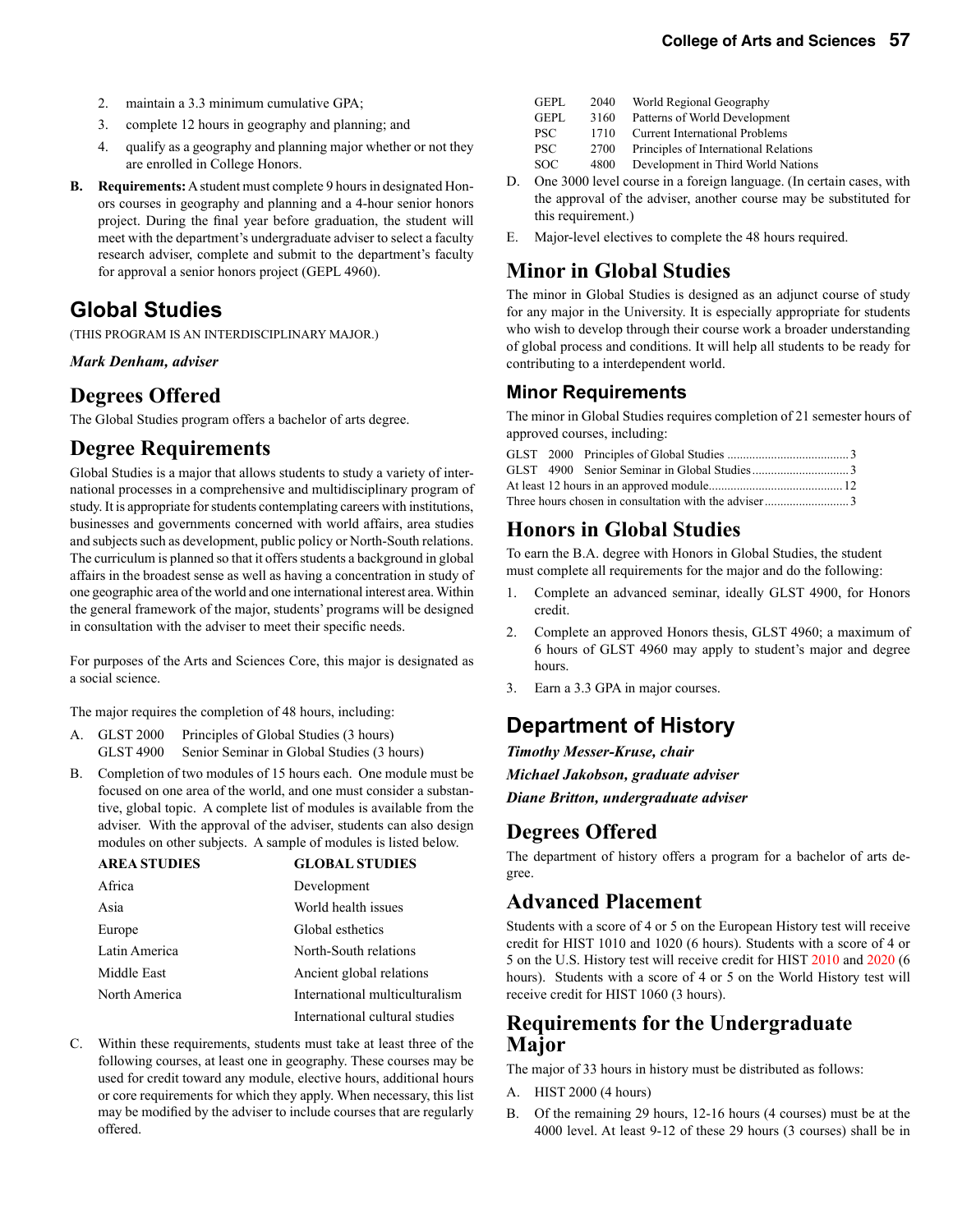2. maintain a 3.3 minimum cumulative GPA;
3. complete 12 hours in geography and planning; and
4. qualify as a geography and planning major whether or not they are enrolled in College Honors.

**B. Requirements:** A student must complete 9 hours in designated Honors courses in geography and planning and a 4-hour senior honors project. During the final year before graduation, the student will meet with the department's undergraduate adviser to select a faculty research adviser, complete and submit to the department's faculty for approval a senior honors project (GEPL 4960).

## Global Studies

(THIS PROGRAM IS AN INTERDISCIPLINARY MAJOR.)

***Mark Denham, adviser***

### Degrees Offered

The Global Studies program offers a bachelor of arts degree.

### Degree Requirements

Global Studies is a major that allows students to study a variety of international processes in a comprehensive and multidisciplinary program of study. It is appropriate for students contemplating careers with institutions, businesses and governments concerned with world affairs, area studies and subjects such as development, public policy or North-South relations. The curriculum is planned so that it offers students a background in global affairs in the broadest sense as well as having a concentration in study of one geographic area of the world and one international interest area. Within the general framework of the major, students' programs will be designed in consultation with the adviser to meet their specific needs.

For purposes of the Arts and Sciences Core, this major is designated as a social science.

The major requires the completion of 48 hours, including:

A. GLST 2000 Principles of Global Studies (3 hours)
   GLST 4900 Senior Seminar in Global Studies (3 hours)

B. Completion of two modules of 15 hours each. One module must be focused on one area of the world, and one must consider a substantive, global topic. A complete list of modules is available from the adviser. With the approval of the adviser, students can also design modules on other subjects. A sample of modules is listed below.

| AREA STUDIES | GLOBAL STUDIES |
|---|---|
| Africa | Development |
| Asia | World health issues |
| Europe | Global esthetics |
| Latin America | North-South relations |
| Middle East | Ancient global relations |
| North America | International multiculturalism |
| | International cultural studies |

C. Within these requirements, students must take at least three of the following courses, at least one in geography. These courses may be used for credit toward any module, elective hours, additional hours or core requirements for which they apply. When necessary, this list may be modified by the adviser to include courses that are regularly offered.

| | | |
|---|---|---|
| GEPL | 2040 | World Regional Geography |
| GEPL | 3160 | Patterns of World Development |
| PSC | 1710 | Current International Problems |
| PSC | 2700 | Principles of International Relations |
| SOC | 4800 | Development in Third World Nations |

D. One 3000 level course in a foreign language. (In certain cases, with the approval of the adviser, another course may be substituted for this requirement.)

E. Major-level electives to complete the 48 hours required.

### Minor in Global Studies

The minor in Global Studies is designed as an adjunct course of study for any major in the University. It is especially appropriate for students who wish to develop through their course work a broader understanding of global process and conditions. It will help all students to be ready for contributing to a interdependent world.

#### Minor Requirements

The minor in Global Studies requires completion of 21 semester hours of approved courses, including:

| | Hours |
|---|---|
| GLST 2000 Principles of Global Studies | 3 |
| GLST 4900 Senior Seminar in Global Studies | 3 |
| At least 12 hours in an approved module | 12 |
| Three hours chosen in consultation with the adviser | 3 |

### Honors in Global Studies

To earn the B.A. degree with Honors in Global Studies, the student must complete all requirements for the major and do the following:

1. Complete an advanced seminar, ideally GLST 4900, for Honors credit.
2. Complete an approved Honors thesis, GLST 4960; a maximum of 6 hours of GLST 4960 may apply to student's major and degree hours.
3. Earn a 3.3 GPA in major courses.

## Department of History

***Timothy Messer-Kruse, chair***

***Michael Jakobson, graduate adviser***

***Diane Britton, undergraduate adviser***

### Degrees Offered

The department of history offers a program for a bachelor of arts degree.

### Advanced Placement

Students with a score of 4 or 5 on the European History test will receive credit for HIST 1010 and 1020 (6 hours). Students with a score of 4 or 5 on the U.S. History test will receive credit for HIST 2010 and 2020 (6 hours). Students with a score of 4 or 5 on the World History test will receive credit for HIST 1060 (3 hours).

### Requirements for the Undergraduate Major

The major of 33 hours in history must be distributed as follows:

A. HIST 2000 (4 hours)

B. Of the remaining 29 hours, 12-16 hours (4 courses) must be at the 4000 level. At least 9-12 of these 29 hours (3 courses) shall be in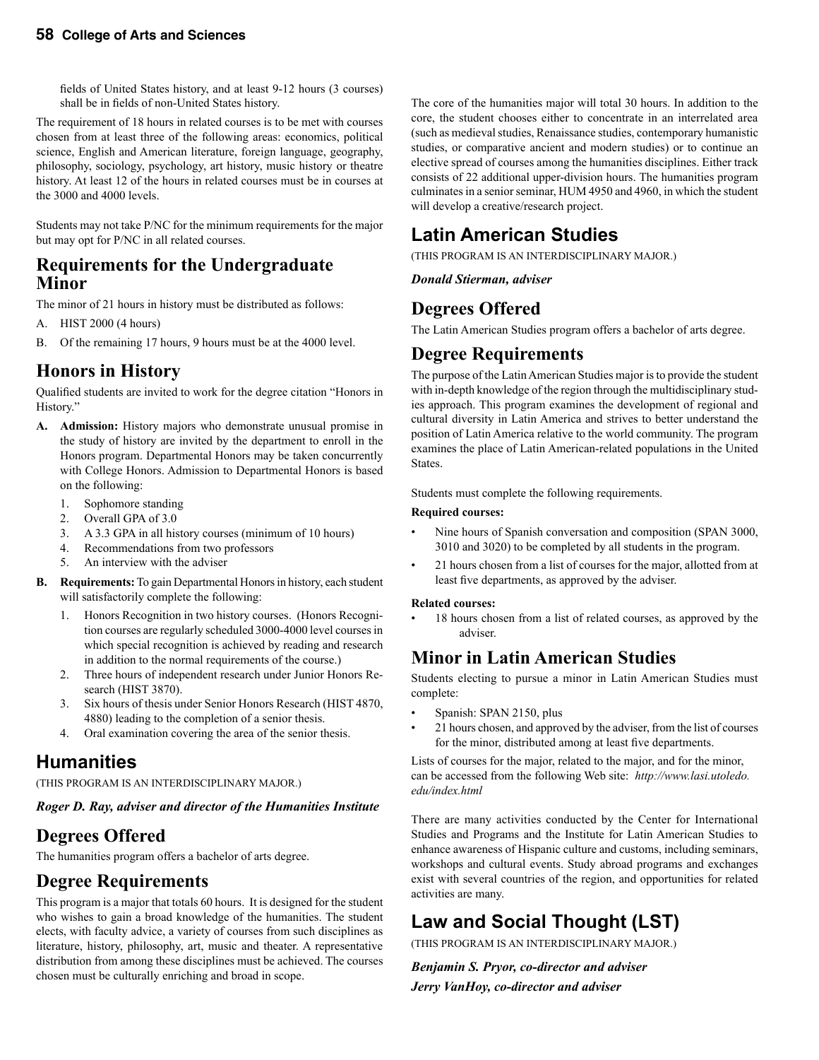fields of United States history, and at least 9-12 hours (3 courses) shall be in fields of non-United States history.

The requirement of 18 hours in related courses is to be met with courses chosen from at least three of the following areas: economics, political science, English and American literature, foreign language, geography, philosophy, sociology, psychology, art history, music history or theatre history. At least 12 of the hours in related courses must be in courses at the 3000 and 4000 levels.

Students may not take P/NC for the minimum requirements for the major but may opt for P/NC in all related courses.

## Requirements for the Undergraduate Minor

The minor of 21 hours in history must be distributed as follows:

A. HIST 2000 (4 hours)

B. Of the remaining 17 hours, 9 hours must be at the 4000 level.

## Honors in History

Qualified students are invited to work for the degree citation "Honors in History."

**A. Admission:** History majors who demonstrate unusual promise in the study of history are invited by the department to enroll in the Honors program. Departmental Honors may be taken concurrently with College Honors. Admission to Departmental Honors is based on the following:

1. Sophomore standing
2. Overall GPA of 3.0
3. A 3.3 GPA in all history courses (minimum of 10 hours)
4. Recommendations from two professors
5. An interview with the adviser

**B. Requirements:** To gain Departmental Honors in history, each student will satisfactorily complete the following:

1. Honors Recognition in two history courses. (Honors Recognition courses are regularly scheduled 3000-4000 level courses in which special recognition is achieved by reading and research in addition to the normal requirements of the course.)
2. Three hours of independent research under Junior Honors Research (HIST 3870).
3. Six hours of thesis under Senior Honors Research (HIST 4870, 4880) leading to the completion of a senior thesis.
4. Oral examination covering the area of the senior thesis.

# Humanities

(THIS PROGRAM IS AN INTERDISCIPLINARY MAJOR.)

***Roger D. Ray, adviser and director of the Humanities Institute***

## Degrees Offered

The humanities program offers a bachelor of arts degree.

## Degree Requirements

This program is a major that totals 60 hours. It is designed for the student who wishes to gain a broad knowledge of the humanities. The student elects, with faculty advice, a variety of courses from such disciplines as literature, history, philosophy, art, music and theater. A representative distribution from among these disciplines must be achieved. The courses chosen must be culturally enriching and broad in scope.

The core of the humanities major will total 30 hours. In addition to the core, the student chooses either to concentrate in an interrelated area (such as medieval studies, Renaissance studies, contemporary humanistic studies, or comparative ancient and modern studies) or to continue an elective spread of courses among the humanities disciplines. Either track consists of 22 additional upper-division hours. The humanities program culminates in a senior seminar, HUM 4950 and 4960, in which the student will develop a creative/research project.

# Latin American Studies

(THIS PROGRAM IS AN INTERDISCIPLINARY MAJOR.)

***Donald Stierman, adviser***

## Degrees Offered

The Latin American Studies program offers a bachelor of arts degree.

## Degree Requirements

The purpose of the Latin American Studies major is to provide the student with in-depth knowledge of the region through the multidisciplinary studies approach. This program examines the development of regional and cultural diversity in Latin America and strives to better understand the position of Latin America relative to the world community. The program examines the place of Latin American-related populations in the United States.

Students must complete the following requirements.

**Required courses:**

- Nine hours of Spanish conversation and composition (SPAN 3000, 3010 and 3020) to be completed by all students in the program.
- 21 hours chosen from a list of courses for the major, allotted from at least five departments, as approved by the adviser.

**Related courses:**

- 18 hours chosen from a list of related courses, as approved by the adviser.

## Minor in Latin American Studies

Students electing to pursue a minor in Latin American Studies must complete:

- Spanish: SPAN 2150, plus
- 21 hours chosen, and approved by the adviser, from the list of courses for the minor, distributed among at least five departments.

Lists of courses for the major, related to the major, and for the minor, can be accessed from the following Web site: *http://www.lasi.utoledo.edu/index.html*

There are many activities conducted by the Center for International Studies and Programs and the Institute for Latin American Studies to enhance awareness of Hispanic culture and customs, including seminars, workshops and cultural events. Study abroad programs and exchanges exist with several countries of the region, and opportunities for related activities are many.

# Law and Social Thought (LST)

(THIS PROGRAM IS AN INTERDISCIPLINARY MAJOR.)

***Benjamin S. Pryor, co-director and adviser***

***Jerry VanHoy, co-director and adviser***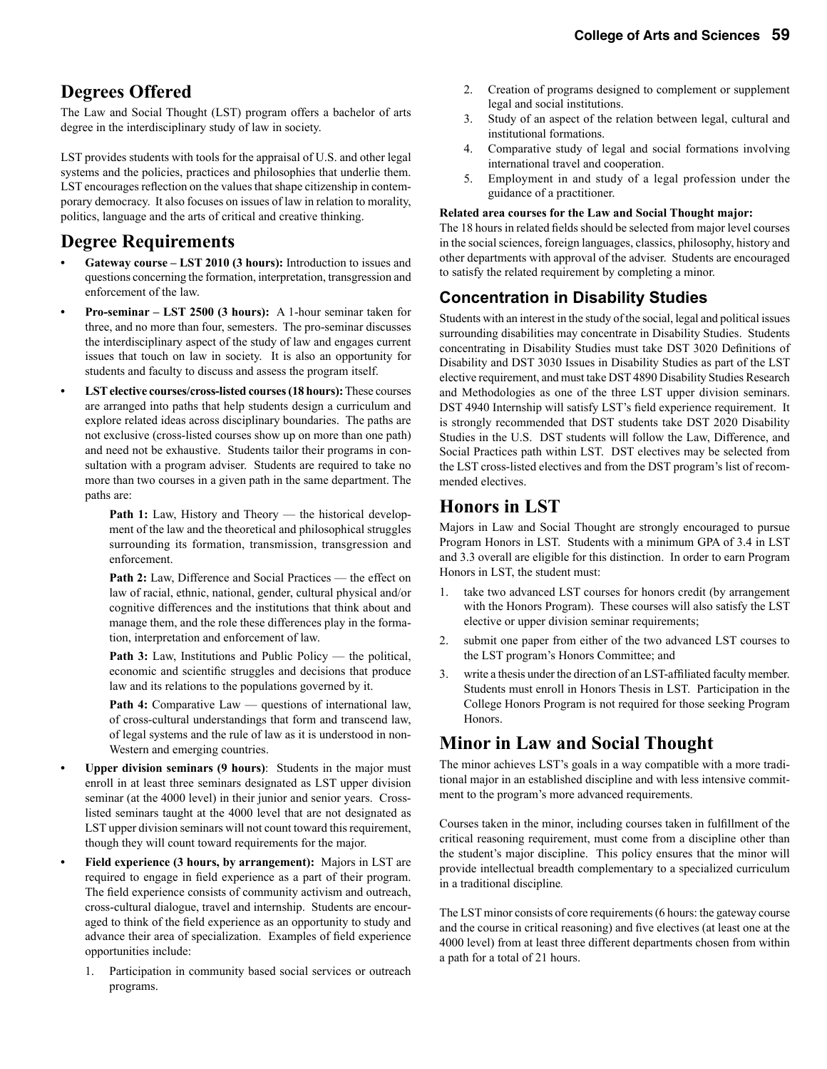## Degrees Offered

The Law and Social Thought (LST) program offers a bachelor of arts degree in the interdisciplinary study of law in society.

LST provides students with tools for the appraisal of U.S. and other legal systems and the policies, practices and philosophies that underlie them. LST encourages reflection on the values that shape citizenship in contemporary democracy. It also focuses on issues of law in relation to morality, politics, language and the arts of critical and creative thinking.

## Degree Requirements

- **Gateway course – LST 2010 (3 hours):** Introduction to issues and questions concerning the formation, interpretation, transgression and enforcement of the law.
- **Pro-seminar – LST 2500 (3 hours):** A 1-hour seminar taken for three, and no more than four, semesters. The pro-seminar discusses the interdisciplinary aspect of the study of law and engages current issues that touch on law in society. It is also an opportunity for students and faculty to discuss and assess the program itself.
- **LST elective courses/cross-listed courses (18 hours):** These courses are arranged into paths that help students design a curriculum and explore related ideas across disciplinary boundaries. The paths are not exclusive (cross-listed courses show up on more than one path) and need not be exhaustive. Students tailor their programs in consultation with a program adviser. Students are required to take no more than two courses in a given path in the same department. The paths are:

    **Path 1:** Law, History and Theory — the historical development of the law and the theoretical and philosophical struggles surrounding its formation, transmission, transgression and enforcement.

    **Path 2:** Law, Difference and Social Practices — the effect on law of racial, ethnic, national, gender, cultural physical and/or cognitive differences and the institutions that think about and manage them, and the role these differences play in the formation, interpretation and enforcement of law.

    **Path 3:** Law, Institutions and Public Policy — the political, economic and scientific struggles and decisions that produce law and its relations to the populations governed by it.

    **Path 4:** Comparative Law — questions of international law, of cross-cultural understandings that form and transcend law, of legal systems and the rule of law as it is understood in non-Western and emerging countries.

- **Upper division seminars (9 hours)**: Students in the major must enroll in at least three seminars designated as LST upper division seminar (at the 4000 level) in their junior and senior years. Cross-listed seminars taught at the 4000 level that are not designated as LST upper division seminars will not count toward this requirement, though they will count toward requirements for the major.
- **Field experience (3 hours, by arrangement):** Majors in LST are required to engage in field experience as a part of their program. The field experience consists of community activism and outreach, cross-cultural dialogue, travel and internship. Students are encouraged to think of the field experience as an opportunity to study and advance their area of specialization. Examples of field experience opportunities include:
    1. Participation in community based social services or outreach programs.
    2. Creation of programs designed to complement or supplement legal and social institutions.
    3. Study of an aspect of the relation between legal, cultural and institutional formations.
    4. Comparative study of legal and social formations involving international travel and cooperation.
    5. Employment in and study of a legal profession under the guidance of a practitioner.

**Related area courses for the Law and Social Thought major:**
The 18 hours in related fields should be selected from major level courses in the social sciences, foreign languages, classics, philosophy, history and other departments with approval of the adviser. Students are encouraged to satisfy the related requirement by completing a minor.

### Concentration in Disability Studies

Students with an interest in the study of the social, legal and political issues surrounding disabilities may concentrate in Disability Studies. Students concentrating in Disability Studies must take DST 3020 Definitions of Disability and DST 3030 Issues in Disability Studies as part of the LST elective requirement, and must take DST 4890 Disability Studies Research and Methodologies as one of the three LST upper division seminars. DST 4940 Internship will satisfy LST's field experience requirement. It is strongly recommended that DST students take DST 2020 Disability Studies in the U.S. DST students will follow the Law, Difference, and Social Practices path within LST. DST electives may be selected from the LST cross-listed electives and from the DST program's list of recommended electives.

## Honors in LST

Majors in Law and Social Thought are strongly encouraged to pursue Program Honors in LST. Students with a minimum GPA of 3.4 in LST and 3.3 overall are eligible for this distinction. In order to earn Program Honors in LST, the student must:

1. take two advanced LST courses for honors credit (by arrangement with the Honors Program). These courses will also satisfy the LST elective or upper division seminar requirements;
2. submit one paper from either of the two advanced LST courses to the LST program's Honors Committee; and
3. write a thesis under the direction of an LST-affiliated faculty member. Students must enroll in Honors Thesis in LST. Participation in the College Honors Program is not required for those seeking Program Honors.

## Minor in Law and Social Thought

The minor achieves LST's goals in a way compatible with a more traditional major in an established discipline and with less intensive commitment to the program's more advanced requirements.

Courses taken in the minor, including courses taken in fulfillment of the critical reasoning requirement, must come from a discipline other than the student's major discipline. This policy ensures that the minor will provide intellectual breadth complementary to a specialized curriculum in a traditional discipline.

The LST minor consists of core requirements (6 hours: the gateway course and the course in critical reasoning) and five electives (at least one at the 4000 level) from at least three different departments chosen from within a path for a total of 21 hours.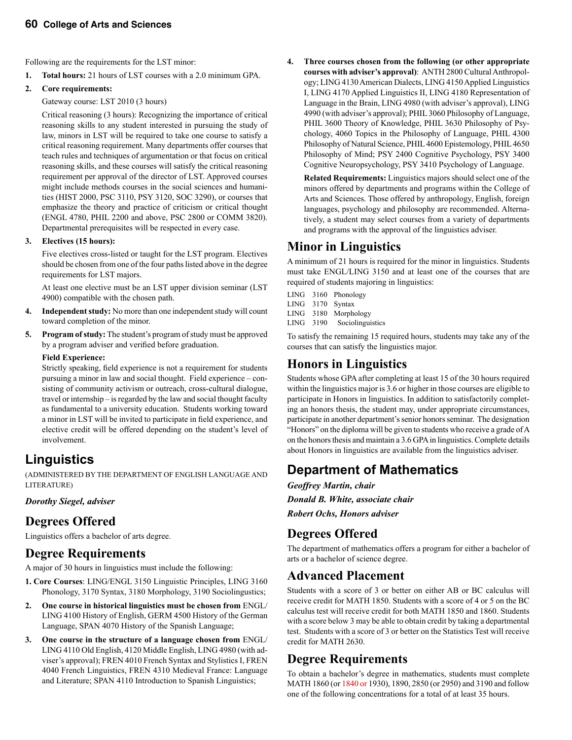Following are the requirements for the LST minor:

1. **Total hours:** 21 hours of LST courses with a 2.0 minimum GPA.
2. **Core requirements:**

   Gateway course: LST 2010 (3 hours)

   Critical reasoning (3 hours): Recognizing the importance of critical reasoning skills to any student interested in pursuing the study of law, minors in LST will be required to take one course to satisfy a critical reasoning requirement. Many departments offer courses that teach rules and techniques of argumentation or that focus on critical reasoning skills, and these courses will satisfy the critical reasoning requirement per approval of the director of LST. Approved courses might include methods courses in the social sciences and humanities (HIST 2000, PSC 3110, PSY 3120, SOC 3290), or courses that emphasize the theory and practice of criticism or critical thought (ENGL 4780, PHIL 2200 and above, PSC 2800 or COMM 3820). Departmental prerequisites will be respected in every case.

3. **Electives (15 hours):**

   Five electives cross-listed or taught for the LST program. Electives should be chosen from one of the four paths listed above in the degree requirements for LST majors.

   At least one elective must be an LST upper division seminar (LST 4900) compatible with the chosen path.

4. **Independent study:** No more than one independent study will count toward completion of the minor.
5. **Program of study:** The student's program of study must be approved by a program adviser and verified before graduation.

   **Field Experience:**

   Strictly speaking, field experience is not a requirement for students pursuing a minor in law and social thought. Field experience – consisting of community activism or outreach, cross-cultural dialogue, travel or internship – is regarded by the law and social thought faculty as fundamental to a university education. Students working toward a minor in LST will be invited to participate in field experience, and elective credit will be offered depending on the student's level of involvement.

# Linguistics

(ADMINISTERED BY THE DEPARTMENT OF ENGLISH LANGUAGE AND LITERATURE)

***Dorothy Siegel, adviser***

## Degrees Offered

Linguistics offers a bachelor of arts degree.

## Degree Requirements

A major of 30 hours in linguistics must include the following:

1. **Core Courses**: LING/ENGL 3150 Linguistic Principles, LING 3160 Phonology, 3170 Syntax, 3180 Morphology, 3190 Sociolinguistics;
2. **One course in historical linguistics must be chosen from** ENGL/LING 4100 History of English, GERM 4500 History of the German Language, SPAN 4070 History of the Spanish Language;
3. **One course in the structure of a language chosen from** ENGL/LING 4110 Old English, 4120 Middle English, LING 4980 (with adviser's approval); FREN 4010 French Syntax and Stylistics I, FREN 4040 French Linguistics, FREN 4310 Medieval France: Language and Literature; SPAN 4110 Introduction to Spanish Linguistics;
4. **Three courses chosen from the following (or other appropriate courses with adviser's approval)**: ANTH 2800 Cultural Anthropology; LING 4130 American Dialects, LING 4150 Applied Linguistics I, LING 4170 Applied Linguistics II, LING 4180 Representation of Language in the Brain, LING 4980 (with adviser's approval), LING 4990 (with adviser's approval); PHIL 3060 Philosophy of Language, PHIL 3600 Theory of Knowledge, PHIL 3630 Philosophy of Psychology, 4060 Topics in the Philosophy of Language, PHIL 4300 Philosophy of Natural Science, PHIL 4600 Epistemology, PHIL 4650 Philosophy of Mind; PSY 2400 Cognitive Psychology, PSY 3400 Cognitive Neuropsychology, PSY 3410 Psychology of Language.

   **Related Requirements:** Linguistics majors should select one of the minors offered by departments and programs within the College of Arts and Sciences. Those offered by anthropology, English, foreign languages, psychology and philosophy are recommended. Alternatively, a student may select courses from a variety of departments and programs with the approval of the linguistics adviser.

## Minor in Linguistics

A minimum of 21 hours is required for the minor in linguistics. Students must take ENGL/LING 3150 and at least one of the courses that are required of students majoring in linguistics:

LING 3160 Phonology
LING 3170 Syntax
LING 3180 Morphology
LING 3190 Sociolinguistics

To satisfy the remaining 15 required hours, students may take any of the courses that can satisfy the linguistics major.

## Honors in Linguistics

Students whose GPA after completing at least 15 of the 30 hours required within the linguistics major is 3.6 or higher in those courses are eligible to participate in Honors in linguistics. In addition to satisfactorily completing an honors thesis, the student may, under appropriate circumstances, participate in another department's senior honors seminar. The designation "Honors" on the diploma will be given to students who receive a grade of A on the honors thesis and maintain a 3.6 GPA in linguistics. Complete details about Honors in linguistics are available from the linguistics adviser.

# Department of Mathematics

***Geoffrey Martin, chair***

***Donald B. White, associate chair***

***Robert Ochs, Honors adviser***

## Degrees Offered

The department of mathematics offers a program for either a bachelor of arts or a bachelor of science degree.

## Advanced Placement

Students with a score of 3 or better on either AB or BC calculus will receive credit for MATH 1850. Students with a score of 4 or 5 on the BC calculus test will receive credit for both MATH 1850 and 1860. Students with a score below 3 may be able to obtain credit by taking a departmental test. Students with a score of 3 or better on the Statistics Test will receive credit for MATH 2630.

## Degree Requirements

To obtain a bachelor's degree in mathematics, students must complete MATH 1860 (or 1840 or 1930), 1890, 2850 (or 2950) and 3190 and follow one of the following concentrations for a total of at least 35 hours.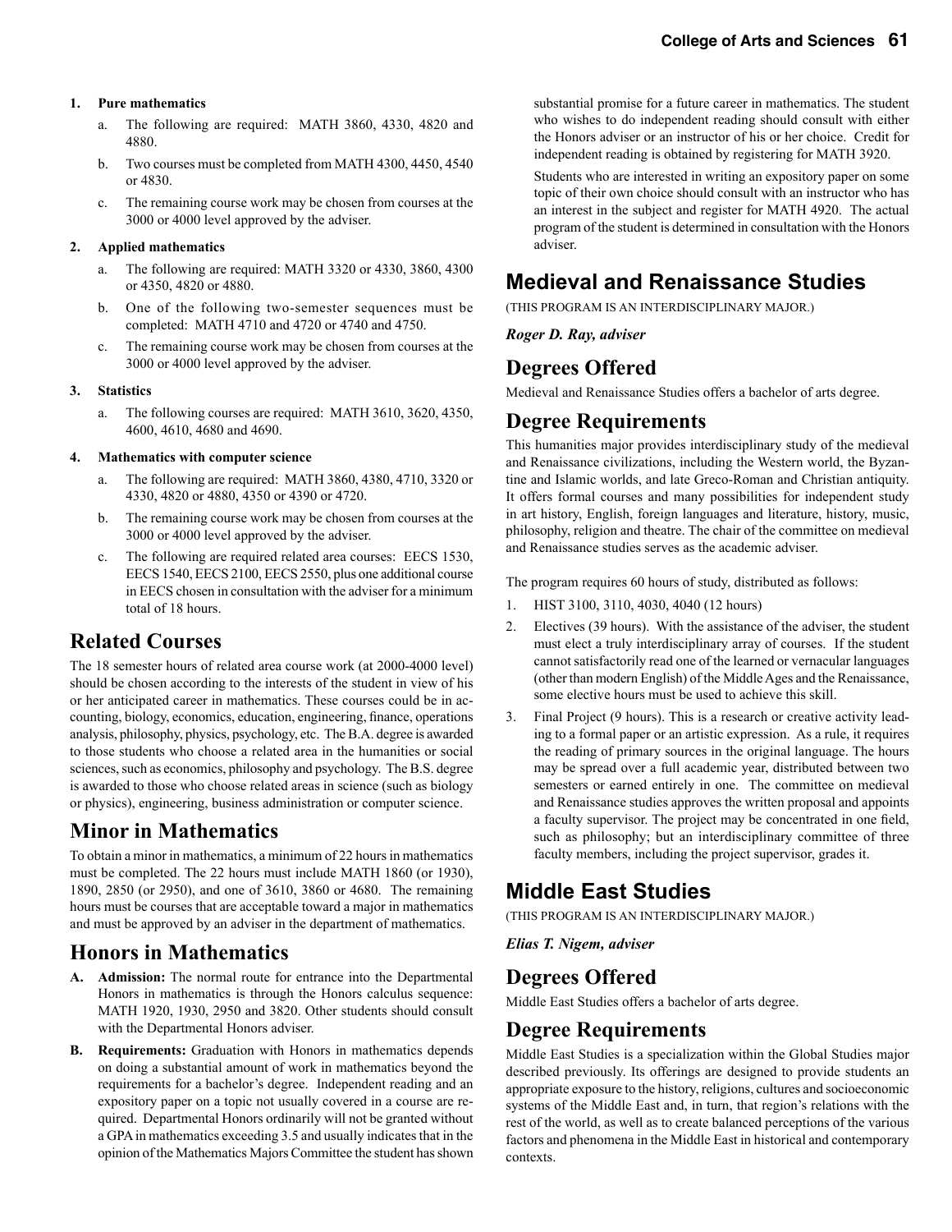1. **Pure mathematics**
   a. The following are required: MATH 3860, 4330, 4820 and 4880.
   b. Two courses must be completed from MATH 4300, 4450, 4540 or 4830.
   c. The remaining course work may be chosen from courses at the 3000 or 4000 level approved by the adviser.

2. **Applied mathematics**
   a. The following are required: MATH 3320 or 4330, 3860, 4300 or 4350, 4820 or 4880.
   b. One of the following two-semester sequences must be completed: MATH 4710 and 4720 or 4740 and 4750.
   c. The remaining course work may be chosen from courses at the 3000 or 4000 level approved by the adviser.

3. **Statistics**
   a. The following courses are required: MATH 3610, 3620, 4350, 4600, 4610, 4680 and 4690.

4. **Mathematics with computer science**
   a. The following are required: MATH 3860, 4380, 4710, 3320 or 4330, 4820 or 4880, 4350 or 4390 or 4720.
   b. The remaining course work may be chosen from courses at the 3000 or 4000 level approved by the adviser.
   c. The following are required related area courses: EECS 1530, EECS 1540, EECS 2100, EECS 2550, plus one additional course in EECS chosen in consultation with the adviser for a minimum total of 18 hours.

## Related Courses

The 18 semester hours of related area course work (at 2000-4000 level) should be chosen according to the interests of the student in view of his or her anticipated career in mathematics. These courses could be in accounting, biology, economics, education, engineering, finance, operations analysis, philosophy, physics, psychology, etc. The B.A. degree is awarded to those students who choose a related area in the humanities or social sciences, such as economics, philosophy and psychology. The B.S. degree is awarded to those who choose related areas in science (such as biology or physics), engineering, business administration or computer science.

## Minor in Mathematics

To obtain a minor in mathematics, a minimum of 22 hours in mathematics must be completed. The 22 hours must include MATH 1860 (or 1930), 1890, 2850 (or 2950), and one of 3610, 3860 or 4680. The remaining hours must be courses that are acceptable toward a major in mathematics and must be approved by an adviser in the department of mathematics.

## Honors in Mathematics

**A. Admission:** The normal route for entrance into the Departmental Honors in mathematics is through the Honors calculus sequence: MATH 1920, 1930, 2950 and 3820. Other students should consult with the Departmental Honors adviser.

**B. Requirements:** Graduation with Honors in mathematics depends on doing a substantial amount of work in mathematics beyond the requirements for a bachelor's degree. Independent reading and an expository paper on a topic not usually covered in a course are required. Departmental Honors ordinarily will not be granted without a GPA in mathematics exceeding 3.5 and usually indicates that in the opinion of the Mathematics Majors Committee the student has shown substantial promise for a future career in mathematics. The student who wishes to do independent reading should consult with either the Honors adviser or an instructor of his or her choice. Credit for independent reading is obtained by registering for MATH 3920.

Students who are interested in writing an expository paper on some topic of their own choice should consult with an instructor who has an interest in the subject and register for MATH 4920. The actual program of the student is determined in consultation with the Honors adviser.

# Medieval and Renaissance Studies

(THIS PROGRAM IS AN INTERDISCIPLINARY MAJOR.)

***Roger D. Ray, adviser***

## Degrees Offered

Medieval and Renaissance Studies offers a bachelor of arts degree.

## Degree Requirements

This humanities major provides interdisciplinary study of the medieval and Renaissance civilizations, including the Western world, the Byzantine and Islamic worlds, and late Greco-Roman and Christian antiquity. It offers formal courses and many possibilities for independent study in art history, English, foreign languages and literature, history, music, philosophy, religion and theatre. The chair of the committee on medieval and Renaissance studies serves as the academic adviser.

The program requires 60 hours of study, distributed as follows:

1. HIST 3100, 3110, 4030, 4040 (12 hours)
2. Electives (39 hours). With the assistance of the adviser, the student must elect a truly interdisciplinary array of courses. If the student cannot satisfactorily read one of the learned or vernacular languages (other than modern English) of the Middle Ages and the Renaissance, some elective hours must be used to achieve this skill.
3. Final Project (9 hours). This is a research or creative activity leading to a formal paper or an artistic expression. As a rule, it requires the reading of primary sources in the original language. The hours may be spread over a full academic year, distributed between two semesters or earned entirely in one. The committee on medieval and Renaissance studies approves the written proposal and appoints a faculty supervisor. The project may be concentrated in one field, such as philosophy; but an interdisciplinary committee of three faculty members, including the project supervisor, grades it.

# Middle East Studies

(THIS PROGRAM IS AN INTERDISCIPLINARY MAJOR.)

***Elias T. Nigem, adviser***

## Degrees Offered

Middle East Studies offers a bachelor of arts degree.

## Degree Requirements

Middle East Studies is a specialization within the Global Studies major described previously. Its offerings are designed to provide students an appropriate exposure to the history, religions, cultures and socioeconomic systems of the Middle East and, in turn, that region's relations with the rest of the world, as well as to create balanced perceptions of the various factors and phenomena in the Middle East in historical and contemporary contexts.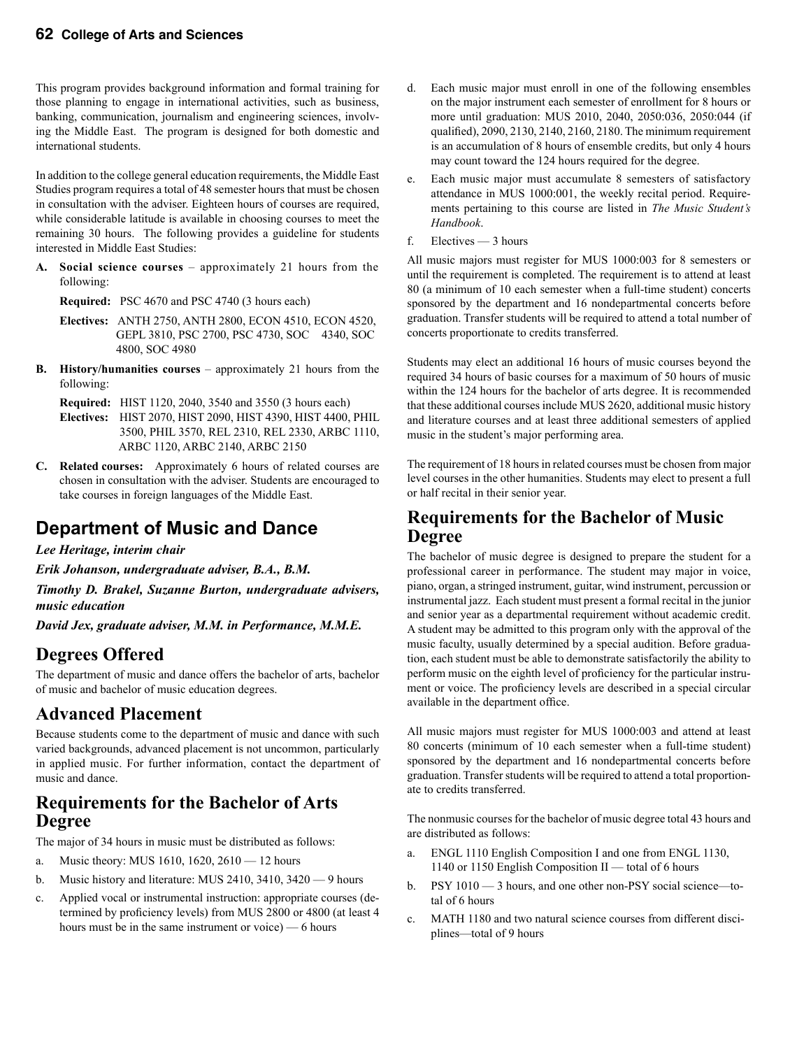This program provides background information and formal training for those planning to engage in international activities, such as business, banking, communication, journalism and engineering sciences, involving the Middle East. The program is designed for both domestic and international students.

In addition to the college general education requirements, the Middle East Studies program requires a total of 48 semester hours that must be chosen in consultation with the adviser. Eighteen hours of courses are required, while considerable latitude is available in choosing courses to meet the remaining 30 hours. The following provides a guideline for students interested in Middle East Studies:

**A. Social science courses** – approximately 21 hours from the following:

**Required:** PSC 4670 and PSC 4740 (3 hours each)

**Electives:** ANTH 2750, ANTH 2800, ECON 4510, ECON 4520, GEPL 3810, PSC 2700, PSC 4730, SOC 4340, SOC 4800, SOC 4980

**B. History/humanities courses** – approximately 21 hours from the following:

**Required:** HIST 1120, 2040, 3540 and 3550 (3 hours each)

**Electives:** HIST 2070, HIST 2090, HIST 4390, HIST 4400, PHIL 3500, PHIL 3570, REL 2310, REL 2330, ARBC 1110, ARBC 1120, ARBC 2140, ARBC 2150

**C. Related courses:** Approximately 6 hours of related courses are chosen in consultation with the adviser. Students are encouraged to take courses in foreign languages of the Middle East.

## Department of Music and Dance

***Lee Heritage, interim chair***

***Erik Johanson, undergraduate adviser, B.A., B.M.***

***Timothy D. Brakel, Suzanne Burton, undergraduate advisers, music education***

***David Jex, graduate adviser, M.M. in Performance, M.M.E.***

## Degrees Offered

The department of music and dance offers the bachelor of arts, bachelor of music and bachelor of music education degrees.

## Advanced Placement

Because students come to the department of music and dance with such varied backgrounds, advanced placement is not uncommon, particularly in applied music. For further information, contact the department of music and dance.

## Requirements for the Bachelor of Arts Degree

The major of 34 hours in music must be distributed as follows:

a. Music theory: MUS 1610, 1620, 2610 — 12 hours

b. Music history and literature: MUS 2410, 3410, 3420 — 9 hours

c. Applied vocal or instrumental instruction: appropriate courses (determined by proficiency levels) from MUS 2800 or 4800 (at least 4 hours must be in the same instrument or voice) — 6 hours

d. Each music major must enroll in one of the following ensembles on the major instrument each semester of enrollment for 8 hours or more until graduation: MUS 2010, 2040, 2050:036, 2050:044 (if qualified), 2090, 2130, 2140, 2160, 2180. The minimum requirement is an accumulation of 8 hours of ensemble credits, but only 4 hours may count toward the 124 hours required for the degree.

e. Each music major must accumulate 8 semesters of satisfactory attendance in MUS 1000:001, the weekly recital period. Requirements pertaining to this course are listed in *The Music Student's Handbook*.

f. Electives — 3 hours

All music majors must register for MUS 1000:003 for 8 semesters or until the requirement is completed. The requirement is to attend at least 80 (a minimum of 10 each semester when a full-time student) concerts sponsored by the department and 16 nondepartmental concerts before graduation. Transfer students will be required to attend a total number of concerts proportionate to credits transferred.

Students may elect an additional 16 hours of music courses beyond the required 34 hours of basic courses for a maximum of 50 hours of music within the 124 hours for the bachelor of arts degree. It is recommended that these additional courses include MUS 2620, additional music history and literature courses and at least three additional semesters of applied music in the student's major performing area.

The requirement of 18 hours in related courses must be chosen from major level courses in the other humanities. Students may elect to present a full or half recital in their senior year.

## Requirements for the Bachelor of Music Degree

The bachelor of music degree is designed to prepare the student for a professional career in performance. The student may major in voice, piano, organ, a stringed instrument, guitar, wind instrument, percussion or instrumental jazz. Each student must present a formal recital in the junior and senior year as a departmental requirement without academic credit. A student may be admitted to this program only with the approval of the music faculty, usually determined by a special audition. Before graduation, each student must be able to demonstrate satisfactorily the ability to perform music on the eighth level of proficiency for the particular instrument or voice. The proficiency levels are described in a special circular available in the department office.

All music majors must register for MUS 1000:003 and attend at least 80 concerts (minimum of 10 each semester when a full-time student) sponsored by the department and 16 nondepartmental concerts before graduation. Transfer students will be required to attend a total proportionate to credits transferred.

The nonmusic courses for the bachelor of music degree total 43 hours and are distributed as follows:

a. ENGL 1110 English Composition I and one from ENGL 1130, 1140 or 1150 English Composition II — total of 6 hours

b. PSY 1010 — 3 hours, and one other non-PSY social science—total of 6 hours

c. MATH 1180 and two natural science courses from different disciplines—total of 9 hours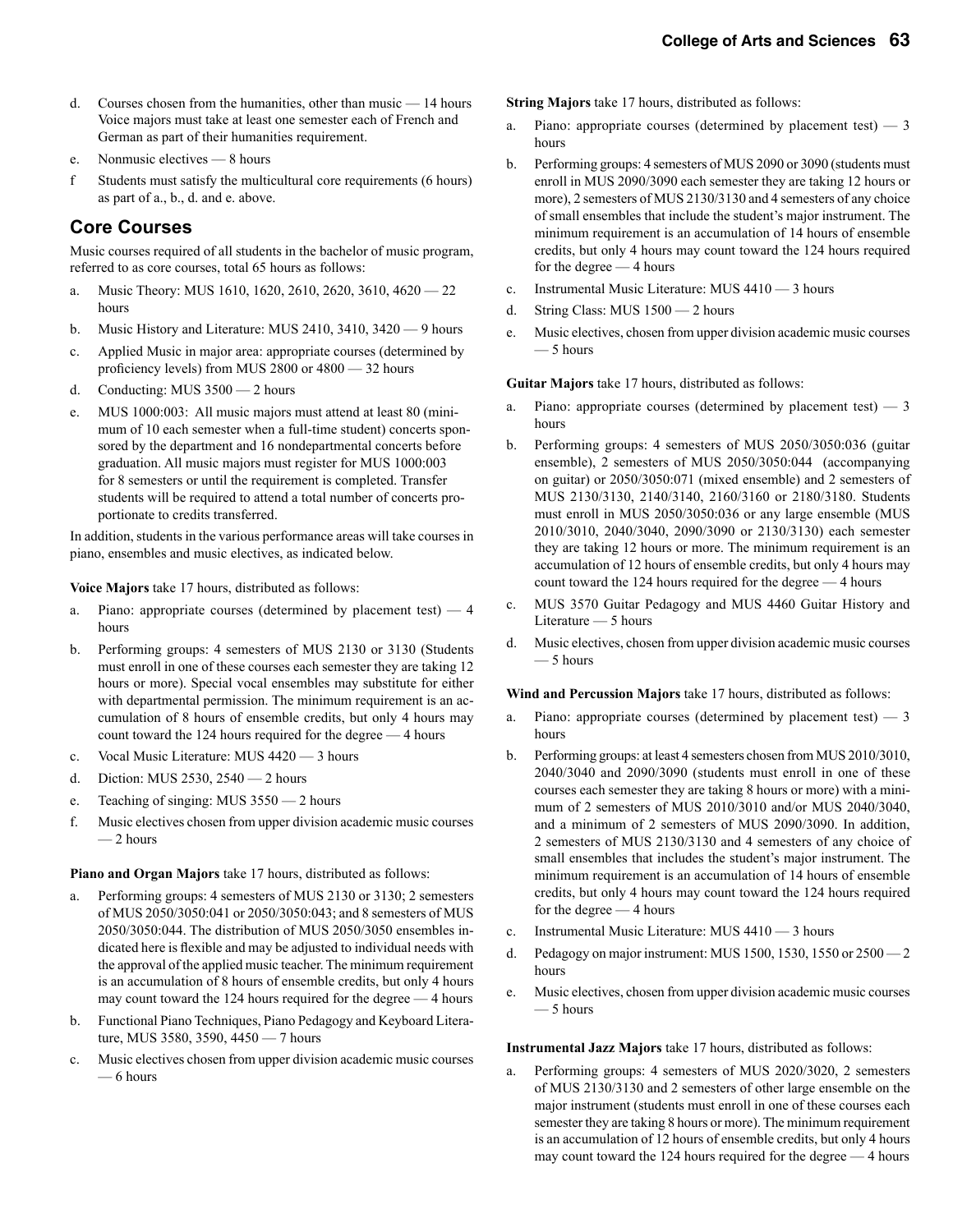d. Courses chosen from the humanities, other than music — 14 hours Voice majors must take at least one semester each of French and German as part of their humanities requirement.

e. Nonmusic electives — 8 hours

f Students must satisfy the multicultural core requirements (6 hours) as part of a., b., d. and e. above.

## Core Courses

Music courses required of all students in the bachelor of music program, referred to as core courses, total 65 hours as follows:

a. Music Theory: MUS 1610, 1620, 2610, 2620, 3610, 4620 — 22 hours

b. Music History and Literature: MUS 2410, 3410, 3420 — 9 hours

c. Applied Music in major area: appropriate courses (determined by proficiency levels) from MUS 2800 or 4800 — 32 hours

d. Conducting: MUS 3500 — 2 hours

e. MUS 1000:003: All music majors must attend at least 80 (minimum of 10 each semester when a full-time student) concerts sponsored by the department and 16 nondepartmental concerts before graduation. All music majors must register for MUS 1000:003 for 8 semesters or until the requirement is completed. Transfer students will be required to attend a total number of concerts proportionate to credits transferred.

In addition, students in the various performance areas will take courses in piano, ensembles and music electives, as indicated below.

**Voice Majors** take 17 hours, distributed as follows:

a. Piano: appropriate courses (determined by placement test) — 4 hours

b. Performing groups: 4 semesters of MUS 2130 or 3130 (Students must enroll in one of these courses each semester they are taking 12 hours or more). Special vocal ensembles may substitute for either with departmental permission. The minimum requirement is an accumulation of 8 hours of ensemble credits, but only 4 hours may count toward the 124 hours required for the degree — 4 hours

c. Vocal Music Literature: MUS 4420 — 3 hours

d. Diction: MUS 2530, 2540 — 2 hours

e. Teaching of singing: MUS 3550 — 2 hours

f. Music electives chosen from upper division academic music courses — 2 hours

**Piano and Organ Majors** take 17 hours, distributed as follows:

a. Performing groups: 4 semesters of MUS 2130 or 3130; 2 semesters of MUS 2050/3050:041 or 2050/3050:043; and 8 semesters of MUS 2050/3050:044. The distribution of MUS 2050/3050 ensembles indicated here is flexible and may be adjusted to individual needs with the approval of the applied music teacher. The minimum requirement is an accumulation of 8 hours of ensemble credits, but only 4 hours may count toward the 124 hours required for the degree — 4 hours

b. Functional Piano Techniques, Piano Pedagogy and Keyboard Literature, MUS 3580, 3590, 4450 — 7 hours

c. Music electives chosen from upper division academic music courses — 6 hours

**String Majors** take 17 hours, distributed as follows:

a. Piano: appropriate courses (determined by placement test) — 3 hours

b. Performing groups: 4 semesters of MUS 2090 or 3090 (students must enroll in MUS 2090/3090 each semester they are taking 12 hours or more), 2 semesters of MUS 2130/3130 and 4 semesters of any choice of small ensembles that include the student's major instrument. The minimum requirement is an accumulation of 14 hours of ensemble credits, but only 4 hours may count toward the 124 hours required for the degree — 4 hours

c. Instrumental Music Literature: MUS 4410 — 3 hours

d. String Class: MUS 1500 — 2 hours

e. Music electives, chosen from upper division academic music courses — 5 hours

**Guitar Majors** take 17 hours, distributed as follows:

a. Piano: appropriate courses (determined by placement test) — 3 hours

b. Performing groups: 4 semesters of MUS 2050/3050:036 (guitar ensemble), 2 semesters of MUS 2050/3050:044 (accompanying on guitar) or 2050/3050:071 (mixed ensemble) and 2 semesters of MUS 2130/3130, 2140/3140, 2160/3160 or 2180/3180. Students must enroll in MUS 2050/3050:036 or any large ensemble (MUS 2010/3010, 2040/3040, 2090/3090 or 2130/3130) each semester they are taking 12 hours or more. The minimum requirement is an accumulation of 12 hours of ensemble credits, but only 4 hours may count toward the 124 hours required for the degree — 4 hours

c. MUS 3570 Guitar Pedagogy and MUS 4460 Guitar History and Literature — 5 hours

d. Music electives, chosen from upper division academic music courses — 5 hours

**Wind and Percussion Majors** take 17 hours, distributed as follows:

a. Piano: appropriate courses (determined by placement test) — 3 hours

b. Performing groups: at least 4 semesters chosen from MUS 2010/3010, 2040/3040 and 2090/3090 (students must enroll in one of these courses each semester they are taking 8 hours or more) with a minimum of 2 semesters of MUS 2010/3010 and/or MUS 2040/3040, and a minimum of 2 semesters of MUS 2090/3090. In addition, 2 semesters of MUS 2130/3130 and 4 semesters of any choice of small ensembles that includes the student's major instrument. The minimum requirement is an accumulation of 14 hours of ensemble credits, but only 4 hours may count toward the 124 hours required for the degree — 4 hours

c. Instrumental Music Literature: MUS 4410 — 3 hours

d. Pedagogy on major instrument: MUS 1500, 1530, 1550 or 2500 — 2 hours

e. Music electives, chosen from upper division academic music courses — 5 hours

**Instrumental Jazz Majors** take 17 hours, distributed as follows:

a. Performing groups: 4 semesters of MUS 2020/3020, 2 semesters of MUS 2130/3130 and 2 semesters of other large ensemble on the major instrument (students must enroll in one of these courses each semester they are taking 8 hours or more). The minimum requirement is an accumulation of 12 hours of ensemble credits, but only 4 hours may count toward the 124 hours required for the degree — 4 hours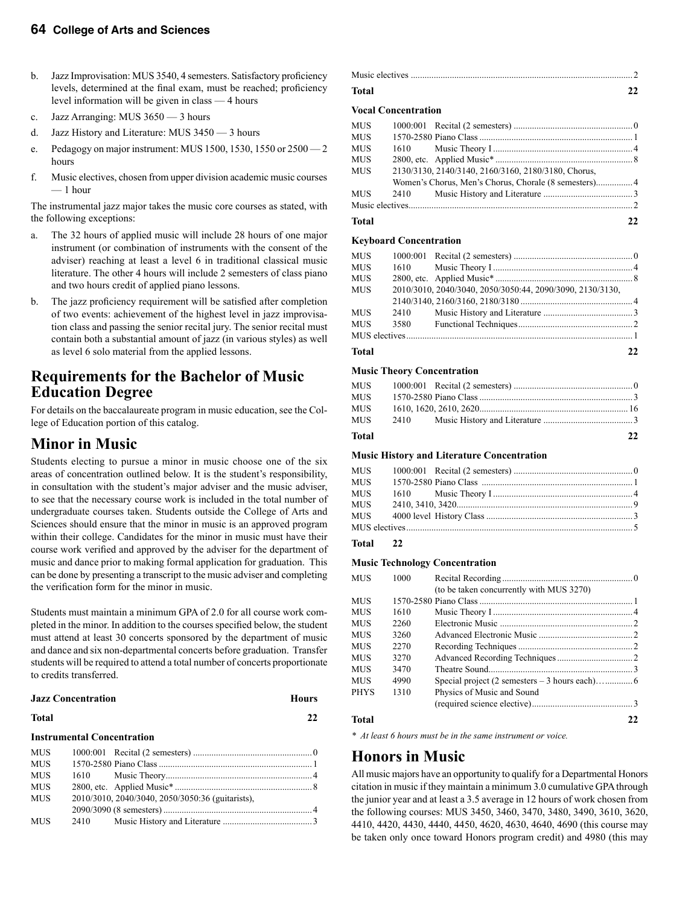b. Jazz Improvisation: MUS 3540, 4 semesters. Satisfactory proficiency levels, determined at the final exam, must be reached; proficiency level information will be given in class — 4 hours

c. Jazz Arranging: MUS 3650 — 3 hours

d. Jazz History and Literature: MUS 3450 — 3 hours

e. Pedagogy on major instrument: MUS 1500, 1530, 1550 or 2500 — 2 hours

f. Music electives, chosen from upper division academic music courses — 1 hour

The instrumental jazz major takes the music core courses as stated, with the following exceptions:

a. The 32 hours of applied music will include 28 hours of one major instrument (or combination of instruments with the consent of the adviser) reaching at least a level 6 in traditional classical music literature. The other 4 hours will include 2 semesters of class piano and two hours credit of applied piano lessons.

b. The jazz proficiency requirement will be satisfied after completion of two events: achievement of the highest level in jazz improvisation class and passing the senior recital jury. The senior recital must contain both a substantial amount of jazz (in various styles) as well as level 6 solo material from the applied lessons.

## Requirements for the Bachelor of Music Education Degree

For details on the baccalaureate program in music education, see the College of Education portion of this catalog.

## Minor in Music

Students electing to pursue a minor in music choose one of the six areas of concentration outlined below. It is the student's responsibility, in consultation with the student's major adviser and the music adviser, to see that the necessary course work is included in the total number of undergraduate courses taken. Students outside the College of Arts and Sciences should ensure that the minor in music is an approved program within their college. Candidates for the minor in music must have their course work verified and approved by the adviser for the department of music and dance prior to making formal application for graduation. This can be done by presenting a transcript to the music adviser and completing the verification form for the minor in music.

Students must maintain a minimum GPA of 2.0 for all course work completed in the minor. In addition to the courses specified below, the student must attend at least 30 concerts sponsored by the department of music and dance and six non-departmental concerts before graduation. Transfer students will be required to attend a total number of concerts proportionate to credits transferred.

**Jazz Concentration** — **Hours**

**Total** — **22**

**Instrumental Concentration**

| | | | |
|---|---|---|---|
| MUS | 1000:001 | Recital (2 semesters) | 0 |
| MUS | 1570-2580 | Piano Class | 1 |
| MUS | 1610 | Music Theory | 4 |
| MUS | 2800, etc. | Applied Music* | 8 |
| MUS | 2010/3010, 2040/3040, 2050/3050:36 (guitarists), 2090/3090 (8 semesters) | | 4 |
| MUS | 2410 | Music History and Literature | 3 |
| | | Music electives | 2 |
| **Total** | | | **22** |

**Vocal Concentration**

| | | | |
|---|---|---|---|
| MUS | 1000:001 | Recital (2 semesters) | 0 |
| MUS | 1570-2580 | Piano Class | 1 |
| MUS | 1610 | Music Theory I | 4 |
| MUS | 2800, etc. | Applied Music* | 8 |
| MUS | 2130/3130, 2140/3140, 2160/3160, 2180/3180, Chorus, Women's Chorus, Men's Chorus, Chorale (8 semesters) | | 4 |
| MUS | 2410 | Music History and Literature | 3 |
| | | Music electives | 2 |
| **Total** | | | **22** |

**Keyboard Concentration**

| | | | |
|---|---|---|---|
| MUS | 1000:001 | Recital (2 semesters) | 0 |
| MUS | 1610 | Music Theory I | 4 |
| MUS | 2800, etc. | Applied Music* | 8 |
| MUS | 2010/3010, 2040/3040, 2050/3050:44, 2090/3090, 2130/3130, 2140/3140, 2160/3160, 2180/3180 | | 4 |
| MUS | 2410 | Music History and Literature | 3 |
| MUS | 3580 | Functional Techniques | 2 |
| | | MUS electives | 1 |
| **Total** | | | **22** |

**Music Theory Concentration**

| | | | |
|---|---|---|---|
| MUS | 1000:001 | Recital (2 semesters) | 0 |
| MUS | 1570-2580 | Piano Class | 3 |
| MUS | 1610, 1620, 2610, 2620 | | 16 |
| MUS | 2410 | Music History and Literature | 3 |
| **Total** | | | **22** |

**Music History and Literature Concentration**

| | | | |
|---|---|---|---|
| MUS | 1000:001 | Recital (2 semesters) | 0 |
| MUS | 1570-2580 | Piano Class | 1 |
| MUS | 1610 | Music Theory I | 4 |
| MUS | 2410, 3410, 3420 | | 9 |
| MUS | 4000 level | History Class | 3 |
| | | MUS electives | 5 |
| **Total** | | | **22** |

**Music Technology Concentration**

| | | | |
|---|---|---|---|
| MUS | 1000 | Recital Recording (to be taken concurrently with MUS 3270) | 0 |
| MUS | 1570-2580 | Piano Class | 1 |
| MUS | 1610 | Music Theory I | 4 |
| MUS | 2260 | Electronic Music | 2 |
| MUS | 3260 | Advanced Electronic Music | 2 |
| MUS | 2270 | Recording Techniques | 2 |
| MUS | 3270 | Advanced Recording Techniques | 2 |
| MUS | 3470 | Theatre Sound | 3 |
| MUS | 4990 | Special project (2 semesters – 3 hours each) | 6 |
| PHYS | 1310 | Physics of Music and Sound (required science elective) | 3 |
| **Total** | | | **22** |

*\* At least 6 hours must be in the same instrument or voice.*

## Honors in Music

All music majors have an opportunity to qualify for a Departmental Honors citation in music if they maintain a minimum 3.0 cumulative GPA through the junior year and at least a 3.5 average in 12 hours of work chosen from the following courses: MUS 3450, 3460, 3470, 3480, 3490, 3610, 3620, 4410, 4420, 4430, 4440, 4450, 4620, 4630, 4640, 4690 (this course may be taken only once toward Honors program credit) and 4980 (this may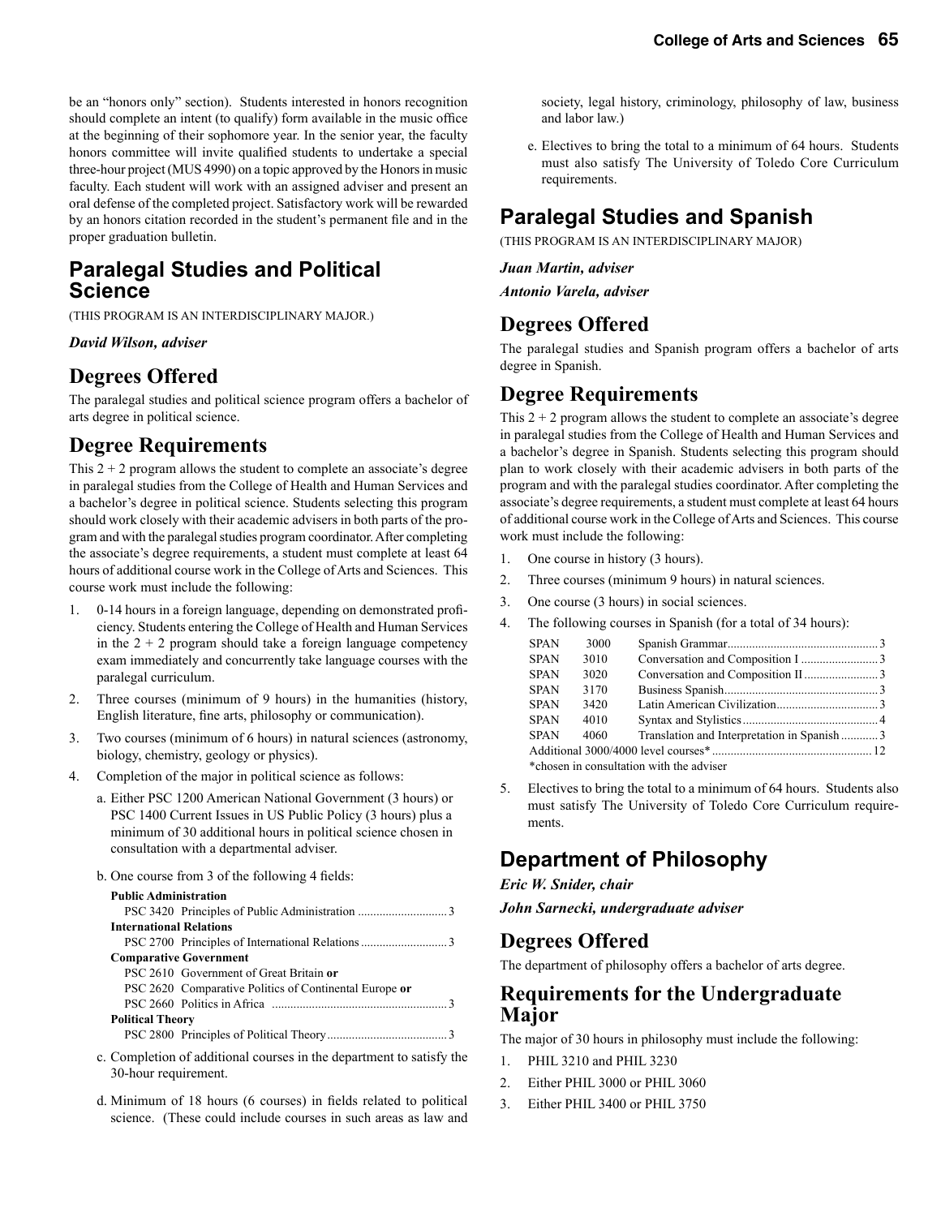be an "honors only" section). Students interested in honors recognition should complete an intent (to qualify) form available in the music office at the beginning of their sophomore year. In the senior year, the faculty honors committee will invite qualified students to undertake a special three-hour project (MUS 4990) on a topic approved by the Honors in music faculty. Each student will work with an assigned adviser and present an oral defense of the completed project. Satisfactory work will be rewarded by an honors citation recorded in the student's permanent file and in the proper graduation bulletin.

## Paralegal Studies and Political Science

(THIS PROGRAM IS AN INTERDISCIPLINARY MAJOR.)

***David Wilson, adviser***

### Degrees Offered

The paralegal studies and political science program offers a bachelor of arts degree in political science.

### Degree Requirements

This 2 + 2 program allows the student to complete an associate's degree in paralegal studies from the College of Health and Human Services and a bachelor's degree in political science. Students selecting this program should work closely with their academic advisers in both parts of the program and with the paralegal studies program coordinator. After completing the associate's degree requirements, a student must complete at least 64 hours of additional course work in the College of Arts and Sciences. This course work must include the following:

1. 0-14 hours in a foreign language, depending on demonstrated proficiency. Students entering the College of Health and Human Services in the 2 + 2 program should take a foreign language competency exam immediately and concurrently take language courses with the paralegal curriculum.
2. Three courses (minimum of 9 hours) in the humanities (history, English literature, fine arts, philosophy or communication).
3. Two courses (minimum of 6 hours) in natural sciences (astronomy, biology, chemistry, geology or physics).
4. Completion of the major in political science as follows:
   a. Either PSC 1200 American National Government (3 hours) or PSC 1400 Current Issues in US Public Policy (3 hours) plus a minimum of 30 additional hours in political science chosen in consultation with a departmental adviser.

   b. One course from 3 of the following 4 fields:

   **Public Administration**
   PSC 3420 Principles of Public Administration ............................ 3
   **International Relations**
   PSC 2700 Principles of International Relations ........................... 3
   **Comparative Government**
   PSC 2610 Government of Great Britain **or**
   PSC 2620 Comparative Politics of Continental Europe **or**
   PSC 2660 Politics in Africa ........................................................ 3
   **Political Theory**
   PSC 2800 Principles of Political Theory ...................................... 3

   c. Completion of additional courses in the department to satisfy the 30-hour requirement.

   d. Minimum of 18 hours (6 courses) in fields related to political science. (These could include courses in such areas as law and society, legal history, criminology, philosophy of law, business and labor law.)

   e. Electives to bring the total to a minimum of 64 hours. Students must also satisfy The University of Toledo Core Curriculum requirements.

## Paralegal Studies and Spanish

(THIS PROGRAM IS AN INTERDISCIPLINARY MAJOR)

***Juan Martin, adviser***

***Antonio Varela, adviser***

### Degrees Offered

The paralegal studies and Spanish program offers a bachelor of arts degree in Spanish.

### Degree Requirements

This 2 + 2 program allows the student to complete an associate's degree in paralegal studies from the College of Health and Human Services and a bachelor's degree in Spanish. Students selecting this program should plan to work closely with their academic advisers in both parts of the program and with the paralegal studies coordinator. After completing the associate's degree requirements, a student must complete at least 64 hours of additional course work in the College of Arts and Sciences. This course work must include the following:

1. One course in history (3 hours).
2. Three courses (minimum 9 hours) in natural sciences.
3. One course (3 hours) in social sciences.
4. The following courses in Spanish (for a total of 34 hours):

| | | | |
|---|---|---|---|
| SPAN | 3000 | Spanish Grammar | 3 |
| SPAN | 3010 | Conversation and Composition I | 3 |
| SPAN | 3020 | Conversation and Composition II | 3 |
| SPAN | 3170 | Business Spanish | 3 |
| SPAN | 3420 | Latin American Civilization | 3 |
| SPAN | 4010 | Syntax and Stylistics | 4 |
| SPAN | 4060 | Translation and Interpretation in Spanish | 3 |
| Additional 3000/4000 level courses* | | | 12 |

*chosen in consultation with the adviser

5. Electives to bring the total to a minimum of 64 hours. Students also must satisfy The University of Toledo Core Curriculum requirements.

## Department of Philosophy

***Eric W. Snider, chair***

***John Sarnecki, undergraduate adviser***

### Degrees Offered

The department of philosophy offers a bachelor of arts degree.

### Requirements for the Undergraduate Major

The major of 30 hours in philosophy must include the following:

1. PHIL 3210 and PHIL 3230
2. Either PHIL 3000 or PHIL 3060
3. Either PHIL 3400 or PHIL 3750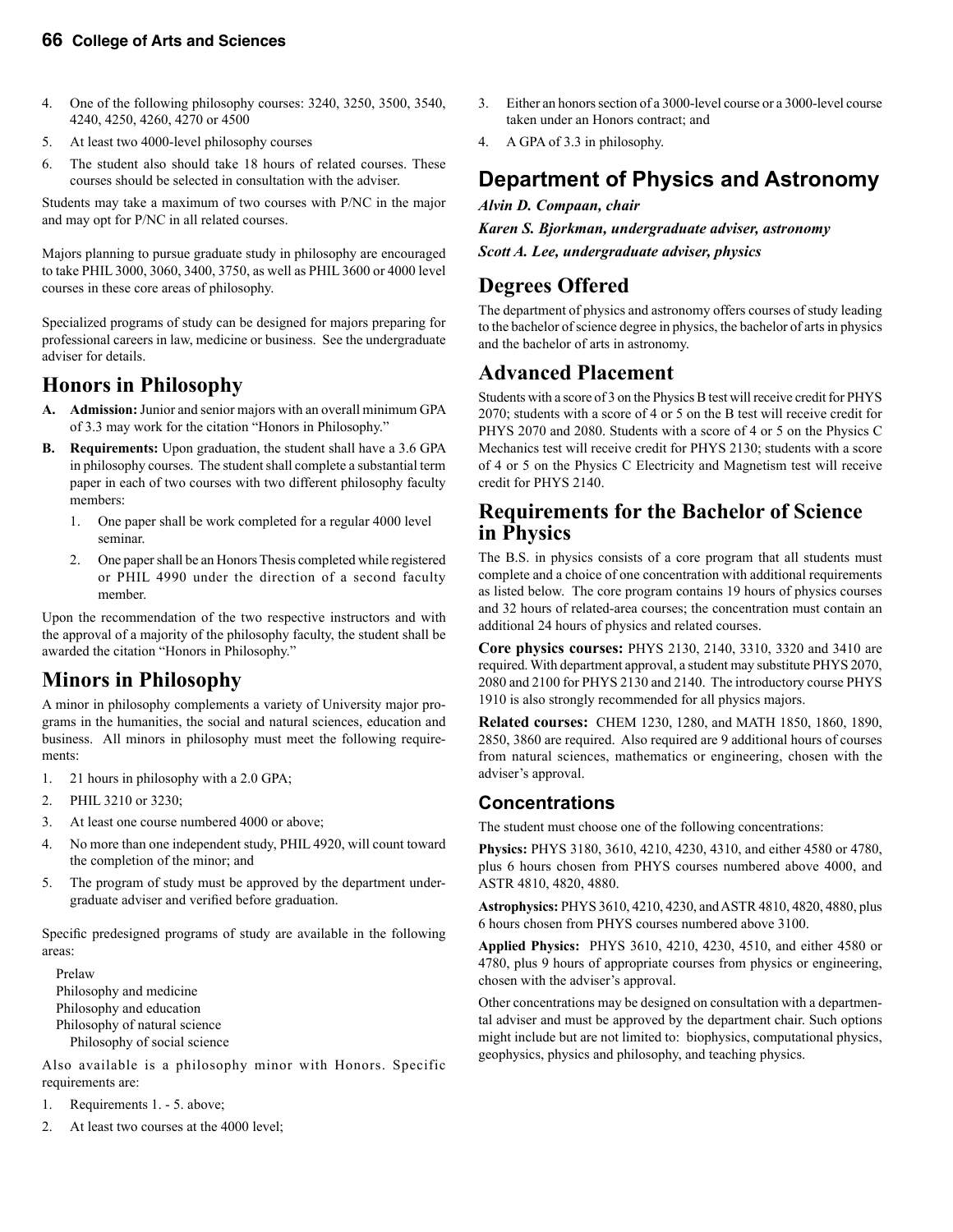4. One of the following philosophy courses: 3240, 3250, 3500, 3540, 4240, 4250, 4260, 4270 or 4500
5. At least two 4000-level philosophy courses
6. The student also should take 18 hours of related courses. These courses should be selected in consultation with the adviser.

Students may take a maximum of two courses with P/NC in the major and may opt for P/NC in all related courses.

Majors planning to pursue graduate study in philosophy are encouraged to take PHIL 3000, 3060, 3400, 3750, as well as PHIL 3600 or 4000 level courses in these core areas of philosophy.

Specialized programs of study can be designed for majors preparing for professional careers in law, medicine or business. See the undergraduate adviser for details.

## Honors in Philosophy

**A. Admission:** Junior and senior majors with an overall minimum GPA of 3.3 may work for the citation "Honors in Philosophy."

**B. Requirements:** Upon graduation, the student shall have a 3.6 GPA in philosophy courses. The student shall complete a substantial term paper in each of two courses with two different philosophy faculty members:

1. One paper shall be work completed for a regular 4000 level seminar.
2. One paper shall be an Honors Thesis completed while registered or PHIL 4990 under the direction of a second faculty member.

Upon the recommendation of the two respective instructors and with the approval of a majority of the philosophy faculty, the student shall be awarded the citation "Honors in Philosophy."

## Minors in Philosophy

A minor in philosophy complements a variety of University major programs in the humanities, the social and natural sciences, education and business. All minors in philosophy must meet the following requirements:

1. 21 hours in philosophy with a 2.0 GPA;
2. PHIL 3210 or 3230;
3. At least one course numbered 4000 or above;
4. No more than one independent study, PHIL 4920, will count toward the completion of the minor; and
5. The program of study must be approved by the department undergraduate adviser and verified before graduation.

Specific predesigned programs of study are available in the following areas:

Prelaw
Philosophy and medicine
Philosophy and education
Philosophy of natural science
Philosophy of social science

Also available is a philosophy minor with Honors. Specific requirements are:

1. Requirements 1. - 5. above;
2. At least two courses at the 4000 level;
3. Either an honors section of a 3000-level course or a 3000-level course taken under an Honors contract; and
4. A GPA of 3.3 in philosophy.

# Department of Physics and Astronomy

***Alvin D. Compaan, chair***

***Karen S. Bjorkman, undergraduate adviser, astronomy***

***Scott A. Lee, undergraduate adviser, physics***

## Degrees Offered

The department of physics and astronomy offers courses of study leading to the bachelor of science degree in physics, the bachelor of arts in physics and the bachelor of arts in astronomy.

## Advanced Placement

Students with a score of 3 on the Physics B test will receive credit for PHYS 2070; students with a score of 4 or 5 on the B test will receive credit for PHYS 2070 and 2080. Students with a score of 4 or 5 on the Physics C Mechanics test will receive credit for PHYS 2130; students with a score of 4 or 5 on the Physics C Electricity and Magnetism test will receive credit for PHYS 2140.

## Requirements for the Bachelor of Science in Physics

The B.S. in physics consists of a core program that all students must complete and a choice of one concentration with additional requirements as listed below. The core program contains 19 hours of physics courses and 32 hours of related-area courses; the concentration must contain an additional 24 hours of physics and related courses.

**Core physics courses:** PHYS 2130, 2140, 3310, 3320 and 3410 are required. With department approval, a student may substitute PHYS 2070, 2080 and 2100 for PHYS 2130 and 2140. The introductory course PHYS 1910 is also strongly recommended for all physics majors.

**Related courses:** CHEM 1230, 1280, and MATH 1850, 1860, 1890, 2850, 3860 are required. Also required are 9 additional hours of courses from natural sciences, mathematics or engineering, chosen with the adviser's approval.

### Concentrations

The student must choose one of the following concentrations:

**Physics:** PHYS 3180, 3610, 4210, 4230, 4310, and either 4580 or 4780, plus 6 hours chosen from PHYS courses numbered above 4000, and ASTR 4810, 4820, 4880.

**Astrophysics:** PHYS 3610, 4210, 4230, and ASTR 4810, 4820, 4880, plus 6 hours chosen from PHYS courses numbered above 3100.

**Applied Physics:** PHYS 3610, 4210, 4230, 4510, and either 4580 or 4780, plus 9 hours of appropriate courses from physics or engineering, chosen with the adviser's approval.

Other concentrations may be designed on consultation with a departmental adviser and must be approved by the department chair. Such options might include but are not limited to: biophysics, computational physics, geophysics, physics and philosophy, and teaching physics.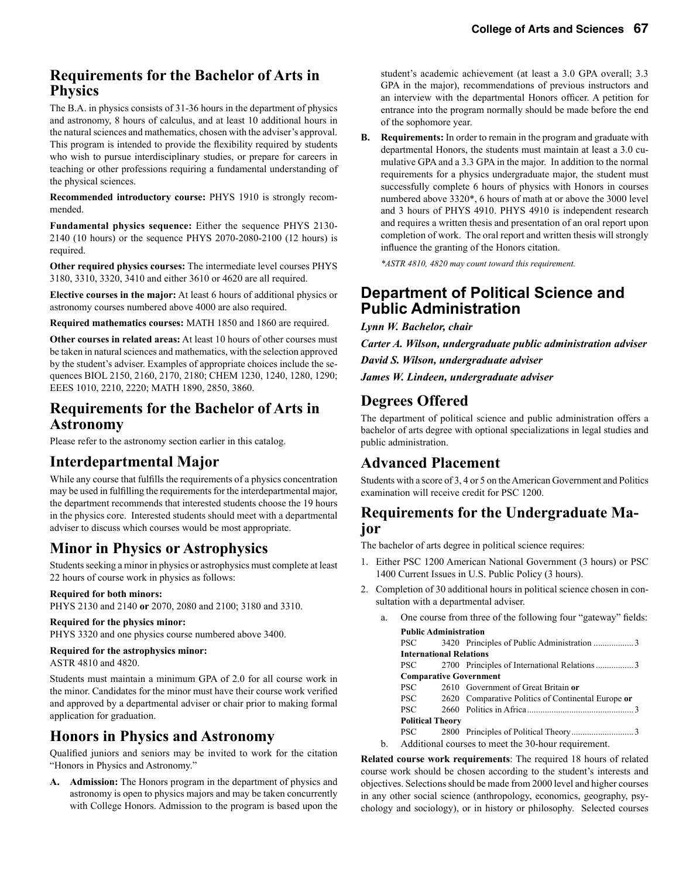## Requirements for the Bachelor of Arts in Physics

The B.A. in physics consists of 31-36 hours in the department of physics and astronomy, 8 hours of calculus, and at least 10 additional hours in the natural sciences and mathematics, chosen with the adviser's approval. This program is intended to provide the flexibility required by students who wish to pursue interdisciplinary studies, or prepare for careers in teaching or other professions requiring a fundamental understanding of the physical sciences.

**Recommended introductory course:** PHYS 1910 is strongly recommended.

**Fundamental physics sequence:** Either the sequence PHYS 2130-2140 (10 hours) or the sequence PHYS 2070-2080-2100 (12 hours) is required.

**Other required physics courses:** The intermediate level courses PHYS 3180, 3310, 3320, 3410 and either 3610 or 4620 are all required.

**Elective courses in the major:** At least 6 hours of additional physics or astronomy courses numbered above 4000 are also required.

**Required mathematics courses:** MATH 1850 and 1860 are required.

**Other courses in related areas:** At least 10 hours of other courses must be taken in natural sciences and mathematics, with the selection approved by the student's adviser. Examples of appropriate choices include the sequences BIOL 2150, 2160, 2170, 2180; CHEM 1230, 1240, 1280, 1290; EEES 1010, 2210, 2220; MATH 1890, 2850, 3860.

## Requirements for the Bachelor of Arts in Astronomy

Please refer to the astronomy section earlier in this catalog.

## Interdepartmental Major

While any course that fulfills the requirements of a physics concentration may be used in fulfilling the requirements for the interdepartmental major, the department recommends that interested students choose the 19 hours in the physics core. Interested students should meet with a departmental adviser to discuss which courses would be most appropriate.

## Minor in Physics or Astrophysics

Students seeking a minor in physics or astrophysics must complete at least 22 hours of course work in physics as follows:

**Required for both minors:**
PHYS 2130 and 2140 **or** 2070, 2080 and 2100; 3180 and 3310.

**Required for the physics minor:**
PHYS 3320 and one physics course numbered above 3400.

**Required for the astrophysics minor:**
ASTR 4810 and 4820.

Students must maintain a minimum GPA of 2.0 for all course work in the minor. Candidates for the minor must have their course work verified and approved by a departmental adviser or chair prior to making formal application for graduation.

## Honors in Physics and Astronomy

Qualified juniors and seniors may be invited to work for the citation "Honors in Physics and Astronomy."

**A. Admission:** The Honors program in the department of physics and astronomy is open to physics majors and may be taken concurrently with College Honors. Admission to the program is based upon the student's academic achievement (at least a 3.0 GPA overall; 3.3 GPA in the major), recommendations of previous instructors and an interview with the departmental Honors officer. A petition for entrance into the program normally should be made before the end of the sophomore year.

**B. Requirements:** In order to remain in the program and graduate with departmental Honors, the students must maintain at least a 3.0 cumulative GPA and a 3.3 GPA in the major. In addition to the normal requirements for a physics undergraduate major, the student must successfully complete 6 hours of physics with Honors in courses numbered above 3320*, 6 hours of math at or above the 3000 level and 3 hours of PHYS 4910. PHYS 4910 is independent research and requires a written thesis and presentation of an oral report upon completion of work. The oral report and written thesis will strongly influence the granting of the Honors citation.

*\*ASTR 4810, 4820 may count toward this requirement.*

# Department of Political Science and Public Administration

***Lynn W. Bachelor, chair***

***Carter A. Wilson, undergraduate public administration adviser***

***David S. Wilson, undergraduate adviser***

***James W. Lindeen, undergraduate adviser***

## Degrees Offered

The department of political science and public administration offers a bachelor of arts degree with optional specializations in legal studies and public administration.

## Advanced Placement

Students with a score of 3, 4 or 5 on the American Government and Politics examination will receive credit for PSC 1200.

## Requirements for the Undergraduate Major

The bachelor of arts degree in political science requires:

1. Either PSC 1200 American National Government (3 hours) or PSC 1400 Current Issues in U.S. Public Policy (3 hours).
2. Completion of 30 additional hours in political science chosen in consultation with a departmental adviser.
   a. One course from three of the following four "gateway" fields:

| | | | |
|---|---|---|---|
| **Public Administration** | | | |
| PSC | 3420 | Principles of Public Administration | 3 |
| **International Relations** | | | |
| PSC | 2700 | Principles of International Relations | 3 |
| **Comparative Government** | | | |
| PSC | 2610 | Government of Great Britain **or** | |
| PSC | 2620 | Comparative Politics of Continental Europe **or** | |
| PSC | 2660 | Politics in Africa | 3 |
| **Political Theory** | | | |
| PSC | 2800 | Principles of Political Theory | 3 |

   b. Additional courses to meet the 30-hour requirement.

**Related course work requirements**: The required 18 hours of related course work should be chosen according to the student's interests and objectives. Selections should be made from 2000 level and higher courses in any other social science (anthropology, economics, geography, psychology and sociology), or in history or philosophy. Selected courses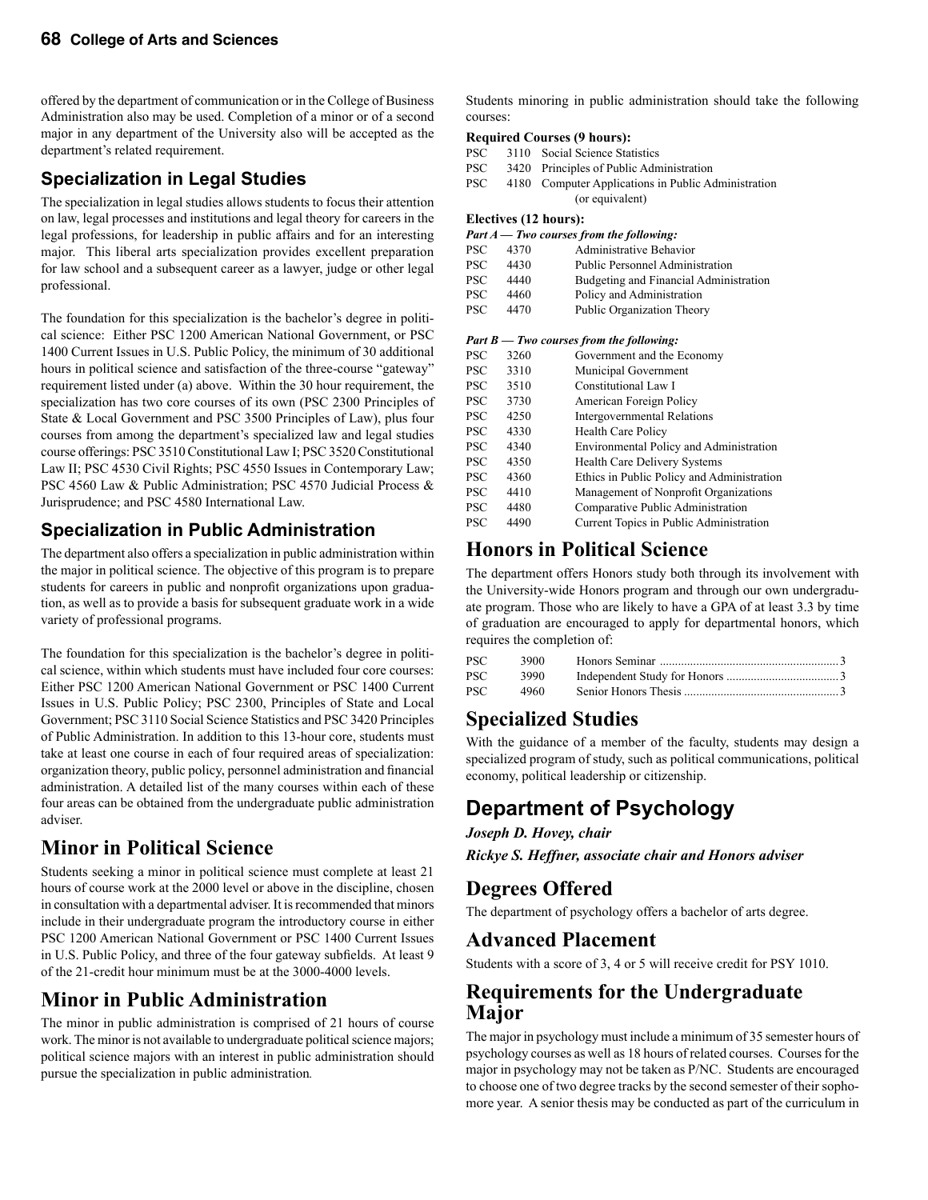offered by the department of communication or in the College of Business Administration also may be used. Completion of a minor or of a second major in any department of the University also will be accepted as the department's related requirement.

## Specialization in Legal Studies

The specialization in legal studies allows students to focus their attention on law, legal processes and institutions and legal theory for careers in the legal professions, for leadership in public affairs and for an interesting major. This liberal arts specialization provides excellent preparation for law school and a subsequent career as a lawyer, judge or other legal professional.

The foundation for this specialization is the bachelor's degree in political science: Either PSC 1200 American National Government, or PSC 1400 Current Issues in U.S. Public Policy, the minimum of 30 additional hours in political science and satisfaction of the three-course "gateway" requirement listed under (a) above. Within the 30 hour requirement, the specialization has two core courses of its own (PSC 2300 Principles of State & Local Government and PSC 3500 Principles of Law), plus four courses from among the department's specialized law and legal studies course offerings: PSC 3510 Constitutional Law I; PSC 3520 Constitutional Law II; PSC 4530 Civil Rights; PSC 4550 Issues in Contemporary Law; PSC 4560 Law & Public Administration; PSC 4570 Judicial Process & Jurisprudence; and PSC 4580 International Law.

## Specialization in Public Administration

The department also offers a specialization in public administration within the major in political science. The objective of this program is to prepare students for careers in public and nonprofit organizations upon graduation, as well as to provide a basis for subsequent graduate work in a wide variety of professional programs.

The foundation for this specialization is the bachelor's degree in political science, within which students must have included four core courses: Either PSC 1200 American National Government or PSC 1400 Current Issues in U.S. Public Policy; PSC 2300, Principles of State and Local Government; PSC 3110 Social Science Statistics and PSC 3420 Principles of Public Administration. In addition to this 13-hour core, students must take at least one course in each of four required areas of specialization: organization theory, public policy, personnel administration and financial administration. A detailed list of the many courses within each of these four areas can be obtained from the undergraduate public administration adviser.

## Minor in Political Science

Students seeking a minor in political science must complete at least 21 hours of course work at the 2000 level or above in the discipline, chosen in consultation with a departmental adviser. It is recommended that minors include in their undergraduate program the introductory course in either PSC 1200 American National Government or PSC 1400 Current Issues in U.S. Public Policy, and three of the four gateway subfields. At least 9 of the 21-credit hour minimum must be at the 3000-4000 levels.

## Minor in Public Administration

The minor in public administration is comprised of 21 hours of course work. The minor is not available to undergraduate political science majors; political science majors with an interest in public administration should pursue the specialization in public administration.

Students minoring in public administration should take the following courses:

**Required Courses (9 hours):**

PSC 3110 Social Science Statistics
PSC 3420 Principles of Public Administration
PSC 4180 Computer Applications in Public Administration (or equivalent)

**Electives (12 hours):**

***Part A — Two courses from the following:***

PSC 4370 Administrative Behavior
PSC 4430 Public Personnel Administration
PSC 4440 Budgeting and Financial Administration
PSC 4460 Policy and Administration
PSC 4470 Public Organization Theory

***Part B — Two courses from the following:***

PSC 3260 Government and the Economy
PSC 3310 Municipal Government
PSC 3510 Constitutional Law I
PSC 3730 American Foreign Policy
PSC 4250 Intergovernmental Relations
PSC 4330 Health Care Policy
PSC 4340 Environmental Policy and Administration
PSC 4350 Health Care Delivery Systems
PSC 4360 Ethics in Public Policy and Administration
PSC 4410 Management of Nonprofit Organizations
PSC 4480 Comparative Public Administration
PSC 4490 Current Topics in Public Administration

## Honors in Political Science

The department offers Honors study both through its involvement with the University-wide Honors program and through our own undergraduate program. Those who are likely to have a GPA of at least 3.3 by time of graduation are encouraged to apply for departmental honors, which requires the completion of:

PSC 3900 Honors Seminar .......... 3
PSC 3990 Independent Study for Honors .......... 3
PSC 4960 Senior Honors Thesis .......... 3

## Specialized Studies

With the guidance of a member of the faculty, students may design a specialized program of study, such as political communications, political economy, political leadership or citizenship.

# Department of Psychology

***Joseph D. Hovey, chair***

***Rickye S. Heffner, associate chair and Honors adviser***

## Degrees Offered

The department of psychology offers a bachelor of arts degree.

## Advanced Placement

Students with a score of 3, 4 or 5 will receive credit for PSY 1010.

## Requirements for the Undergraduate Major

The major in psychology must include a minimum of 35 semester hours of psychology courses as well as 18 hours of related courses. Courses for the major in psychology may not be taken as P/NC. Students are encouraged to choose one of two degree tracks by the second semester of their sophomore year. A senior thesis may be conducted as part of the curriculum in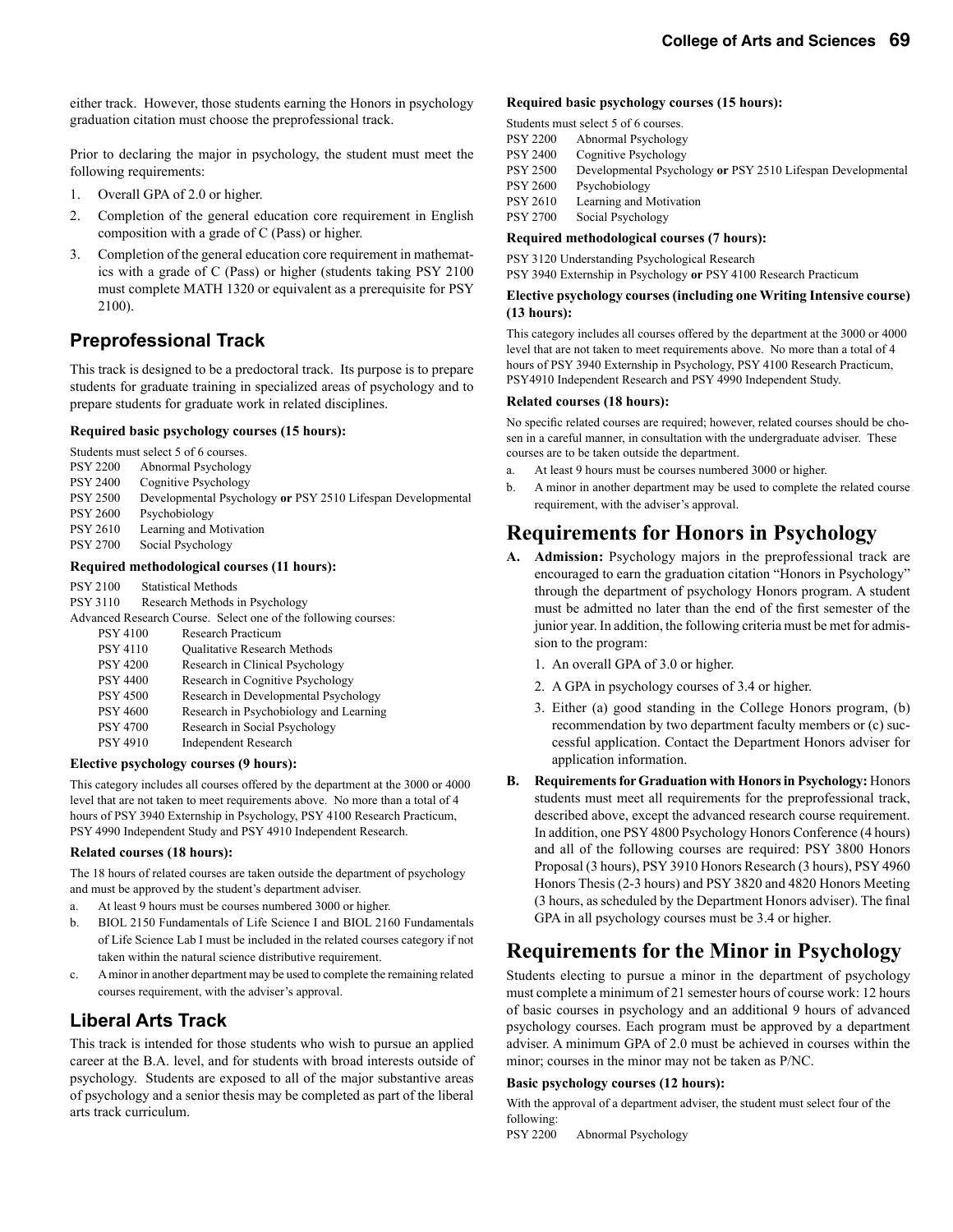either track. However, those students earning the Honors in psychology graduation citation must choose the preprofessional track.

Prior to declaring the major in psychology, the student must meet the following requirements:

1. Overall GPA of 2.0 or higher.
2. Completion of the general education core requirement in English composition with a grade of C (Pass) or higher.
3. Completion of the general education core requirement in mathematics with a grade of C (Pass) or higher (students taking PSY 2100 must complete MATH 1320 or equivalent as a prerequisite for PSY 2100).

## Preprofessional Track

This track is designed to be a predoctoral track. Its purpose is to prepare students for graduate training in specialized areas of psychology and to prepare students for graduate work in related disciplines.

**Required basic psychology courses (15 hours):**

Students must select 5 of 6 courses.

PSY 2200 Abnormal Psychology
PSY 2400 Cognitive Psychology
PSY 2500 Developmental Psychology **or** PSY 2510 Lifespan Developmental
PSY 2600 Psychobiology
PSY 2610 Learning and Motivation
PSY 2700 Social Psychology

**Required methodological courses (11 hours):**

PSY 2100 Statistical Methods
PSY 3110 Research Methods in Psychology
Advanced Research Course. Select one of the following courses:

PSY 4100 Research Practicum
PSY 4110 Qualitative Research Methods
PSY 4200 Research in Clinical Psychology
PSY 4400 Research in Cognitive Psychology
PSY 4500 Research in Developmental Psychology
PSY 4600 Research in Psychobiology and Learning
PSY 4700 Research in Social Psychology
PSY 4910 Independent Research

**Elective psychology courses (9 hours):**

This category includes all courses offered by the department at the 3000 or 4000 level that are not taken to meet requirements above. No more than a total of 4 hours of PSY 3940 Externship in Psychology, PSY 4100 Research Practicum, PSY 4990 Independent Study and PSY 4910 Independent Research.

**Related courses (18 hours):**

The 18 hours of related courses are taken outside the department of psychology and must be approved by the student's department adviser.

a. At least 9 hours must be courses numbered 3000 or higher.
b. BIOL 2150 Fundamentals of Life Science I and BIOL 2160 Fundamentals of Life Science Lab I must be included in the related courses category if not taken within the natural science distributive requirement.
c. A minor in another department may be used to complete the remaining related courses requirement, with the adviser's approval.

## Liberal Arts Track

This track is intended for those students who wish to pursue an applied career at the B.A. level, and for students with broad interests outside of psychology. Students are exposed to all of the major substantive areas of psychology and a senior thesis may be completed as part of the liberal arts track curriculum.

**Required basic psychology courses (15 hours):**

Students must select 5 of 6 courses.

PSY 2200 Abnormal Psychology
PSY 2400 Cognitive Psychology
PSY 2500 Developmental Psychology **or** PSY 2510 Lifespan Developmental
PSY 2600 Psychobiology
PSY 2610 Learning and Motivation
PSY 2700 Social Psychology

**Required methodological courses (7 hours):**

PSY 3120 Understanding Psychological Research
PSY 3940 Externship in Psychology **or** PSY 4100 Research Practicum

**Elective psychology courses (including one Writing Intensive course) (13 hours):**

This category includes all courses offered by the department at the 3000 or 4000 level that are not taken to meet requirements above. No more than a total of 4 hours of PSY 3940 Externship in Psychology, PSY 4100 Research Practicum, PSY4910 Independent Research and PSY 4990 Independent Study.

**Related courses (18 hours):**

No specific related courses are required; however, related courses should be chosen in a careful manner, in consultation with the undergraduate adviser. These courses are to be taken outside the department.

a. At least 9 hours must be courses numbered 3000 or higher.
b. A minor in another department may be used to complete the related course requirement, with the adviser's approval.

# Requirements for Honors in Psychology

**A. Admission:** Psychology majors in the preprofessional track are encouraged to earn the graduation citation "Honors in Psychology" through the department of psychology Honors program. A student must be admitted no later than the end of the first semester of the junior year. In addition, the following criteria must be met for admission to the program:

1. An overall GPA of 3.0 or higher.
2. A GPA in psychology courses of 3.4 or higher.
3. Either (a) good standing in the College Honors program, (b) recommendation by two department faculty members or (c) successful application. Contact the Department Honors adviser for application information.

**B. Requirements for Graduation with Honors in Psychology:** Honors students must meet all requirements for the preprofessional track, described above, except the advanced research course requirement. In addition, one PSY 4800 Psychology Honors Conference (4 hours) and all of the following courses are required: PSY 3800 Honors Proposal (3 hours), PSY 3910 Honors Research (3 hours), PSY 4960 Honors Thesis (2-3 hours) and PSY 3820 and 4820 Honors Meeting (3 hours, as scheduled by the Department Honors adviser). The final GPA in all psychology courses must be 3.4 or higher.

# Requirements for the Minor in Psychology

Students electing to pursue a minor in the department of psychology must complete a minimum of 21 semester hours of course work: 12 hours of basic courses in psychology and an additional 9 hours of advanced psychology courses. Each program must be approved by a department adviser. A minimum GPA of 2.0 must be achieved in courses within the minor; courses in the minor may not be taken as P/NC.

**Basic psychology courses (12 hours):**

With the approval of a department adviser, the student must select four of the following:

PSY 2200 Abnormal Psychology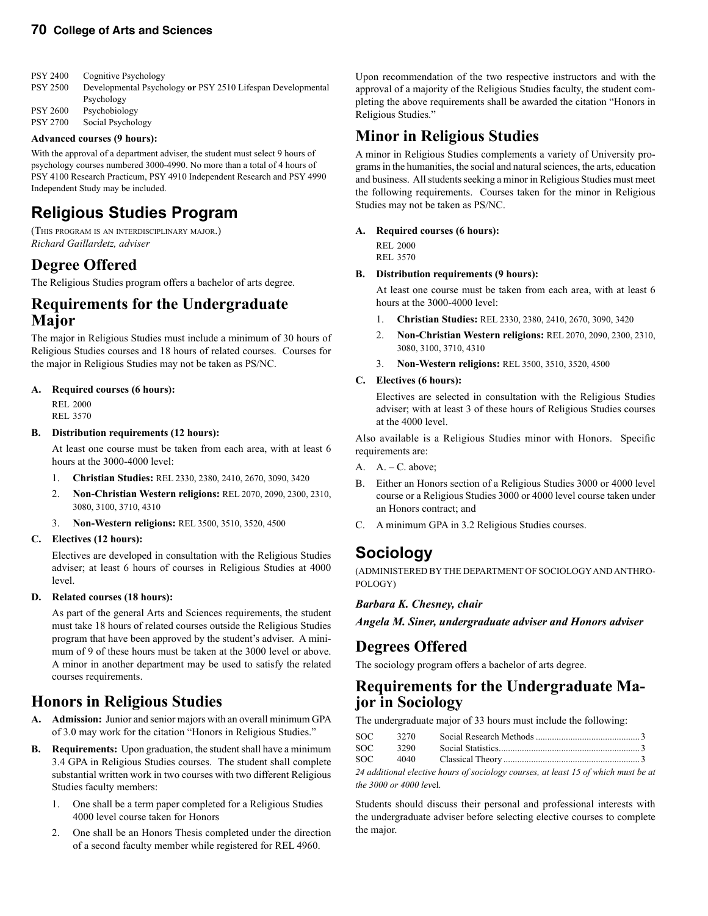PSY 2400 Cognitive Psychology
PSY 2500 Developmental Psychology **or** PSY 2510 Lifespan Developmental Psychology
PSY 2600 Psychobiology
PSY 2700 Social Psychology

**Advanced courses (9 hours):**

With the approval of a department adviser, the student must select 9 hours of psychology courses numbered 3000-4990. No more than a total of 4 hours of PSY 4100 Research Practicum, PSY 4910 Independent Research and PSY 4990 Independent Study may be included.

# Religious Studies Program

(This program is an interdisciplinary major.)
*Richard Gaillardetz, adviser*

## Degree Offered

The Religious Studies program offers a bachelor of arts degree.

## Requirements for the Undergraduate Major

The major in Religious Studies must include a minimum of 30 hours of Religious Studies courses and 18 hours of related courses. Courses for the major in Religious Studies may not be taken as PS/NC.

**A. Required courses (6 hours):**

REL 2000
REL 3570

**B. Distribution requirements (12 hours):**

At least one course must be taken from each area, with at least 6 hours at the 3000-4000 level:

1. **Christian Studies:** REL 2330, 2380, 2410, 2670, 3090, 3420
2. **Non-Christian Western religions:** REL 2070, 2090, 2300, 2310, 3080, 3100, 3710, 4310
3. **Non-Western religions:** REL 3500, 3510, 3520, 4500

**C. Electives (12 hours):**

Electives are developed in consultation with the Religious Studies adviser; at least 6 hours of courses in Religious Studies at 4000 level.

**D. Related courses (18 hours):**

As part of the general Arts and Sciences requirements, the student must take 18 hours of related courses outside the Religious Studies program that have been approved by the student's adviser. A minimum of 9 of these hours must be taken at the 3000 level or above. A minor in another department may be used to satisfy the related courses requirements.

## Honors in Religious Studies

**A. Admission:** Junior and senior majors with an overall minimum GPA of 3.0 may work for the citation "Honors in Religious Studies."

**B. Requirements:** Upon graduation, the student shall have a minimum 3.4 GPA in Religious Studies courses. The student shall complete substantial written work in two courses with two different Religious Studies faculty members:

1. One shall be a term paper completed for a Religious Studies 4000 level course taken for Honors
2. One shall be an Honors Thesis completed under the direction of a second faculty member while registered for REL 4960.

Upon recommendation of the two respective instructors and with the approval of a majority of the Religious Studies faculty, the student completing the above requirements shall be awarded the citation "Honors in Religious Studies."

## Minor in Religious Studies

A minor in Religious Studies complements a variety of University programs in the humanities, the social and natural sciences, the arts, education and business. All students seeking a minor in Religious Studies must meet the following requirements. Courses taken for the minor in Religious Studies may not be taken as PS/NC.

**A. Required courses (6 hours):**

REL 2000
REL 3570

**B. Distribution requirements (9 hours):**

At least one course must be taken from each area, with at least 6 hours at the 3000-4000 level:

1. **Christian Studies:** REL 2330, 2380, 2410, 2670, 3090, 3420
2. **Non-Christian Western religions:** REL 2070, 2090, 2300, 2310, 3080, 3100, 3710, 4310
3. **Non-Western religions:** REL 3500, 3510, 3520, 4500

**C. Electives (6 hours):**

Electives are selected in consultation with the Religious Studies adviser; with at least 3 of these hours of Religious Studies courses at the 4000 level.

Also available is a Religious Studies minor with Honors. Specific requirements are:

A. A. – C. above;

B. Either an Honors section of a Religious Studies 3000 or 4000 level course or a Religious Studies 3000 or 4000 level course taken under an Honors contract; and

C. A minimum GPA in 3.2 Religious Studies courses.

# Sociology

(Administered by the Department of Sociology and Anthropology)

***Barbara K. Chesney, chair***

***Angela M. Siner, undergraduate adviser and Honors adviser***

## Degrees Offered

The sociology program offers a bachelor of arts degree.

## Requirements for the Undergraduate Major in Sociology

The undergraduate major of 33 hours must include the following:

| | | | |
|---|---|---|---|
| SOC | 3270 | Social Research Methods | 3 |
| SOC | 3290 | Social Statistics | 3 |
| SOC | 4040 | Classical Theory | 3 |

*24 additional elective hours of sociology courses, at least 15 of which must be at the 3000 or 4000 level.*

Students should discuss their personal and professional interests with the undergraduate adviser before selecting elective courses to complete the major.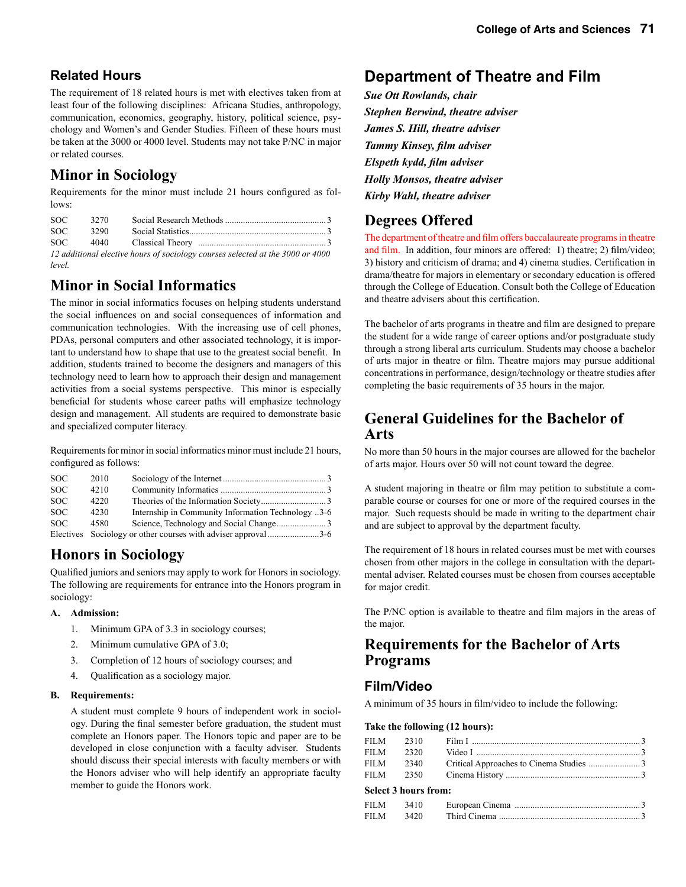## Related Hours

The requirement of 18 related hours is met with electives taken from at least four of the following disciplines: Africana Studies, anthropology, communication, economics, geography, history, political science, psychology and Women's and Gender Studies. Fifteen of these hours must be taken at the 3000 or 4000 level. Students may not take P/NC in major or related courses.

# Minor in Sociology

Requirements for the minor must include 21 hours configured as follows:

| | | | |
|---|---|---|---|
| SOC | 3270 | Social Research Methods | 3 |
| SOC | 3290 | Social Statistics | 3 |
| SOC | 4040 | Classical Theory | 3 |

*12 additional elective hours of sociology courses selected at the 3000 or 4000 level.*

# Minor in Social Informatics

The minor in social informatics focuses on helping students understand the social influences on and social consequences of information and communication technologies. With the increasing use of cell phones, PDAs, personal computers and other associated technology, it is important to understand how to shape that use to the greatest social benefit. In addition, students trained to become the designers and managers of this technology need to learn how to approach their design and management activities from a social systems perspective. This minor is especially beneficial for students whose career paths will emphasize technology design and management. All students are required to demonstrate basic and specialized computer literacy.

Requirements for minor in social informatics minor must include 21 hours, configured as follows:

| | | | |
|---|---|---|---|
| SOC | 2010 | Sociology of the Internet | 3 |
| SOC | 4210 | Community Informatics | 3 |
| SOC | 4220 | Theories of the Information Society | 3 |
| SOC | 4230 | Internship in Community Information Technology | 3-6 |
| SOC | 4580 | Science, Technology and Social Change | 3 |
| Electives | | Sociology or other courses with adviser approval | 3-6 |

# Honors in Sociology

Qualified juniors and seniors may apply to work for Honors in sociology. The following are requirements for entrance into the Honors program in sociology:

**A. Admission:**

1. Minimum GPA of 3.3 in sociology courses;
2. Minimum cumulative GPA of 3.0;
3. Completion of 12 hours of sociology courses; and
4. Qualification as a sociology major.

**B. Requirements:**

A student must complete 9 hours of independent work in sociology. During the final semester before graduation, the student must complete an Honors paper. The Honors topic and paper are to be developed in close conjunction with a faculty adviser. Students should discuss their special interests with faculty members or with the Honors adviser who will help identify an appropriate faculty member to guide the Honors work.

# Department of Theatre and Film

***Sue Ott Rowlands, chair***

***Stephen Berwind, theatre adviser***

***James S. Hill, theatre adviser***

***Tammy Kinsey, film adviser***

***Elspeth kydd, film adviser***

***Holly Monsos, theatre adviser***

***Kirby Wahl, theatre adviser***

# Degrees Offered

The department of theatre and film offers baccalaureate programs in theatre and film. In addition, four minors are offered: 1) theatre; 2) film/video; 3) history and criticism of drama; and 4) cinema studies. Certification in drama/theatre for majors in elementary or secondary education is offered through the College of Education. Consult both the College of Education and theatre advisers about this certification.

The bachelor of arts programs in theatre and film are designed to prepare the student for a wide range of career options and/or postgraduate study through a strong liberal arts curriculum. Students may choose a bachelor of arts major in theatre or film. Theatre majors may pursue additional concentrations in performance, design/technology or theatre studies after completing the basic requirements of 35 hours in the major.

# General Guidelines for the Bachelor of Arts

No more than 50 hours in the major courses are allowed for the bachelor of arts major. Hours over 50 will not count toward the degree.

A student majoring in theatre or film may petition to substitute a comparable course or courses for one or more of the required courses in the major. Such requests should be made in writing to the department chair and are subject to approval by the department faculty.

The requirement of 18 hours in related courses must be met with courses chosen from other majors in the college in consultation with the departmental adviser. Related courses must be chosen from courses acceptable for major credit.

The P/NC option is available to theatre and film majors in the areas of the major.

# Requirements for the Bachelor of Arts Programs

## Film/Video

A minimum of 35 hours in film/video to include the following:

**Take the following (12 hours):**

| | | | |
|---|---|---|---|
| FILM | 2310 | Film I | 3 |
| FILM | 2320 | Video I | 3 |
| FILM | 2340 | Critical Approaches to Cinema Studies | 3 |
| FILM | 2350 | Cinema History | 3 |

**Select 3 hours from:**

| | | | |
|---|---|---|---|
| FILM | 3410 | European Cinema | 3 |
| FILM | 3420 | Third Cinema | 3 |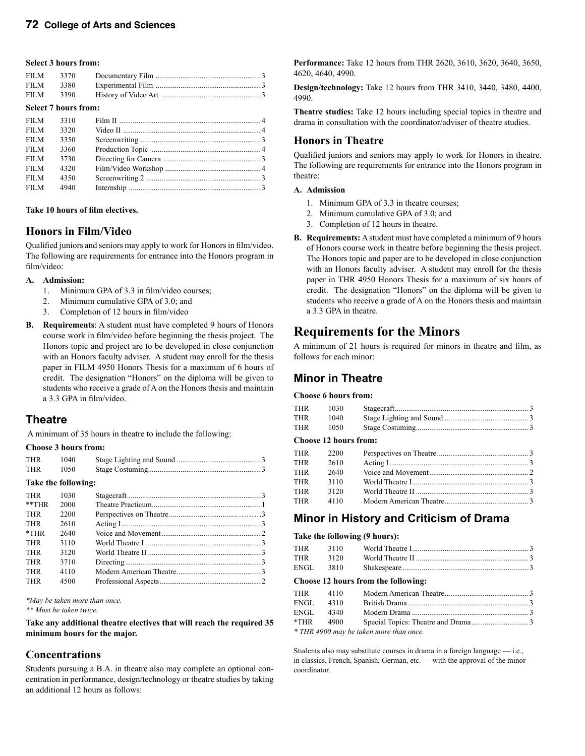**Select 3 hours from:**

| | | | |
|---|---|---|---|
| FILM | 3370 | Documentary Film | 3 |
| FILM | 3380 | Experimental Film | 3 |
| FILM | 3390 | History of Video Art | 3 |

**Select 7 hours from:**

| | | | |
|---|---|---|---|
| FILM | 3310 | Film II | 4 |
| FILM | 3320 | Video II | 4 |
| FILM | 3350 | Screenwriting | 3 |
| FILM | 3360 | Production Topic | 4 |
| FILM | 3730 | Directing for Camera | 3 |
| FILM | 4320 | Film/Video Workshop | 4 |
| FILM | 4350 | Screenwriting 2 | 3 |
| FILM | 4940 | Internship | 3 |

**Take 10 hours of film electives.**

## Honors in Film/Video

Qualified juniors and seniors may apply to work for Honors in film/video. The following are requirements for entrance into the Honors program in film/video:

**A. Admission:**

1. Minimum GPA of 3.3 in film/video courses;
2. Minimum cumulative GPA of 3.0; and
3. Completion of 12 hours in film/video

**B. Requirements**: A student must have completed 9 hours of Honors course work in film/video before beginning the thesis project. The Honors topic and project are to be developed in close conjunction with an Honors faculty adviser. A student may enroll for the thesis paper in FILM 4950 Honors Thesis for a maximum of 6 hours of credit. The designation "Honors" on the diploma will be given to students who receive a grade of A on the Honors thesis and maintain a 3.3 GPA in film/video.

## Theatre

A minimum of 35 hours in theatre to include the following:

**Choose 3 hours from:**

| | | | |
|---|---|---|---|
| THR | 1040 | Stage Lighting and Sound | 3 |
| THR | 1050 | Stage Costuming | 3 |

**Take the following:**

| | | | |
|---|---|---|---|
| THR | 1030 | Stagecraft | 3 |
| **THR | 2000 | Theatre Practicum | 1 |
| THR | 2200 | Perspectives on Theatre | 3 |
| THR | 2610 | Acting I | 3 |
| *THR | 2640 | Voice and Movement | 2 |
| THR | 3110 | World Theatre I | 3 |
| THR | 3120 | World Theatre II | 3 |
| THR | 3710 | Directing | 3 |
| THR | 4110 | Modern American Theatre | 3 |
| THR | 4500 | Professional Aspects | 2 |

*\*May be taken more than once.*

*\*\* Must be taken twice.*

**Take any additional theatre electives that will reach the required 35 minimum hours for the major.**

## Concentrations

Students pursuing a B.A. in theatre also may complete an optional concentration in performance, design/technology or theatre studies by taking an additional 12 hours as follows:

**Performance:** Take 12 hours from THR 2620, 3610, 3620, 3640, 3650, 4620, 4640, 4990.

**Design/technology:** Take 12 hours from THR 3410, 3440, 3480, 4400, 4990.

**Theatre studies:** Take 12 hours including special topics in theatre and drama in consultation with the coordinator/adviser of theatre studies.

## Honors in Theatre

Qualified juniors and seniors may apply to work for Honors in theatre. The following are requirements for entrance into the Honors program in theatre:

**A. Admission**

1. Minimum GPA of 3.3 in theatre courses;
2. Minimum cumulative GPA of 3.0; and
3. Completion of 12 hours in theatre.

**B. Requirements:** A student must have completed a minimum of 9 hours of Honors course work in theatre before beginning the thesis project. The Honors topic and paper are to be developed in close conjunction with an Honors faculty adviser. A student may enroll for the thesis paper in THR 4950 Honors Thesis for a maximum of six hours of credit. The designation "Honors" on the diploma will be given to students who receive a grade of A on the Honors thesis and maintain a 3.3 GPA in theatre.

# Requirements for the Minors

A minimum of 21 hours is required for minors in theatre and film, as follows for each minor:

## Minor in Theatre

**Choose 6 hours from:**

| | | | |
|---|---|---|---|
| THR | 1030 | Stagecraft | 3 |
| THR | 1040 | Stage Lighting and Sound | 3 |
| THR | 1050 | Stage Costuming | 3 |

**Choose 12 hours from:**

| | | | |
|---|---|---|---|
| THR | 2200 | Perspectives on Theatre | 3 |
| THR | 2610 | Acting I | 3 |
| THR | 2640 | Voice and Movement | 2 |
| THR | 3110 | World Theatre I | 3 |
| THR | 3120 | World Theatre II | 3 |
| THR | 4110 | Modern American Theatre | 3 |

## Minor in History and Criticism of Drama

**Take the following (9 hours):**

| | | | |
|---|---|---|---|
| THR | 3110 | World Theatre I | 3 |
| THR | 3120 | World Theatre II | 3 |
| ENGL | 3810 | Shakespeare | 3 |

**Choose 12 hours from the following:**

| | | | |
|---|---|---|---|
| THR | 4110 | Modern American Theatre | 3 |
| ENGL | 4310 | British Drama | 3 |
| ENGL | 4340 | Modern Drama | 3 |
| *THR | 4900 | Special Topics: Theatre and Drama | 3 |

*\* THR 4900 may be taken more than once.*

Students also may substitute courses in drama in a foreign language — i.e., in classics, French, Spanish, German, etc. — with the approval of the minor coordinator.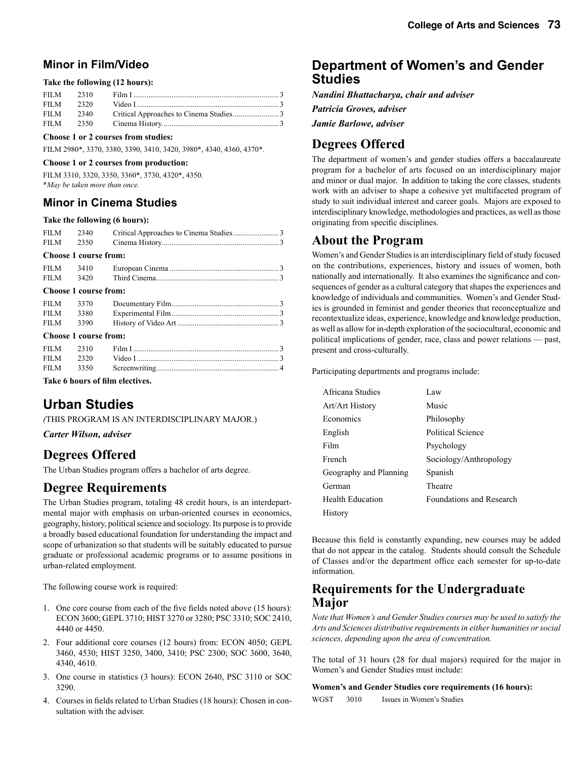## Minor in Film/Video

**Take the following (12 hours):**

| | | | |
|---|---|---|---|
| FILM | 2310 | Film I | 3 |
| FILM | 2320 | Video I | 3 |
| FILM | 2340 | Critical Approaches to Cinema Studies | 3 |
| FILM | 2350 | Cinema History | 3 |

**Choose 1 or 2 courses from studies:**

FILM 2980*, 3370, 3380, 3390, 3410, 3420, 3980*, 4340, 4360, 4370*.

**Choose 1 or 2 courses from production:**

FILM 3310, 3320, 3350, 3360*, 3730, 4320*, 4350.
**May be taken more than once.*

## Minor in Cinema Studies

**Take the following (6 hours):**

| | | | |
|---|---|---|---|
| FILM | 2340 | Critical Approaches to Cinema Studies | 3 |
| FILM | 2350 | Cinema History | 3 |

**Choose 1 course from:**

| | | | |
|---|---|---|---|
| FILM | 3410 | European Cinema | 3 |
| FILM | 3420 | Third Cinema | 3 |

**Choose 1 course from:**

| | | | |
|---|---|---|---|
| FILM | 3370 | Documentary Film | 3 |
| FILM | 3380 | Experimental Film | 3 |
| FILM | 3390 | History of Video Art | 3 |

**Choose 1 course from:**

| | | | |
|---|---|---|---|
| FILM | 2310 | Film I | 3 |
| FILM | 2320 | Video I | 3 |
| FILM | 3350 | Screenwriting | 4 |

**Take 6 hours of film electives.**

# Urban Studies

*(*THIS PROGRAM IS AN INTERDISCIPLINARY MAJOR.)

***Carter Wilson, adviser***

## Degrees Offered

The Urban Studies program offers a bachelor of arts degree.

## Degree Requirements

The Urban Studies program, totaling 48 credit hours, is an interdepartmental major with emphasis on urban-oriented courses in economics, geography, history, political science and sociology. Its purpose is to provide a broadly based educational foundation for understanding the impact and scope of urbanization so that students will be suitably educated to pursue graduate or professional academic programs or to assume positions in urban-related employment.

The following course work is required:

1. One core course from each of the five fields noted above (15 hours): ECON 3600; GEPL 3710; HIST 3270 or 3280; PSC 3310; SOC 2410, 4440 or 4450.
2. Four additional core courses (12 hours) from: ECON 4050; GEPL 3460, 4530; HIST 3250, 3400, 3410; PSC 2300; SOC 3600, 3640, 4340, 4610.
3. One course in statistics (3 hours): ECON 2640, PSC 3110 or SOC 3290.
4. Courses in fields related to Urban Studies (18 hours): Chosen in consultation with the adviser.

# Department of Women's and Gender Studies

***Nandini Bhattacharya, chair and adviser***

***Patricia Groves, adviser***

***Jamie Barlowe, adviser***

## Degrees Offered

The department of women's and gender studies offers a baccalaureate program for a bachelor of arts focused on an interdisciplinary major and minor or dual major. In addition to taking the core classes, students work with an adviser to shape a cohesive yet multifaceted program of study to suit individual interest and career goals. Majors are exposed to interdisciplinary knowledge, methodologies and practices, as well as those originating from specific disciplines.

## About the Program

Women's and Gender Studies is an interdisciplinary field of study focused on the contributions, experiences, history and issues of women, both nationally and internationally. It also examines the significance and consequences of gender as a cultural category that shapes the experiences and knowledge of individuals and communities. Women's and Gender Studies is grounded in feminist and gender theories that reconceptualize and recontextualize ideas, experience, knowledge and knowledge production, as well as allow for in-depth exploration of the sociocultural, economic and political implications of gender, race, class and power relations — past, present and cross-culturally.

Participating departments and programs include:

| | |
|---|---|
| Africana Studies | Law |
| Art/Art History | Music |
| Economics | Philosophy |
| English | Political Science |
| Film | Psychology |
| French | Sociology/Anthropology |
| Geography and Planning | Spanish |
| German | Theatre |
| Health Education | Foundations and Research |
| History | |

Because this field is constantly expanding, new courses may be added that do not appear in the catalog. Students should consult the Schedule of Classes and/or the department office each semester for up-to-date information.

## Requirements for the Undergraduate Major

*Note that Women's and Gender Studies courses may be used to satisfy the Arts and Sciences distributive requirements in either humanities or social sciences, depending upon the area of concentration.*

The total of 31 hours (28 for dual majors) required for the major in Women's and Gender Studies must include:

**Women's and Gender Studies core requirements (16 hours):**

WGST 3010 Issues in Women's Studies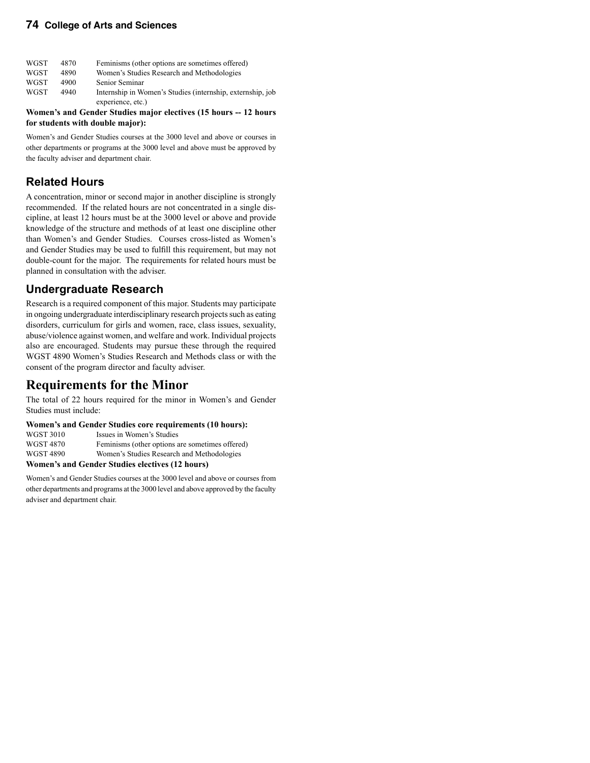| | | |
|---|---|---|
| WGST | 4870 | Feminisms (other options are sometimes offered) |
| WGST | 4890 | Women's Studies Research and Methodologies |
| WGST | 4900 | Senior Seminar |
| WGST | 4940 | Internship in Women's Studies (internship, externship, job experience, etc.) |

**Women's and Gender Studies major electives (15 hours -- 12 hours for students with double major):**

Women's and Gender Studies courses at the 3000 level and above or courses in other departments or programs at the 3000 level and above must be approved by the faculty adviser and department chair.

## Related Hours

A concentration, minor or second major in another discipline is strongly recommended. If the related hours are not concentrated in a single discipline, at least 12 hours must be at the 3000 level or above and provide knowledge of the structure and methods of at least one discipline other than Women's and Gender Studies. Courses cross-listed as Women's and Gender Studies may be used to fulfill this requirement, but may not double-count for the major. The requirements for related hours must be planned in consultation with the adviser.

## Undergraduate Research

Research is a required component of this major. Students may participate in ongoing undergraduate interdisciplinary research projects such as eating disorders, curriculum for girls and women, race, class issues, sexuality, abuse/violence against women, and welfare and work. Individual projects also are encouraged. Students may pursue these through the required WGST 4890 Women's Studies Research and Methods class or with the consent of the program director and faculty adviser.

# Requirements for the Minor

The total of 22 hours required for the minor in Women's and Gender Studies must include:

**Women's and Gender Studies core requirements (10 hours):**

| | |
|---|---|
| WGST 3010 | Issues in Women's Studies |
| WGST 4870 | Feminisms (other options are sometimes offered) |
| WGST 4890 | Women's Studies Research and Methodologies |

**Women's and Gender Studies electives (12 hours)**

Women's and Gender Studies courses at the 3000 level and above or courses from other departments and programs at the 3000 level and above approved by the faculty adviser and department chair.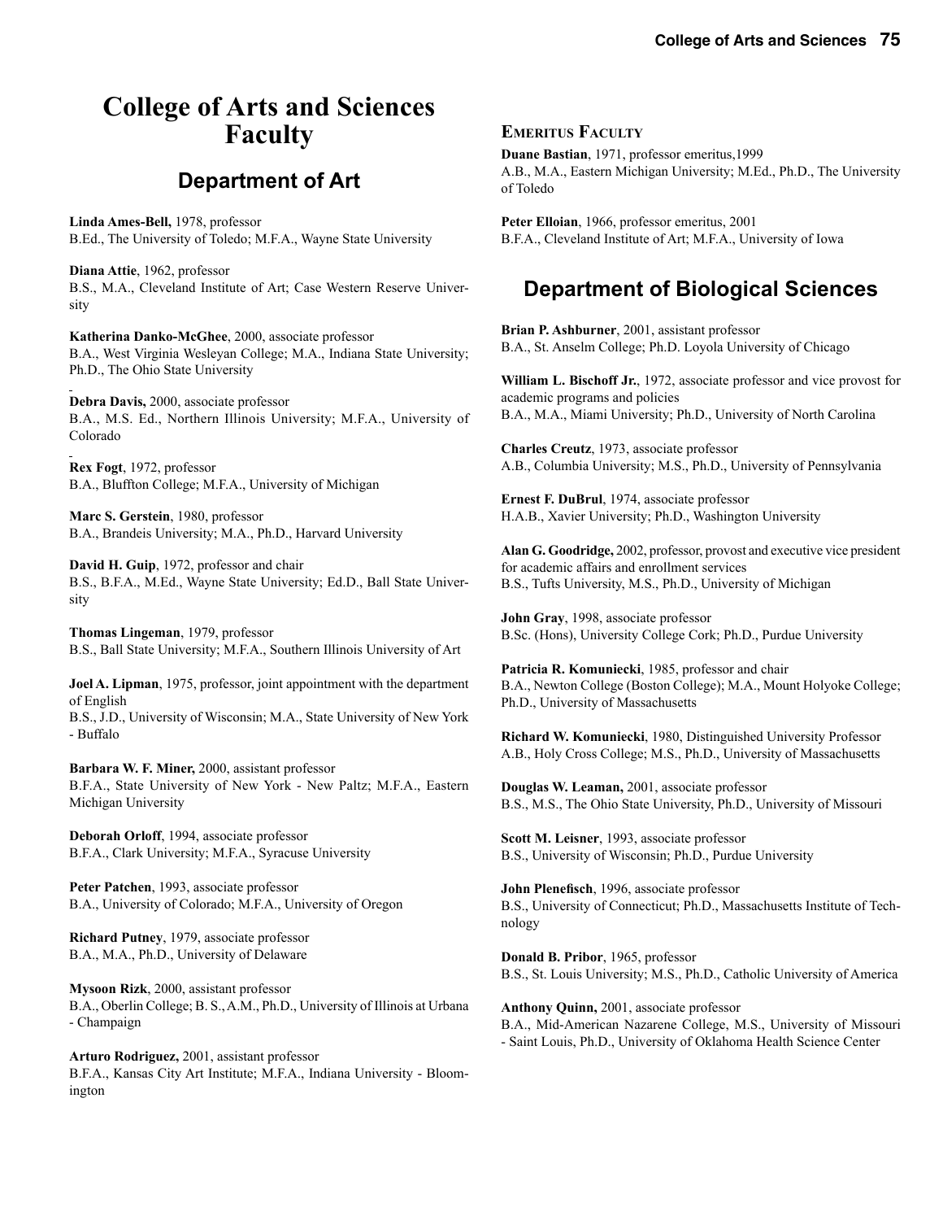# College of Arts and Sciences Faculty

## Department of Art

**Linda Ames-Bell,** 1978, professor
B.Ed., The University of Toledo; M.F.A., Wayne State University

**Diana Attie**, 1962, professor
B.S., M.A., Cleveland Institute of Art; Case Western Reserve University

**Katherina Danko-McGhee**, 2000, associate professor
B.A., West Virginia Wesleyan College; M.A., Indiana State University; Ph.D., The Ohio State University

**Debra Davis,** 2000, associate professor
B.A., M.S. Ed., Northern Illinois University; M.F.A., University of Colorado

**Rex Fogt**, 1972, professor
B.A., Bluffton College; M.F.A., University of Michigan

**Marc S. Gerstein**, 1980, professor
B.A., Brandeis University; M.A., Ph.D., Harvard University

**David H. Guip**, 1972, professor and chair
B.S., B.F.A., M.Ed., Wayne State University; Ed.D., Ball State University

**Thomas Lingeman**, 1979, professor
B.S., Ball State University; M.F.A., Southern Illinois University of Art

**Joel A. Lipman**, 1975, professor, joint appointment with the department of English
B.S., J.D., University of Wisconsin; M.A., State University of New York - Buffalo

**Barbara W. F. Miner,** 2000, assistant professor
B.F.A., State University of New York - New Paltz; M.F.A., Eastern Michigan University

**Deborah Orloff**, 1994, associate professor
B.F.A., Clark University; M.F.A., Syracuse University

**Peter Patchen**, 1993, associate professor
B.A., University of Colorado; M.F.A., University of Oregon

**Richard Putney**, 1979, associate professor
B.A., M.A., Ph.D., University of Delaware

**Mysoon Rizk**, 2000, assistant professor
B.A., Oberlin College; B. S., A.M., Ph.D., University of Illinois at Urbana - Champaign

**Arturo Rodriguez,** 2001, assistant professor
B.F.A., Kansas City Art Institute; M.F.A., Indiana University - Bloomington

### Emeritus Faculty

**Duane Bastian**, 1971, professor emeritus,1999
A.B., M.A., Eastern Michigan University; M.Ed., Ph.D., The University of Toledo

**Peter Elloian**, 1966, professor emeritus, 2001
B.F.A., Cleveland Institute of Art; M.F.A., University of Iowa

## Department of Biological Sciences

**Brian P. Ashburner**, 2001, assistant professor
B.A., St. Anselm College; Ph.D. Loyola University of Chicago

**William L. Bischoff Jr.**, 1972, associate professor and vice provost for academic programs and policies
B.A., M.A., Miami University; Ph.D., University of North Carolina

**Charles Creutz**, 1973, associate professor
A.B., Columbia University; M.S., Ph.D., University of Pennsylvania

**Ernest F. DuBrul**, 1974, associate professor
H.A.B., Xavier University; Ph.D., Washington University

**Alan G. Goodridge,** 2002, professor, provost and executive vice president for academic affairs and enrollment services
B.S., Tufts University, M.S., Ph.D., University of Michigan

**John Gray**, 1998, associate professor
B.Sc. (Hons), University College Cork; Ph.D., Purdue University

**Patricia R. Komuniecki**, 1985, professor and chair
B.A., Newton College (Boston College); M.A., Mount Holyoke College; Ph.D., University of Massachusetts

**Richard W. Komuniecki**, 1980, Distinguished University Professor
A.B., Holy Cross College; M.S., Ph.D., University of Massachusetts

**Douglas W. Leaman,** 2001, associate professor
B.S., M.S., The Ohio State University, Ph.D., University of Missouri

**Scott M. Leisner**, 1993, associate professor
B.S., University of Wisconsin; Ph.D., Purdue University

**John Plenefisch**, 1996, associate professor
B.S., University of Connecticut; Ph.D., Massachusetts Institute of Technology

**Donald B. Pribor**, 1965, professor
B.S., St. Louis University; M.S., Ph.D., Catholic University of America

**Anthony Quinn,** 2001, associate professor
B.A., Mid-American Nazarene College, M.S., University of Missouri - Saint Louis, Ph.D., University of Oklahoma Health Science Center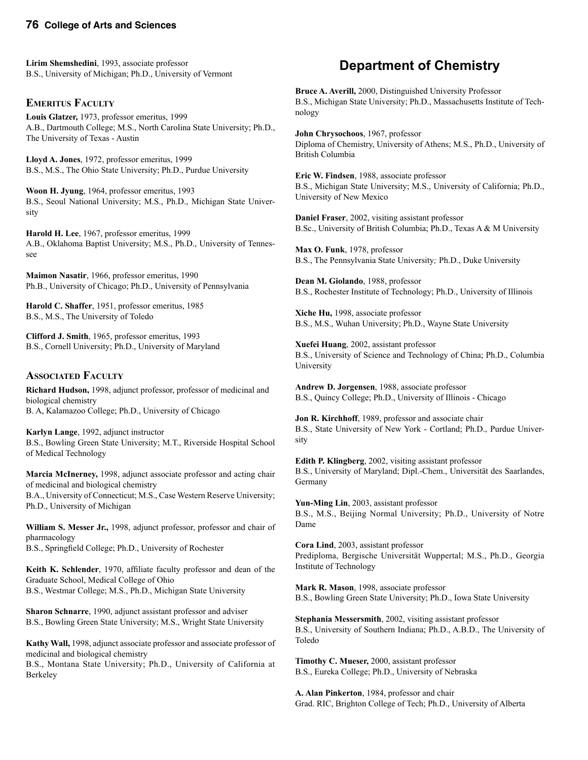**Lirim Shemshedini**, 1993, associate professor
B.S., University of Michigan; Ph.D., University of Vermont

### Emeritus Faculty

**Louis Glatzer,** 1973, professor emeritus, 1999
A.B., Dartmouth College; M.S., North Carolina State University; Ph.D., The University of Texas - Austin

**Lloyd A. Jones**, 1972, professor emeritus, 1999
B.S., M.S., The Ohio State University; Ph.D., Purdue University

**Woon H. Jyung**, 1964, professor emeritus, 1993
B.S., Seoul National University; M.S., Ph.D., Michigan State University

**Harold H. Lee**, 1967, professor emeritus, 1999
A.B., Oklahoma Baptist University; M.S., Ph.D., University of Tennessee

**Maimon Nasatir**, 1966, professor emeritus, 1990
Ph.B., University of Chicago; Ph.D., University of Pennsylvania

**Harold C. Shaffer**, 1951, professor emeritus, 1985
B.S., M.S., The University of Toledo

**Clifford J. Smith**, 1965, professor emeritus, 1993
B.S., Cornell University; Ph.D., University of Maryland

### Associated Faculty

**Richard Hudson,** 1998, adjunct professor, professor of medicinal and biological chemistry
B. A, Kalamazoo College; Ph.D., University of Chicago

**Karlyn Lange**, 1992, adjunct instructor
B.S., Bowling Green State University; M.T., Riverside Hospital School of Medical Technology

**Marcia McInerney,** 1998, adjunct associate professor and acting chair of medicinal and biological chemistry
B.A., University of Connecticut; M.S., Case Western Reserve University; Ph.D., University of Michigan

**William S. Messer Jr.,** 1998, adjunct professor, professor and chair of pharmacology
B.S., Springfield College; Ph.D., University of Rochester

**Keith K. Schlender**, 1970, affiliate faculty professor and dean of the Graduate School, Medical College of Ohio
B.S., Westmar College; M.S., Ph.D., Michigan State University

**Sharon Schnarre**, 1990, adjunct assistant professor and adviser
B.S., Bowling Green State University; M.S., Wright State University

**Kathy Wall,** 1998, adjunct associate professor and associate professor of medicinal and biological chemistry
B.S., Montana State University; Ph.D., University of California at Berkeley

## Department of Chemistry

**Bruce A. Averill,** 2000, Distinguished University Professor
B.S., Michigan State University; Ph.D., Massachusetts Institute of Technology

**John Chrysochoos**, 1967, professor
Diploma of Chemistry, University of Athens; M.S., Ph.D., University of British Columbia

**Eric W. Findsen**, 1988, associate professor
B.S., Michigan State University; M.S., University of California; Ph.D., University of New Mexico

**Daniel Fraser**, 2002, visiting assistant professor
B.Sc., University of British Columbia; Ph.D., Texas A & M University

**Max O. Funk**, 1978, professor
B.S., The Pennsylvania State University; Ph.D., Duke University

**Dean M. Giolando**, 1988, professor
B.S., Rochester Institute of Technology; Ph.D., University of Illinois

**Xiche Hu,** 1998, associate professor
B.S., M.S., Wuhan University; Ph.D., Wayne State University

**Xuefei Huang**, 2002, assistant professor
B.S., University of Science and Technology of China; Ph.D., Columbia University

**Andrew D. Jorgensen**, 1988, associate professor
B.S., Quincy College; Ph.D., University of Illinois - Chicago

**Jon R. Kirchhoff**, 1989, professor and associate chair
B.S., State University of New York - Cortland; Ph.D., Purdue University

**Edith P. Klingberg**, 2002, visiting assistant professor
B.S., University of Maryland; Dipl.-Chem., Universität des Saarlandes, Germany

**Yun-Ming Lin**, 2003, assistant professor
B.S., M.S., Beijing Normal University; Ph.D., University of Notre Dame

**Cora Lind**, 2003, assistant professor
Prediploma, Bergische Universität Wuppertal; M.S., Ph.D., Georgia Institute of Technology

**Mark R. Mason**, 1998, associate professor
B.S., Bowling Green State University; Ph.D., Iowa State University

**Stephania Messersmith**, 2002, visiting assistant professor
B.S., University of Southern Indiana; Ph.D., A.B.D., The University of Toledo

**Timothy C. Mueser,** 2000, assistant professor
B.S., Eureka College; Ph.D., University of Nebraska

**A. Alan Pinkerton**, 1984, professor and chair
Grad. RIC, Brighton College of Tech; Ph.D., University of Alberta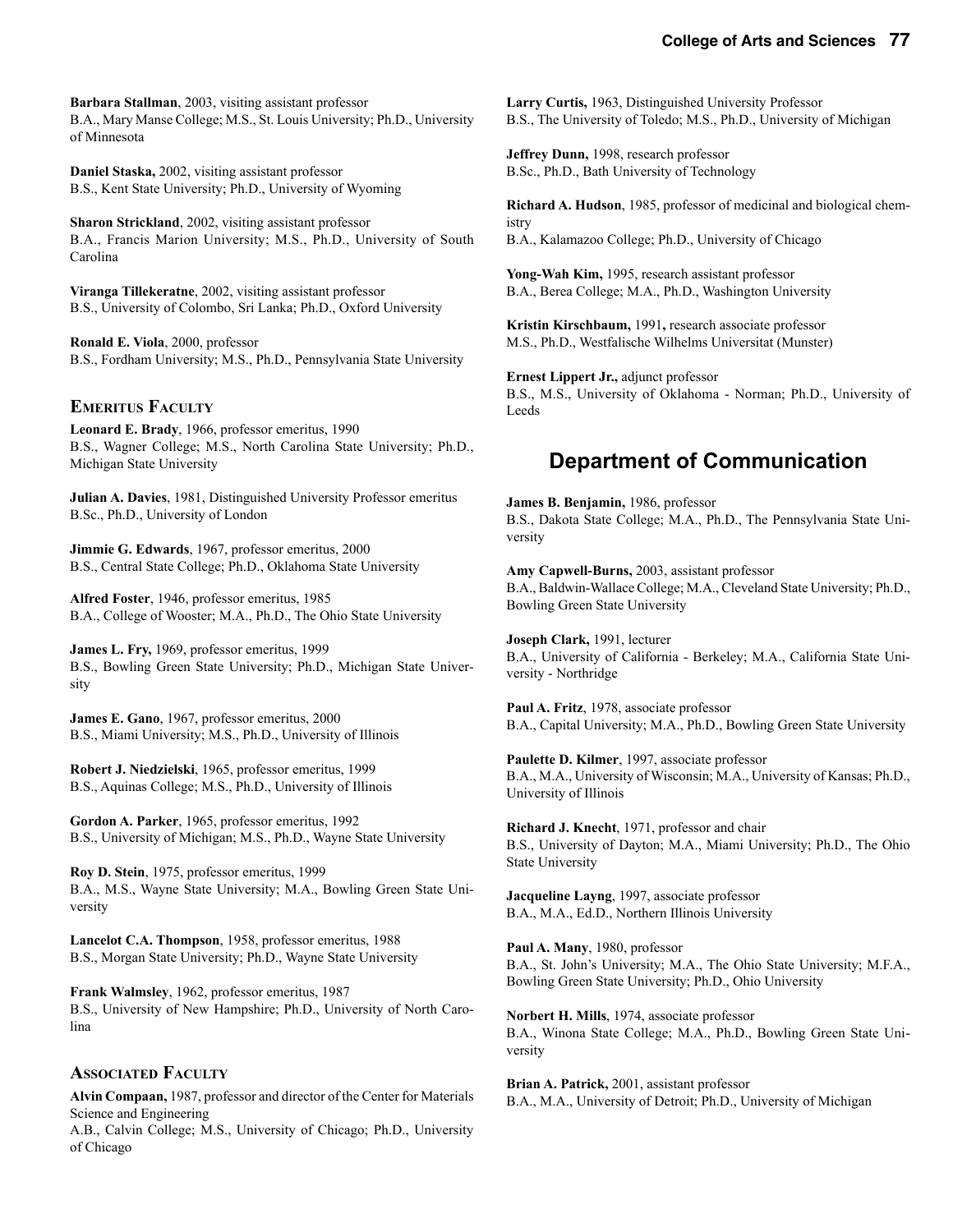**Barbara Stallman**, 2003, visiting assistant professor
B.A., Mary Manse College; M.S., St. Louis University; Ph.D., University of Minnesota

**Daniel Staska,** 2002, visiting assistant professor
B.S., Kent State University; Ph.D., University of Wyoming

**Sharon Strickland**, 2002, visiting assistant professor
B.A., Francis Marion University; M.S., Ph.D., University of South Carolina

**Viranga Tillekeratne**, 2002, visiting assistant professor
B.S., University of Colombo, Sri Lanka; Ph.D., Oxford University

**Ronald E. Viola**, 2000, professor
B.S., Fordham University; M.S., Ph.D., Pennsylvania State University

### Emeritus Faculty

**Leonard E. Brady**, 1966, professor emeritus, 1990
B.S., Wagner College; M.S., North Carolina State University; Ph.D., Michigan State University

**Julian A. Davies**, 1981, Distinguished University Professor emeritus
B.Sc., Ph.D., University of London

**Jimmie G. Edwards**, 1967, professor emeritus, 2000
B.S., Central State College; Ph.D., Oklahoma State University

**Alfred Foster**, 1946, professor emeritus, 1985
B.A., College of Wooster; M.A., Ph.D., The Ohio State University

**James L. Fry,** 1969, professor emeritus, 1999
B.S., Bowling Green State University; Ph.D., Michigan State University

**James E. Gano**, 1967, professor emeritus, 2000
B.S., Miami University; M.S., Ph.D., University of Illinois

**Robert J. Niedzielski**, 1965, professor emeritus, 1999
B.S., Aquinas College; M.S., Ph.D., University of Illinois

**Gordon A. Parker**, 1965, professor emeritus, 1992
B.S., University of Michigan; M.S., Ph.D., Wayne State University

**Roy D. Stein**, 1975, professor emeritus, 1999
B.A., M.S., Wayne State University; M.A., Bowling Green State University

**Lancelot C.A. Thompson**, 1958, professor emeritus, 1988
B.S., Morgan State University; Ph.D., Wayne State University

**Frank Walmsley**, 1962, professor emeritus, 1987
B.S., University of New Hampshire; Ph.D., University of North Carolina

### Associated Faculty

**Alvin Compaan,** 1987, professor and director of the Center for Materials Science and Engineering
A.B., Calvin College; M.S., University of Chicago; Ph.D., University of Chicago

**Larry Curtis,** 1963, Distinguished University Professor
B.S., The University of Toledo; M.S., Ph.D., University of Michigan

**Jeffrey Dunn,** 1998, research professor
B.Sc., Ph.D., Bath University of Technology

**Richard A. Hudson**, 1985, professor of medicinal and biological chemistry
B.A., Kalamazoo College; Ph.D., University of Chicago

**Yong-Wah Kim,** 1995, research assistant professor
B.A., Berea College; M.A., Ph.D., Washington University

**Kristin Kirschbaum,** 1991**,** research associate professor
M.S., Ph.D., Westfalische Wilhelms Universitat (Munster)

**Ernest Lippert Jr.,** adjunct professor
B.S., M.S., University of Oklahoma - Norman; Ph.D., University of Leeds

## Department of Communication

**James B. Benjamin,** 1986, professor
B.S., Dakota State College; M.A., Ph.D., The Pennsylvania State University

**Amy Capwell-Burns,** 2003, assistant professor
B.A., Baldwin-Wallace College; M.A., Cleveland State University; Ph.D., Bowling Green State University

**Joseph Clark,** 1991, lecturer
B.A., University of California - Berkeley; M.A., California State University - Northridge

**Paul A. Fritz**, 1978, associate professor
B.A., Capital University; M.A., Ph.D., Bowling Green State University

**Paulette D. Kilmer**, 1997, associate professor
B.A., M.A., University of Wisconsin; M.A., University of Kansas; Ph.D., University of Illinois

**Richard J. Knecht**, 1971, professor and chair
B.S., University of Dayton; M.A., Miami University; Ph.D., The Ohio State University

**Jacqueline Layng**, 1997, associate professor
B.A., M.A., Ed.D., Northern Illinois University

**Paul A. Many**, 1980, professor
B.A., St. John's University; M.A., The Ohio State University; M.F.A., Bowling Green State University; Ph.D., Ohio University

**Norbert H. Mills**, 1974, associate professor
B.A., Winona State College; M.A., Ph.D., Bowling Green State University

**Brian A. Patrick,** 2001, assistant professor
B.A., M.A., University of Detroit; Ph.D., University of Michigan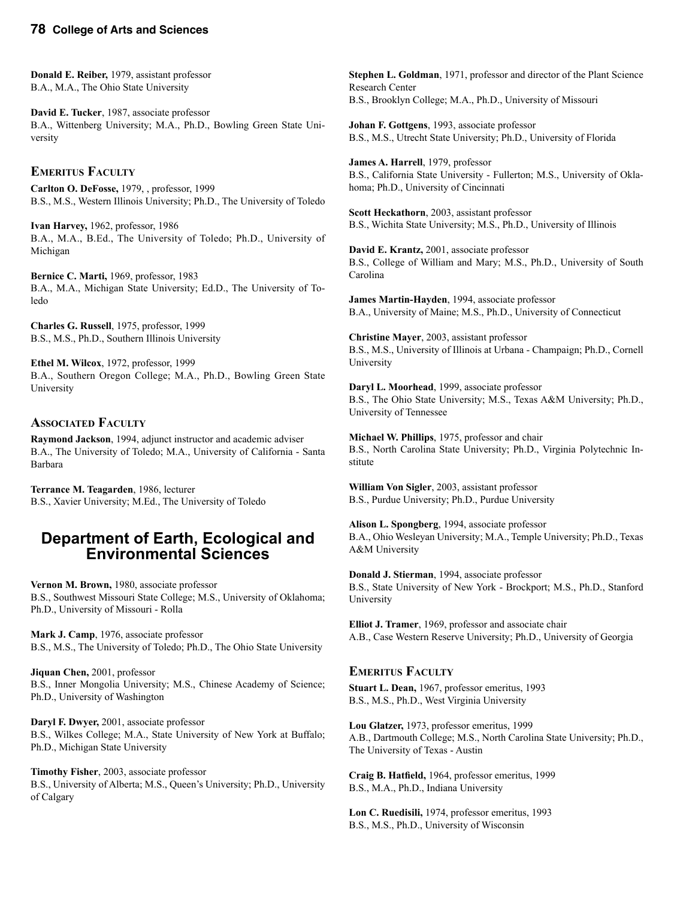**Donald E. Reiber,** 1979, assistant professor
B.A., M.A., The Ohio State University

**David E. Tucker**, 1987, associate professor
B.A., Wittenberg University; M.A., Ph.D., Bowling Green State University

### Emeritus Faculty

**Carlton O. DeFosse,** 1979, , professor, 1999
B.S., M.S., Western Illinois University; Ph.D., The University of Toledo

**Ivan Harvey,** 1962, professor, 1986
B.A., M.A., B.Ed., The University of Toledo; Ph.D., University of Michigan

**Bernice C. Marti,** 1969, professor, 1983
B.A., M.A., Michigan State University; Ed.D., The University of Toledo

**Charles G. Russell**, 1975, professor, 1999
B.S., M.S., Ph.D., Southern Illinois University

**Ethel M. Wilcox**, 1972, professor, 1999
B.A., Southern Oregon College; M.A., Ph.D., Bowling Green State University

### Associated Faculty

**Raymond Jackson**, 1994, adjunct instructor and academic adviser
B.A., The University of Toledo; M.A., University of California - Santa Barbara

**Terrance M. Teagarden**, 1986, lecturer
B.S., Xavier University; M.Ed., The University of Toledo

## Department of Earth, Ecological and Environmental Sciences

**Vernon M. Brown,** 1980, associate professor
B.S., Southwest Missouri State College; M.S., University of Oklahoma; Ph.D., University of Missouri - Rolla

**Mark J. Camp**, 1976, associate professor
B.S., M.S., The University of Toledo; Ph.D., The Ohio State University

**Jiquan Chen,** 2001, professor
B.S., Inner Mongolia University; M.S., Chinese Academy of Science; Ph.D., University of Washington

**Daryl F. Dwyer,** 2001, associate professor
B.S., Wilkes College; M.A., State University of New York at Buffalo; Ph.D., Michigan State University

**Timothy Fisher**, 2003, associate professor
B.S., University of Alberta; M.S., Queen's University; Ph.D., University of Calgary

**Stephen L. Goldman**, 1971, professor and director of the Plant Science Research Center
B.S., Brooklyn College; M.A., Ph.D., University of Missouri

**Johan F. Gottgens**, 1993, associate professor
B.S., M.S., Utrecht State University; Ph.D., University of Florida

**James A. Harrell**, 1979, professor
B.S., California State University - Fullerton; M.S., University of Oklahoma; Ph.D., University of Cincinnati

**Scott Heckathorn**, 2003, assistant professor
B.S., Wichita State University; M.S., Ph.D., University of Illinois

**David E. Krantz,** 2001, associate professor
B.S., College of William and Mary; M.S., Ph.D., University of South Carolina

**James Martin-Hayden**, 1994, associate professor
B.A., University of Maine; M.S., Ph.D., University of Connecticut

**Christine Mayer**, 2003, assistant professor
B.S., M.S., University of Illinois at Urbana - Champaign; Ph.D., Cornell University

**Daryl L. Moorhead**, 1999, associate professor
B.S., The Ohio State University; M.S., Texas A&M University; Ph.D., University of Tennessee

**Michael W. Phillips**, 1975, professor and chair
B.S., North Carolina State University; Ph.D., Virginia Polytechnic Institute

**William Von Sigler**, 2003, assistant professor
B.S., Purdue University; Ph.D., Purdue University

**Alison L. Spongberg**, 1994, associate professor
B.A., Ohio Wesleyan University; M.A., Temple University; Ph.D., Texas A&M University

**Donald J. Stierman**, 1994, associate professor
B.S., State University of New York - Brockport; M.S., Ph.D., Stanford University

**Elliot J. Tramer**, 1969, professor and associate chair
A.B., Case Western Reserve University; Ph.D., University of Georgia

### Emeritus Faculty

**Stuart L. Dean,** 1967, professor emeritus, 1993
B.S., M.S., Ph.D., West Virginia University

**Lou Glatzer,** 1973, professor emeritus, 1999
A.B., Dartmouth College; M.S., North Carolina State University; Ph.D., The University of Texas - Austin

**Craig B. Hatfield,** 1964, professor emeritus, 1999
B.S., M.A., Ph.D., Indiana University

**Lon C. Ruedisili,** 1974, professor emeritus, 1993
B.S., M.S., Ph.D., University of Wisconsin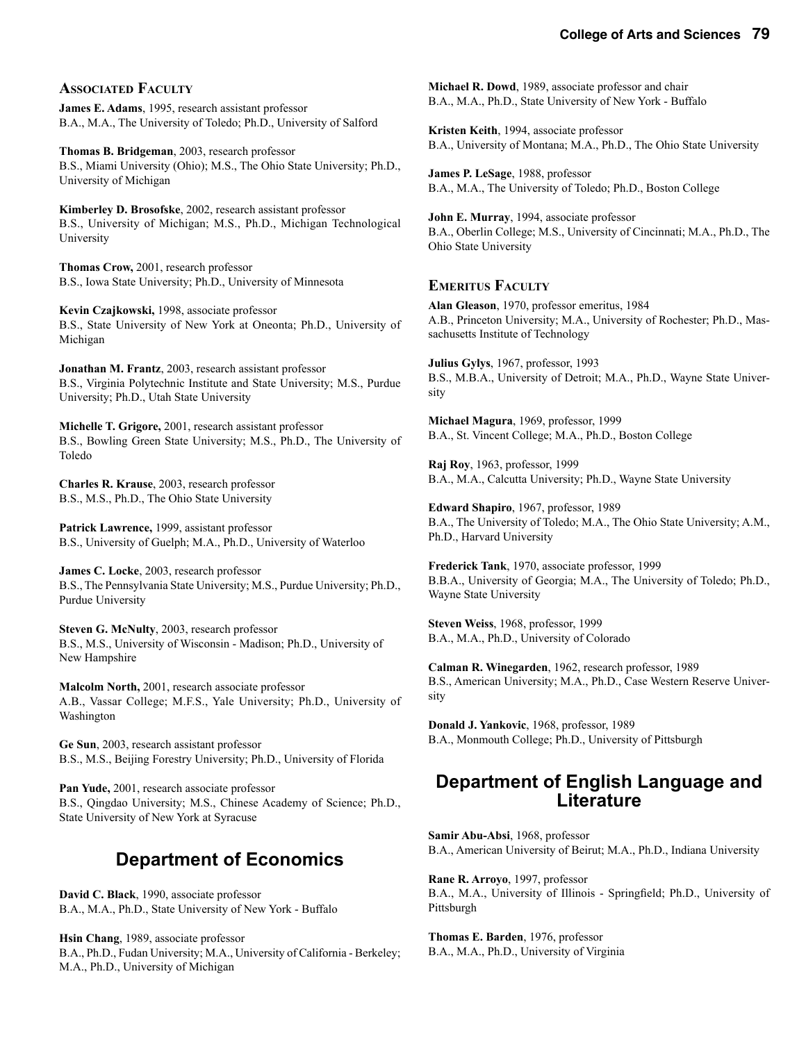### Associated Faculty

**James E. Adams**, 1995, research assistant professor
B.A., M.A., The University of Toledo; Ph.D., University of Salford

**Thomas B. Bridgeman**, 2003, research professor
B.S., Miami University (Ohio); M.S., The Ohio State University; Ph.D., University of Michigan

**Kimberley D. Brosofske**, 2002, research assistant professor
B.S., University of Michigan; M.S., Ph.D., Michigan Technological University

**Thomas Crow,** 2001, research professor
B.S., Iowa State University; Ph.D., University of Minnesota

**Kevin Czajkowski,** 1998, associate professor
B.S., State University of New York at Oneonta; Ph.D., University of Michigan

**Jonathan M. Frantz**, 2003, research assistant professor
B.S., Virginia Polytechnic Institute and State University; M.S., Purdue University; Ph.D., Utah State University

**Michelle T. Grigore,** 2001, research assistant professor
B.S., Bowling Green State University; M.S., Ph.D., The University of Toledo

**Charles R. Krause**, 2003, research professor
B.S., M.S., Ph.D., The Ohio State University

**Patrick Lawrence,** 1999, assistant professor
B.S., University of Guelph; M.A., Ph.D., University of Waterloo

**James C. Locke**, 2003, research professor
B.S., The Pennsylvania State University; M.S., Purdue University; Ph.D., Purdue University

**Steven G. McNulty**, 2003, research professor
B.S., M.S., University of Wisconsin - Madison; Ph.D., University of New Hampshire

**Malcolm North,** 2001, research associate professor
A.B., Vassar College; M.F.S., Yale University; Ph.D., University of Washington

**Ge Sun**, 2003, research assistant professor
B.S., M.S., Beijing Forestry University; Ph.D., University of Florida

**Pan Yude,** 2001, research associate professor
B.S., Qingdao University; M.S., Chinese Academy of Science; Ph.D., State University of New York at Syracuse

## Department of Economics

**David C. Black**, 1990, associate professor
B.A., M.A., Ph.D., State University of New York - Buffalo

**Hsin Chang**, 1989, associate professor
B.A., Ph.D., Fudan University; M.A., University of California - Berkeley; M.A., Ph.D., University of Michigan

**Michael R. Dowd**, 1989, associate professor and chair
B.A., M.A., Ph.D., State University of New York - Buffalo

**Kristen Keith**, 1994, associate professor
B.A., University of Montana; M.A., Ph.D., The Ohio State University

**James P. LeSage**, 1988, professor
B.A., M.A., The University of Toledo; Ph.D., Boston College

**John E. Murray**, 1994, associate professor
B.A., Oberlin College; M.S., University of Cincinnati; M.A., Ph.D., The Ohio State University

### Emeritus Faculty

**Alan Gleason**, 1970, professor emeritus, 1984
A.B., Princeton University; M.A., University of Rochester; Ph.D., Massachusetts Institute of Technology

**Julius Gylys**, 1967, professor, 1993
B.S., M.B.A., University of Detroit; M.A., Ph.D., Wayne State University

**Michael Magura**, 1969, professor, 1999
B.A., St. Vincent College; M.A., Ph.D., Boston College

**Raj Roy**, 1963, professor, 1999
B.A., M.A., Calcutta University; Ph.D., Wayne State University

**Edward Shapiro**, 1967, professor, 1989
B.A., The University of Toledo; M.A., The Ohio State University; A.M., Ph.D., Harvard University

**Frederick Tank**, 1970, associate professor, 1999
B.B.A., University of Georgia; M.A., The University of Toledo; Ph.D., Wayne State University

**Steven Weiss**, 1968, professor, 1999
B.A., M.A., Ph.D., University of Colorado

**Calman R. Winegarden**, 1962, research professor, 1989
B.S., American University; M.A., Ph.D., Case Western Reserve University

**Donald J. Yankovic**, 1968, professor, 1989
B.A., Monmouth College; Ph.D., University of Pittsburgh

## Department of English Language and Literature

**Samir Abu-Absi**, 1968, professor
B.A., American University of Beirut; M.A., Ph.D., Indiana University

**Rane R. Arroyo**, 1997, professor
B.A., M.A., University of Illinois - Springfield; Ph.D., University of Pittsburgh

**Thomas E. Barden**, 1976, professor
B.A., M.A., Ph.D., University of Virginia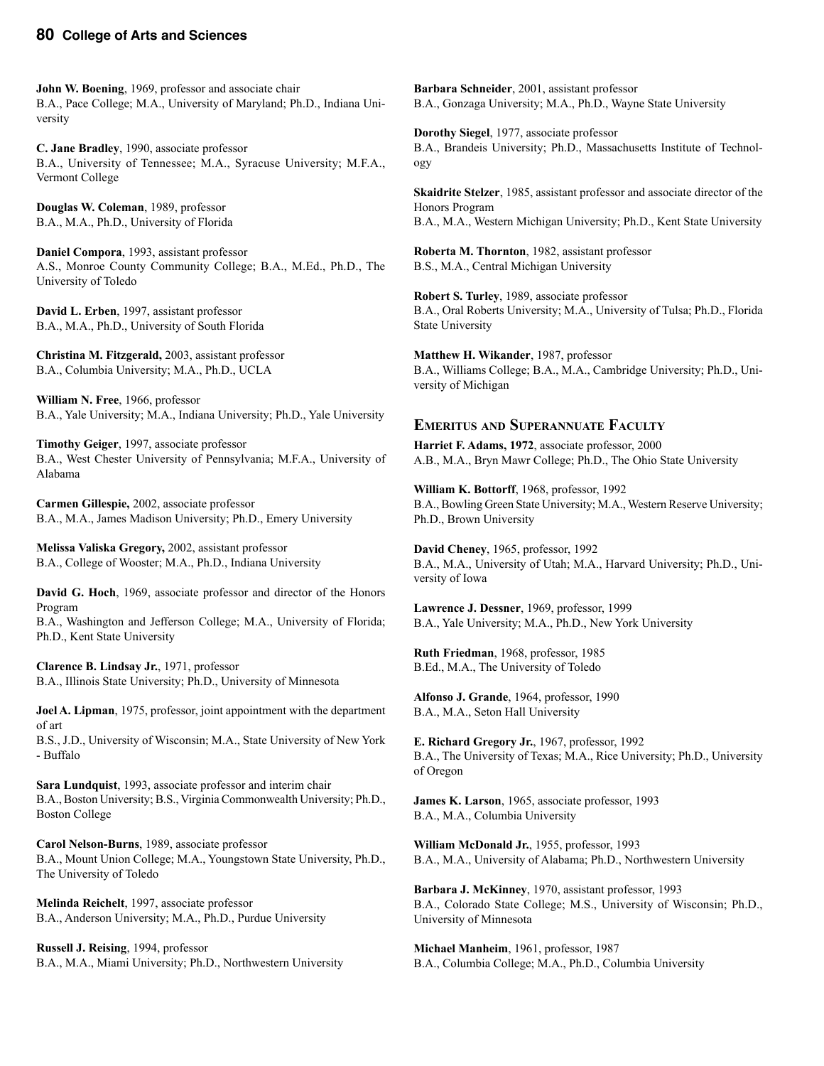**John W. Boening**, 1969, professor and associate chair
B.A., Pace College; M.A., University of Maryland; Ph.D., Indiana University

**C. Jane Bradley**, 1990, associate professor
B.A., University of Tennessee; M.A., Syracuse University; M.F.A., Vermont College

**Douglas W. Coleman**, 1989, professor
B.A., M.A., Ph.D., University of Florida

**Daniel Compora**, 1993, assistant professor
A.S., Monroe County Community College; B.A., M.Ed., Ph.D., The University of Toledo

**David L. Erben**, 1997, assistant professor
B.A., M.A., Ph.D., University of South Florida

**Christina M. Fitzgerald,** 2003, assistant professor
B.A., Columbia University; M.A., Ph.D., UCLA

**William N. Free**, 1966, professor
B.A., Yale University; M.A., Indiana University; Ph.D., Yale University

**Timothy Geiger**, 1997, associate professor
B.A., West Chester University of Pennsylvania; M.F.A., University of Alabama

**Carmen Gillespie,** 2002, associate professor
B.A., M.A., James Madison University; Ph.D., Emery University

**Melissa Valiska Gregory,** 2002, assistant professor
B.A., College of Wooster; M.A., Ph.D., Indiana University

**David G. Hoch**, 1969, associate professor and director of the Honors Program
B.A., Washington and Jefferson College; M.A., University of Florida; Ph.D., Kent State University

**Clarence B. Lindsay Jr.**, 1971, professor
B.A., Illinois State University; Ph.D., University of Minnesota

**Joel A. Lipman**, 1975, professor, joint appointment with the department of art
B.S., J.D., University of Wisconsin; M.A., State University of New York - Buffalo

**Sara Lundquist**, 1993, associate professor and interim chair
B.A., Boston University; B.S., Virginia Commonwealth University; Ph.D., Boston College

**Carol Nelson-Burns**, 1989, associate professor
B.A., Mount Union College; M.A., Youngstown State University, Ph.D., The University of Toledo

**Melinda Reichelt**, 1997, associate professor
B.A., Anderson University; M.A., Ph.D., Purdue University

**Russell J. Reising**, 1994, professor
B.A., M.A., Miami University; Ph.D., Northwestern University

**Barbara Schneider**, 2001, assistant professor
B.A., Gonzaga University; M.A., Ph.D., Wayne State University

**Dorothy Siegel**, 1977, associate professor
B.A., Brandeis University; Ph.D., Massachusetts Institute of Technology

**Skaidrite Stelzer**, 1985, assistant professor and associate director of the Honors Program
B.A., M.A., Western Michigan University; Ph.D., Kent State University

**Roberta M. Thornton**, 1982, assistant professor
B.S., M.A., Central Michigan University

**Robert S. Turley**, 1989, associate professor
B.A., Oral Roberts University; M.A., University of Tulsa; Ph.D., Florida State University

**Matthew H. Wikander**, 1987, professor
B.A., Williams College; B.A., M.A., Cambridge University; Ph.D., University of Michigan

## Emeritus and Superannuate Faculty

**Harriet F. Adams, 1972**, associate professor, 2000
A.B., M.A., Bryn Mawr College; Ph.D., The Ohio State University

**William K. Bottorff**, 1968, professor, 1992
B.A., Bowling Green State University; M.A., Western Reserve University; Ph.D., Brown University

**David Cheney**, 1965, professor, 1992
B.A., M.A., University of Utah; M.A., Harvard University; Ph.D., University of Iowa

**Lawrence J. Dessner**, 1969, professor, 1999
B.A., Yale University; M.A., Ph.D., New York University

**Ruth Friedman**, 1968, professor, 1985
B.Ed., M.A., The University of Toledo

**Alfonso J. Grande**, 1964, professor, 1990
B.A., M.A., Seton Hall University

**E. Richard Gregory Jr.**, 1967, professor, 1992
B.A., The University of Texas; M.A., Rice University; Ph.D., University of Oregon

**James K. Larson**, 1965, associate professor, 1993
B.A., M.A., Columbia University

**William McDonald Jr.**, 1955, professor, 1993
B.A., M.A., University of Alabama; Ph.D., Northwestern University

**Barbara J. McKinney**, 1970, assistant professor, 1993
B.A., Colorado State College; M.S., University of Wisconsin; Ph.D., University of Minnesota

**Michael Manheim**, 1961, professor, 1987
B.A., Columbia College; M.A., Ph.D., Columbia University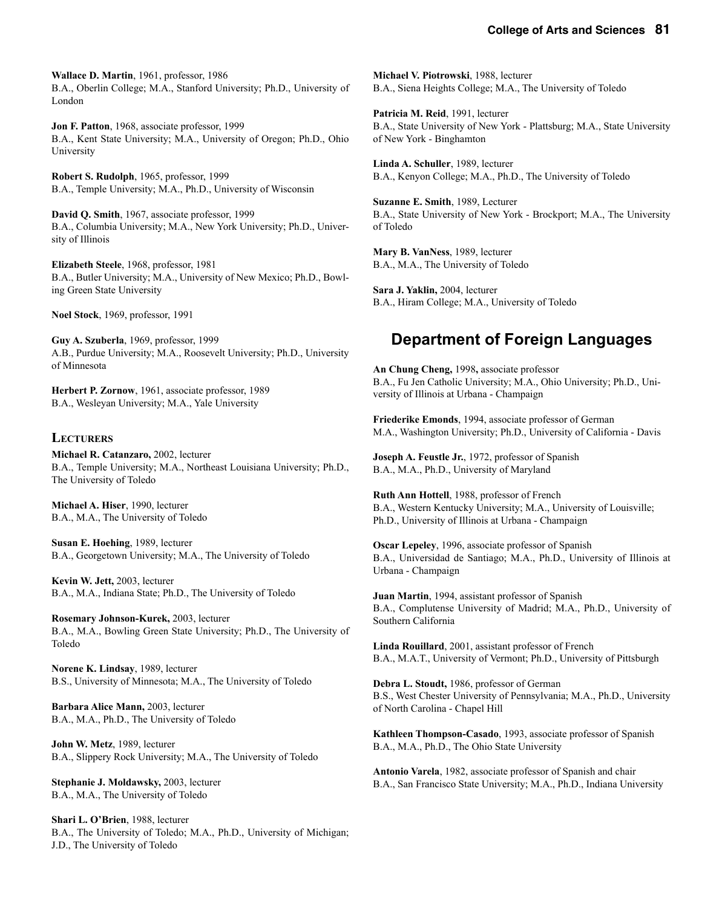**Wallace D. Martin**, 1961, professor, 1986
B.A., Oberlin College; M.A., Stanford University; Ph.D., University of London

**Jon F. Patton**, 1968, associate professor, 1999
B.A., Kent State University; M.A., University of Oregon; Ph.D., Ohio University

**Robert S. Rudolph**, 1965, professor, 1999
B.A., Temple University; M.A., Ph.D., University of Wisconsin

**David Q. Smith**, 1967, associate professor, 1999
B.A., Columbia University; M.A., New York University; Ph.D., University of Illinois

**Elizabeth Steele**, 1968, professor, 1981
B.A., Butler University; M.A., University of New Mexico; Ph.D., Bowling Green State University

**Noel Stock**, 1969, professor, 1991

**Guy A. Szuberla**, 1969, professor, 1999
A.B., Purdue University; M.A., Roosevelt University; Ph.D., University of Minnesota

**Herbert P. Zornow**, 1961, associate professor, 1989
B.A., Wesleyan University; M.A., Yale University

### Lecturers

**Michael R. Catanzaro,** 2002, lecturer
B.A., Temple University; M.A., Northeast Louisiana University; Ph.D., The University of Toledo

**Michael A. Hiser**, 1990, lecturer
B.A., M.A., The University of Toledo

**Susan E. Hoehing**, 1989, lecturer
B.A., Georgetown University; M.A., The University of Toledo

**Kevin W. Jett,** 2003, lecturer
B.A., M.A., Indiana State; Ph.D., The University of Toledo

**Rosemary Johnson-Kurek,** 2003, lecturer
B.A., M.A., Bowling Green State University; Ph.D., The University of Toledo

**Norene K. Lindsay**, 1989, lecturer
B.S., University of Minnesota; M.A., The University of Toledo

**Barbara Alice Mann,** 2003, lecturer
B.A., M.A., Ph.D., The University of Toledo

**John W. Metz**, 1989, lecturer
B.A., Slippery Rock University; M.A., The University of Toledo

**Stephanie J. Moldawsky,** 2003, lecturer
B.A., M.A., The University of Toledo

**Shari L. O'Brien**, 1988, lecturer
B.A., The University of Toledo; M.A., Ph.D., University of Michigan; J.D., The University of Toledo

**Michael V. Piotrowski**, 1988, lecturer
B.A., Siena Heights College; M.A., The University of Toledo

**Patricia M. Reid**, 1991, lecturer
B.A., State University of New York - Plattsburg; M.A., State University of New York - Binghamton

**Linda A. Schuller**, 1989, lecturer
B.A., Kenyon College; M.A., Ph.D., The University of Toledo

**Suzanne E. Smith**, 1989, Lecturer
B.A., State University of New York - Brockport; M.A., The University of Toledo

**Mary B. VanNess**, 1989, lecturer
B.A., M.A., The University of Toledo

**Sara J. Yaklin,** 2004, lecturer
B.A., Hiram College; M.A., University of Toledo

## Department of Foreign Languages

**An Chung Cheng,** 1998**,** associate professor
B.A., Fu Jen Catholic University; M.A., Ohio University; Ph.D., University of Illinois at Urbana - Champaign

**Friederike Emonds**, 1994, associate professor of German
M.A., Washington University; Ph.D., University of California - Davis

**Joseph A. Feustle Jr.**, 1972, professor of Spanish
B.A., M.A., Ph.D., University of Maryland

**Ruth Ann Hottell**, 1988, professor of French
B.A., Western Kentucky University; M.A., University of Louisville; Ph.D., University of Illinois at Urbana - Champaign

**Oscar Lepeley**, 1996, associate professor of Spanish
B.A., Universidad de Santiago; M.A., Ph.D., University of Illinois at Urbana - Champaign

**Juan Martin**, 1994, assistant professor of Spanish
B.A., Complutense University of Madrid; M.A., Ph.D., University of Southern California

**Linda Rouillard**, 2001, assistant professor of French
B.A., M.A.T., University of Vermont; Ph.D., University of Pittsburgh

**Debra L. Stoudt,** 1986, professor of German
B.S., West Chester University of Pennsylvania; M.A., Ph.D., University of North Carolina - Chapel Hill

**Kathleen Thompson-Casado**, 1993, associate professor of Spanish
B.A., M.A., Ph.D., The Ohio State University

**Antonio Varela**, 1982, associate professor of Spanish and chair
B.A., San Francisco State University; M.A., Ph.D., Indiana University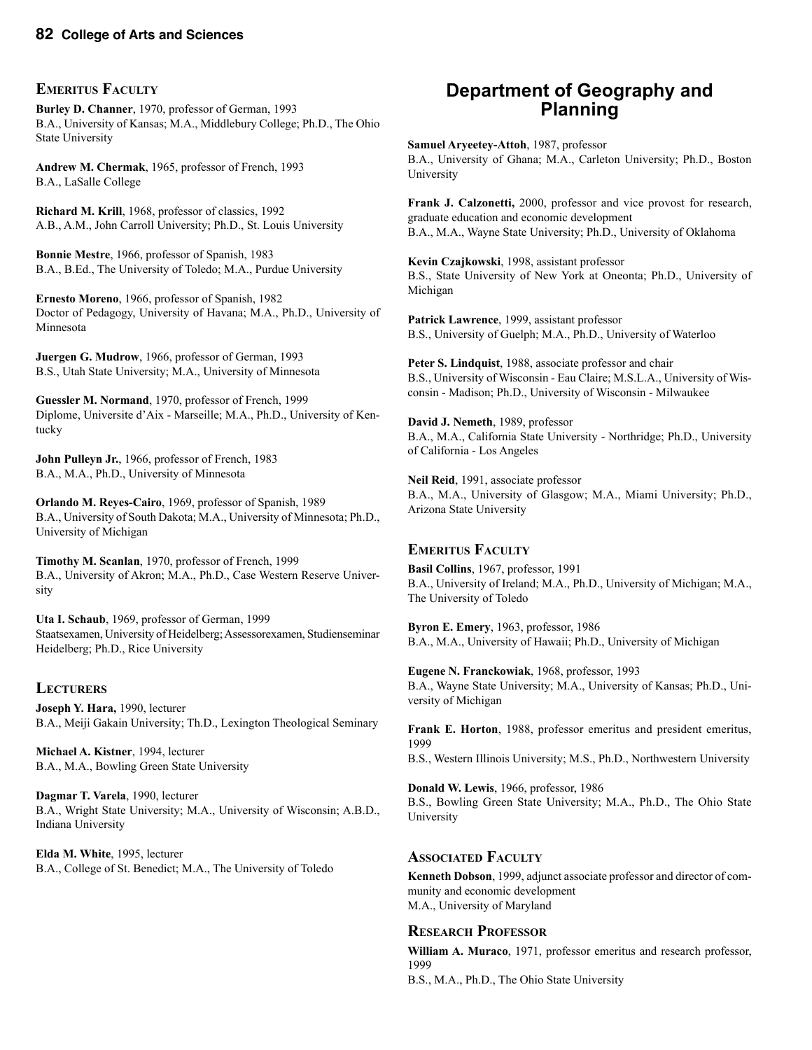### Emeritus Faculty

**Burley D. Channer**, 1970, professor of German, 1993
B.A., University of Kansas; M.A., Middlebury College; Ph.D., The Ohio State University

**Andrew M. Chermak**, 1965, professor of French, 1993
B.A., LaSalle College

**Richard M. Krill**, 1968, professor of classics, 1992
A.B., A.M., John Carroll University; Ph.D., St. Louis University

**Bonnie Mestre**, 1966, professor of Spanish, 1983
B.A., B.Ed., The University of Toledo; M.A., Purdue University

**Ernesto Moreno**, 1966, professor of Spanish, 1982
Doctor of Pedagogy, University of Havana; M.A., Ph.D., University of Minnesota

**Juergen G. Mudrow**, 1966, professor of German, 1993
B.S., Utah State University; M.A., University of Minnesota

**Guessler M. Normand**, 1970, professor of French, 1999
Diplome, Universite d'Aix - Marseille; M.A., Ph.D., University of Kentucky

**John Pulleyn Jr.**, 1966, professor of French, 1983
B.A., M.A., Ph.D., University of Minnesota

**Orlando M. Reyes-Cairo**, 1969, professor of Spanish, 1989
B.A., University of South Dakota; M.A., University of Minnesota; Ph.D., University of Michigan

**Timothy M. Scanlan**, 1970, professor of French, 1999
B.A., University of Akron; M.A., Ph.D., Case Western Reserve University

**Uta I. Schaub**, 1969, professor of German, 1999
Staatsexamen, University of Heidelberg; Assessorexamen, Studienseminar Heidelberg; Ph.D., Rice University

### Lecturers

**Joseph Y. Hara,** 1990, lecturer
B.A., Meiji Gakain University; Th.D., Lexington Theological Seminary

**Michael A. Kistner**, 1994, lecturer
B.A., M.A., Bowling Green State University

**Dagmar T. Varela**, 1990, lecturer
B.A., Wright State University; M.A., University of Wisconsin; A.B.D., Indiana University

**Elda M. White**, 1995, lecturer
B.A., College of St. Benedict; M.A., The University of Toledo

## Department of Geography and Planning

**Samuel Aryeetey-Attoh**, 1987, professor
B.A., University of Ghana; M.A., Carleton University; Ph.D., Boston University

**Frank J. Calzonetti,** 2000, professor and vice provost for research, graduate education and economic development
B.A., M.A., Wayne State University; Ph.D., University of Oklahoma

**Kevin Czajkowski**, 1998, assistant professor
B.S., State University of New York at Oneonta; Ph.D., University of Michigan

**Patrick Lawrence**, 1999, assistant professor
B.S., University of Guelph; M.A., Ph.D., University of Waterloo

**Peter S. Lindquist**, 1988, associate professor and chair
B.S., University of Wisconsin - Eau Claire; M.S.L.A., University of Wisconsin - Madison; Ph.D., University of Wisconsin - Milwaukee

**David J. Nemeth**, 1989, professor
B.A., M.A., California State University - Northridge; Ph.D., University of California - Los Angeles

**Neil Reid**, 1991, associate professor
B.A., M.A., University of Glasgow; M.A., Miami University; Ph.D., Arizona State University

### Emeritus Faculty

**Basil Collins**, 1967, professor, 1991
B.A., University of Ireland; M.A., Ph.D., University of Michigan; M.A., The University of Toledo

**Byron E. Emery**, 1963, professor, 1986
B.A., M.A., University of Hawaii; Ph.D., University of Michigan

**Eugene N. Franckowiak**, 1968, professor, 1993
B.A., Wayne State University; M.A., University of Kansas; Ph.D., University of Michigan

**Frank E. Horton**, 1988, professor emeritus and president emeritus, 1999
B.S., Western Illinois University; M.S., Ph.D., Northwestern University

**Donald W. Lewis**, 1966, professor, 1986
B.S., Bowling Green State University; M.A., Ph.D., The Ohio State University

### Associated Faculty

**Kenneth Dobson**, 1999, adjunct associate professor and director of community and economic development
M.A., University of Maryland

### Research Professor

**William A. Muraco**, 1971, professor emeritus and research professor, 1999
B.S., M.A., Ph.D., The Ohio State University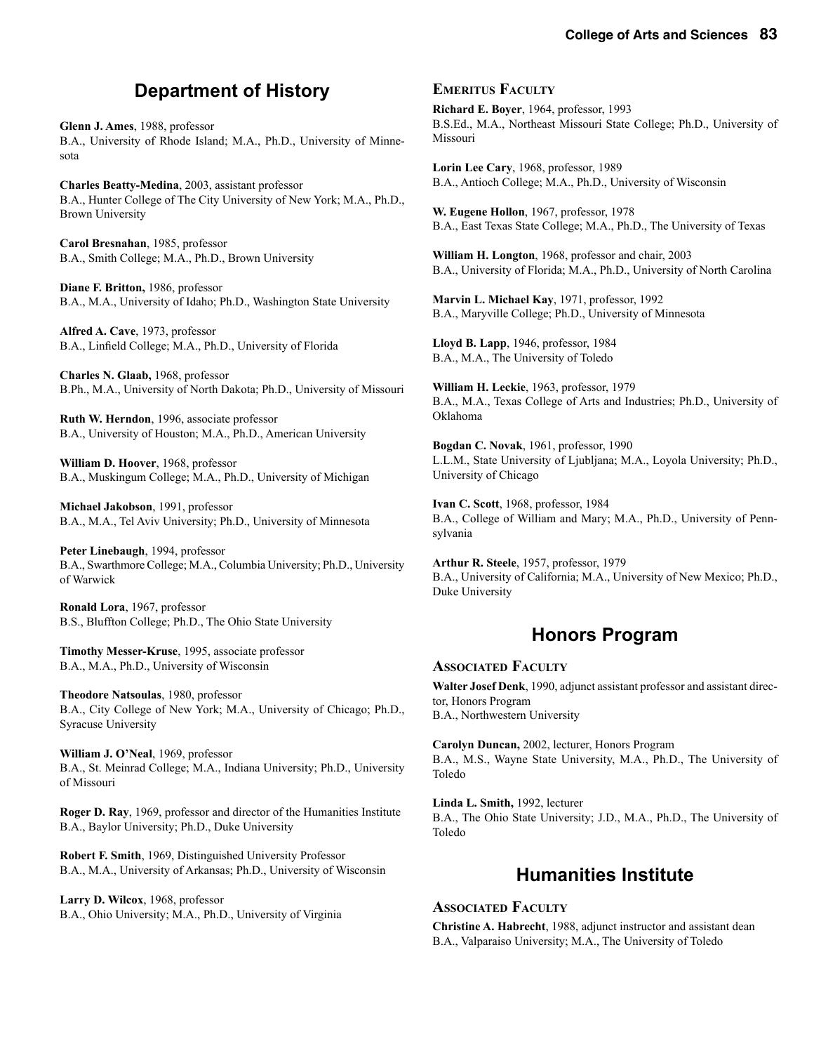## Department of History

**Glenn J. Ames**, 1988, professor
B.A., University of Rhode Island; M.A., Ph.D., University of Minnesota

**Charles Beatty-Medina**, 2003, assistant professor
B.A., Hunter College of The City University of New York; M.A., Ph.D., Brown University

**Carol Bresnahan**, 1985, professor
B.A., Smith College; M.A., Ph.D., Brown University

**Diane F. Britton,** 1986, professor
B.A., M.A., University of Idaho; Ph.D., Washington State University

**Alfred A. Cave**, 1973, professor
B.A., Linfield College; M.A., Ph.D., University of Florida

**Charles N. Glaab,** 1968, professor
B.Ph., M.A., University of North Dakota; Ph.D., University of Missouri

**Ruth W. Herndon**, 1996, associate professor
B.A., University of Houston; M.A., Ph.D., American University

**William D. Hoover**, 1968, professor
B.A., Muskingum College; M.A., Ph.D., University of Michigan

**Michael Jakobson**, 1991, professor
B.A., M.A., Tel Aviv University; Ph.D., University of Minnesota

**Peter Linebaugh**, 1994, professor
B.A., Swarthmore College; M.A., Columbia University; Ph.D., University of Warwick

**Ronald Lora**, 1967, professor
B.S., Bluffton College; Ph.D., The Ohio State University

**Timothy Messer-Kruse**, 1995, associate professor
B.A., M.A., Ph.D., University of Wisconsin

**Theodore Natsoulas**, 1980, professor
B.A., City College of New York; M.A., University of Chicago; Ph.D., Syracuse University

**William J. O'Neal**, 1969, professor
B.A., St. Meinrad College; M.A., Indiana University; Ph.D., University of Missouri

**Roger D. Ray**, 1969, professor and director of the Humanities Institute
B.A., Baylor University; Ph.D., Duke University

**Robert F. Smith**, 1969, Distinguished University Professor
B.A., M.A., University of Arkansas; Ph.D., University of Wisconsin

**Larry D. Wilcox**, 1968, professor
B.A., Ohio University; M.A., Ph.D., University of Virginia

### Emeritus Faculty

**Richard E. Boyer**, 1964, professor, 1993
B.S.Ed., M.A., Northeast Missouri State College; Ph.D., University of Missouri

**Lorin Lee Cary**, 1968, professor, 1989
B.A., Antioch College; M.A., Ph.D., University of Wisconsin

**W. Eugene Hollon**, 1967, professor, 1978
B.A., East Texas State College; M.A., Ph.D., The University of Texas

**William H. Longton**, 1968, professor and chair, 2003
B.A., University of Florida; M.A., Ph.D., University of North Carolina

**Marvin L. Michael Kay**, 1971, professor, 1992
B.A., Maryville College; Ph.D., University of Minnesota

**Lloyd B. Lapp**, 1946, professor, 1984
B.A., M.A., The University of Toledo

**William H. Leckie**, 1963, professor, 1979
B.A., M.A., Texas College of Arts and Industries; Ph.D., University of Oklahoma

**Bogdan C. Novak**, 1961, professor, 1990
L.L.M., State University of Ljubljana; M.A., Loyola University; Ph.D., University of Chicago

**Ivan C. Scott**, 1968, professor, 1984
B.A., College of William and Mary; M.A., Ph.D., University of Pennsylvania

**Arthur R. Steele**, 1957, professor, 1979
B.A., University of California; M.A., University of New Mexico; Ph.D., Duke University

## Honors Program

### Associated Faculty

**Walter Josef Denk**, 1990, adjunct assistant professor and assistant director, Honors Program
B.A., Northwestern University

**Carolyn Duncan,** 2002, lecturer, Honors Program
B.A., M.S., Wayne State University, M.A., Ph.D., The University of Toledo

**Linda L. Smith,** 1992, lecturer
B.A., The Ohio State University; J.D., M.A., Ph.D., The University of Toledo

## Humanities Institute

### Associated Faculty

**Christine A. Habrecht**, 1988, adjunct instructor and assistant dean
B.A., Valparaiso University; M.A., The University of Toledo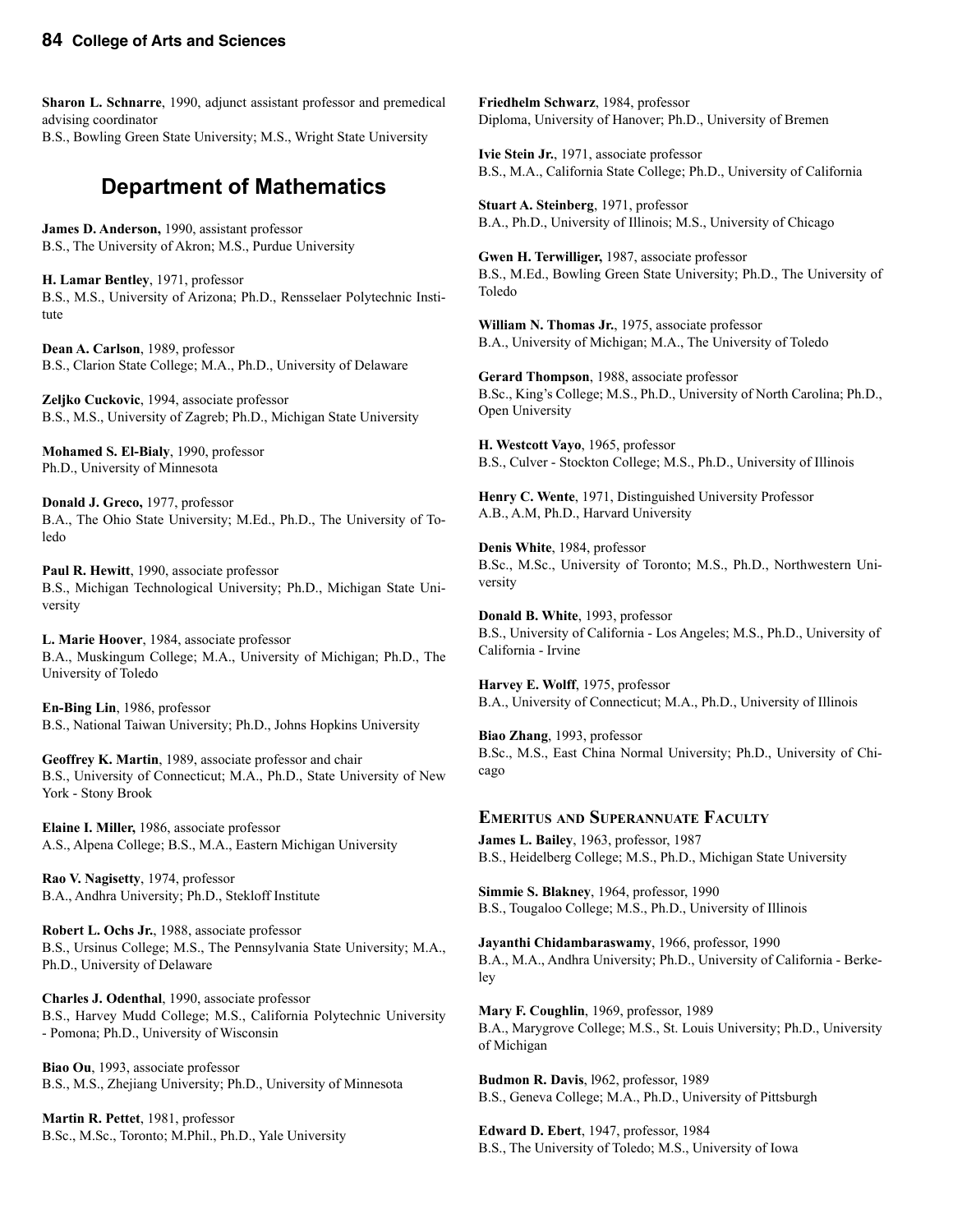**Sharon L. Schnarre**, 1990, adjunct assistant professor and premedical advising coordinator
B.S., Bowling Green State University; M.S., Wright State University

## Department of Mathematics

**James D. Anderson,** 1990, assistant professor
B.S., The University of Akron; M.S., Purdue University

**H. Lamar Bentley**, 1971, professor
B.S., M.S., University of Arizona; Ph.D., Rensselaer Polytechnic Institute

**Dean A. Carlson**, 1989, professor
B.S., Clarion State College; M.A., Ph.D., University of Delaware

**Zeljko Cuckovic**, 1994, associate professor
B.S., M.S., University of Zagreb; Ph.D., Michigan State University

**Mohamed S. El-Bialy**, 1990, professor
Ph.D., University of Minnesota

**Donald J. Greco,** 1977, professor
B.A., The Ohio State University; M.Ed., Ph.D., The University of Toledo

**Paul R. Hewitt**, 1990, associate professor
B.S., Michigan Technological University; Ph.D., Michigan State University

**L. Marie Hoover**, 1984, associate professor
B.A., Muskingum College; M.A., University of Michigan; Ph.D., The University of Toledo

**En-Bing Lin**, 1986, professor
B.S., National Taiwan University; Ph.D., Johns Hopkins University

**Geoffrey K. Martin**, 1989, associate professor and chair
B.S., University of Connecticut; M.A., Ph.D., State University of New York - Stony Brook

**Elaine I. Miller,** 1986, associate professor
A.S., Alpena College; B.S., M.A., Eastern Michigan University

**Rao V. Nagisetty**, 1974, professor
B.A., Andhra University; Ph.D., Stekloff Institute

**Robert L. Ochs Jr.**, 1988, associate professor
B.S., Ursinus College; M.S., The Pennsylvania State University; M.A., Ph.D., University of Delaware

**Charles J. Odenthal**, 1990, associate professor
B.S., Harvey Mudd College; M.S., California Polytechnic University - Pomona; Ph.D., University of Wisconsin

**Biao Ou**, 1993, associate professor
B.S., M.S., Zhejiang University; Ph.D., University of Minnesota

**Martin R. Pettet**, 1981, professor
B.Sc., M.Sc., Toronto; M.Phil., Ph.D., Yale University

**Friedhelm Schwarz**, 1984, professor
Diploma, University of Hanover; Ph.D., University of Bremen

**Ivie Stein Jr.**, 1971, associate professor
B.S., M.A., California State College; Ph.D., University of California

**Stuart A. Steinberg**, 1971, professor
B.A., Ph.D., University of Illinois; M.S., University of Chicago

**Gwen H. Terwilliger,** 1987, associate professor
B.S., M.Ed., Bowling Green State University; Ph.D., The University of Toledo

**William N. Thomas Jr.**, 1975, associate professor
B.A., University of Michigan; M.A., The University of Toledo

**Gerard Thompson**, 1988, associate professor
B.Sc., King's College; M.S., Ph.D., University of North Carolina; Ph.D., Open University

**H. Westcott Vayo**, 1965, professor
B.S., Culver - Stockton College; M.S., Ph.D., University of Illinois

**Henry C. Wente**, 1971, Distinguished University Professor
A.B., A.M, Ph.D., Harvard University

**Denis White**, 1984, professor
B.Sc., M.Sc., University of Toronto; M.S., Ph.D., Northwestern University

**Donald B. White**, 1993, professor
B.S., University of California - Los Angeles; M.S., Ph.D., University of California - Irvine

**Harvey E. Wolff**, 1975, professor
B.A., University of Connecticut; M.A., Ph.D., University of Illinois

**Biao Zhang**, 1993, professor
B.Sc., M.S., East China Normal University; Ph.D., University of Chicago

### Emeritus and Superannuate Faculty

**James L. Bailey**, 1963, professor, 1987
B.S., Heidelberg College; M.S., Ph.D., Michigan State University

**Simmie S. Blakney**, 1964, professor, 1990
B.S., Tougaloo College; M.S., Ph.D., University of Illinois

**Jayanthi Chidambaraswamy**, 1966, professor, 1990
B.A., M.A., Andhra University; Ph.D., University of California - Berkeley

**Mary F. Coughlin**, 1969, professor, 1989
B.A., Marygrove College; M.S., St. Louis University; Ph.D., University of Michigan

**Budmon R. Davis**, l962, professor, 1989
B.S., Geneva College; M.A., Ph.D., University of Pittsburgh

**Edward D. Ebert**, 1947, professor, 1984
B.S., The University of Toledo; M.S., University of Iowa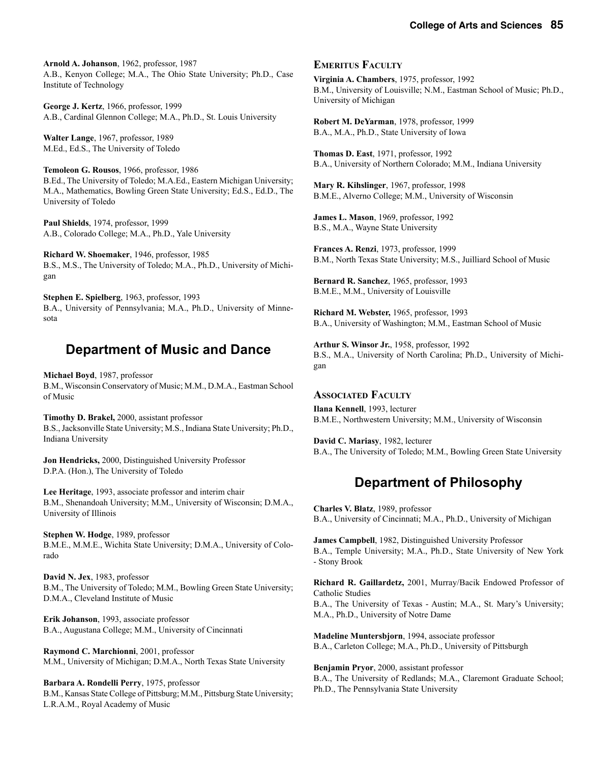**Arnold A. Johanson**, 1962, professor, 1987
A.B., Kenyon College; M.A., The Ohio State University; Ph.D., Case Institute of Technology

**George J. Kertz**, 1966, professor, 1999
A.B., Cardinal Glennon College; M.A., Ph.D., St. Louis University

**Walter Lange**, 1967, professor, 1989
M.Ed., Ed.S., The University of Toledo

**Temoleon G. Rousos**, 1966, professor, 1986
B.Ed., The University of Toledo; M.A.Ed., Eastern Michigan University; M.A., Mathematics, Bowling Green State University; Ed.S., Ed.D., The University of Toledo

**Paul Shields**, 1974, professor, 1999
A.B., Colorado College; M.A., Ph.D., Yale University

**Richard W. Shoemaker**, 1946, professor, 1985
B.S., M.S., The University of Toledo; M.A., Ph.D., University of Michigan

**Stephen E. Spielberg**, 1963, professor, 1993
B.A., University of Pennsylvania; M.A., Ph.D., University of Minnesota

## Department of Music and Dance

**Michael Boyd**, 1987, professor
B.M., Wisconsin Conservatory of Music; M.M., D.M.A., Eastman School of Music

**Timothy D. Brakel,** 2000, assistant professor
B.S., Jacksonville State University; M.S., Indiana State University; Ph.D., Indiana University

**Jon Hendricks,** 2000, Distinguished University Professor
D.P.A. (Hon.), The University of Toledo

**Lee Heritage**, 1993, associate professor and interim chair
B.M., Shenandoah University; M.M., University of Wisconsin; D.M.A., University of Illinois

**Stephen W. Hodge**, 1989, professor
B.M.E., M.M.E., Wichita State University; D.M.A., University of Colorado

**David N. Jex**, 1983, professor
B.M., The University of Toledo; M.M., Bowling Green State University; D.M.A., Cleveland Institute of Music

**Erik Johanson**, 1993, associate professor
B.A., Augustana College; M.M., University of Cincinnati

**Raymond C. Marchionni**, 2001, professor
M.M., University of Michigan; D.M.A., North Texas State University

**Barbara A. Rondelli Perry**, 1975, professor
B.M., Kansas State College of Pittsburg; M.M., Pittsburg State University; L.R.A.M., Royal Academy of Music

### Emeritus Faculty

**Virginia A. Chambers**, 1975, professor, 1992
B.M., University of Louisville; N.M., Eastman School of Music; Ph.D., University of Michigan

**Robert M. DeYarman**, 1978, professor, 1999
B.A., M.A., Ph.D., State University of Iowa

**Thomas D. East**, 1971, professor, 1992
B.A., University of Northern Colorado; M.M., Indiana University

**Mary R. Kihslinger**, 1967, professor, 1998
B.M.E., Alverno College; M.M., University of Wisconsin

**James L. Mason**, 1969, professor, 1992
B.S., M.A., Wayne State University

**Frances A. Renzi**, 1973, professor, 1999
B.M., North Texas State University; M.S., Juilliard School of Music

**Bernard R. Sanchez**, 1965, professor, 1993
B.M.E., M.M., University of Louisville

**Richard M. Webster,** 1965, professor, 1993
B.A., University of Washington; M.M., Eastman School of Music

**Arthur S. Winsor Jr.**, 1958, professor, 1992
B.S., M.A., University of North Carolina; Ph.D., University of Michigan

### Associated Faculty

**Ilana Kennell**, 1993, lecturer
B.M.E., Northwestern University; M.M., University of Wisconsin

**David C. Mariasy**, 1982, lecturer
B.A., The University of Toledo; M.M., Bowling Green State University

## Department of Philosophy

**Charles V. Blatz**, 1989, professor
B.A., University of Cincinnati; M.A., Ph.D., University of Michigan

**James Campbell**, 1982, Distinguished University Professor
B.A., Temple University; M.A., Ph.D., State University of New York - Stony Brook

**Richard R. Gaillardetz,** 2001, Murray/Bacik Endowed Professor of Catholic Studies
B.A., The University of Texas - Austin; M.A., St. Mary's University; M.A., Ph.D., University of Notre Dame

**Madeline Muntersbjorn**, 1994, associate professor
B.A., Carleton College; M.A., Ph.D., University of Pittsburgh

**Benjamin Pryor**, 2000, assistant professor
B.A., The University of Redlands; M.A., Claremont Graduate School; Ph.D., The Pennsylvania State University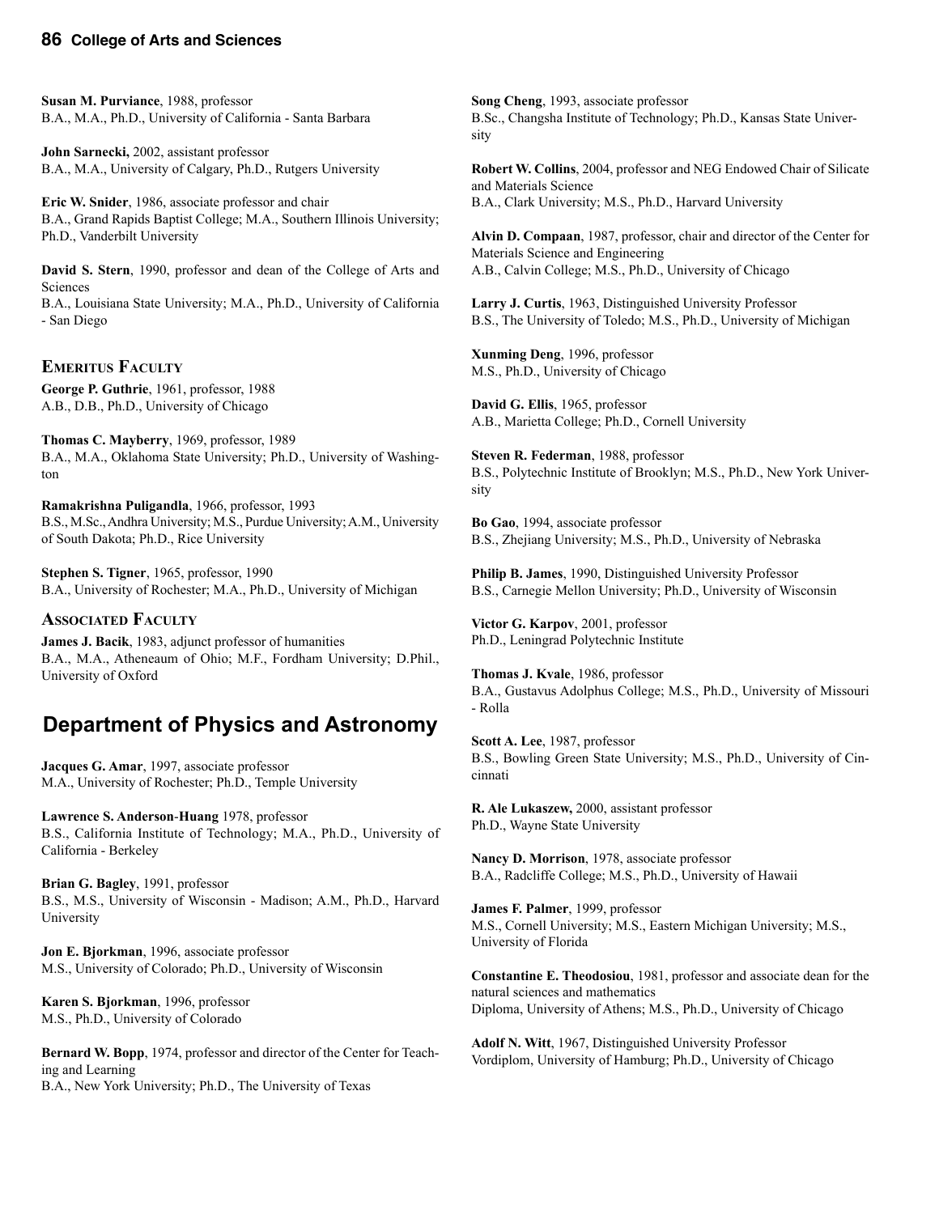**Susan M. Purviance**, 1988, professor
B.A., M.A., Ph.D., University of California - Santa Barbara

**John Sarnecki,** 2002, assistant professor
B.A., M.A., University of Calgary, Ph.D., Rutgers University

**Eric W. Snider**, 1986, associate professor and chair
B.A., Grand Rapids Baptist College; M.A., Southern Illinois University; Ph.D., Vanderbilt University

**David S. Stern**, 1990, professor and dean of the College of Arts and Sciences
B.A., Louisiana State University; M.A., Ph.D., University of California - San Diego

### Emeritus Faculty

**George P. Guthrie**, 1961, professor, 1988
A.B., D.B., Ph.D., University of Chicago

**Thomas C. Mayberry**, 1969, professor, 1989
B.A., M.A., Oklahoma State University; Ph.D., University of Washington

**Ramakrishna Puligandla**, 1966, professor, 1993
B.S., M.Sc., Andhra University; M.S., Purdue University; A.M., University of South Dakota; Ph.D., Rice University

**Stephen S. Tigner**, 1965, professor, 1990
B.A., University of Rochester; M.A., Ph.D., University of Michigan

### Associated Faculty

**James J. Bacik**, 1983, adjunct professor of humanities
B.A., M.A., Atheneaum of Ohio; M.F., Fordham University; D.Phil., University of Oxford

## Department of Physics and Astronomy

**Jacques G. Amar**, 1997, associate professor
M.A., University of Rochester; Ph.D., Temple University

**Lawrence S. Anderson-Huang** 1978, professor
B.S., California Institute of Technology; M.A., Ph.D., University of California - Berkeley

**Brian G. Bagley**, 1991, professor
B.S., M.S., University of Wisconsin - Madison; A.M., Ph.D., Harvard University

**Jon E. Bjorkman**, 1996, associate professor
M.S., University of Colorado; Ph.D., University of Wisconsin

**Karen S. Bjorkman**, 1996, professor
M.S., Ph.D., University of Colorado

**Bernard W. Bopp**, 1974, professor and director of the Center for Teaching and Learning
B.A., New York University; Ph.D., The University of Texas

**Song Cheng**, 1993, associate professor
B.Sc., Changsha Institute of Technology; Ph.D., Kansas State University

**Robert W. Collins**, 2004, professor and NEG Endowed Chair of Silicate and Materials Science
B.A., Clark University; M.S., Ph.D., Harvard University

**Alvin D. Compaan**, 1987, professor, chair and director of the Center for Materials Science and Engineering
A.B., Calvin College; M.S., Ph.D., University of Chicago

**Larry J. Curtis**, 1963, Distinguished University Professor
B.S., The University of Toledo; M.S., Ph.D., University of Michigan

**Xunming Deng**, 1996, professor
M.S., Ph.D., University of Chicago

**David G. Ellis**, 1965, professor
A.B., Marietta College; Ph.D., Cornell University

**Steven R. Federman**, 1988, professor
B.S., Polytechnic Institute of Brooklyn; M.S., Ph.D., New York University

**Bo Gao**, 1994, associate professor
B.S., Zhejiang University; M.S., Ph.D., University of Nebraska

**Philip B. James**, 1990, Distinguished University Professor
B.S., Carnegie Mellon University; Ph.D., University of Wisconsin

**Victor G. Karpov**, 2001, professor
Ph.D., Leningrad Polytechnic Institute

**Thomas J. Kvale**, 1986, professor
B.A., Gustavus Adolphus College; M.S., Ph.D., University of Missouri - Rolla

**Scott A. Lee**, 1987, professor
B.S., Bowling Green State University; M.S., Ph.D., University of Cincinnati

**R. Ale Lukaszew,** 2000, assistant professor
Ph.D., Wayne State University

**Nancy D. Morrison**, 1978, associate professor
B.A., Radcliffe College; M.S., Ph.D., University of Hawaii

**James F. Palmer**, 1999, professor
M.S., Cornell University; M.S., Eastern Michigan University; M.S., University of Florida

**Constantine E. Theodosiou**, 1981, professor and associate dean for the natural sciences and mathematics
Diploma, University of Athens; M.S., Ph.D., University of Chicago

**Adolf N. Witt**, 1967, Distinguished University Professor
Vordiplom, University of Hamburg; Ph.D., University of Chicago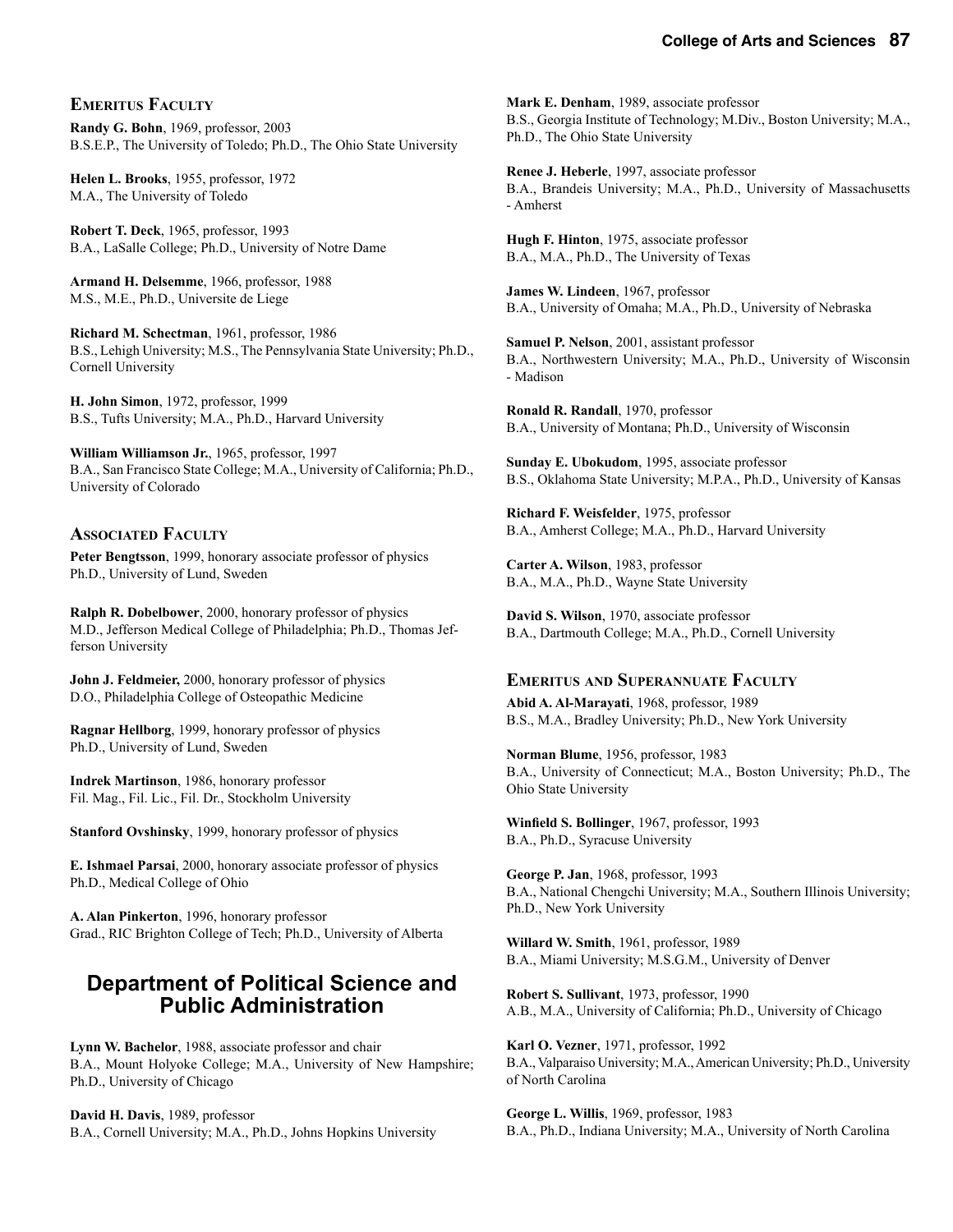### Emeritus Faculty

**Randy G. Bohn**, 1969, professor, 2003
B.S.E.P., The University of Toledo; Ph.D., The Ohio State University

**Helen L. Brooks**, 1955, professor, 1972
M.A., The University of Toledo

**Robert T. Deck**, 1965, professor, 1993
B.A., LaSalle College; Ph.D., University of Notre Dame

**Armand H. Delsemme**, 1966, professor, 1988
M.S., M.E., Ph.D., Universite de Liege

**Richard M. Schectman**, 1961, professor, 1986
B.S., Lehigh University; M.S., The Pennsylvania State University; Ph.D., Cornell University

**H. John Simon**, 1972, professor, 1999
B.S., Tufts University; M.A., Ph.D., Harvard University

**William Williamson Jr.**, 1965, professor, 1997
B.A., San Francisco State College; M.A., University of California; Ph.D., University of Colorado

### Associated Faculty

**Peter Bengtsson**, 1999, honorary associate professor of physics
Ph.D., University of Lund, Sweden

**Ralph R. Dobelbower**, 2000, honorary professor of physics
M.D., Jefferson Medical College of Philadelphia; Ph.D., Thomas Jefferson University

**John J. Feldmeier,** 2000, honorary professor of physics
D.O., Philadelphia College of Osteopathic Medicine

**Ragnar Hellborg**, 1999, honorary professor of physics
Ph.D., University of Lund, Sweden

**Indrek Martinson**, 1986, honorary professor
Fil. Mag., Fil. Lic., Fil. Dr., Stockholm University

**Stanford Ovshinsky**, 1999, honorary professor of physics

**E. Ishmael Parsai**, 2000, honorary associate professor of physics
Ph.D., Medical College of Ohio

**A. Alan Pinkerton**, 1996, honorary professor
Grad., RIC Brighton College of Tech; Ph.D., University of Alberta

## Department of Political Science and Public Administration

**Lynn W. Bachelor**, 1988, associate professor and chair
B.A., Mount Holyoke College; M.A., University of New Hampshire; Ph.D., University of Chicago

**David H. Davis**, 1989, professor
B.A., Cornell University; M.A., Ph.D., Johns Hopkins University

**Mark E. Denham**, 1989, associate professor
B.S., Georgia Institute of Technology; M.Div., Boston University; M.A., Ph.D., The Ohio State University

**Renee J. Heberle**, 1997, associate professor
B.A., Brandeis University; M.A., Ph.D., University of Massachusetts - Amherst

**Hugh F. Hinton**, 1975, associate professor
B.A., M.A., Ph.D., The University of Texas

**James W. Lindeen**, 1967, professor
B.A., University of Omaha; M.A., Ph.D., University of Nebraska

**Samuel P. Nelson**, 2001, assistant professor
B.A., Northwestern University; M.A., Ph.D., University of Wisconsin - Madison

**Ronald R. Randall**, 1970, professor
B.A., University of Montana; Ph.D., University of Wisconsin

**Sunday E. Ubokudom**, 1995, associate professor
B.S., Oklahoma State University; M.P.A., Ph.D., University of Kansas

**Richard F. Weisfelder**, 1975, professor
B.A., Amherst College; M.A., Ph.D., Harvard University

**Carter A. Wilson**, 1983, professor
B.A., M.A., Ph.D., Wayne State University

**David S. Wilson**, 1970, associate professor
B.A., Dartmouth College; M.A., Ph.D., Cornell University

### Emeritus and Superannuate Faculty

**Abid A. Al-Marayati**, 1968, professor, 1989
B.S., M.A., Bradley University; Ph.D., New York University

**Norman Blume**, 1956, professor, 1983
B.A., University of Connecticut; M.A., Boston University; Ph.D., The Ohio State University

**Winfield S. Bollinger**, 1967, professor, 1993
B.A., Ph.D., Syracuse University

**George P. Jan**, 1968, professor, 1993
B.A., National Chengchi University; M.A., Southern Illinois University; Ph.D., New York University

**Willard W. Smith**, 1961, professor, 1989
B.A., Miami University; M.S.G.M., University of Denver

**Robert S. Sullivant**, 1973, professor, 1990
A.B., M.A., University of California; Ph.D., University of Chicago

**Karl O. Vezner**, 1971, professor, 1992
B.A., Valparaiso University; M.A., American University; Ph.D., University of North Carolina

**George L. Willis**, 1969, professor, 1983
B.A., Ph.D., Indiana University; M.A., University of North Carolina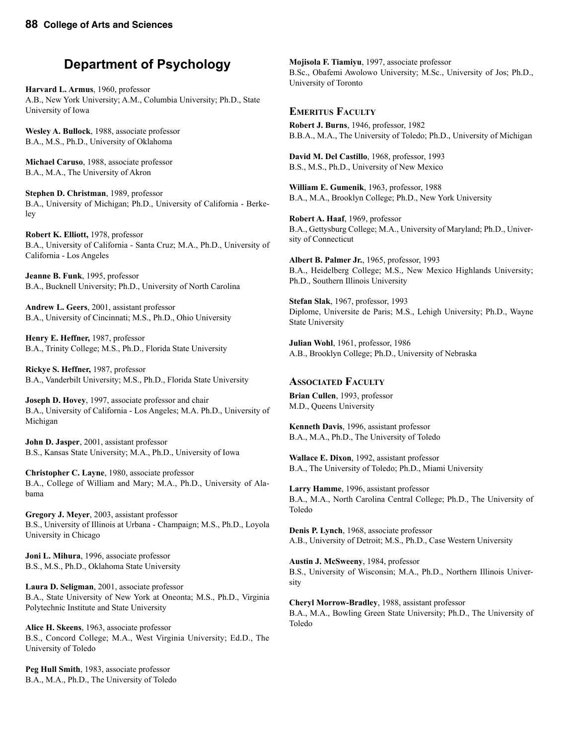## Department of Psychology

**Harvard L. Armus**, 1960, professor
A.B., New York University; A.M., Columbia University; Ph.D., State University of Iowa

**Wesley A. Bullock**, 1988, associate professor
B.A., M.S., Ph.D., University of Oklahoma

**Michael Caruso**, 1988, associate professor
B.A., M.A., The University of Akron

**Stephen D. Christman**, 1989, professor
B.A., University of Michigan; Ph.D., University of California - Berkeley

**Robert K. Elliott,** 1978, professor
B.A., University of California - Santa Cruz; M.A., Ph.D., University of California - Los Angeles

**Jeanne B. Funk**, 1995, professor
B.A., Bucknell University; Ph.D., University of North Carolina

**Andrew L. Geers**, 2001, assistant professor
B.A., University of Cincinnati; M.S., Ph.D., Ohio University

**Henry E. Heffner,** 1987, professor
B.A., Trinity College; M.S., Ph.D., Florida State University

**Rickye S. Heffner,** 1987, professor
B.A., Vanderbilt University; M.S., Ph.D., Florida State University

**Joseph D. Hovey**, 1997, associate professor and chair
B.A., University of California - Los Angeles; M.A. Ph.D., University of Michigan

**John D. Jasper**, 2001, assistant professor
B.S., Kansas State University; M.A., Ph.D., University of Iowa

**Christopher C. Layne**, 1980, associate professor
B.A., College of William and Mary; M.A., Ph.D., University of Alabama

**Gregory J. Meyer**, 2003, assistant professor
B.S., University of Illinois at Urbana - Champaign; M.S., Ph.D., Loyola University in Chicago

**Joni L. Mihura**, 1996, associate professor
B.S., M.S., Ph.D., Oklahoma State University

**Laura D. Seligman**, 2001, associate professor
B.A., State University of New York at Oneonta; M.S., Ph.D., Virginia Polytechnic Institute and State University

**Alice H. Skeens**, 1963, associate professor
B.S., Concord College; M.A., West Virginia University; Ed.D., The University of Toledo

**Peg Hull Smith**, 1983, associate professor
B.A., M.A., Ph.D., The University of Toledo

**Mojisola F. Tiamiyu**, 1997, associate professor
B.Sc., Obafemi Awolowo University; M.Sc., University of Jos; Ph.D., University of Toronto

### Emeritus Faculty

**Robert J. Burns**, 1946, professor, 1982
B.B.A., M.A., The University of Toledo; Ph.D., University of Michigan

**David M. Del Castillo**, 1968, professor, 1993
B.S., M.S., Ph.D., University of New Mexico

**William E. Gumenik**, 1963, professor, 1988
B.A., M.A., Brooklyn College; Ph.D., New York University

**Robert A. Haaf**, 1969, professor
B.A., Gettysburg College; M.A., University of Maryland; Ph.D., University of Connecticut

**Albert B. Palmer Jr.**, 1965, professor, 1993
B.A., Heidelberg College; M.S., New Mexico Highlands University; Ph.D., Southern Illinois University

**Stefan Slak**, 1967, professor, 1993
Diplome, Universite de Paris; M.S., Lehigh University; Ph.D., Wayne State University

**Julian Wohl**, 1961, professor, 1986
A.B., Brooklyn College; Ph.D., University of Nebraska

### Associated Faculty

**Brian Cullen**, 1993, professor
M.D., Queens University

**Kenneth Davis**, 1996, assistant professor
B.A., M.A., Ph.D., The University of Toledo

**Wallace E. Dixon**, 1992, assistant professor
B.A., The University of Toledo; Ph.D., Miami University

**Larry Hamme**, 1996, assistant professor
B.A., M.A., North Carolina Central College; Ph.D., The University of Toledo

**Denis P. Lynch**, 1968, associate professor
A.B., University of Detroit; M.S., Ph.D., Case Western University

**Austin J. McSweeny**, 1984, professor
B.S., University of Wisconsin; M.A., Ph.D., Northern Illinois University

**Cheryl Morrow-Bradley**, 1988, assistant professor
B.A., M.A., Bowling Green State University; Ph.D., The University of Toledo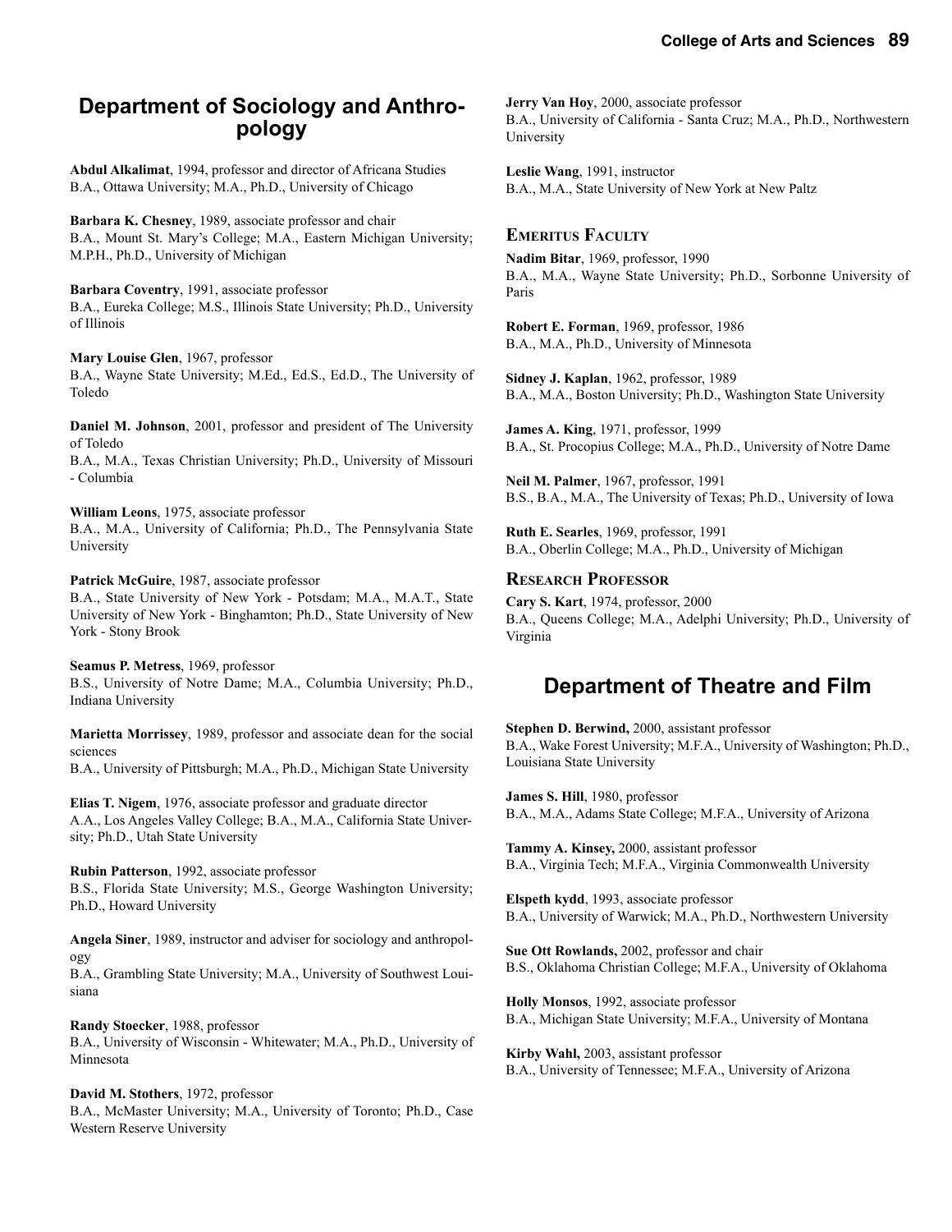## Department of Sociology and Anthropology

**Abdul Alkalimat**, 1994, professor and director of Africana Studies
B.A., Ottawa University; M.A., Ph.D., University of Chicago

**Barbara K. Chesney**, 1989, associate professor and chair
B.A., Mount St. Mary's College; M.A., Eastern Michigan University; M.P.H., Ph.D., University of Michigan

**Barbara Coventry**, 1991, associate professor
B.A., Eureka College; M.S., Illinois State University; Ph.D., University of Illinois

**Mary Louise Glen**, 1967, professor
B.A., Wayne State University; M.Ed., Ed.S., Ed.D., The University of Toledo

**Daniel M. Johnson**, 2001, professor and president of The University of Toledo
B.A., M.A., Texas Christian University; Ph.D., University of Missouri - Columbia

**William Leons**, 1975, associate professor
B.A., M.A., University of California; Ph.D., The Pennsylvania State University

**Patrick McGuire**, 1987, associate professor
B.A., State University of New York - Potsdam; M.A., M.A.T., State University of New York - Binghamton; Ph.D., State University of New York - Stony Brook

**Seamus P. Metress**, 1969, professor
B.S., University of Notre Dame; M.A., Columbia University; Ph.D., Indiana University

**Marietta Morrissey**, 1989, professor and associate dean for the social sciences
B.A., University of Pittsburgh; M.A., Ph.D., Michigan State University

**Elias T. Nigem**, 1976, associate professor and graduate director
A.A., Los Angeles Valley College; B.A., M.A., California State University; Ph.D., Utah State University

**Rubin Patterson**, 1992, associate professor
B.S., Florida State University; M.S., George Washington University; Ph.D., Howard University

**Angela Siner**, 1989, instructor and adviser for sociology and anthropology
B.A., Grambling State University; M.A., University of Southwest Louisiana

**Randy Stoecker**, 1988, professor
B.A., University of Wisconsin - Whitewater; M.A., Ph.D., University of Minnesota

**David M. Stothers**, 1972, professor
B.A., McMaster University; M.A., University of Toronto; Ph.D., Case Western Reserve University

**Jerry Van Hoy**, 2000, associate professor
B.A., University of California - Santa Cruz; M.A., Ph.D., Northwestern University

**Leslie Wang**, 1991, instructor
B.A., M.A., State University of New York at New Paltz

### Emeritus Faculty

**Nadim Bitar**, 1969, professor, 1990
B.A., M.A., Wayne State University; Ph.D., Sorbonne University of Paris

**Robert E. Forman**, 1969, professor, 1986
B.A., M.A., Ph.D., University of Minnesota

**Sidney J. Kaplan**, 1962, professor, 1989
B.A., M.A., Boston University; Ph.D., Washington State University

**James A. King**, 1971, professor, 1999
B.A., St. Procopius College; M.A., Ph.D., University of Notre Dame

**Neil M. Palmer**, 1967, professor, 1991
B.S., B.A., M.A., The University of Texas; Ph.D., University of Iowa

**Ruth E. Searles**, 1969, professor, 1991
B.A., Oberlin College; M.A., Ph.D., University of Michigan

### Research Professor

**Cary S. Kart**, 1974, professor, 2000
B.A., Queens College; M.A., Adelphi University; Ph.D., University of Virginia

## Department of Theatre and Film

**Stephen D. Berwind,** 2000, assistant professor
B.A., Wake Forest University; M.F.A., University of Washington; Ph.D., Louisiana State University

**James S. Hill**, 1980, professor
B.A., M.A., Adams State College; M.F.A., University of Arizona

**Tammy A. Kinsey,** 2000, assistant professor
B.A., Virginia Tech; M.F.A., Virginia Commonwealth University

**Elspeth kydd**, 1993, associate professor
B.A., University of Warwick; M.A., Ph.D., Northwestern University

**Sue Ott Rowlands,** 2002, professor and chair
B.S., Oklahoma Christian College; M.F.A., University of Oklahoma

**Holly Monsos**, 1992, associate professor
B.A., Michigan State University; M.F.A., University of Montana

**Kirby Wahl,** 2003, assistant professor
B.A., University of Tennessee; M.F.A., University of Arizona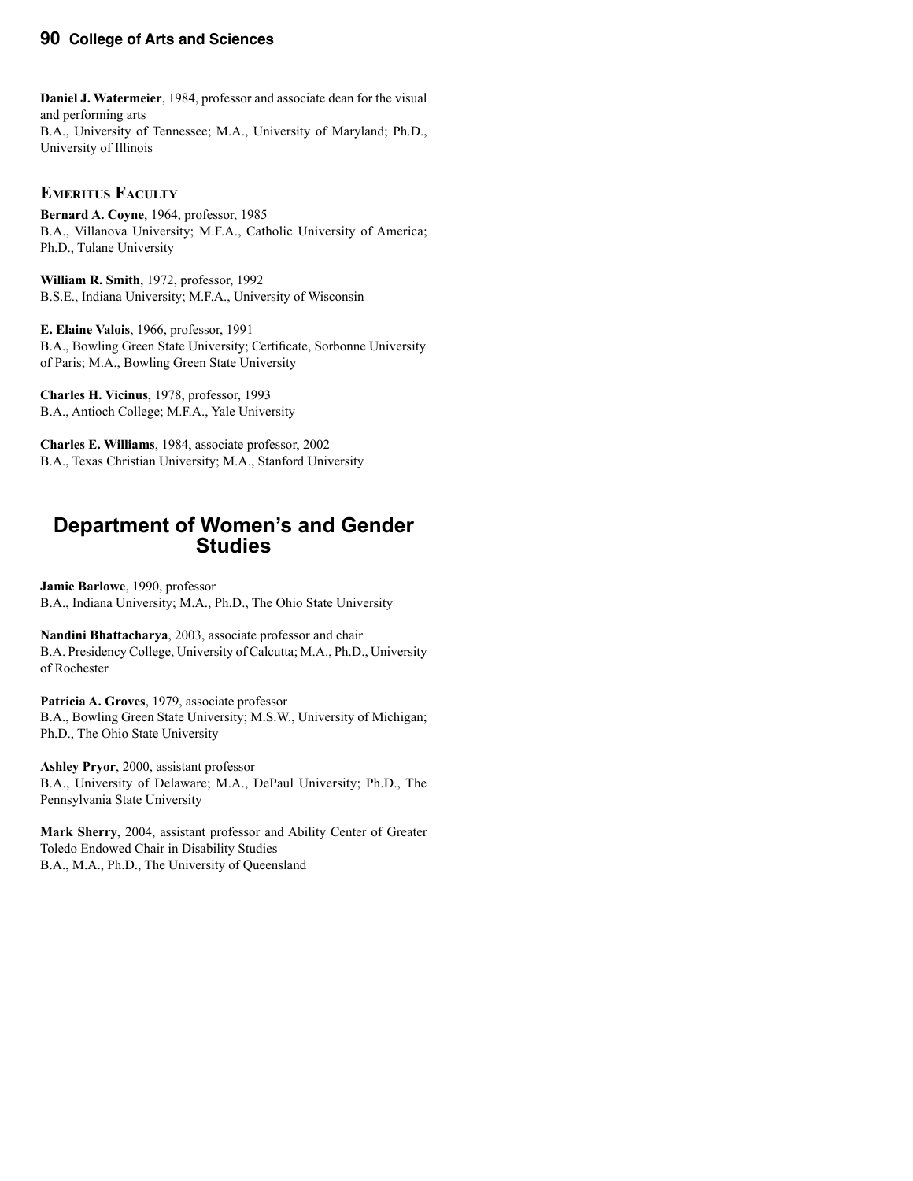**Daniel J. Watermeier**, 1984, professor and associate dean for the visual and performing arts
B.A., University of Tennessee; M.A., University of Maryland; Ph.D., University of Illinois

### Emeritus Faculty

**Bernard A. Coyne**, 1964, professor, 1985
B.A., Villanova University; M.F.A., Catholic University of America; Ph.D., Tulane University

**William R. Smith**, 1972, professor, 1992
B.S.E., Indiana University; M.F.A., University of Wisconsin

**E. Elaine Valois**, 1966, professor, 1991
B.A., Bowling Green State University; Certificate, Sorbonne University of Paris; M.A., Bowling Green State University

**Charles H. Vicinus**, 1978, professor, 1993
B.A., Antioch College; M.F.A., Yale University

**Charles E. Williams**, 1984, associate professor, 2002
B.A., Texas Christian University; M.A., Stanford University

## Department of Women's and Gender Studies

**Jamie Barlowe**, 1990, professor
B.A., Indiana University; M.A., Ph.D., The Ohio State University

**Nandini Bhattacharya**, 2003, associate professor and chair
B.A. Presidency College, University of Calcutta; M.A., Ph.D., University of Rochester

**Patricia A. Groves**, 1979, associate professor
B.A., Bowling Green State University; M.S.W., University of Michigan; Ph.D., The Ohio State University

**Ashley Pryor**, 2000, assistant professor
B.A., University of Delaware; M.A., DePaul University; Ph.D., The Pennsylvania State University

**Mark Sherry**, 2004, assistant professor and Ability Center of Greater Toledo Endowed Chair in Disability Studies
B.A., M.A., Ph.D., The University of Queensland